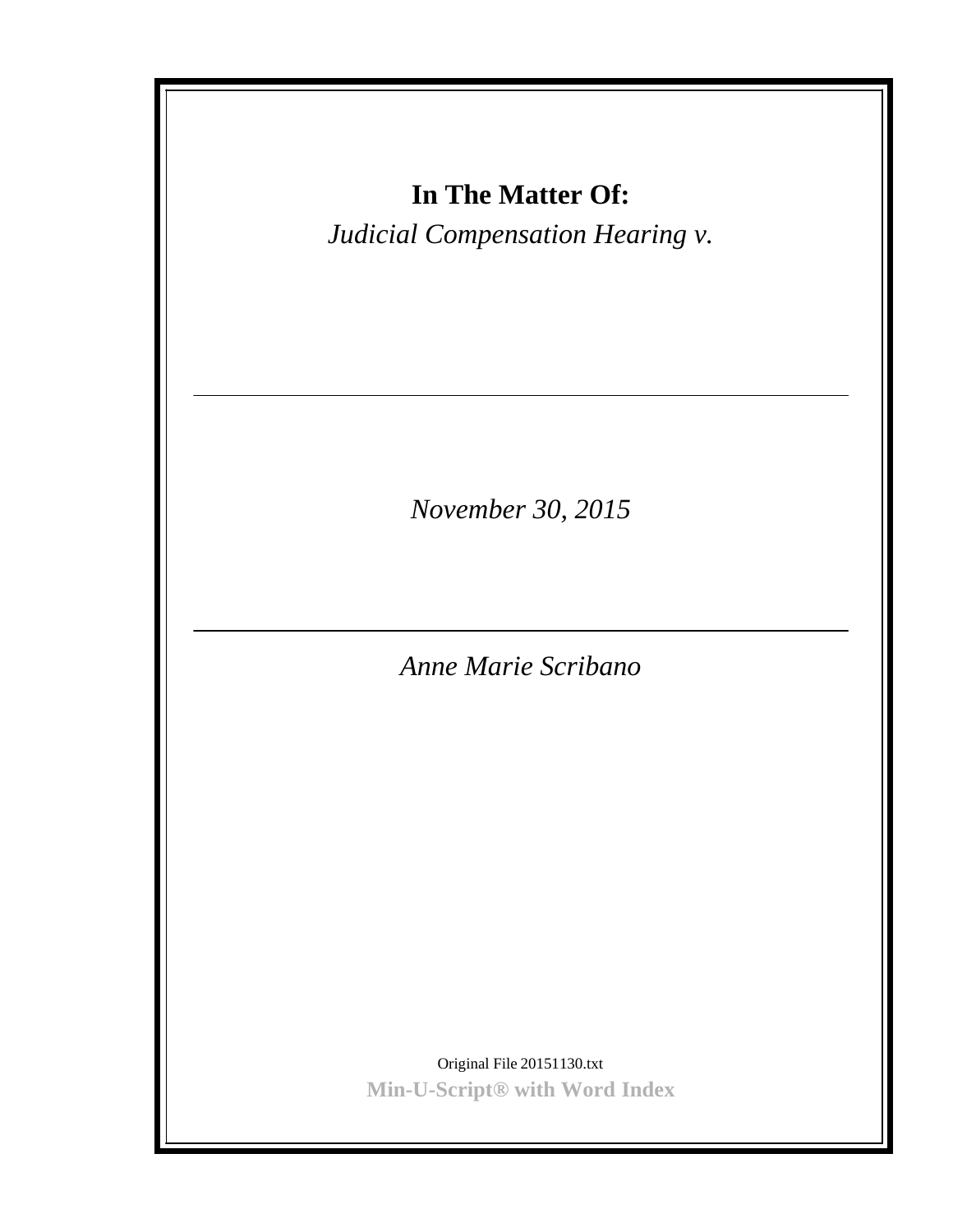**In The Matter Of:**

*Judicial Compensation Hearing v.*

---

*November 30, 2015*

---

*Anne Marie Scribano*

Original File 20151130.txt

**Min-U-Script® with Word Index**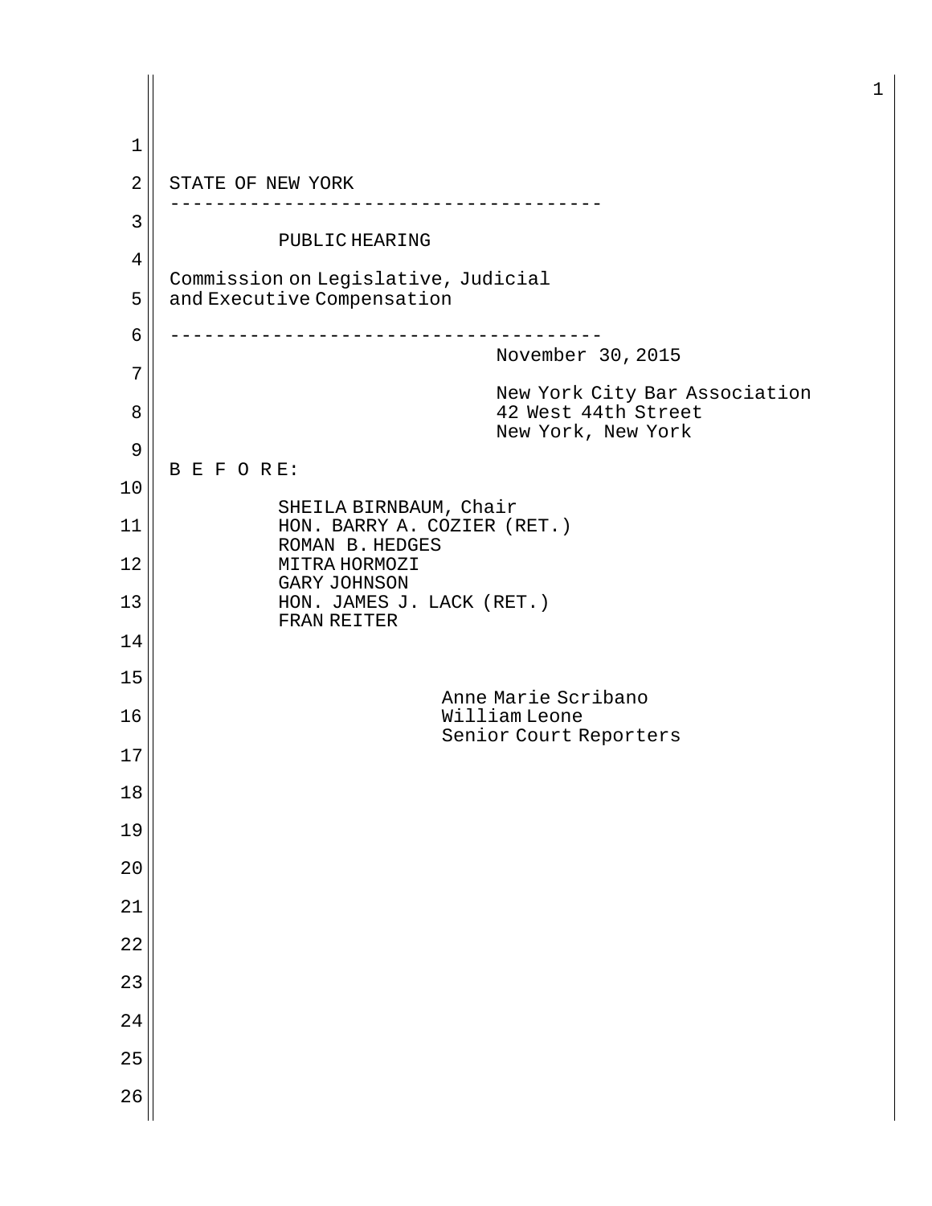STATE OF NEW YORK

---

PUBLIC HEARING

Commission on Legislative, Judicial
and Executive Compensation

---

November 30, 2015

New York City Bar Association
42 West 44th Street
New York, New York

B E F O R E:

SHEILA BIRNBAUM, Chair
HON. BARRY A. COZIER (RET.)
ROMAN B. HEDGES
MITRA HORMOZI
GARY JOHNSON
HON. JAMES J. LACK (RET.)
FRAN REITER

Anne Marie Scribano
William Leone
Senior Court Reporters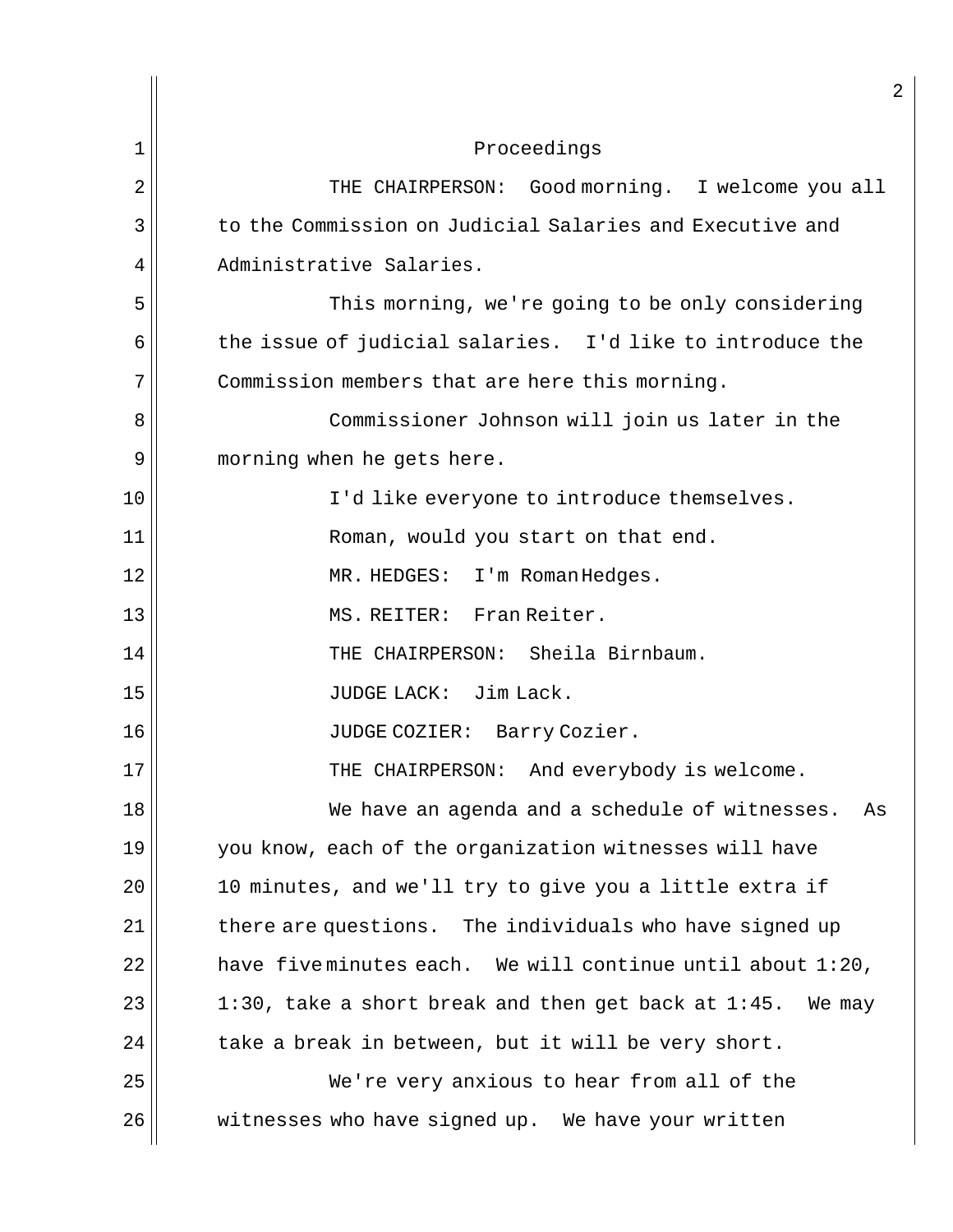Proceedings

THE CHAIRPERSON: Good morning. I welcome you all to the Commission on Judicial Salaries and Executive and Administrative Salaries.

This morning, we're going to be only considering the issue of judicial salaries. I'd like to introduce the Commission members that are here this morning.

Commissioner Johnson will join us later in the morning when he gets here.

I'd like everyone to introduce themselves.

Roman, would you start on that end.

MR. HEDGES: I'm Roman Hedges.

MS. REITER: Fran Reiter.

THE CHAIRPERSON: Sheila Birnbaum.

JUDGE LACK: Jim Lack.

JUDGE COZIER: Barry Cozier.

THE CHAIRPERSON: And everybody is welcome.

We have an agenda and a schedule of witnesses. As you know, each of the organization witnesses will have 10 minutes, and we'll try to give you a little extra if there are questions. The individuals who have signed up have five minutes each. We will continue until about 1:20, 1:30, take a short break and then get back at 1:45. We may take a break in between, but it will be very short.

We're very anxious to hear from all of the witnesses who have signed up. We have your written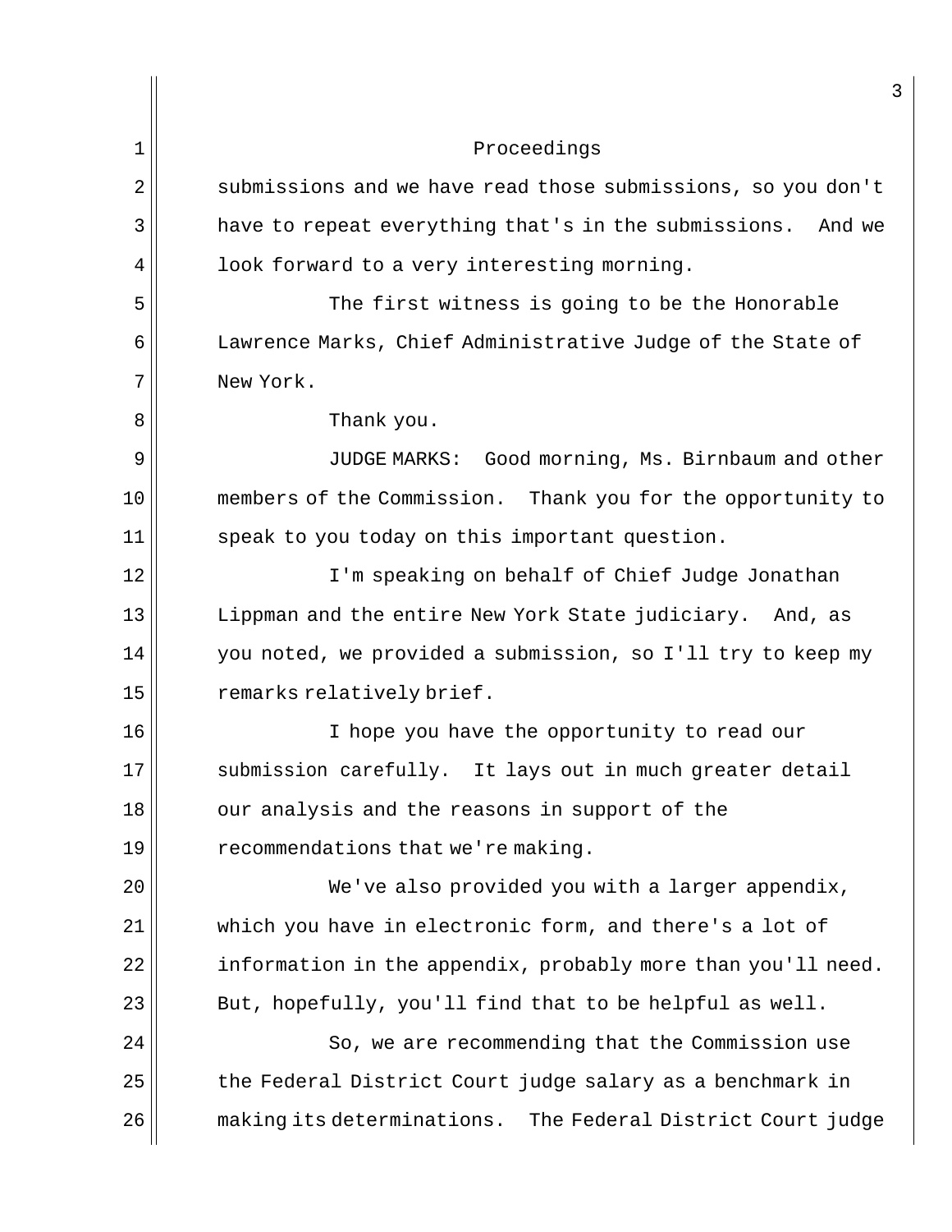Proceedings

submissions and we have read those submissions, so you don't have to repeat everything that's in the submissions. And we look forward to a very interesting morning.

The first witness is going to be the Honorable Lawrence Marks, Chief Administrative Judge of the State of New York.

Thank you.

JUDGE MARKS: Good morning, Ms. Birnbaum and other members of the Commission. Thank you for the opportunity to speak to you today on this important question.

I'm speaking on behalf of Chief Judge Jonathan Lippman and the entire New York State judiciary. And, as you noted, we provided a submission, so I'll try to keep my remarks relatively brief.

I hope you have the opportunity to read our submission carefully. It lays out in much greater detail our analysis and the reasons in support of the recommendations that we're making.

We've also provided you with a larger appendix, which you have in electronic form, and there's a lot of information in the appendix, probably more than you'll need. But, hopefully, you'll find that to be helpful as well.

So, we are recommending that the Commission use the Federal District Court judge salary as a benchmark in making its determinations. The Federal District Court judge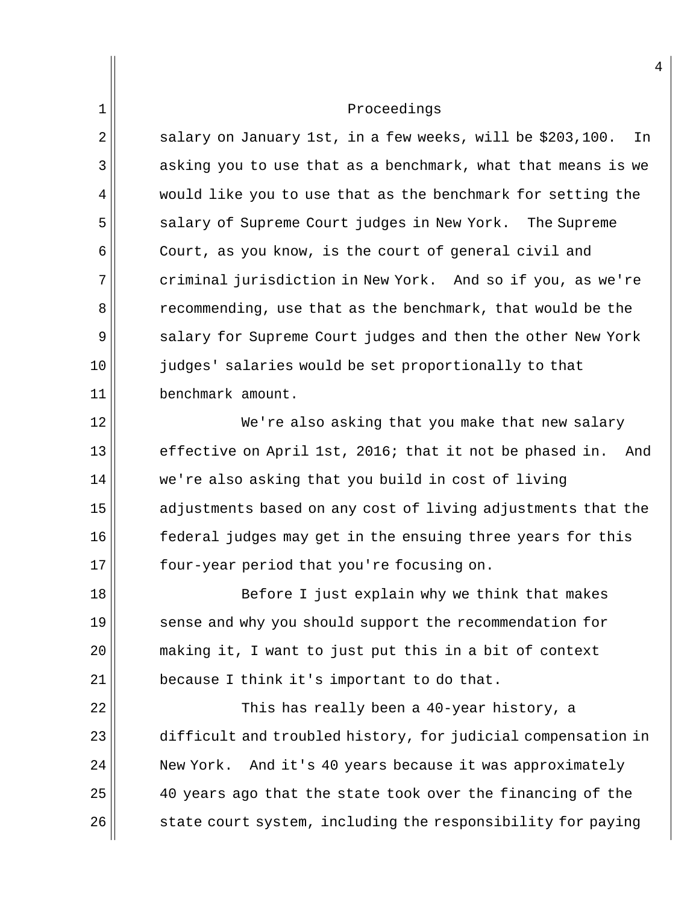Proceedings

salary on January 1st, in a few weeks, will be $203,100. In asking you to use that as a benchmark, what that means is we would like you to use that as the benchmark for setting the salary of Supreme Court judges in New York. The Supreme Court, as you know, is the court of general civil and criminal jurisdiction in New York. And so if you, as we're recommending, use that as the benchmark, that would be the salary for Supreme Court judges and then the other New York judges' salaries would be set proportionally to that benchmark amount.

We're also asking that you make that new salary effective on April 1st, 2016; that it not be phased in. And we're also asking that you build in cost of living adjustments based on any cost of living adjustments that the federal judges may get in the ensuing three years for this four-year period that you're focusing on.

Before I just explain why we think that makes sense and why you should support the recommendation for making it, I want to just put this in a bit of context because I think it's important to do that.

This has really been a 40-year history, a difficult and troubled history, for judicial compensation in New York. And it's 40 years because it was approximately 40 years ago that the state took over the financing of the state court system, including the responsibility for paying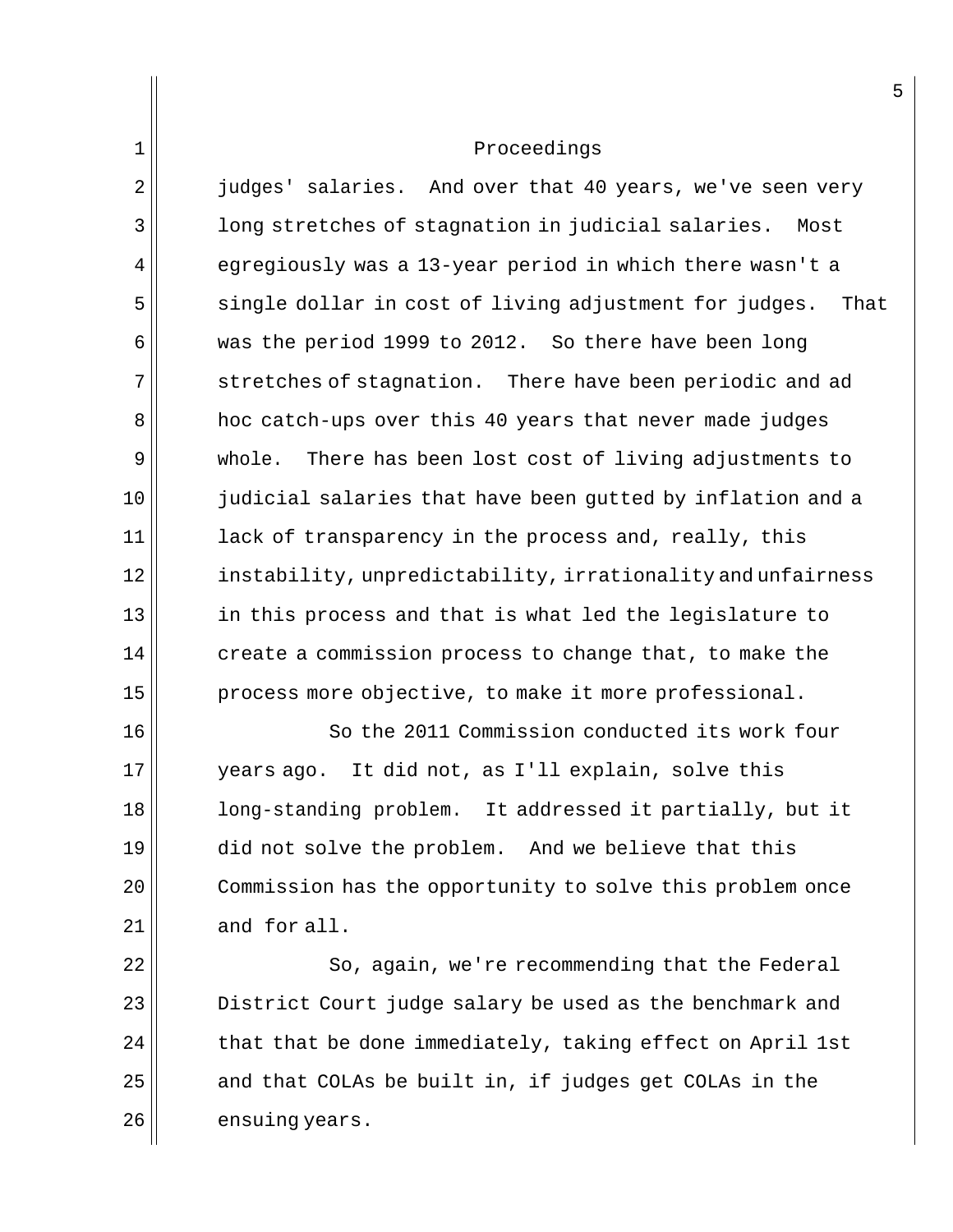Proceedings

judges' salaries. And over that 40 years, we've seen very long stretches of stagnation in judicial salaries. Most egregiously was a 13-year period in which there wasn't a single dollar in cost of living adjustment for judges. That was the period 1999 to 2012. So there have been long stretches of stagnation. There have been periodic and ad hoc catch-ups over this 40 years that never made judges whole. There has been lost cost of living adjustments to judicial salaries that have been gutted by inflation and a lack of transparency in the process and, really, this instability, unpredictability, irrationality and unfairness in this process and that is what led the legislature to create a commission process to change that, to make the process more objective, to make it more professional.

So the 2011 Commission conducted its work four years ago. It did not, as I'll explain, solve this long-standing problem. It addressed it partially, but it did not solve the problem. And we believe that this Commission has the opportunity to solve this problem once and for all.

So, again, we're recommending that the Federal District Court judge salary be used as the benchmark and that that be done immediately, taking effect on April 1st and that COLAs be built in, if judges get COLAs in the ensuing years.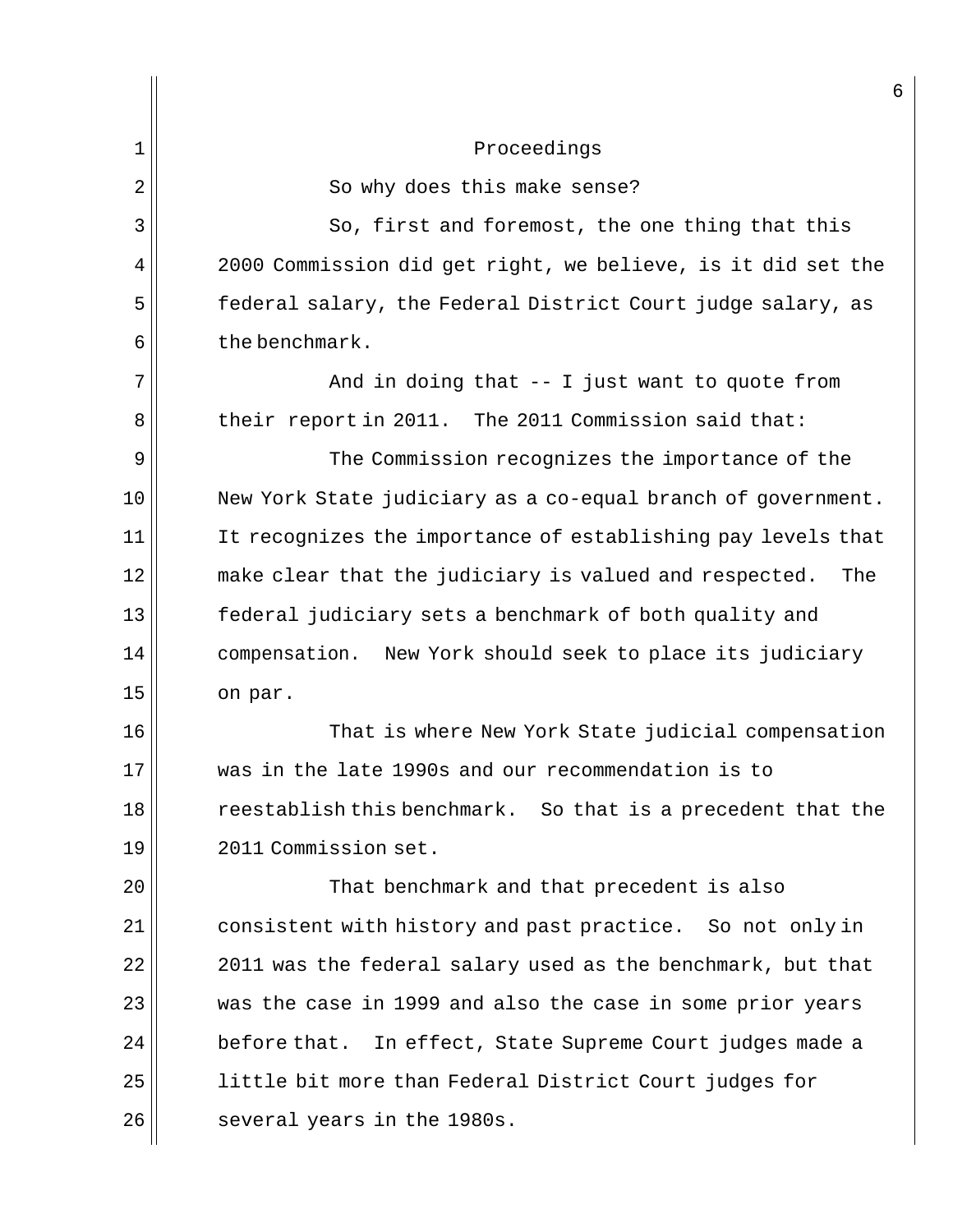Proceedings

So why does this make sense?

So, first and foremost, the one thing that this 2000 Commission did get right, we believe, is it did set the federal salary, the Federal District Court judge salary, as the benchmark.

And in doing that -- I just want to quote from their report in 2011. The 2011 Commission said that:

The Commission recognizes the importance of the New York State judiciary as a co-equal branch of government. It recognizes the importance of establishing pay levels that make clear that the judiciary is valued and respected. The federal judiciary sets a benchmark of both quality and compensation. New York should seek to place its judiciary on par.

That is where New York State judicial compensation was in the late 1990s and our recommendation is to reestablish this benchmark. So that is a precedent that the 2011 Commission set.

That benchmark and that precedent is also consistent with history and past practice. So not only in 2011 was the federal salary used as the benchmark, but that was the case in 1999 and also the case in some prior years before that. In effect, State Supreme Court judges made a little bit more than Federal District Court judges for several years in the 1980s.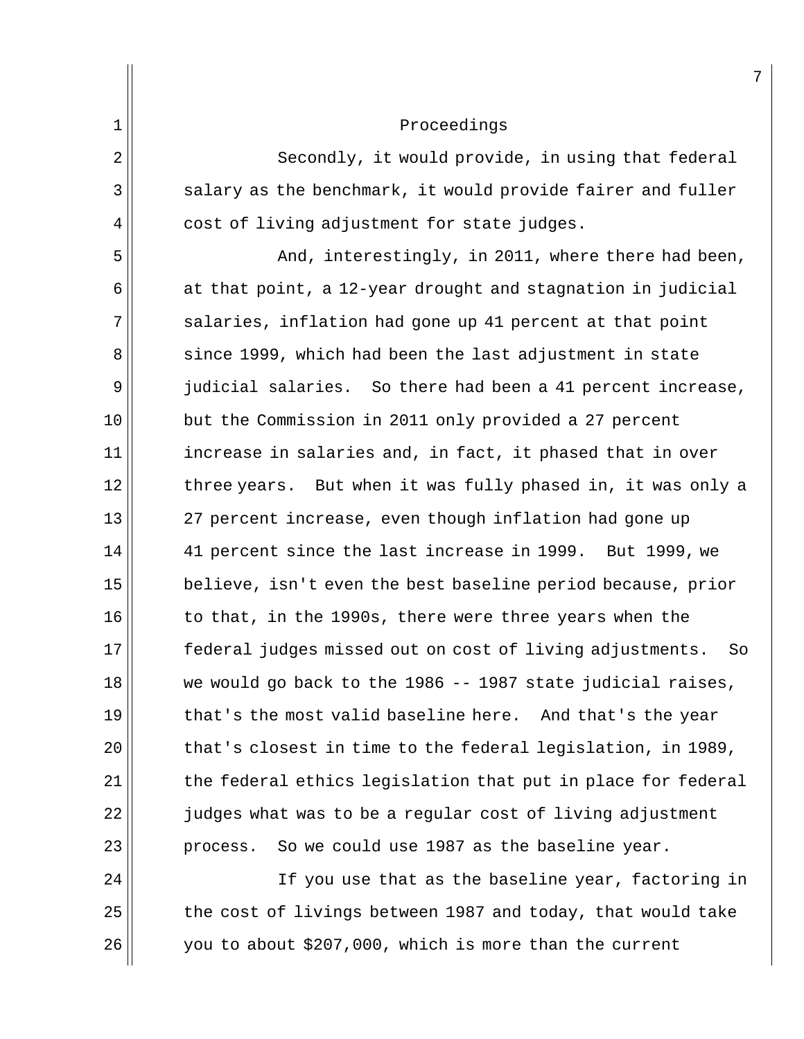Proceedings

Secondly, it would provide, in using that federal salary as the benchmark, it would provide fairer and fuller cost of living adjustment for state judges.

And, interestingly, in 2011, where there had been, at that point, a 12-year drought and stagnation in judicial salaries, inflation had gone up 41 percent at that point since 1999, which had been the last adjustment in state judicial salaries. So there had been a 41 percent increase, but the Commission in 2011 only provided a 27 percent increase in salaries and, in fact, it phased that in over three years. But when it was fully phased in, it was only a 27 percent increase, even though inflation had gone up 41 percent since the last increase in 1999. But 1999, we believe, isn't even the best baseline period because, prior to that, in the 1990s, there were three years when the federal judges missed out on cost of living adjustments. So we would go back to the 1986 -- 1987 state judicial raises, that's the most valid baseline here. And that's the year that's closest in time to the federal legislation, in 1989, the federal ethics legislation that put in place for federal judges what was to be a regular cost of living adjustment process. So we could use 1987 as the baseline year.

If you use that as the baseline year, factoring in the cost of livings between 1987 and today, that would take you to about $207,000, which is more than the current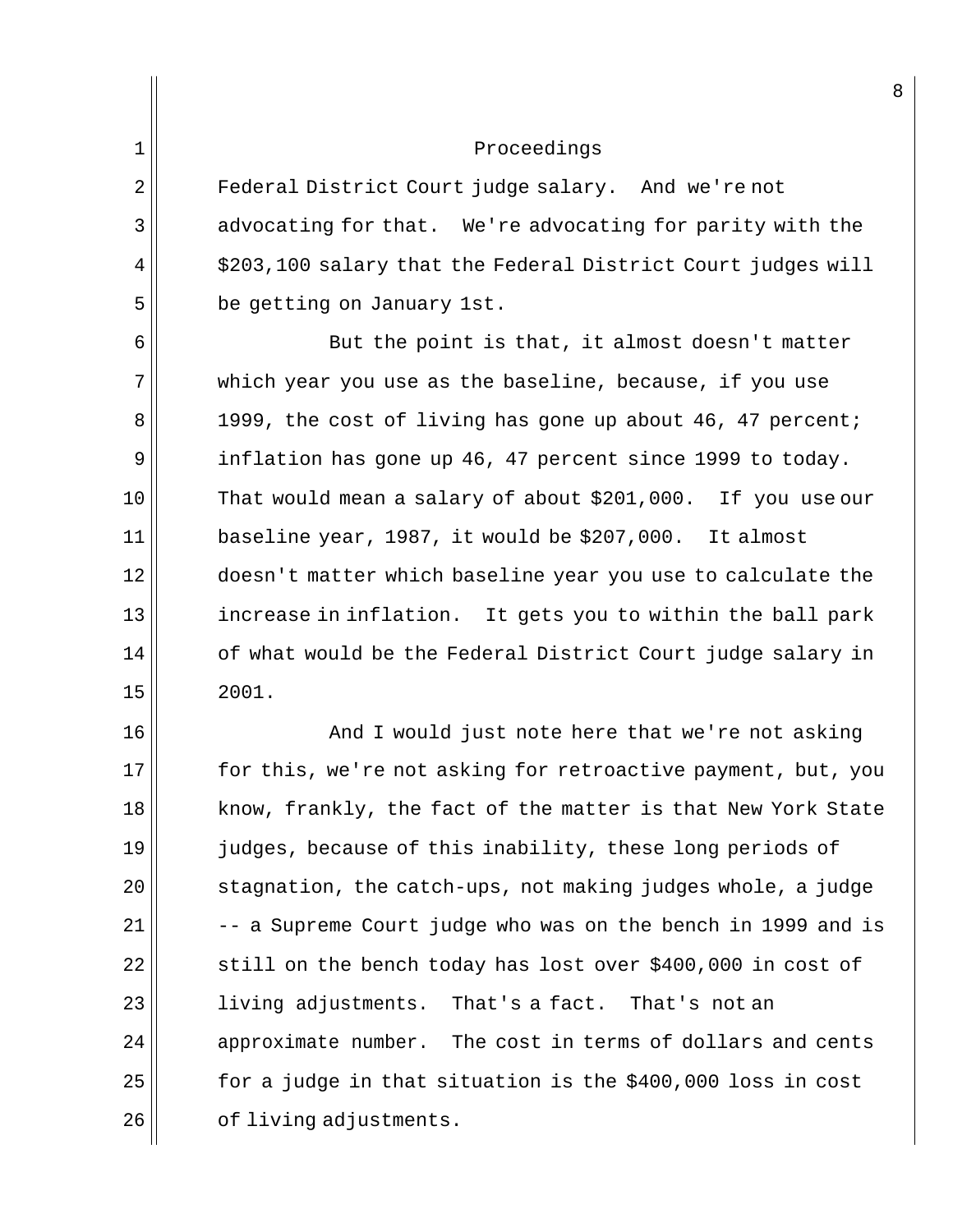Proceedings

Federal District Court judge salary. And we're not advocating for that. We're advocating for parity with the $203,100 salary that the Federal District Court judges will be getting on January 1st.

But the point is that, it almost doesn't matter which year you use as the baseline, because, if you use 1999, the cost of living has gone up about 46, 47 percent; inflation has gone up 46, 47 percent since 1999 to today. That would mean a salary of about $201,000. If you use our baseline year, 1987, it would be $207,000. It almost doesn't matter which baseline year you use to calculate the increase in inflation. It gets you to within the ball park of what would be the Federal District Court judge salary in 2001.

And I would just note here that we're not asking for this, we're not asking for retroactive payment, but, you know, frankly, the fact of the matter is that New York State judges, because of this inability, these long periods of stagnation, the catch-ups, not making judges whole, a judge -- a Supreme Court judge who was on the bench in 1999 and is still on the bench today has lost over $400,000 in cost of living adjustments. That's a fact. That's not an approximate number. The cost in terms of dollars and cents for a judge in that situation is the $400,000 loss in cost of living adjustments.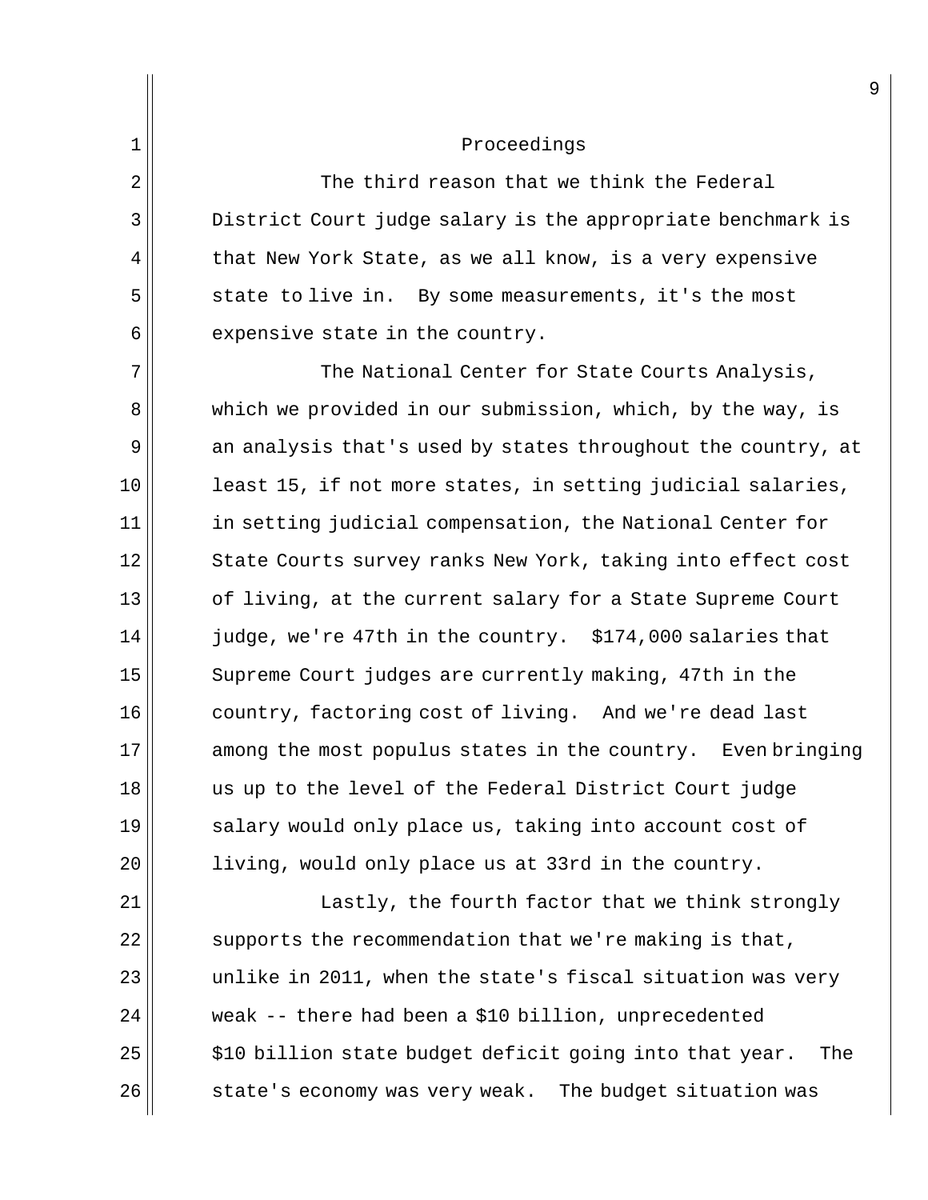Proceedings

The third reason that we think the Federal District Court judge salary is the appropriate benchmark is that New York State, as we all know, is a very expensive state to live in. By some measurements, it's the most expensive state in the country.

The National Center for State Courts Analysis, which we provided in our submission, which, by the way, is an analysis that's used by states throughout the country, at least 15, if not more states, in setting judicial salaries, in setting judicial compensation, the National Center for State Courts survey ranks New York, taking into effect cost of living, at the current salary for a State Supreme Court judge, we're 47th in the country. $174,000 salaries that Supreme Court judges are currently making, 47th in the country, factoring cost of living. And we're dead last among the most populus states in the country. Even bringing us up to the level of the Federal District Court judge salary would only place us, taking into account cost of living, would only place us at 33rd in the country.

Lastly, the fourth factor that we think strongly supports the recommendation that we're making is that, unlike in 2011, when the state's fiscal situation was very weak -- there had been a $10 billion, unprecedented $10 billion state budget deficit going into that year. The state's economy was very weak. The budget situation was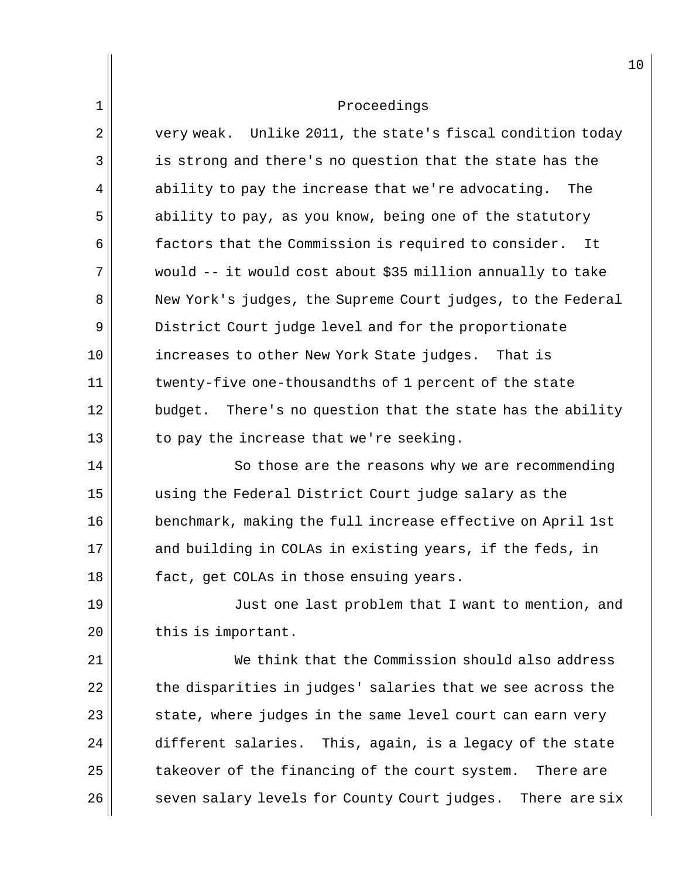Proceedings

very weak. Unlike 2011, the state's fiscal condition today is strong and there's no question that the state has the ability to pay the increase that we're advocating. The ability to pay, as you know, being one of the statutory factors that the Commission is required to consider. It would -- it would cost about $35 million annually to take New York's judges, the Supreme Court judges, to the Federal District Court judge level and for the proportionate increases to other New York State judges. That is twenty-five one-thousandths of 1 percent of the state budget. There's no question that the state has the ability to pay the increase that we're seeking.

So those are the reasons why we are recommending using the Federal District Court judge salary as the benchmark, making the full increase effective on April 1st and building in COLAs in existing years, if the feds, in fact, get COLAs in those ensuing years.

Just one last problem that I want to mention, and this is important.

We think that the Commission should also address the disparities in judges' salaries that we see across the state, where judges in the same level court can earn very different salaries. This, again, is a legacy of the state takeover of the financing of the court system. There are seven salary levels for County Court judges. There are six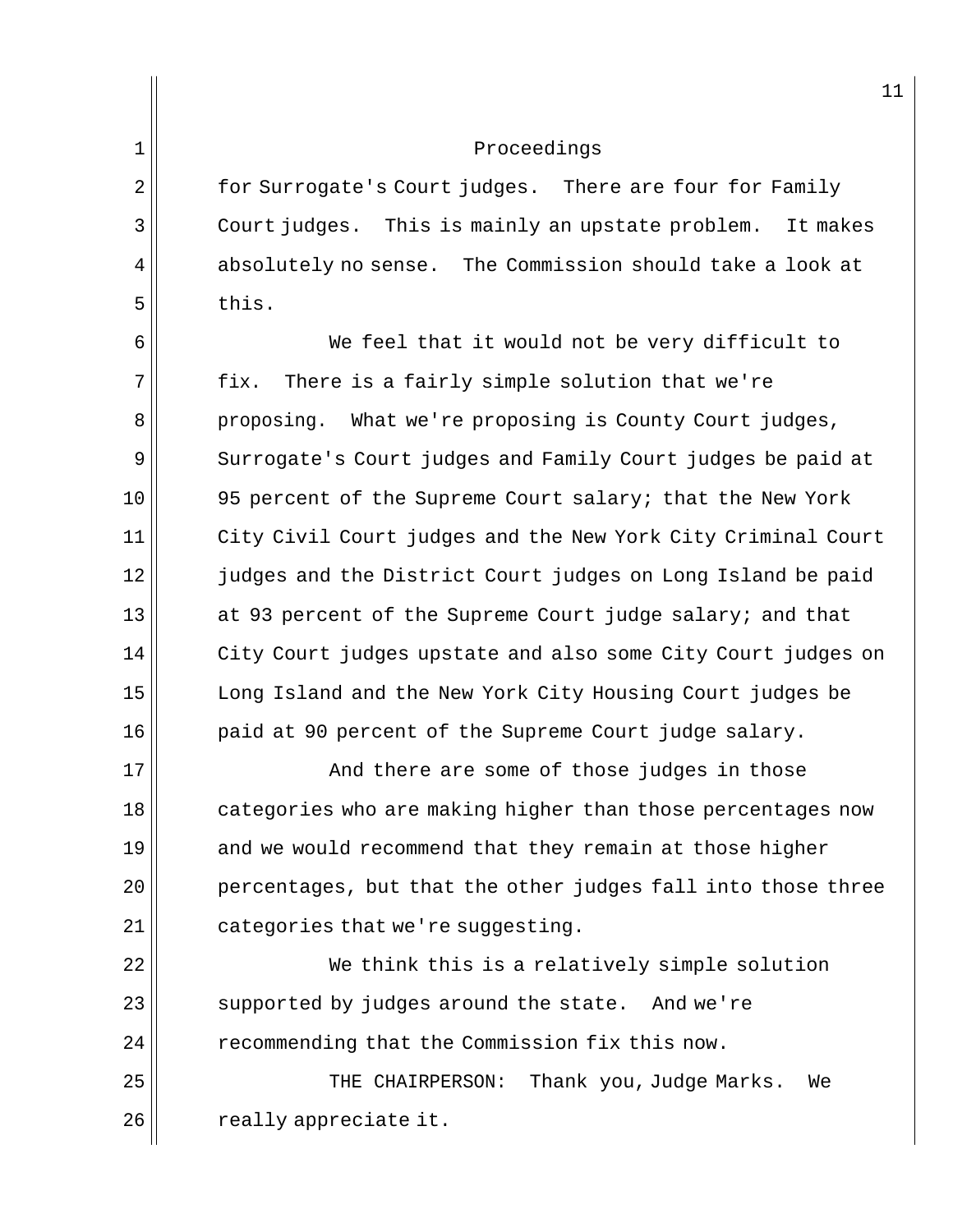Proceedings

for Surrogate's Court judges. There are four for Family Court judges. This is mainly an upstate problem. It makes absolutely no sense. The Commission should take a look at this.

We feel that it would not be very difficult to fix. There is a fairly simple solution that we're proposing. What we're proposing is County Court judges, Surrogate's Court judges and Family Court judges be paid at 95 percent of the Supreme Court salary; that the New York City Civil Court judges and the New York City Criminal Court judges and the District Court judges on Long Island be paid at 93 percent of the Supreme Court judge salary; and that City Court judges upstate and also some City Court judges on Long Island and the New York City Housing Court judges be paid at 90 percent of the Supreme Court judge salary.

And there are some of those judges in those categories who are making higher than those percentages now and we would recommend that they remain at those higher percentages, but that the other judges fall into those three categories that we're suggesting.

We think this is a relatively simple solution supported by judges around the state. And we're recommending that the Commission fix this now.

THE CHAIRPERSON: Thank you, Judge Marks. We really appreciate it.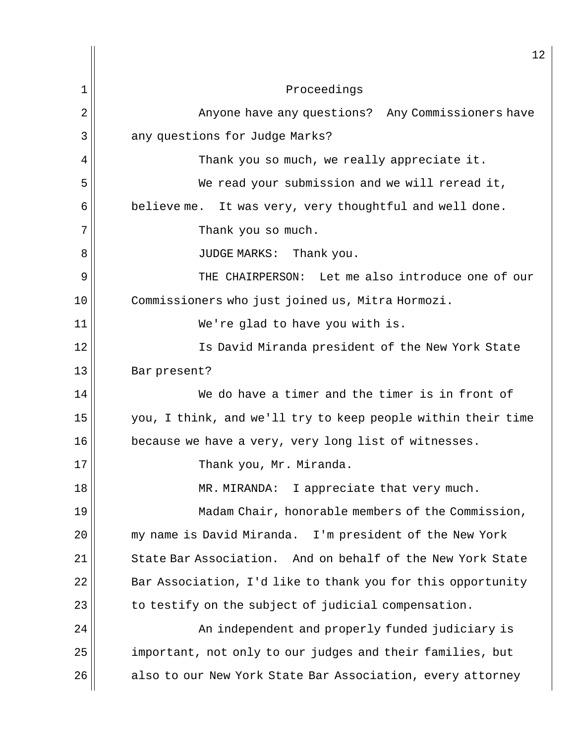Proceedings

Anyone have any questions? Any Commissioners have any questions for Judge Marks?

Thank you so much, we really appreciate it.

We read your submission and we will reread it, believe me. It was very, very thoughtful and well done.

Thank you so much.

JUDGE MARKS: Thank you.

THE CHAIRPERSON: Let me also introduce one of our Commissioners who just joined us, Mitra Hormozi.

We're glad to have you with is.

Is David Miranda president of the New York State Bar present?

We do have a timer and the timer is in front of you, I think, and we'll try to keep people within their time because we have a very, very long list of witnesses.

Thank you, Mr. Miranda.

MR. MIRANDA: I appreciate that very much.

Madam Chair, honorable members of the Commission, my name is David Miranda. I'm president of the New York State Bar Association. And on behalf of the New York State Bar Association, I'd like to thank you for this opportunity to testify on the subject of judicial compensation.

An independent and properly funded judiciary is important, not only to our judges and their families, but also to our New York State Bar Association, every attorney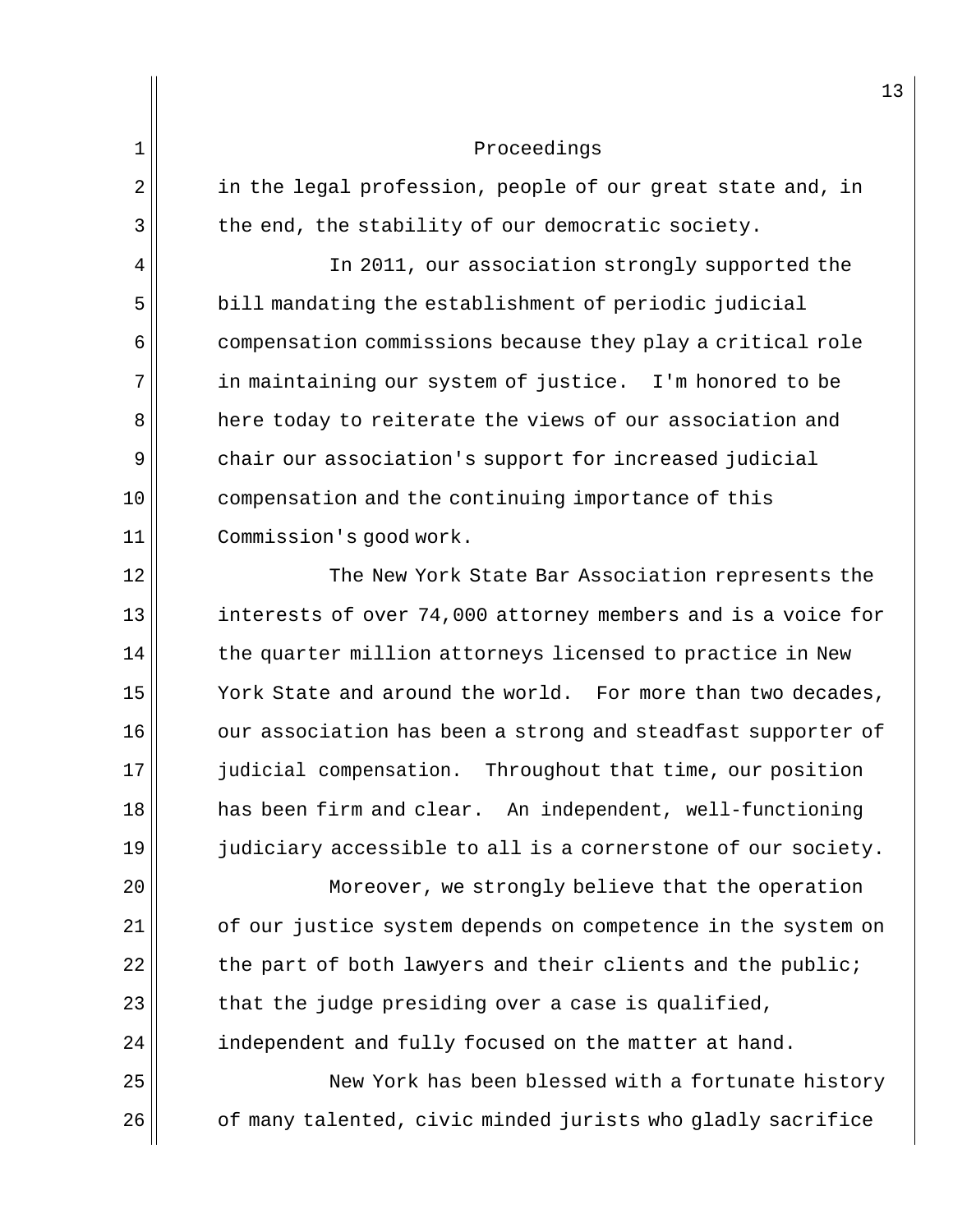Proceedings

in the legal profession, people of our great state and, in the end, the stability of our democratic society.

In 2011, our association strongly supported the bill mandating the establishment of periodic judicial compensation commissions because they play a critical role in maintaining our system of justice. I'm honored to be here today to reiterate the views of our association and chair our association's support for increased judicial compensation and the continuing importance of this Commission's good work.

The New York State Bar Association represents the interests of over 74,000 attorney members and is a voice for the quarter million attorneys licensed to practice in New York State and around the world. For more than two decades, our association has been a strong and steadfast supporter of judicial compensation. Throughout that time, our position has been firm and clear. An independent, well-functioning judiciary accessible to all is a cornerstone of our society.

Moreover, we strongly believe that the operation of our justice system depends on competence in the system on the part of both lawyers and their clients and the public; that the judge presiding over a case is qualified, independent and fully focused on the matter at hand.

New York has been blessed with a fortunate history of many talented, civic minded jurists who gladly sacrifice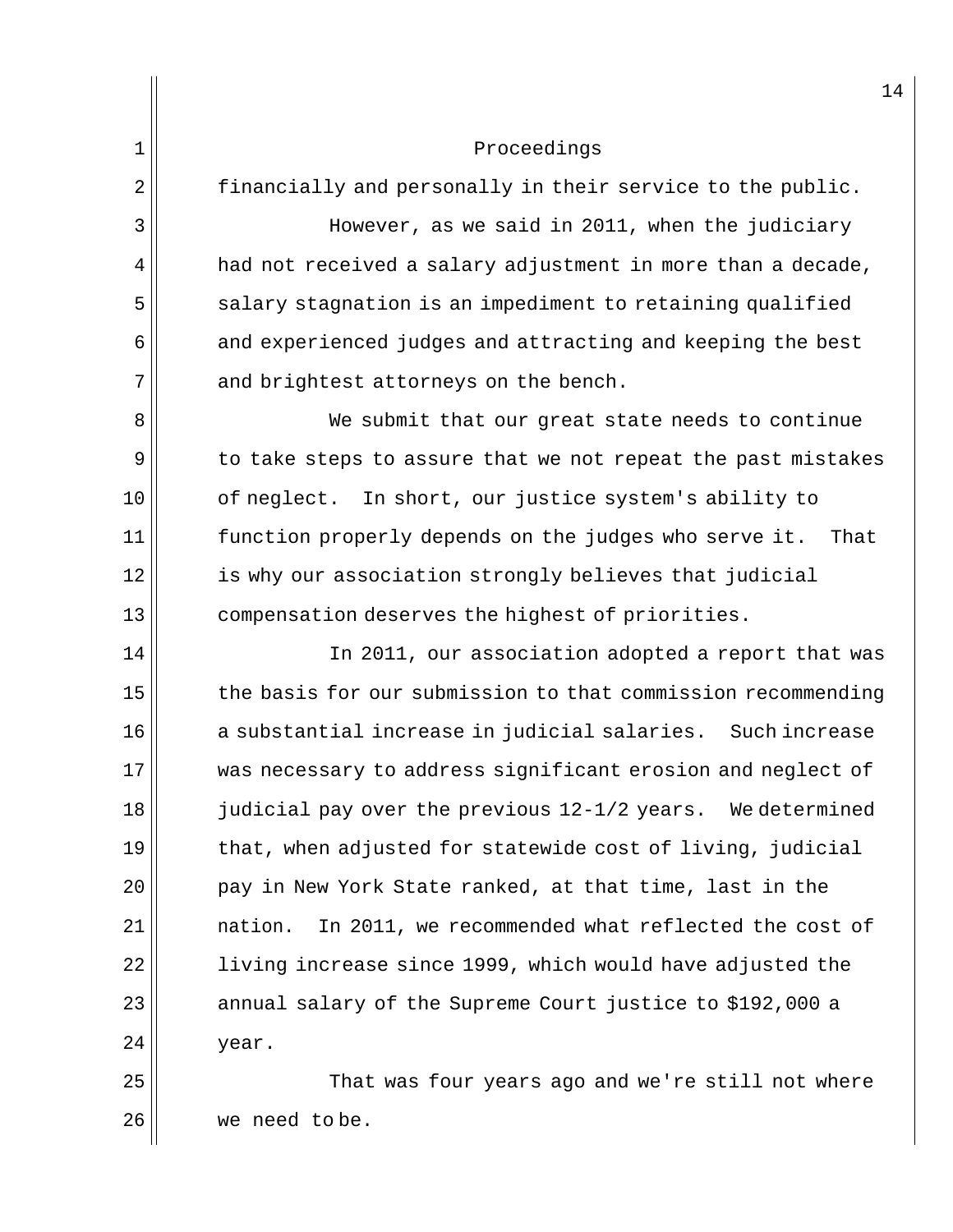Proceedings

financially and personally in their service to the public.

However, as we said in 2011, when the judiciary had not received a salary adjustment in more than a decade, salary stagnation is an impediment to retaining qualified and experienced judges and attracting and keeping the best and brightest attorneys on the bench.

We submit that our great state needs to continue to take steps to assure that we not repeat the past mistakes of neglect. In short, our justice system's ability to function properly depends on the judges who serve it. That is why our association strongly believes that judicial compensation deserves the highest of priorities.

In 2011, our association adopted a report that was the basis for our submission to that commission recommending a substantial increase in judicial salaries. Such increase was necessary to address significant erosion and neglect of judicial pay over the previous 12-1/2 years. We determined that, when adjusted for statewide cost of living, judicial pay in New York State ranked, at that time, last in the nation. In 2011, we recommended what reflected the cost of living increase since 1999, which would have adjusted the annual salary of the Supreme Court justice to $192,000 a year.

That was four years ago and we're still not where we need to be.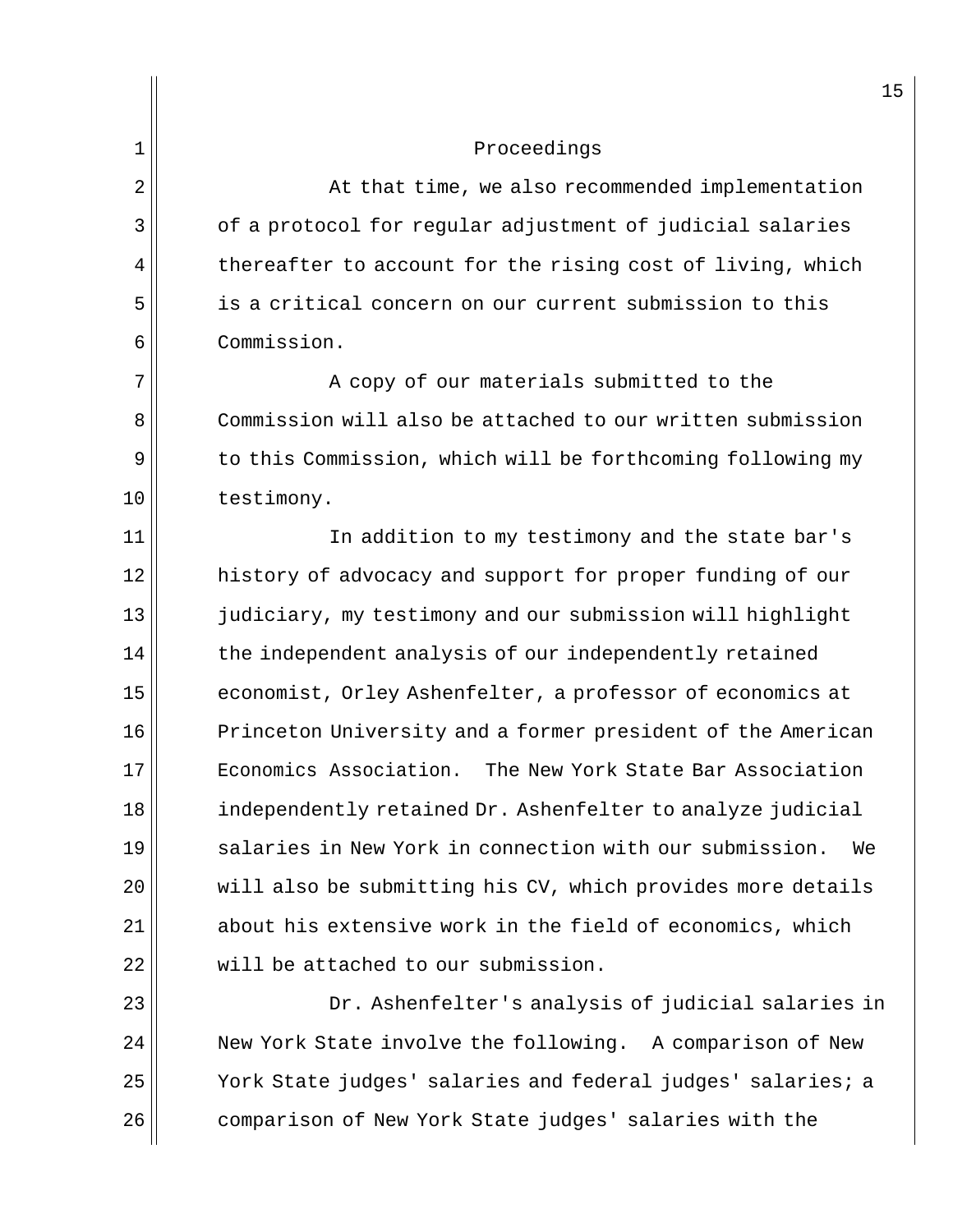Proceedings

At that time, we also recommended implementation of a protocol for regular adjustment of judicial salaries thereafter to account for the rising cost of living, which is a critical concern on our current submission to this Commission.

A copy of our materials submitted to the Commission will also be attached to our written submission to this Commission, which will be forthcoming following my testimony.

In addition to my testimony and the state bar's history of advocacy and support for proper funding of our judiciary, my testimony and our submission will highlight the independent analysis of our independently retained economist, Orley Ashenfelter, a professor of economics at Princeton University and a former president of the American Economics Association. The New York State Bar Association independently retained Dr. Ashenfelter to analyze judicial salaries in New York in connection with our submission. We will also be submitting his CV, which provides more details about his extensive work in the field of economics, which will be attached to our submission.

Dr. Ashenfelter's analysis of judicial salaries in New York State involve the following. A comparison of New York State judges' salaries and federal judges' salaries; a comparison of New York State judges' salaries with the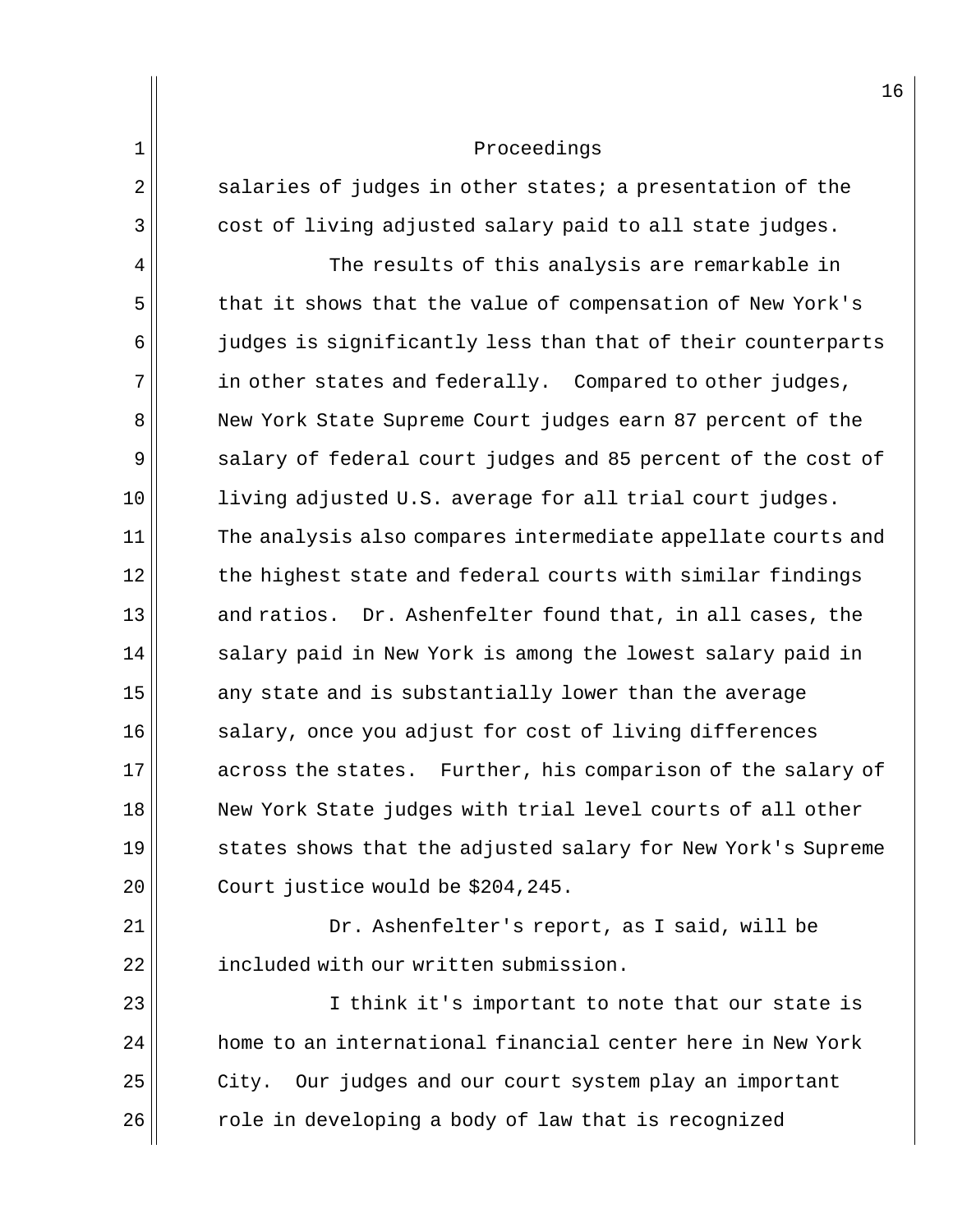salaries of judges in other states; a presentation of the cost of living adjusted salary paid to all state judges.

The results of this analysis are remarkable in that it shows that the value of compensation of New York's judges is significantly less than that of their counterparts in other states and federally. Compared to other judges, New York State Supreme Court judges earn 87 percent of the salary of federal court judges and 85 percent of the cost of living adjusted U.S. average for all trial court judges. The analysis also compares intermediate appellate courts and the highest state and federal courts with similar findings and ratios. Dr. Ashenfelter found that, in all cases, the salary paid in New York is among the lowest salary paid in any state and is substantially lower than the average salary, once you adjust for cost of living differences across the states. Further, his comparison of the salary of New York State judges with trial level courts of all other states shows that the adjusted salary for New York's Supreme Court justice would be $204,245.

Dr. Ashenfelter's report, as I said, will be included with our written submission.

I think it's important to note that our state is home to an international financial center here in New York City. Our judges and our court system play an important role in developing a body of law that is recognized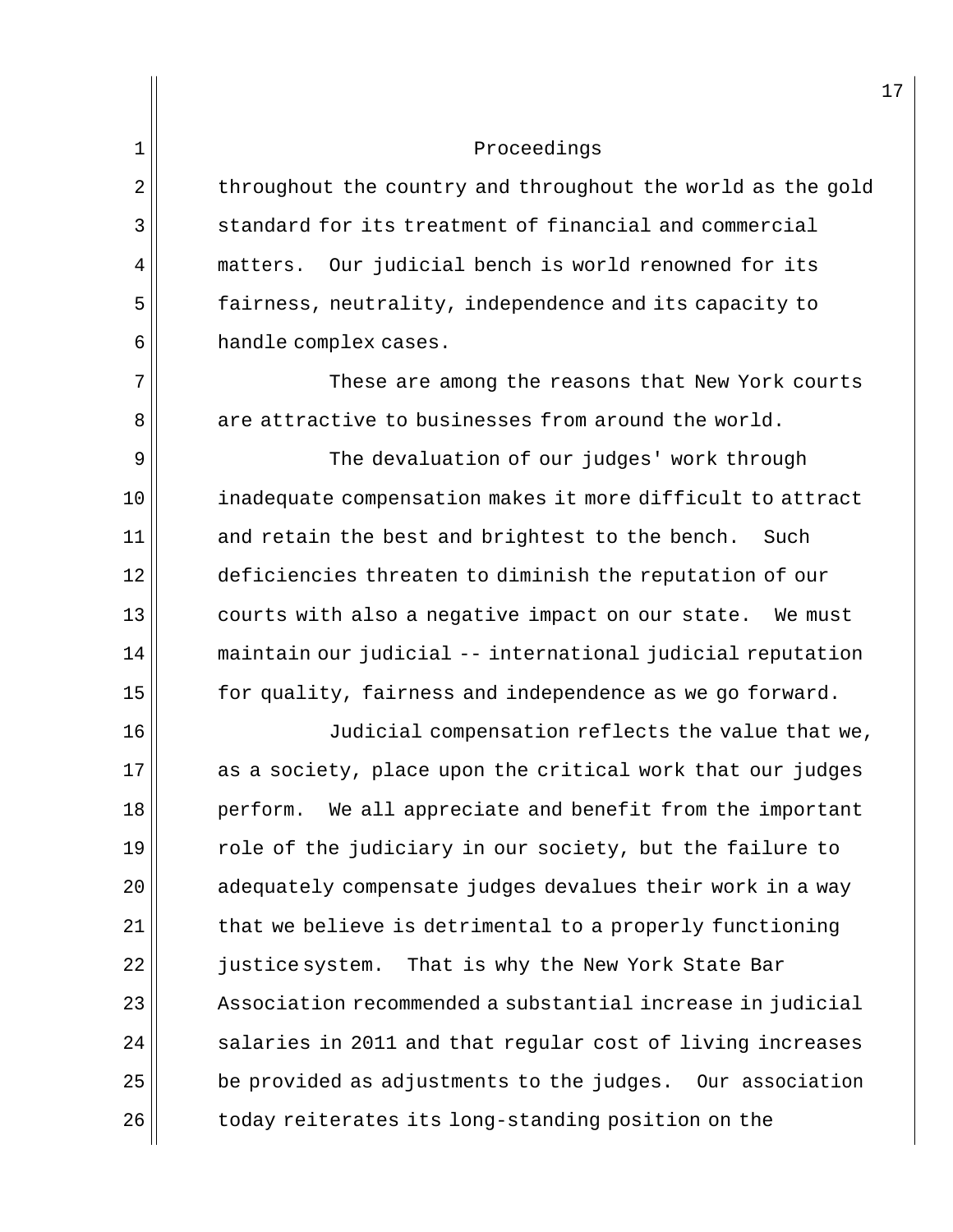throughout the country and throughout the world as the gold standard for its treatment of financial and commercial matters. Our judicial bench is world renowned for its fairness, neutrality, independence and its capacity to handle complex cases.

These are among the reasons that New York courts are attractive to businesses from around the world.

The devaluation of our judges' work through inadequate compensation makes it more difficult to attract and retain the best and brightest to the bench. Such deficiencies threaten to diminish the reputation of our courts with also a negative impact on our state. We must maintain our judicial -- international judicial reputation for quality, fairness and independence as we go forward.

Judicial compensation reflects the value that we, as a society, place upon the critical work that our judges perform. We all appreciate and benefit from the important role of the judiciary in our society, but the failure to adequately compensate judges devalues their work in a way that we believe is detrimental to a properly functioning justice system. That is why the New York State Bar Association recommended a substantial increase in judicial salaries in 2011 and that regular cost of living increases be provided as adjustments to the judges. Our association today reiterates its long-standing position on the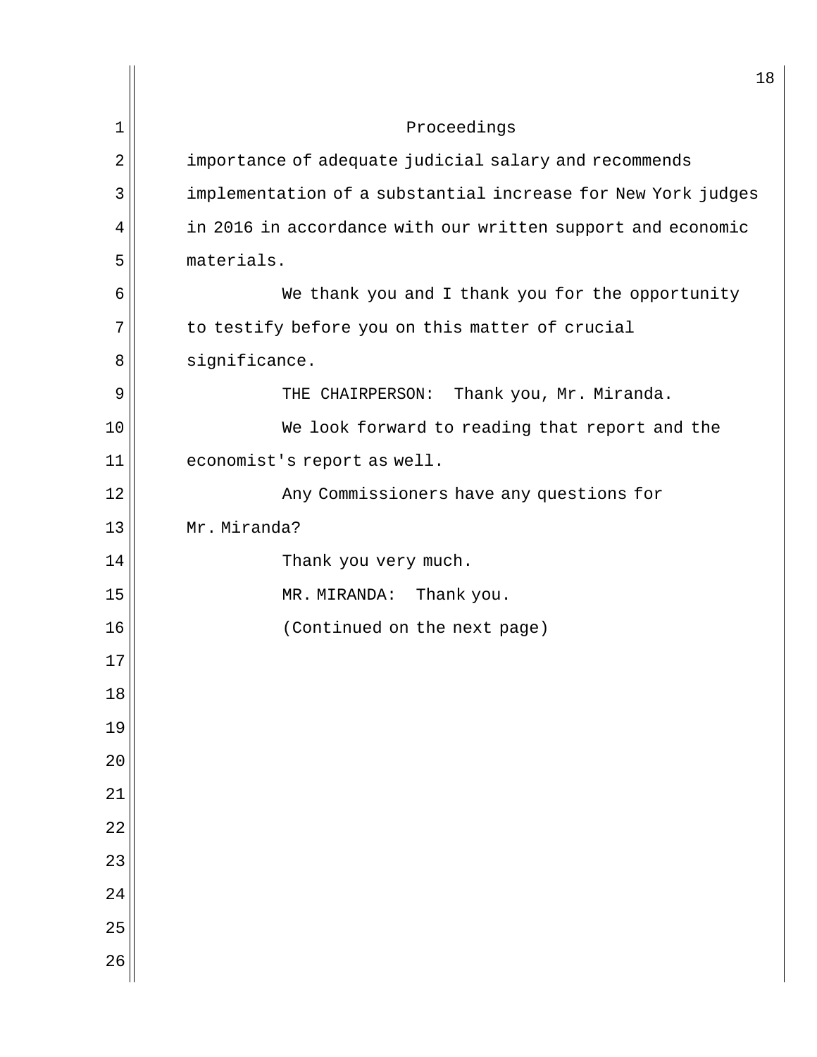Proceedings

importance of adequate judicial salary and recommends implementation of a substantial increase for New York judges in 2016 in accordance with our written support and economic materials.

We thank you and I thank you for the opportunity to testify before you on this matter of crucial significance.

THE CHAIRPERSON: Thank you, Mr. Miranda.

We look forward to reading that report and the economist's report as well.

Any Commissioners have any questions for Mr. Miranda?

Thank you very much.

MR. MIRANDA: Thank you.

(Continued on the next page)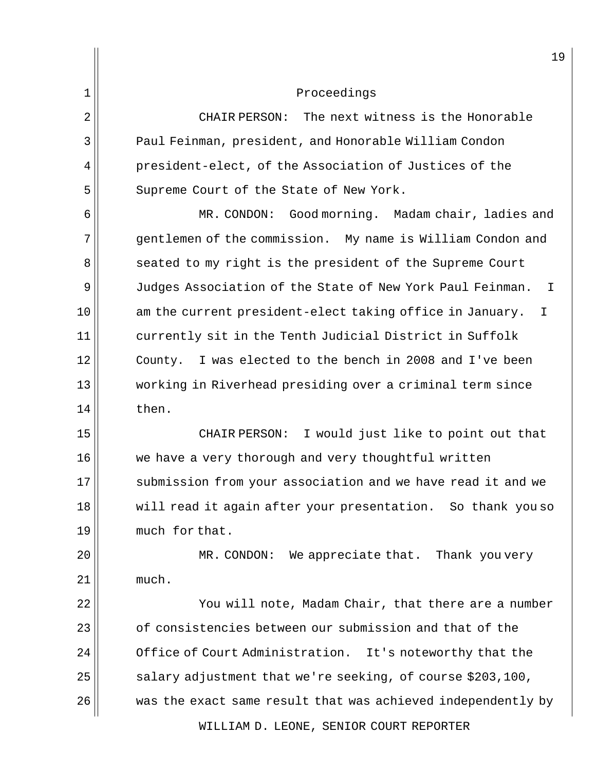Proceedings

CHAIR PERSON: The next witness is the Honorable Paul Feinman, president, and Honorable William Condon president-elect, of the Association of Justices of the Supreme Court of the State of New York.

MR. CONDON: Good morning. Madam chair, ladies and gentlemen of the commission. My name is William Condon and seated to my right is the president of the Supreme Court Judges Association of the State of New York Paul Feinman. I am the current president-elect taking office in January. I currently sit in the Tenth Judicial District in Suffolk County. I was elected to the bench in 2008 and I've been working in Riverhead presiding over a criminal term since then.

CHAIR PERSON: I would just like to point out that we have a very thorough and very thoughtful written submission from your association and we have read it and we will read it again after your presentation. So thank you so much for that.

MR. CONDON: We appreciate that. Thank you very much.

You will note, Madam Chair, that there are a number of consistencies between our submission and that of the Office of Court Administration. It's noteworthy that the salary adjustment that we're seeking, of course $203,100, was the exact same result that was achieved independently by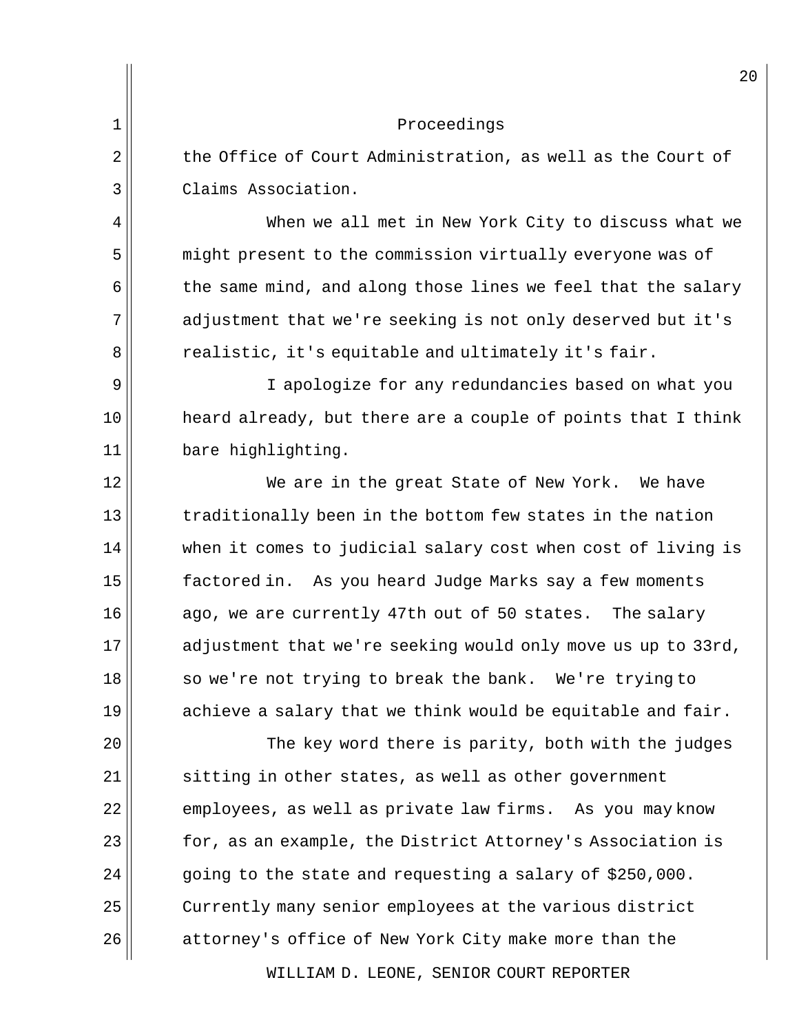Proceedings

the Office of Court Administration, as well as the Court of Claims Association.

When we all met in New York City to discuss what we might present to the commission virtually everyone was of the same mind, and along those lines we feel that the salary adjustment that we're seeking is not only deserved but it's realistic, it's equitable and ultimately it's fair.

I apologize for any redundancies based on what you heard already, but there are a couple of points that I think bare highlighting.

We are in the great State of New York. We have traditionally been in the bottom few states in the nation when it comes to judicial salary cost when cost of living is factored in. As you heard Judge Marks say a few moments ago, we are currently 47th out of 50 states. The salary adjustment that we're seeking would only move us up to 33rd, so we're not trying to break the bank. We're trying to achieve a salary that we think would be equitable and fair.

The key word there is parity, both with the judges sitting in other states, as well as other government employees, as well as private law firms. As you may know for, as an example, the District Attorney's Association is going to the state and requesting a salary of $250,000. Currently many senior employees at the various district attorney's office of New York City make more than the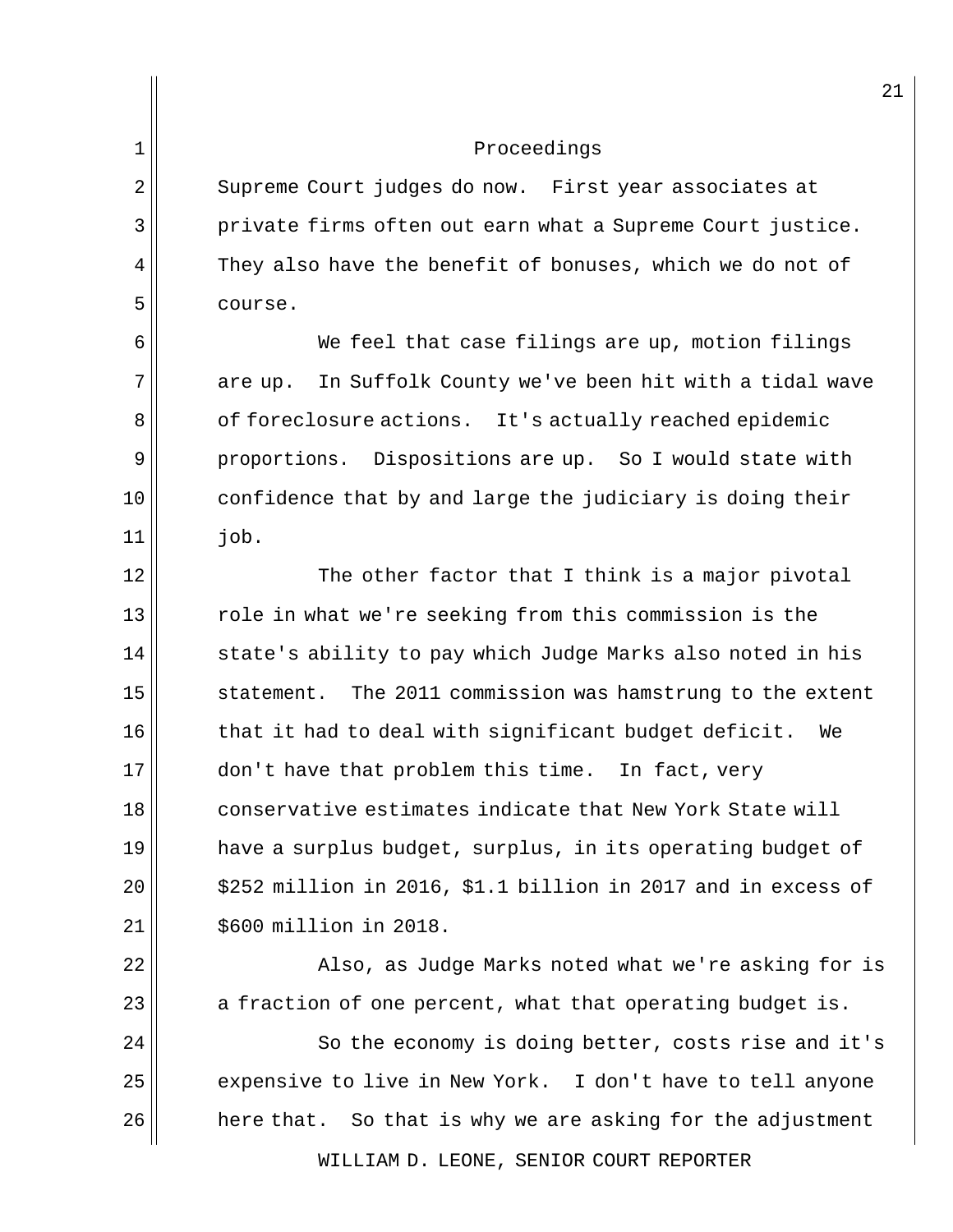Supreme Court judges do now. First year associates at private firms often out earn what a Supreme Court justice. They also have the benefit of bonuses, which we do not of course.

We feel that case filings are up, motion filings are up. In Suffolk County we've been hit with a tidal wave of foreclosure actions. It's actually reached epidemic proportions. Dispositions are up. So I would state with confidence that by and large the judiciary is doing their job.

The other factor that I think is a major pivotal role in what we're seeking from this commission is the state's ability to pay which Judge Marks also noted in his statement. The 2011 commission was hamstrung to the extent that it had to deal with significant budget deficit. We don't have that problem this time. In fact, very conservative estimates indicate that New York State will have a surplus budget, surplus, in its operating budget of $252 million in 2016, $1.1 billion in 2017 and in excess of $600 million in 2018.

Also, as Judge Marks noted what we're asking for is a fraction of one percent, what that operating budget is.

So the economy is doing better, costs rise and it's expensive to live in New York. I don't have to tell anyone here that. So that is why we are asking for the adjustment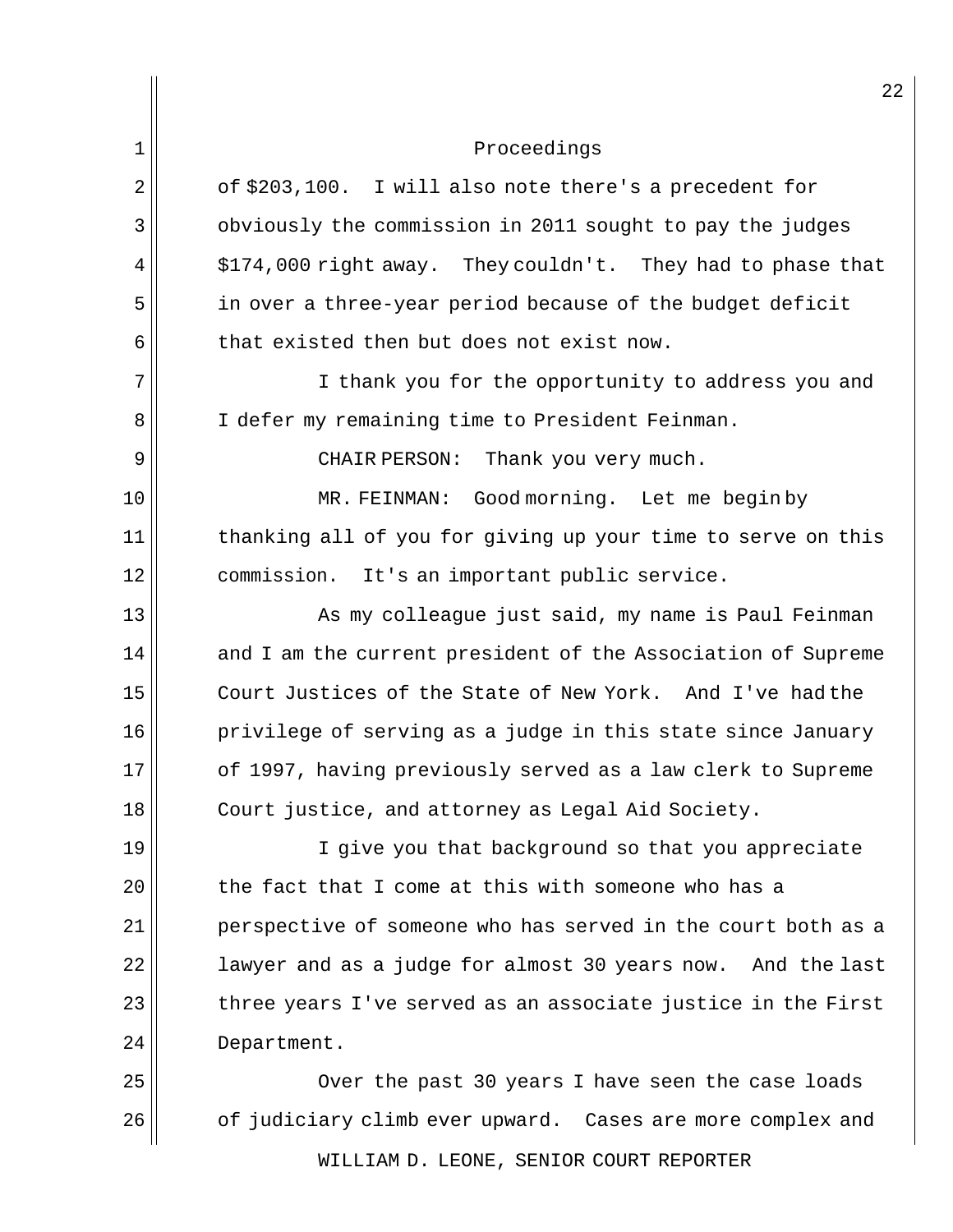of $203,100. I will also note there's a precedent for obviously the commission in 2011 sought to pay the judges $174,000 right away. They couldn't. They had to phase that in over a three-year period because of the budget deficit that existed then but does not exist now.

I thank you for the opportunity to address you and I defer my remaining time to President Feinman.

CHAIR PERSON: Thank you very much.

MR. FEINMAN: Good morning. Let me begin by thanking all of you for giving up your time to serve on this commission. It's an important public service.

As my colleague just said, my name is Paul Feinman and I am the current president of the Association of Supreme Court Justices of the State of New York. And I've had the privilege of serving as a judge in this state since January of 1997, having previously served as a law clerk to Supreme Court justice, and attorney as Legal Aid Society.

I give you that background so that you appreciate the fact that I come at this with someone who has a perspective of someone who has served in the court both as a lawyer and as a judge for almost 30 years now. And the last three years I've served as an associate justice in the First Department.

Over the past 30 years I have seen the case loads of judiciary climb ever upward. Cases are more complex and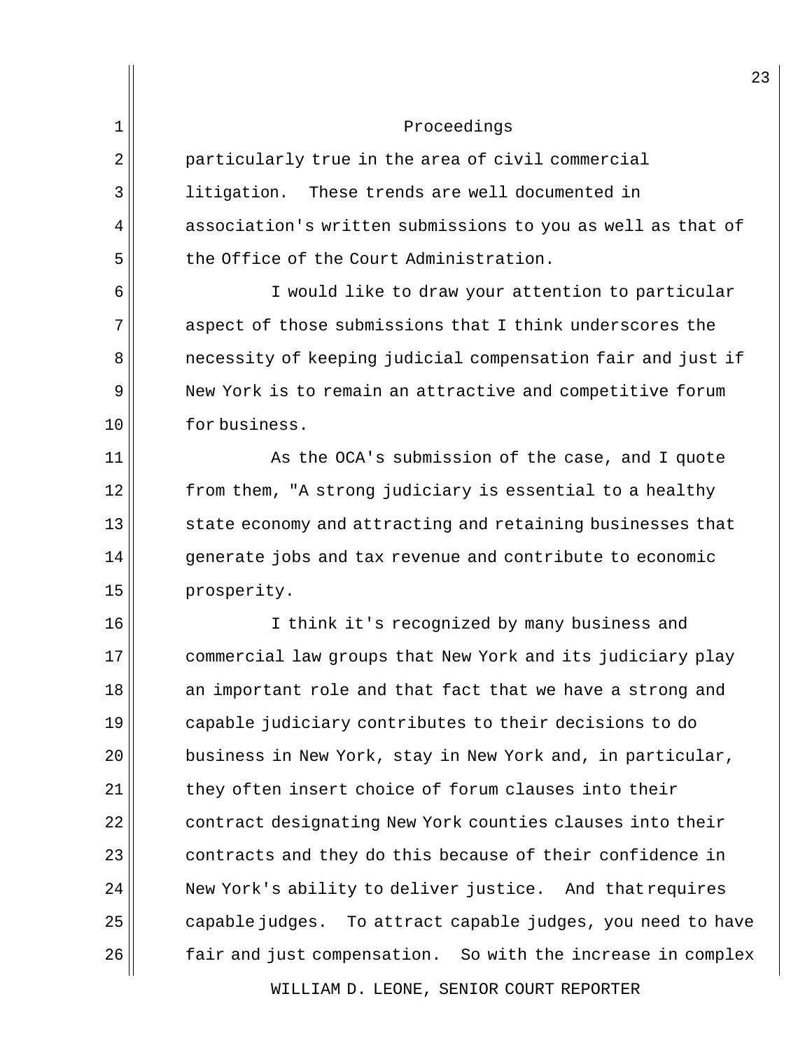particularly true in the area of civil commercial litigation. These trends are well documented in association's written submissions to you as well as that of the Office of the Court Administration.

I would like to draw your attention to particular aspect of those submissions that I think underscores the necessity of keeping judicial compensation fair and just if New York is to remain an attractive and competitive forum for business.

As the OCA's submission of the case, and I quote from them, "A strong judiciary is essential to a healthy state economy and attracting and retaining businesses that generate jobs and tax revenue and contribute to economic prosperity.

I think it's recognized by many business and commercial law groups that New York and its judiciary play an important role and that fact that we have a strong and capable judiciary contributes to their decisions to do business in New York, stay in New York and, in particular, they often insert choice of forum clauses into their contract designating New York counties clauses into their contracts and they do this because of their confidence in New York's ability to deliver justice. And that requires capable judges. To attract capable judges, you need to have fair and just compensation. So with the increase in complex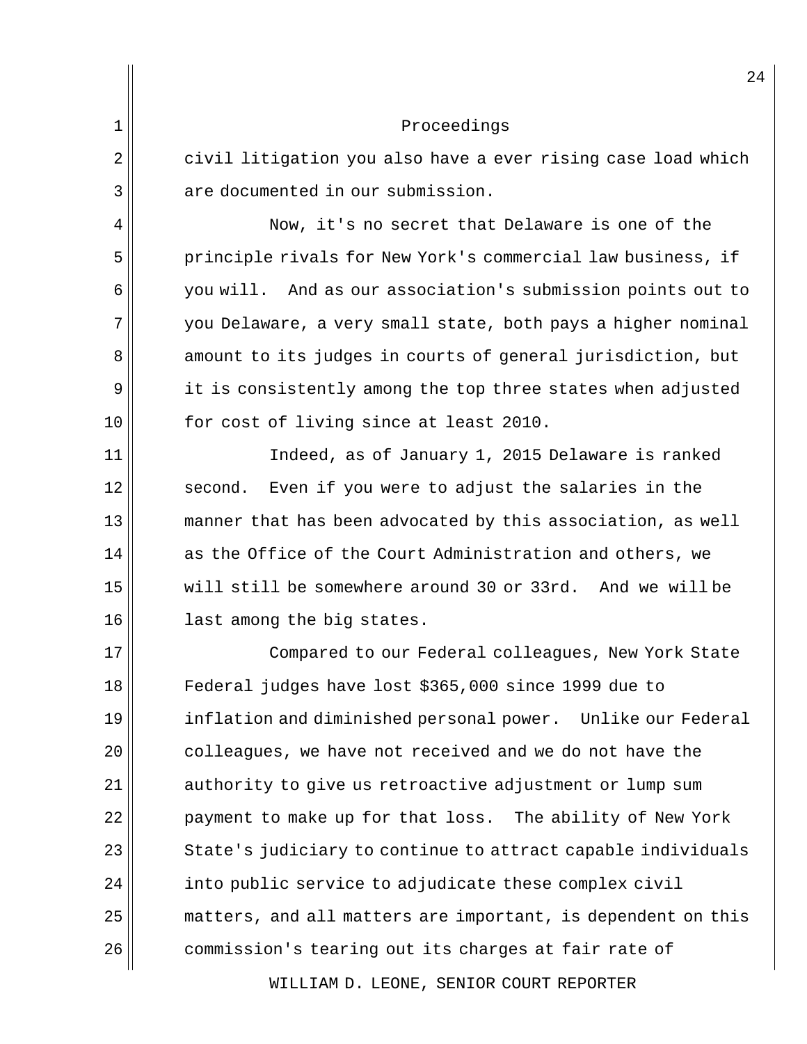Proceedings

civil litigation you also have a ever rising case load which are documented in our submission.

Now, it's no secret that Delaware is one of the principle rivals for New York's commercial law business, if you will. And as our association's submission points out to you Delaware, a very small state, both pays a higher nominal amount to its judges in courts of general jurisdiction, but it is consistently among the top three states when adjusted for cost of living since at least 2010.

Indeed, as of January 1, 2015 Delaware is ranked second. Even if you were to adjust the salaries in the manner that has been advocated by this association, as well as the Office of the Court Administration and others, we will still be somewhere around 30 or 33rd. And we will be last among the big states.

Compared to our Federal colleagues, New York State Federal judges have lost $365,000 since 1999 due to inflation and diminished personal power. Unlike our Federal colleagues, we have not received and we do not have the authority to give us retroactive adjustment or lump sum payment to make up for that loss. The ability of New York State's judiciary to continue to attract capable individuals into public service to adjudicate these complex civil matters, and all matters are important, is dependent on this commission's tearing out its charges at fair rate of

WILLIAM D. LEONE, SENIOR COURT REPORTER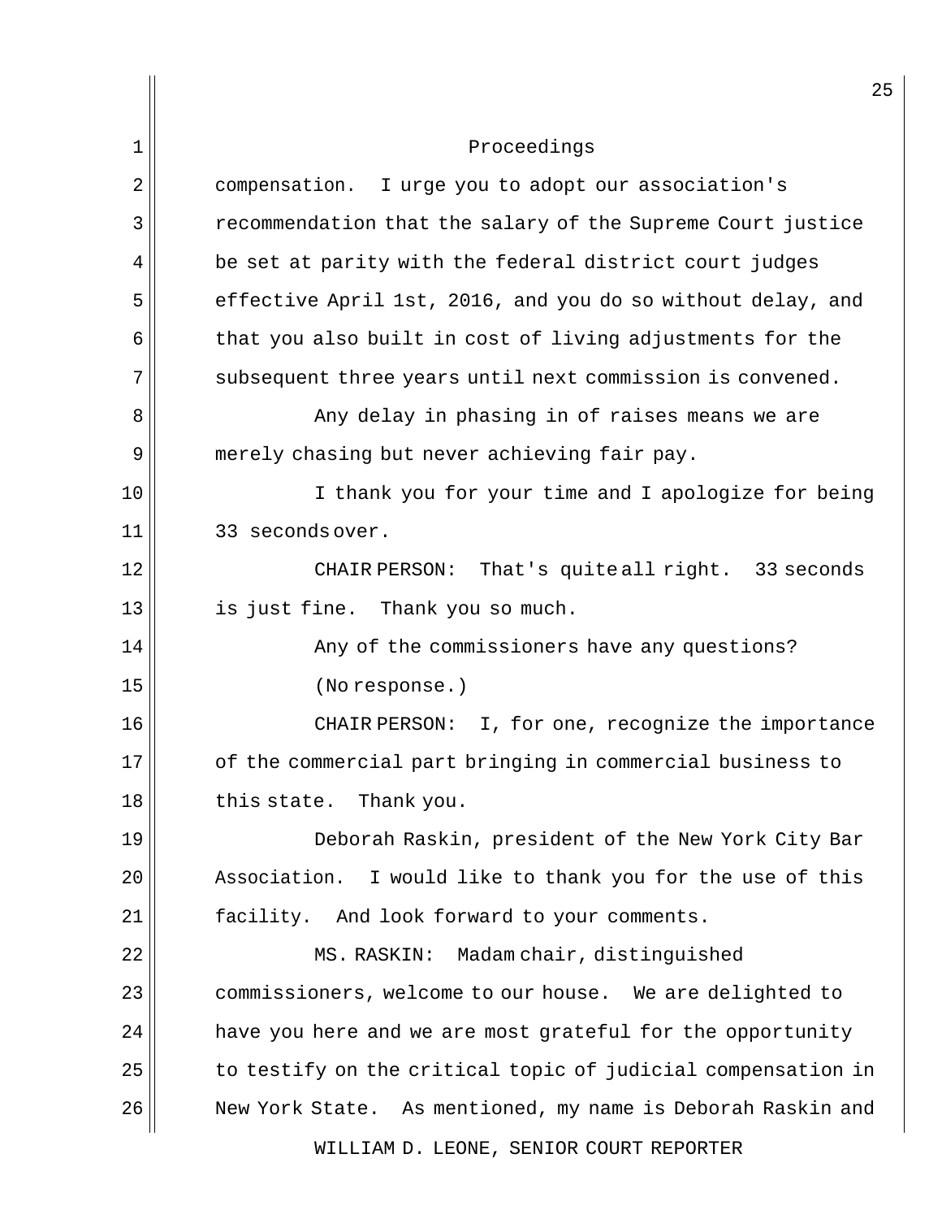Proceedings

compensation. I urge you to adopt our association's recommendation that the salary of the Supreme Court justice be set at parity with the federal district court judges effective April 1st, 2016, and you do so without delay, and that you also built in cost of living adjustments for the subsequent three years until next commission is convened.

Any delay in phasing in of raises means we are merely chasing but never achieving fair pay.

I thank you for your time and I apologize for being 33 seconds over.

CHAIR PERSON: That's quite all right. 33 seconds is just fine. Thank you so much.

Any of the commissioners have any questions?

(No response.)

CHAIR PERSON: I, for one, recognize the importance of the commercial part bringing in commercial business to this state. Thank you.

Deborah Raskin, president of the New York City Bar Association. I would like to thank you for the use of this facility. And look forward to your comments.

MS. RASKIN: Madam chair, distinguished commissioners, welcome to our house. We are delighted to have you here and we are most grateful for the opportunity to testify on the critical topic of judicial compensation in New York State. As mentioned, my name is Deborah Raskin and

WILLIAM D. LEONE, SENIOR COURT REPORTER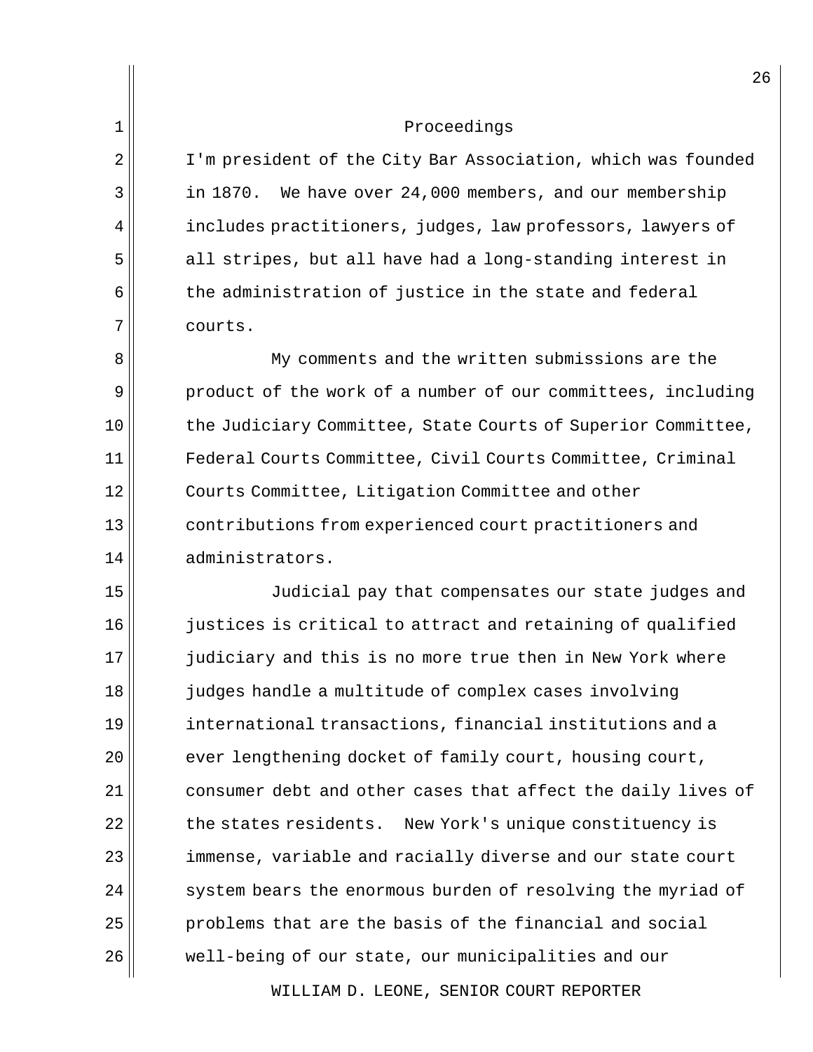Proceedings

I'm president of the City Bar Association, which was founded in 1870. We have over 24,000 members, and our membership includes practitioners, judges, law professors, lawyers of all stripes, but all have had a long-standing interest in the administration of justice in the state and federal courts.

My comments and the written submissions are the product of the work of a number of our committees, including the Judiciary Committee, State Courts of Superior Committee, Federal Courts Committee, Civil Courts Committee, Criminal Courts Committee, Litigation Committee and other contributions from experienced court practitioners and administrators.

Judicial pay that compensates our state judges and justices is critical to attract and retaining of qualified judiciary and this is no more true then in New York where judges handle a multitude of complex cases involving international transactions, financial institutions and a ever lengthening docket of family court, housing court, consumer debt and other cases that affect the daily lives of the states residents. New York's unique constituency is immense, variable and racially diverse and our state court system bears the enormous burden of resolving the myriad of problems that are the basis of the financial and social well-being of our state, our municipalities and our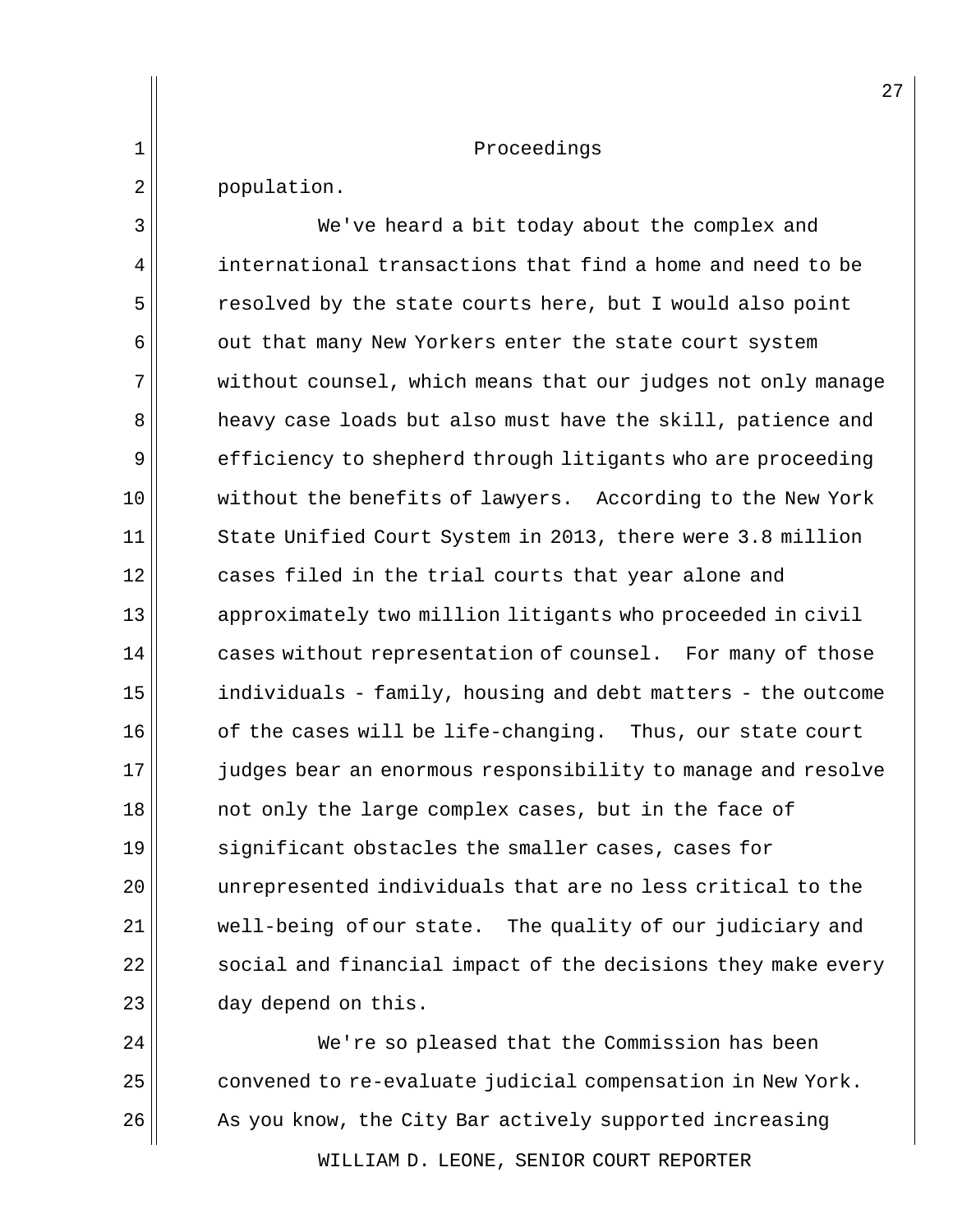population.

We've heard a bit today about the complex and international transactions that find a home and need to be resolved by the state courts here, but I would also point out that many New Yorkers enter the state court system without counsel, which means that our judges not only manage heavy case loads but also must have the skill, patience and efficiency to shepherd through litigants who are proceeding without the benefits of lawyers. According to the New York State Unified Court System in 2013, there were 3.8 million cases filed in the trial courts that year alone and approximately two million litigants who proceeded in civil cases without representation of counsel. For many of those individuals - family, housing and debt matters - the outcome of the cases will be life-changing. Thus, our state court judges bear an enormous responsibility to manage and resolve not only the large complex cases, but in the face of significant obstacles the smaller cases, cases for unrepresented individuals that are no less critical to the well-being of our state. The quality of our judiciary and social and financial impact of the decisions they make every day depend on this.

We're so pleased that the Commission has been convened to re-evaluate judicial compensation in New York. As you know, the City Bar actively supported increasing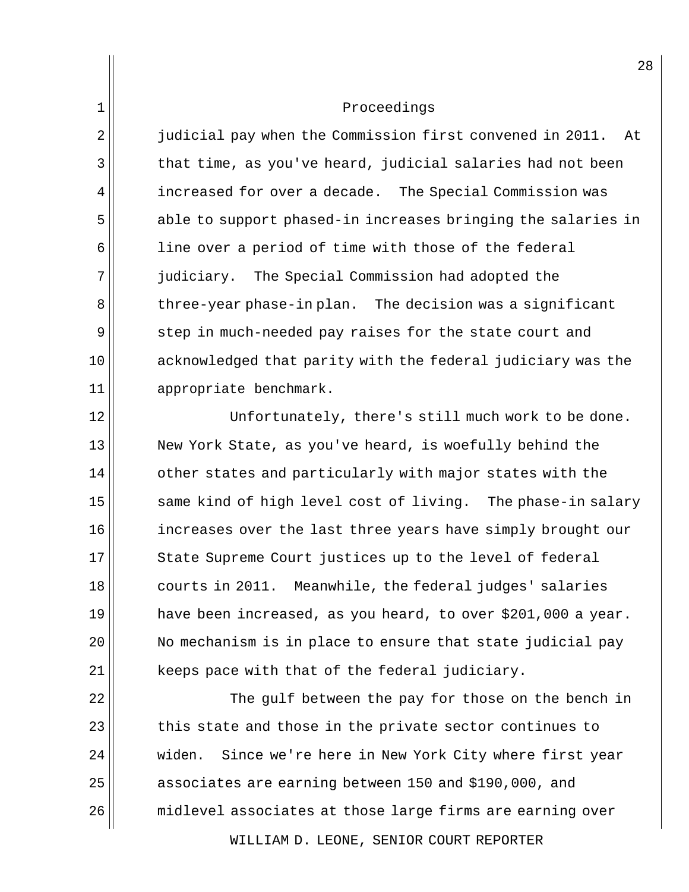Proceedings

judicial pay when the Commission first convened in 2011. At that time, as you've heard, judicial salaries had not been increased for over a decade. The Special Commission was able to support phased-in increases bringing the salaries in line over a period of time with those of the federal judiciary. The Special Commission had adopted the three-year phase-in plan. The decision was a significant step in much-needed pay raises for the state court and acknowledged that parity with the federal judiciary was the appropriate benchmark.

Unfortunately, there's still much work to be done. New York State, as you've heard, is woefully behind the other states and particularly with major states with the same kind of high level cost of living. The phase-in salary increases over the last three years have simply brought our State Supreme Court justices up to the level of federal courts in 2011. Meanwhile, the federal judges' salaries have been increased, as you heard, to over $201,000 a year. No mechanism is in place to ensure that state judicial pay keeps pace with that of the federal judiciary.

The gulf between the pay for those on the bench in this state and those in the private sector continues to widen. Since we're here in New York City where first year associates are earning between 150 and $190,000, and midlevel associates at those large firms are earning over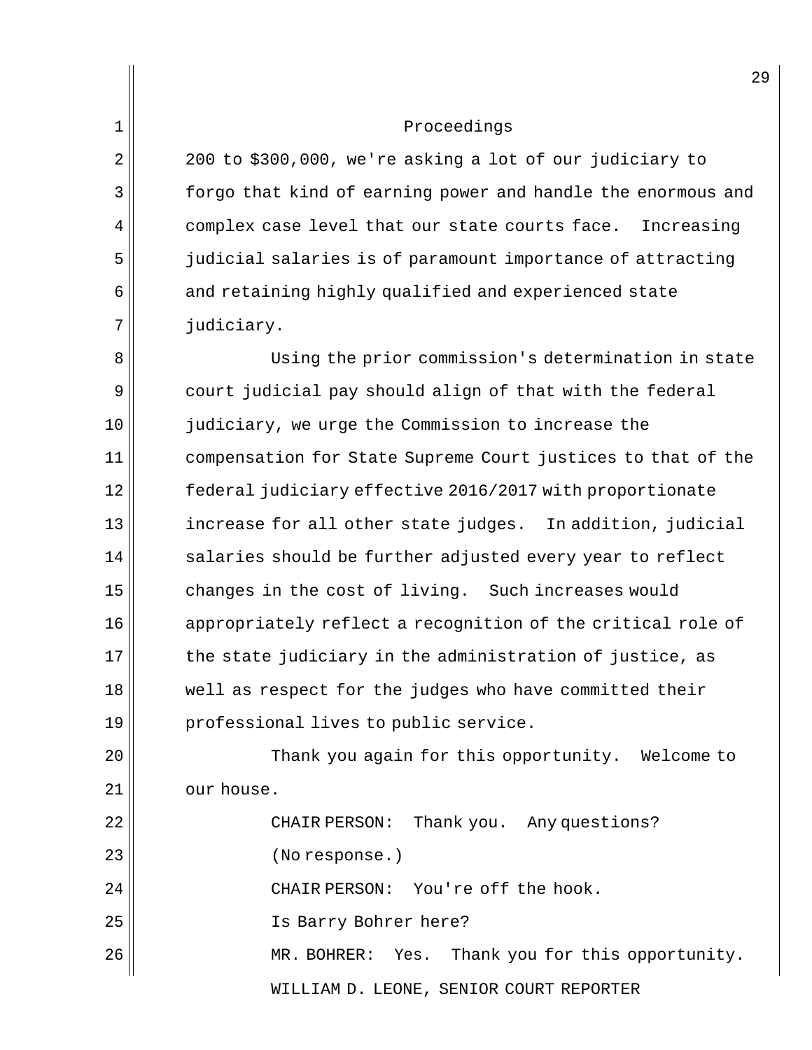Proceedings

200 to $300,000, we're asking a lot of our judiciary to forgo that kind of earning power and handle the enormous and complex case level that our state courts face. Increasing judicial salaries is of paramount importance of attracting and retaining highly qualified and experienced state judiciary.

Using the prior commission's determination in state court judicial pay should align of that with the federal judiciary, we urge the Commission to increase the compensation for State Supreme Court justices to that of the federal judiciary effective 2016/2017 with proportionate increase for all other state judges. In addition, judicial salaries should be further adjusted every year to reflect changes in the cost of living. Such increases would appropriately reflect a recognition of the critical role of the state judiciary in the administration of justice, as well as respect for the judges who have committed their professional lives to public service.

Thank you again for this opportunity. Welcome to our house.

CHAIR PERSON: Thank you. Any questions?

(No response.)

CHAIR PERSON: You're off the hook.

Is Barry Bohrer here?

MR. BOHRER: Yes. Thank you for this opportunity.

WILLIAM D. LEONE, SENIOR COURT REPORTER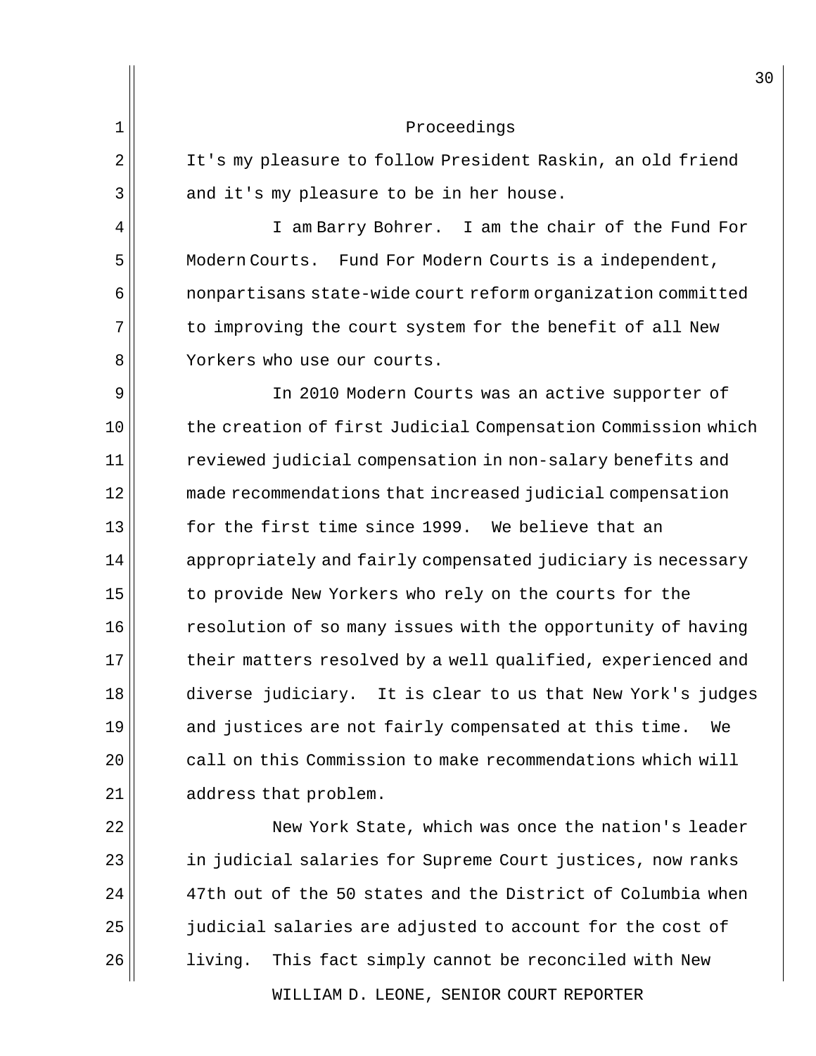Proceedings

It's my pleasure to follow President Raskin, an old friend and it's my pleasure to be in her house.

I am Barry Bohrer. I am the chair of the Fund For Modern Courts. Fund For Modern Courts is a independent, nonpartisans state-wide court reform organization committed to improving the court system for the benefit of all New Yorkers who use our courts.

In 2010 Modern Courts was an active supporter of the creation of first Judicial Compensation Commission which reviewed judicial compensation in non-salary benefits and made recommendations that increased judicial compensation for the first time since 1999. We believe that an appropriately and fairly compensated judiciary is necessary to provide New Yorkers who rely on the courts for the resolution of so many issues with the opportunity of having their matters resolved by a well qualified, experienced and diverse judiciary. It is clear to us that New York's judges and justices are not fairly compensated at this time. We call on this Commission to make recommendations which will address that problem.

New York State, which was once the nation's leader in judicial salaries for Supreme Court justices, now ranks 47th out of the 50 states and the District of Columbia when judicial salaries are adjusted to account for the cost of living. This fact simply cannot be reconciled with New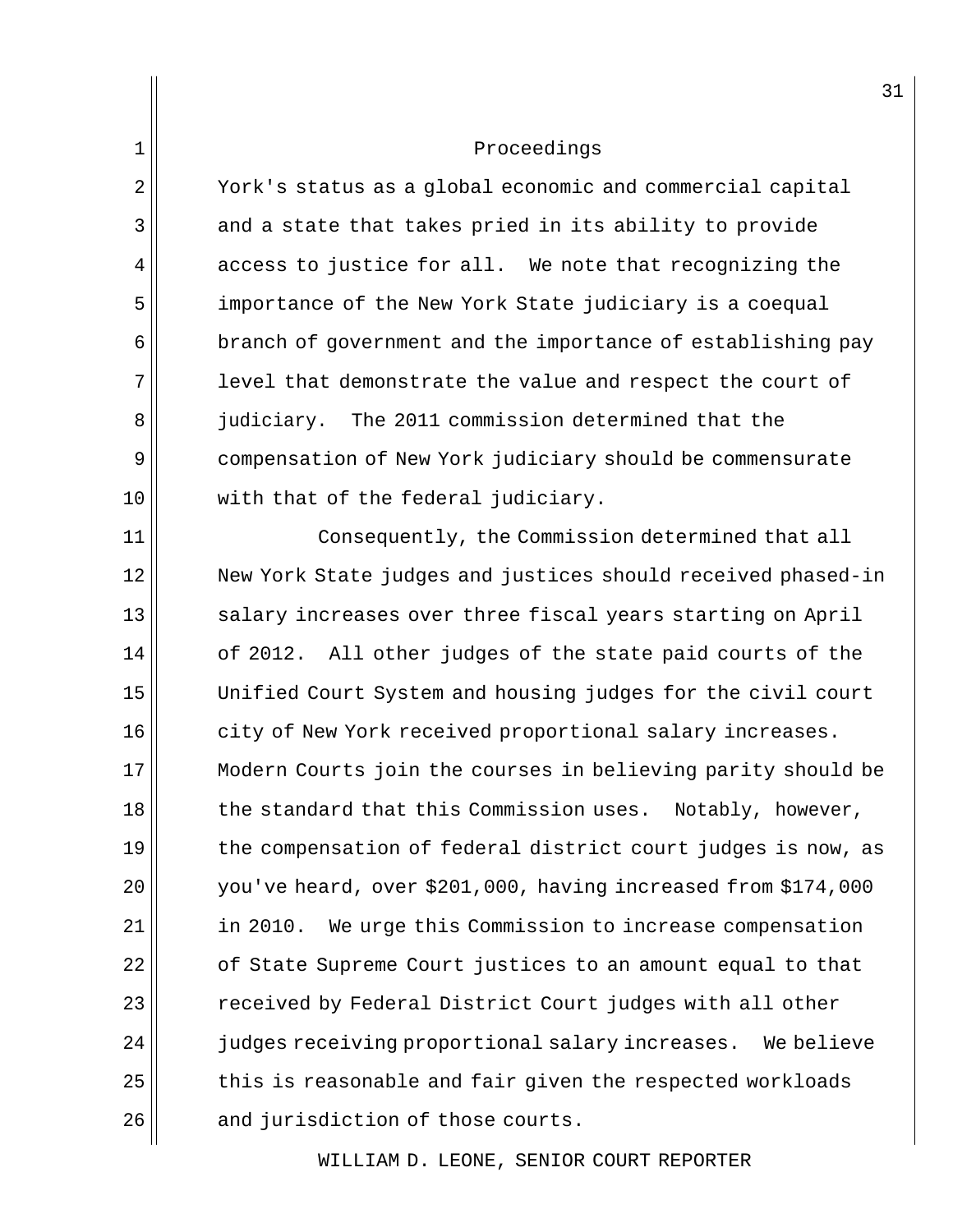Proceedings

York's status as a global economic and commercial capital and a state that takes pried in its ability to provide access to justice for all. We note that recognizing the importance of the New York State judiciary is a coequal branch of government and the importance of establishing pay level that demonstrate the value and respect the court of judiciary. The 2011 commission determined that the compensation of New York judiciary should be commensurate with that of the federal judiciary.

Consequently, the Commission determined that all New York State judges and justices should received phased-in salary increases over three fiscal years starting on April of 2012. All other judges of the state paid courts of the Unified Court System and housing judges for the civil court city of New York received proportional salary increases. Modern Courts join the courses in believing parity should be the standard that this Commission uses. Notably, however, the compensation of federal district court judges is now, as you've heard, over $201,000, having increased from $174,000 in 2010. We urge this Commission to increase compensation of State Supreme Court justices to an amount equal to that received by Federal District Court judges with all other judges receiving proportional salary increases. We believe this is reasonable and fair given the respected workloads and jurisdiction of those courts.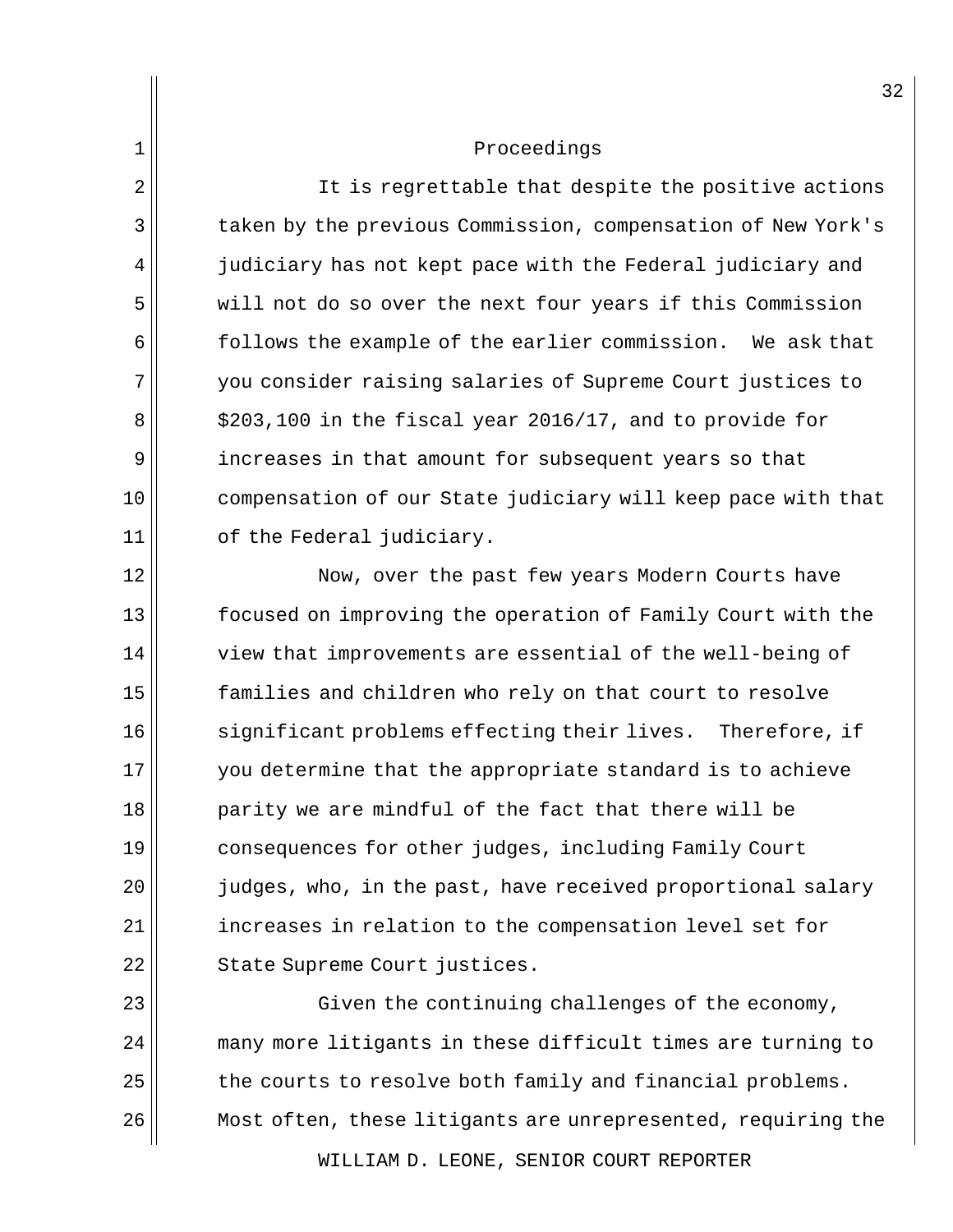Proceedings

It is regrettable that despite the positive actions taken by the previous Commission, compensation of New York's judiciary has not kept pace with the Federal judiciary and will not do so over the next four years if this Commission follows the example of the earlier commission. We ask that you consider raising salaries of Supreme Court justices to $203,100 in the fiscal year 2016/17, and to provide for increases in that amount for subsequent years so that compensation of our State judiciary will keep pace with that of the Federal judiciary.

Now, over the past few years Modern Courts have focused on improving the operation of Family Court with the view that improvements are essential of the well-being of families and children who rely on that court to resolve significant problems effecting their lives. Therefore, if you determine that the appropriate standard is to achieve parity we are mindful of the fact that there will be consequences for other judges, including Family Court judges, who, in the past, have received proportional salary increases in relation to the compensation level set for State Supreme Court justices.

Given the continuing challenges of the economy, many more litigants in these difficult times are turning to the courts to resolve both family and financial problems. Most often, these litigants are unrepresented, requiring the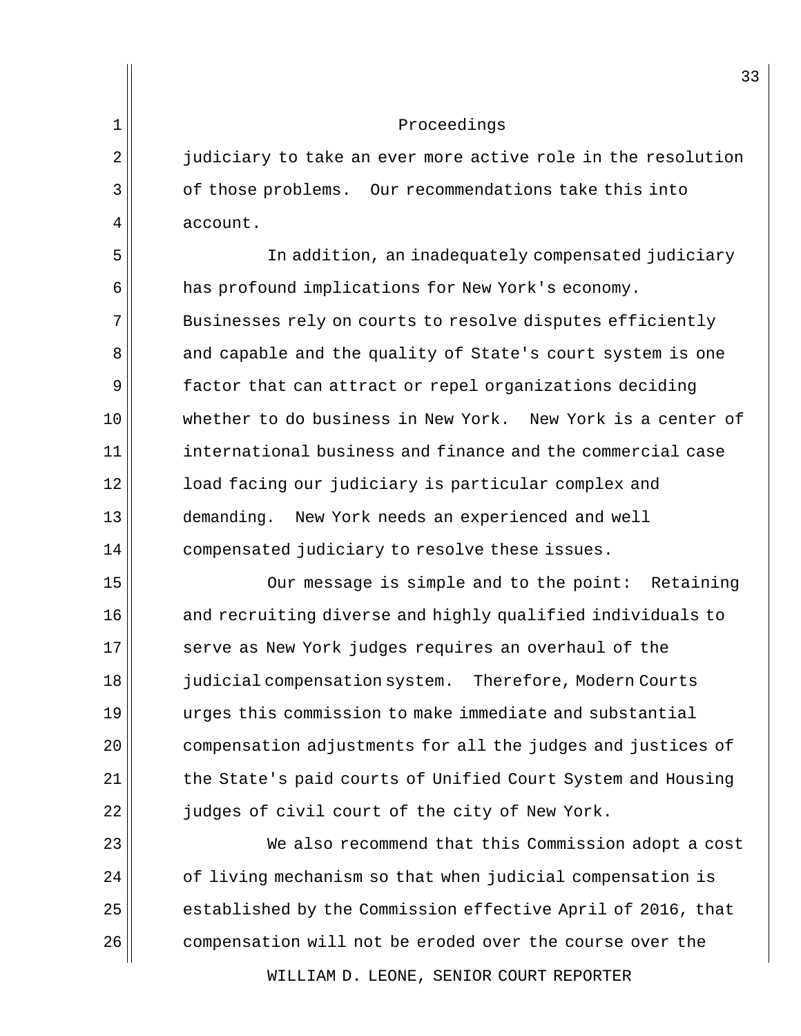judiciary to take an ever more active role in the resolution of those problems. Our recommendations take this into account.

In addition, an inadequately compensated judiciary has profound implications for New York's economy. Businesses rely on courts to resolve disputes efficiently and capable and the quality of State's court system is one factor that can attract or repel organizations deciding whether to do business in New York. New York is a center of international business and finance and the commercial case load facing our judiciary is particular complex and demanding. New York needs an experienced and well compensated judiciary to resolve these issues.

Our message is simple and to the point: Retaining and recruiting diverse and highly qualified individuals to serve as New York judges requires an overhaul of the judicial compensation system. Therefore, Modern Courts urges this commission to make immediate and substantial compensation adjustments for all the judges and justices of the State's paid courts of Unified Court System and Housing judges of civil court of the city of New York.

We also recommend that this Commission adopt a cost of living mechanism so that when judicial compensation is established by the Commission effective April of 2016, that compensation will not be eroded over the course over the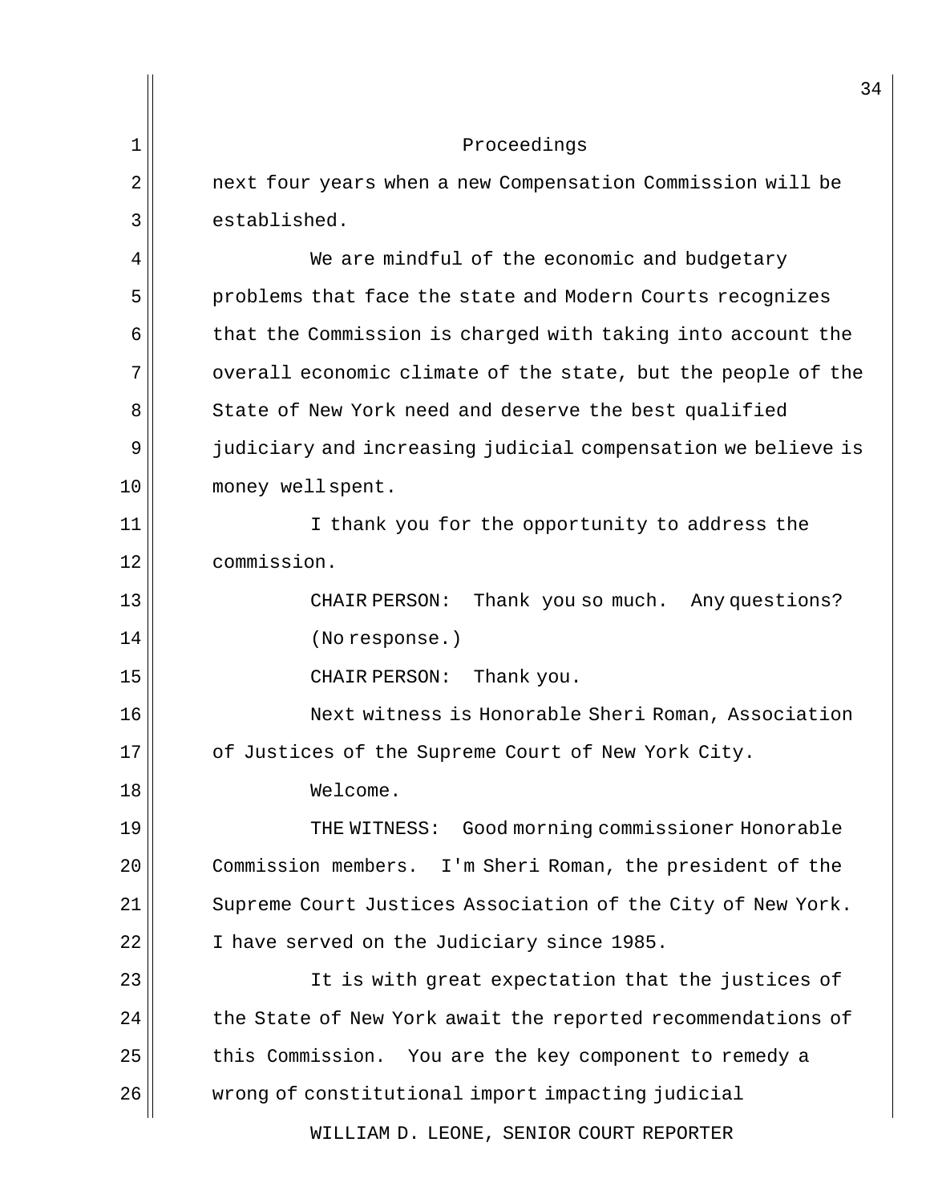next four years when a new Compensation Commission will be established.

We are mindful of the economic and budgetary problems that face the state and Modern Courts recognizes that the Commission is charged with taking into account the overall economic climate of the state, but the people of the State of New York need and deserve the best qualified judiciary and increasing judicial compensation we believe is money well spent.

I thank you for the opportunity to address the commission.

CHAIR PERSON: Thank you so much. Any questions?

(No response.)

CHAIR PERSON: Thank you.

Next witness is Honorable Sheri Roman, Association of Justices of the Supreme Court of New York City.

Welcome.

THE WITNESS: Good morning commissioner Honorable Commission members. I'm Sheri Roman, the president of the Supreme Court Justices Association of the City of New York. I have served on the Judiciary since 1985.

It is with great expectation that the justices of the State of New York await the reported recommendations of this Commission. You are the key component to remedy a wrong of constitutional import impacting judicial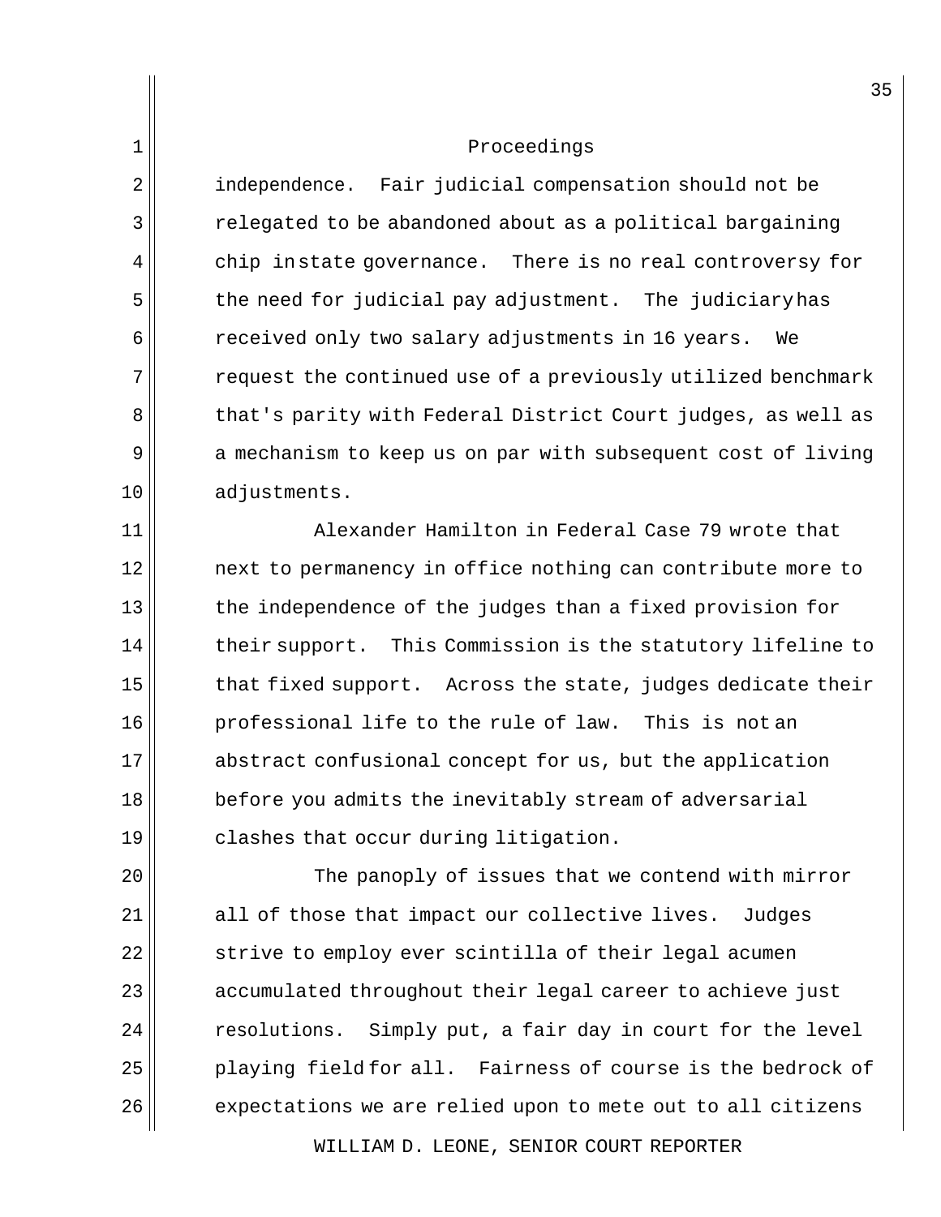Proceedings

independence. Fair judicial compensation should not be relegated to be abandoned about as a political bargaining chip in state governance. There is no real controversy for the need for judicial pay adjustment. The judiciary has received only two salary adjustments in 16 years. We request the continued use of a previously utilized benchmark that's parity with Federal District Court judges, as well as a mechanism to keep us on par with subsequent cost of living adjustments.

Alexander Hamilton in Federal Case 79 wrote that next to permanency in office nothing can contribute more to the independence of the judges than a fixed provision for their support. This Commission is the statutory lifeline to that fixed support. Across the state, judges dedicate their professional life to the rule of law. This is not an abstract confusional concept for us, but the application before you admits the inevitably stream of adversarial clashes that occur during litigation.

The panoply of issues that we contend with mirror all of those that impact our collective lives. Judges strive to employ ever scintilla of their legal acumen accumulated throughout their legal career to achieve just resolutions. Simply put, a fair day in court for the level playing field for all. Fairness of course is the bedrock of expectations we are relied upon to mete out to all citizens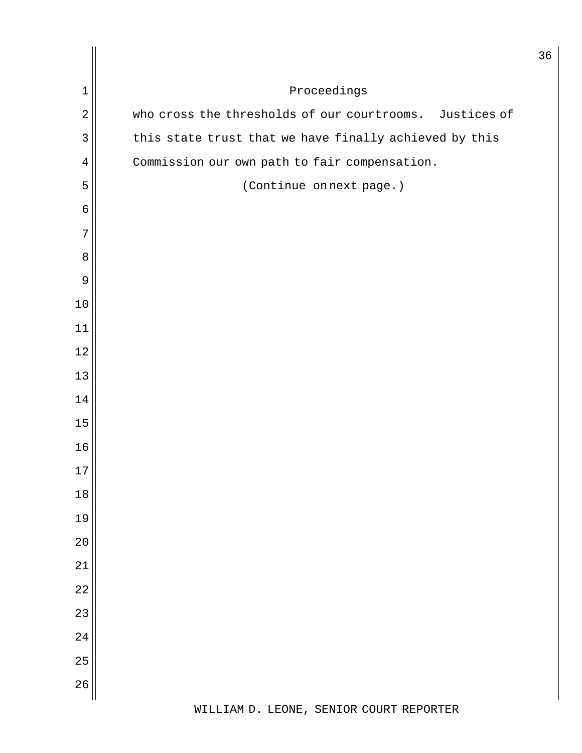who cross the thresholds of our courtrooms. Justices of this state trust that we have finally achieved by this Commission our own path to fair compensation.

(Continue on next page.)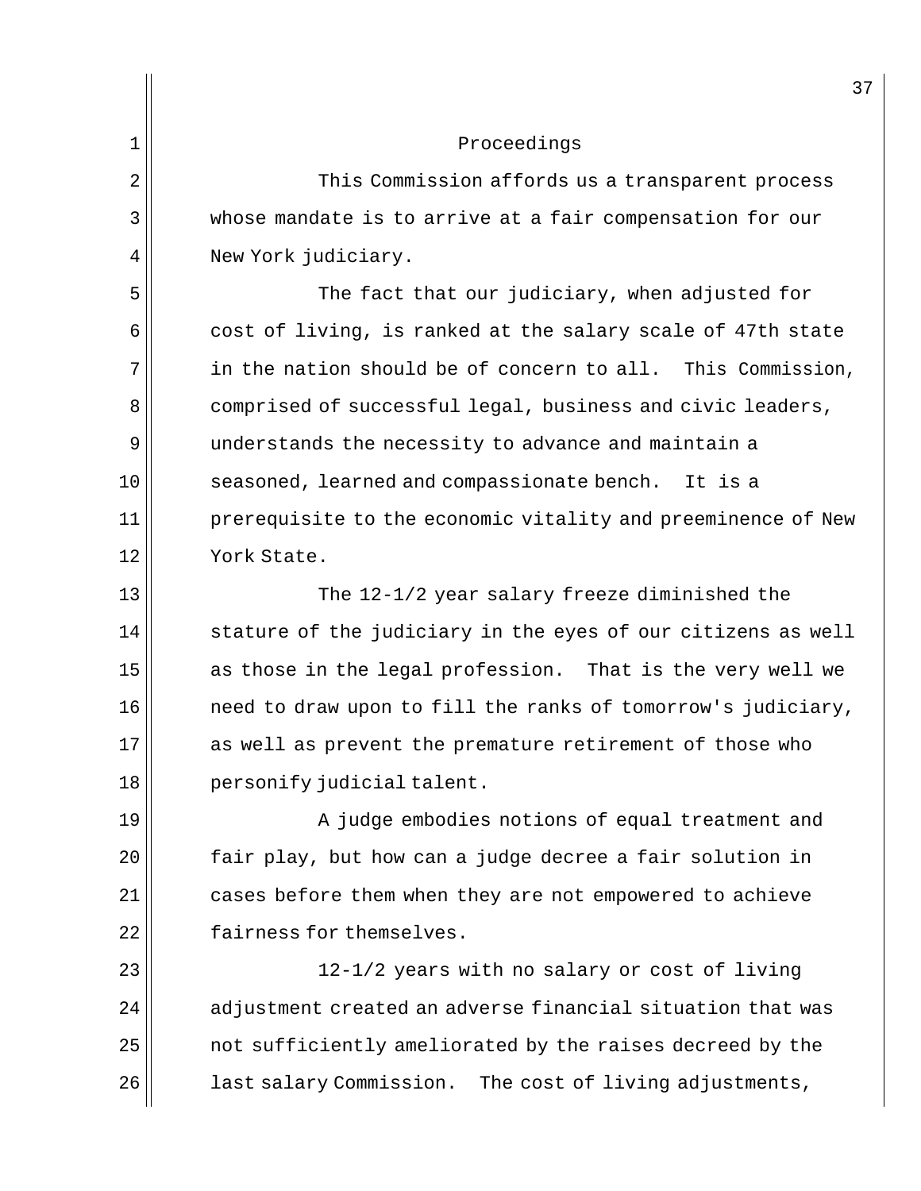Proceedings

This Commission affords us a transparent process whose mandate is to arrive at a fair compensation for our New York judiciary.

The fact that our judiciary, when adjusted for cost of living, is ranked at the salary scale of 47th state in the nation should be of concern to all. This Commission, comprised of successful legal, business and civic leaders, understands the necessity to advance and maintain a seasoned, learned and compassionate bench. It is a prerequisite to the economic vitality and preeminence of New York State.

The 12-1/2 year salary freeze diminished the stature of the judiciary in the eyes of our citizens as well as those in the legal profession. That is the very well we need to draw upon to fill the ranks of tomorrow's judiciary, as well as prevent the premature retirement of those who personify judicial talent.

A judge embodies notions of equal treatment and fair play, but how can a judge decree a fair solution in cases before them when they are not empowered to achieve fairness for themselves.

12-1/2 years with no salary or cost of living adjustment created an adverse financial situation that was not sufficiently ameliorated by the raises decreed by the last salary Commission. The cost of living adjustments,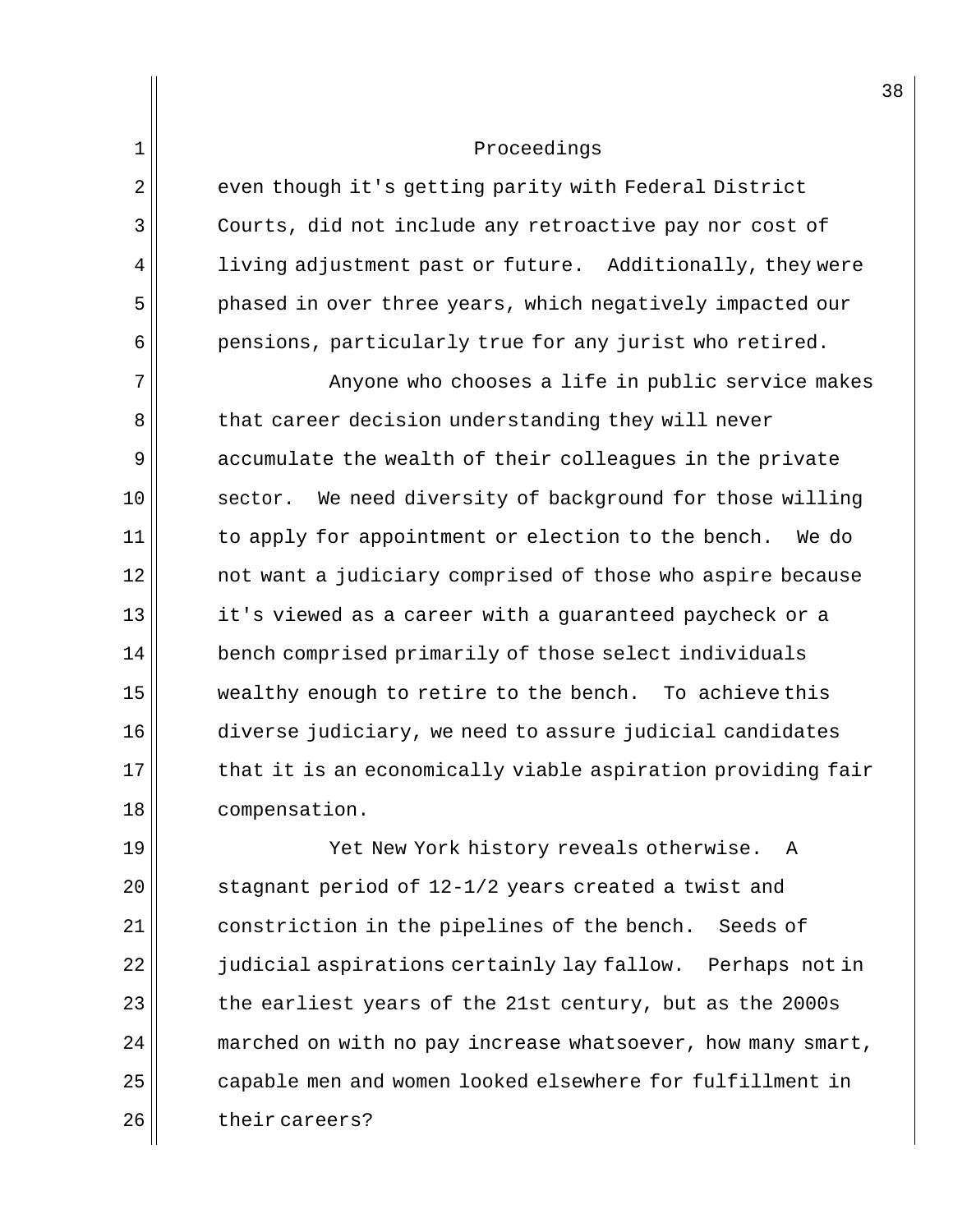even though it's getting parity with Federal District Courts, did not include any retroactive pay nor cost of living adjustment past or future. Additionally, they were phased in over three years, which negatively impacted our pensions, particularly true for any jurist who retired.

Anyone who chooses a life in public service makes that career decision understanding they will never accumulate the wealth of their colleagues in the private sector. We need diversity of background for those willing to apply for appointment or election to the bench. We do not want a judiciary comprised of those who aspire because it's viewed as a career with a guaranteed paycheck or a bench comprised primarily of those select individuals wealthy enough to retire to the bench. To achieve this diverse judiciary, we need to assure judicial candidates that it is an economically viable aspiration providing fair compensation.

Yet New York history reveals otherwise. A stagnant period of 12-1/2 years created a twist and constriction in the pipelines of the bench. Seeds of judicial aspirations certainly lay fallow. Perhaps not in the earliest years of the 21st century, but as the 2000s marched on with no pay increase whatsoever, how many smart, capable men and women looked elsewhere for fulfillment in their careers?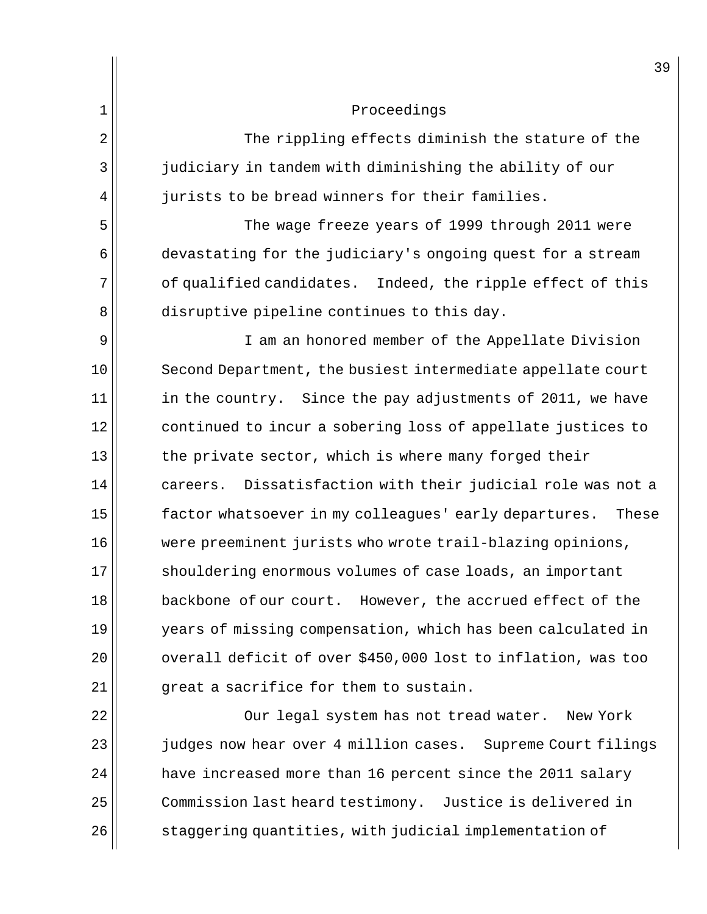Proceedings

The rippling effects diminish the stature of the judiciary in tandem with diminishing the ability of our jurists to be bread winners for their families.

The wage freeze years of 1999 through 2011 were devastating for the judiciary's ongoing quest for a stream of qualified candidates. Indeed, the ripple effect of this disruptive pipeline continues to this day.

I am an honored member of the Appellate Division Second Department, the busiest intermediate appellate court in the country. Since the pay adjustments of 2011, we have continued to incur a sobering loss of appellate justices to the private sector, which is where many forged their careers. Dissatisfaction with their judicial role was not a factor whatsoever in my colleagues' early departures. These were preeminent jurists who wrote trail-blazing opinions, shouldering enormous volumes of case loads, an important backbone of our court. However, the accrued effect of the years of missing compensation, which has been calculated in overall deficit of over $450,000 lost to inflation, was too great a sacrifice for them to sustain.

Our legal system has not tread water. New York judges now hear over 4 million cases. Supreme Court filings have increased more than 16 percent since the 2011 salary Commission last heard testimony. Justice is delivered in staggering quantities, with judicial implementation of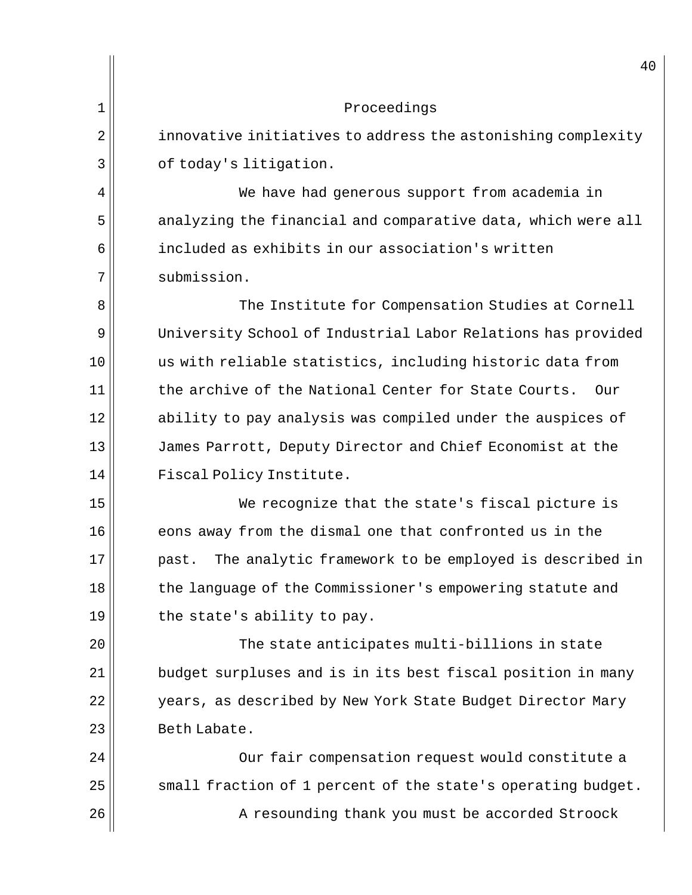Proceedings

innovative initiatives to address the astonishing complexity of today's litigation.

We have had generous support from academia in analyzing the financial and comparative data, which were all included as exhibits in our association's written submission.

The Institute for Compensation Studies at Cornell University School of Industrial Labor Relations has provided us with reliable statistics, including historic data from the archive of the National Center for State Courts. Our ability to pay analysis was compiled under the auspices of James Parrott, Deputy Director and Chief Economist at the Fiscal Policy Institute.

We recognize that the state's fiscal picture is eons away from the dismal one that confronted us in the past. The analytic framework to be employed is described in the language of the Commissioner's empowering statute and the state's ability to pay.

The state anticipates multi-billions in state budget surpluses and is in its best fiscal position in many years, as described by New York State Budget Director Mary Beth Labate.

Our fair compensation request would constitute a small fraction of 1 percent of the state's operating budget.

A resounding thank you must be accorded Stroock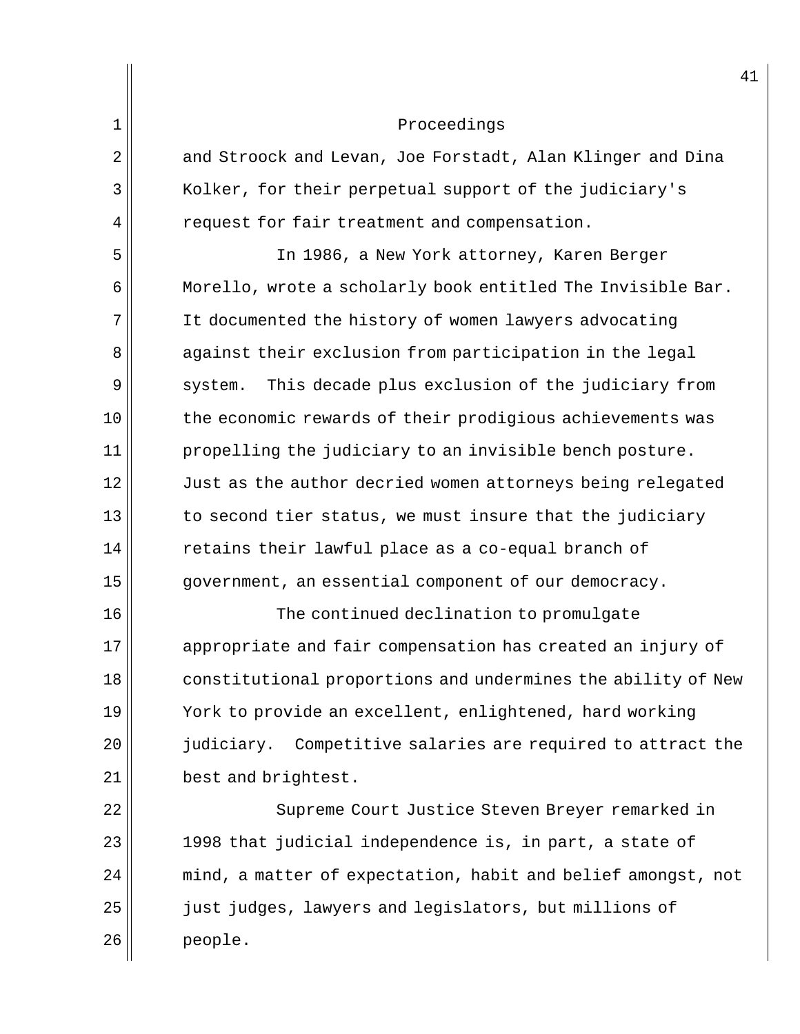Proceedings

and Stroock and Levan, Joe Forstadt, Alan Klinger and Dina Kolker, for their perpetual support of the judiciary's request for fair treatment and compensation.

In 1986, a New York attorney, Karen Berger Morello, wrote a scholarly book entitled The Invisible Bar. It documented the history of women lawyers advocating against their exclusion from participation in the legal system. This decade plus exclusion of the judiciary from the economic rewards of their prodigious achievements was propelling the judiciary to an invisible bench posture. Just as the author decried women attorneys being relegated to second tier status, we must insure that the judiciary retains their lawful place as a co-equal branch of government, an essential component of our democracy.

The continued declination to promulgate appropriate and fair compensation has created an injury of constitutional proportions and undermines the ability of New York to provide an excellent, enlightened, hard working judiciary. Competitive salaries are required to attract the best and brightest.

Supreme Court Justice Steven Breyer remarked in 1998 that judicial independence is, in part, a state of mind, a matter of expectation, habit and belief amongst, not just judges, lawyers and legislators, but millions of people.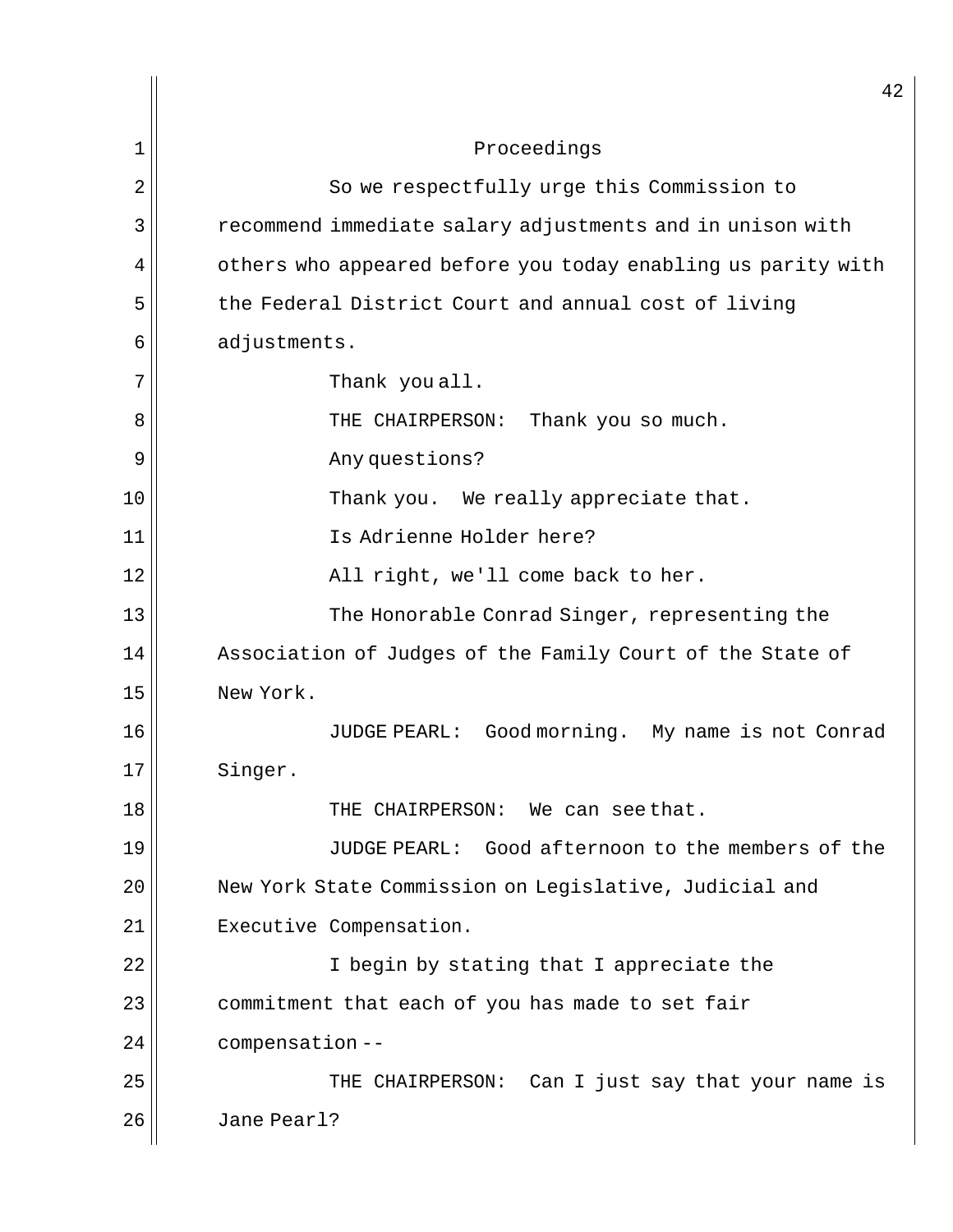Proceedings

So we respectfully urge this Commission to recommend immediate salary adjustments and in unison with others who appeared before you today enabling us parity with the Federal District Court and annual cost of living adjustments.

Thank you all.

THE CHAIRPERSON: Thank you so much.

Any questions?

Thank you. We really appreciate that.

Is Adrienne Holder here?

All right, we'll come back to her.

The Honorable Conrad Singer, representing the Association of Judges of the Family Court of the State of New York.

JUDGE PEARL: Good morning. My name is not Conrad Singer.

THE CHAIRPERSON: We can see that.

JUDGE PEARL: Good afternoon to the members of the New York State Commission on Legislative, Judicial and Executive Compensation.

I begin by stating that I appreciate the commitment that each of you has made to set fair compensation --

THE CHAIRPERSON: Can I just say that your name is Jane Pearl?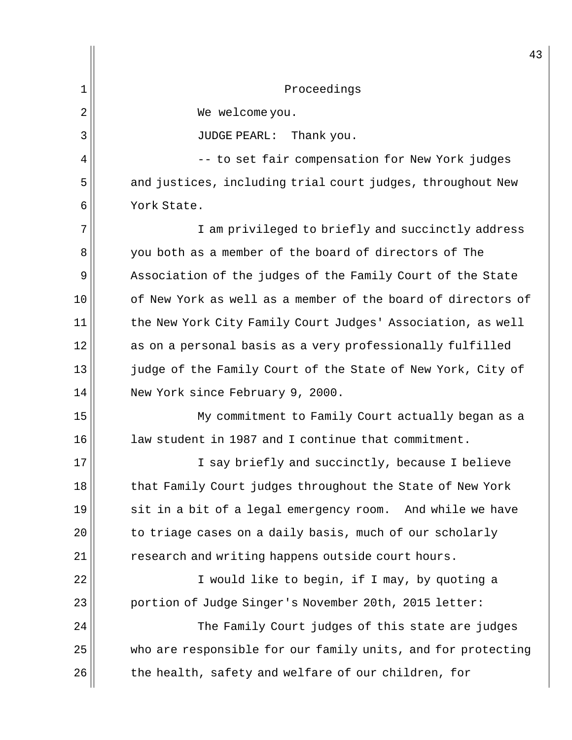Proceedings

We welcome you.

JUDGE PEARL: Thank you.

-- to set fair compensation for New York judges and justices, including trial court judges, throughout New York State.

I am privileged to briefly and succinctly address you both as a member of the board of directors of The Association of the judges of the Family Court of the State of New York as well as a member of the board of directors of the New York City Family Court Judges' Association, as well as on a personal basis as a very professionally fulfilled judge of the Family Court of the State of New York, City of New York since February 9, 2000.

My commitment to Family Court actually began as a law student in 1987 and I continue that commitment.

I say briefly and succinctly, because I believe that Family Court judges throughout the State of New York sit in a bit of a legal emergency room. And while we have to triage cases on a daily basis, much of our scholarly research and writing happens outside court hours.

I would like to begin, if I may, by quoting a portion of Judge Singer's November 20th, 2015 letter:

The Family Court judges of this state are judges who are responsible for our family units, and for protecting the health, safety and welfare of our children, for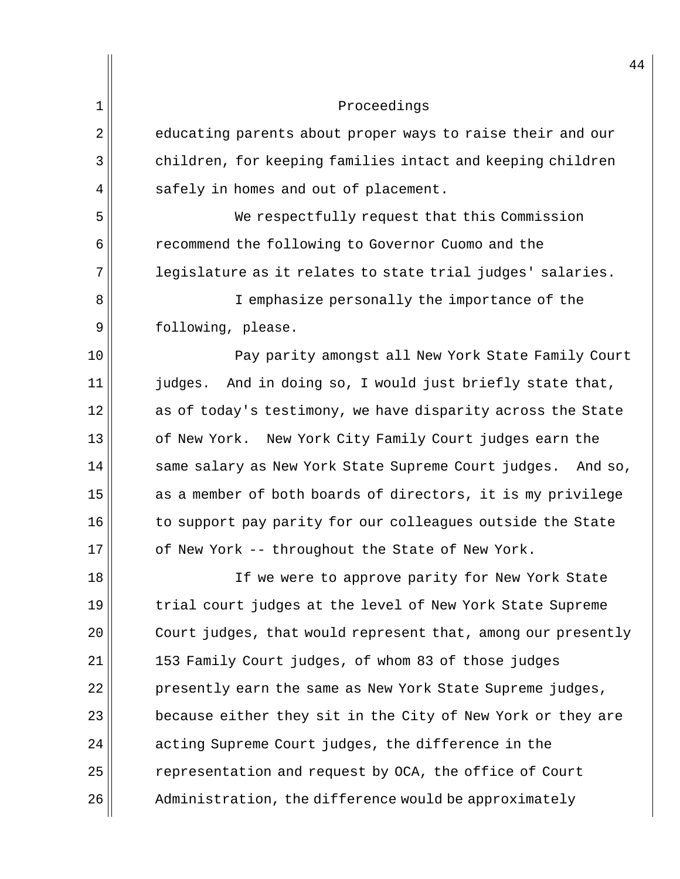Proceedings

educating parents about proper ways to raise their and our children, for keeping families intact and keeping children safely in homes and out of placement.

We respectfully request that this Commission recommend the following to Governor Cuomo and the legislature as it relates to state trial judges' salaries.

I emphasize personally the importance of the following, please.

Pay parity amongst all New York State Family Court judges. And in doing so, I would just briefly state that, as of today's testimony, we have disparity across the State of New York. New York City Family Court judges earn the same salary as New York State Supreme Court judges. And so, as a member of both boards of directors, it is my privilege to support pay parity for our colleagues outside the State of New York -- throughout the State of New York.

If we were to approve parity for New York State trial court judges at the level of New York State Supreme Court judges, that would represent that, among our presently 153 Family Court judges, of whom 83 of those judges presently earn the same as New York State Supreme judges, because either they sit in the City of New York or they are acting Supreme Court judges, the difference in the representation and request by OCA, the office of Court Administration, the difference would be approximately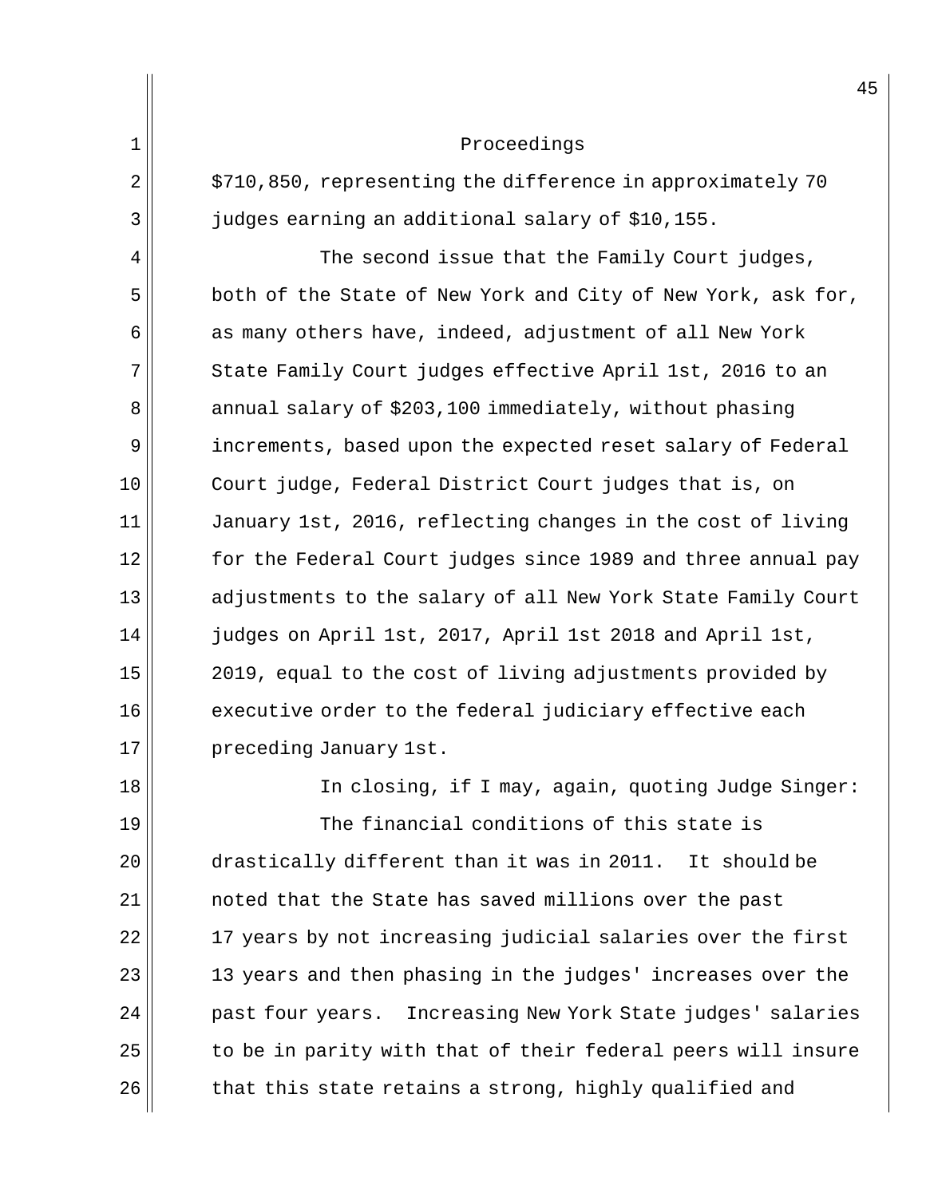Proceedings

$710,850, representing the difference in approximately 70 judges earning an additional salary of $10,155.

The second issue that the Family Court judges, both of the State of New York and City of New York, ask for, as many others have, indeed, adjustment of all New York State Family Court judges effective April 1st, 2016 to an annual salary of $203,100 immediately, without phasing increments, based upon the expected reset salary of Federal Court judge, Federal District Court judges that is, on January 1st, 2016, reflecting changes in the cost of living for the Federal Court judges since 1989 and three annual pay adjustments to the salary of all New York State Family Court judges on April 1st, 2017, April 1st 2018 and April 1st, 2019, equal to the cost of living adjustments provided by executive order to the federal judiciary effective each preceding January 1st.

In closing, if I may, again, quoting Judge Singer:

The financial conditions of this state is drastically different than it was in 2011. It should be noted that the State has saved millions over the past 17 years by not increasing judicial salaries over the first 13 years and then phasing in the judges' increases over the past four years. Increasing New York State judges' salaries to be in parity with that of their federal peers will insure that this state retains a strong, highly qualified and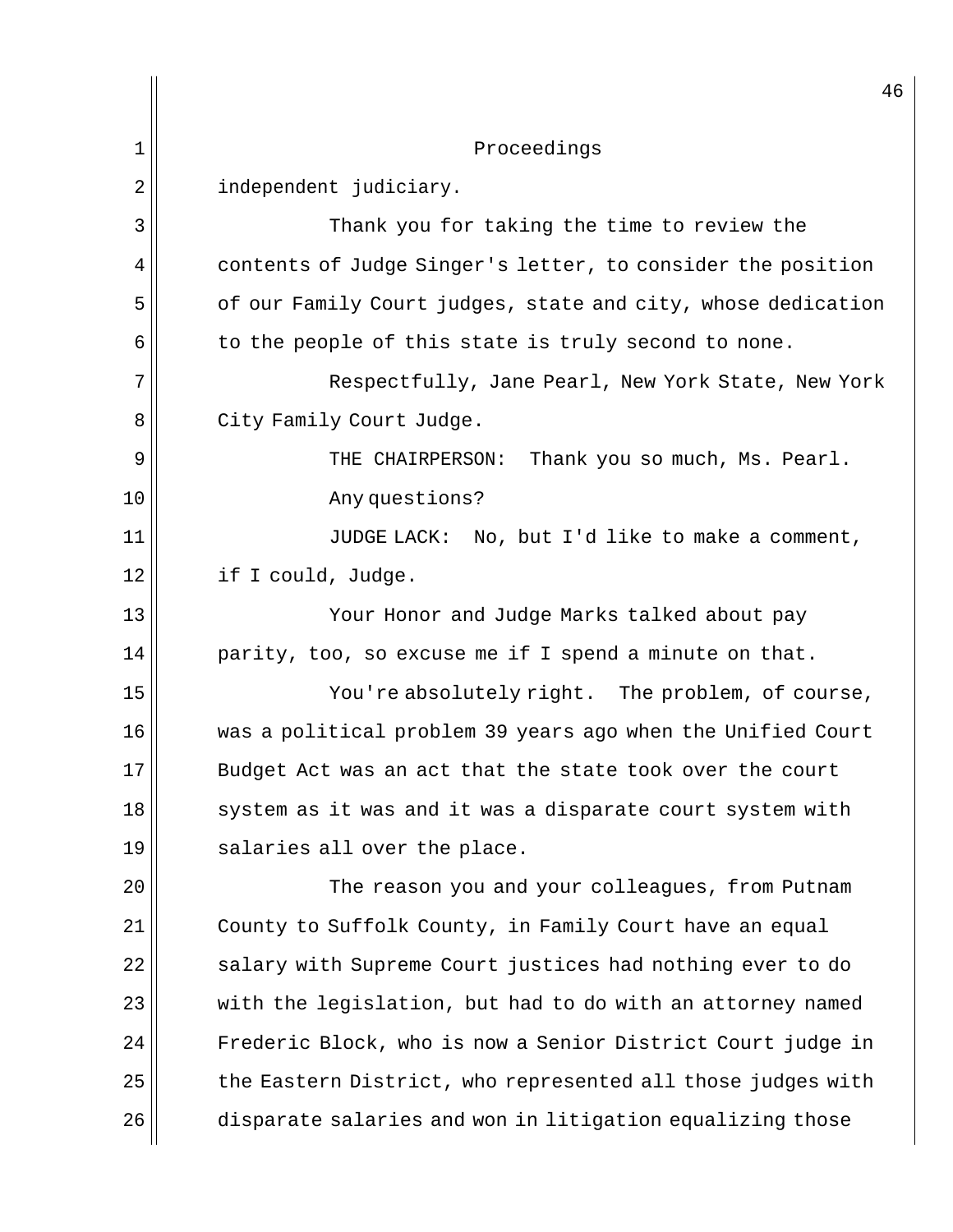independent judiciary.

Thank you for taking the time to review the contents of Judge Singer's letter, to consider the position of our Family Court judges, state and city, whose dedication to the people of this state is truly second to none.

Respectfully, Jane Pearl, New York State, New York City Family Court Judge.

THE CHAIRPERSON: Thank you so much, Ms. Pearl.

Any questions?

JUDGE LACK: No, but I'd like to make a comment, if I could, Judge.

Your Honor and Judge Marks talked about pay parity, too, so excuse me if I spend a minute on that.

You're absolutely right. The problem, of course, was a political problem 39 years ago when the Unified Court Budget Act was an act that the state took over the court system as it was and it was a disparate court system with salaries all over the place.

The reason you and your colleagues, from Putnam County to Suffolk County, in Family Court have an equal salary with Supreme Court justices had nothing ever to do with the legislation, but had to do with an attorney named Frederic Block, who is now a Senior District Court judge in the Eastern District, who represented all those judges with disparate salaries and won in litigation equalizing those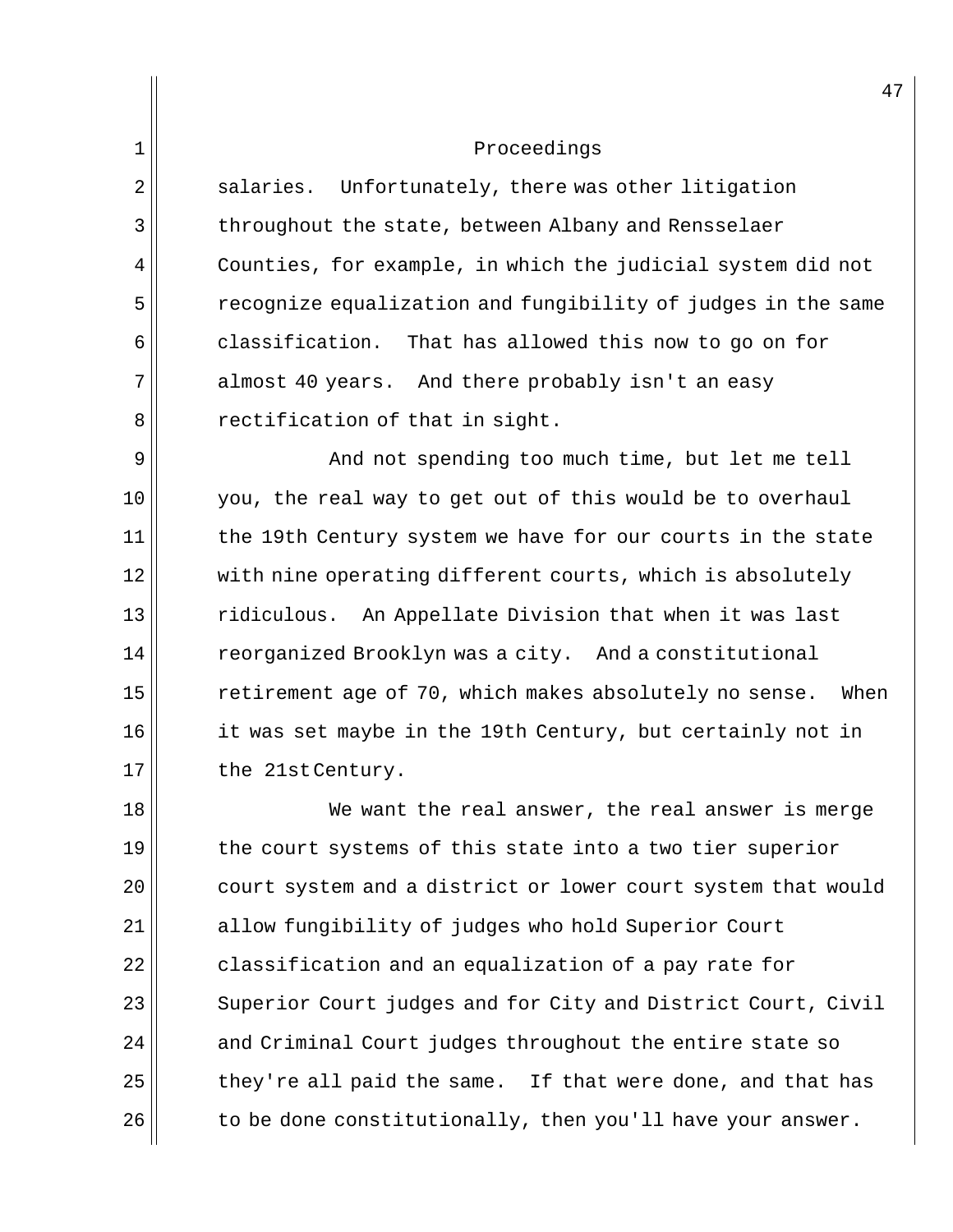Proceedings

salaries. Unfortunately, there was other litigation throughout the state, between Albany and Rensselaer Counties, for example, in which the judicial system did not recognize equalization and fungibility of judges in the same classification. That has allowed this now to go on for almost 40 years. And there probably isn't an easy rectification of that in sight.

And not spending too much time, but let me tell you, the real way to get out of this would be to overhaul the 19th Century system we have for our courts in the state with nine operating different courts, which is absolutely ridiculous. An Appellate Division that when it was last reorganized Brooklyn was a city. And a constitutional retirement age of 70, which makes absolutely no sense. When it was set maybe in the 19th Century, but certainly not in the 21st Century.

We want the real answer, the real answer is merge the court systems of this state into a two tier superior court system and a district or lower court system that would allow fungibility of judges who hold Superior Court classification and an equalization of a pay rate for Superior Court judges and for City and District Court, Civil and Criminal Court judges throughout the entire state so they're all paid the same. If that were done, and that has to be done constitutionally, then you'll have your answer.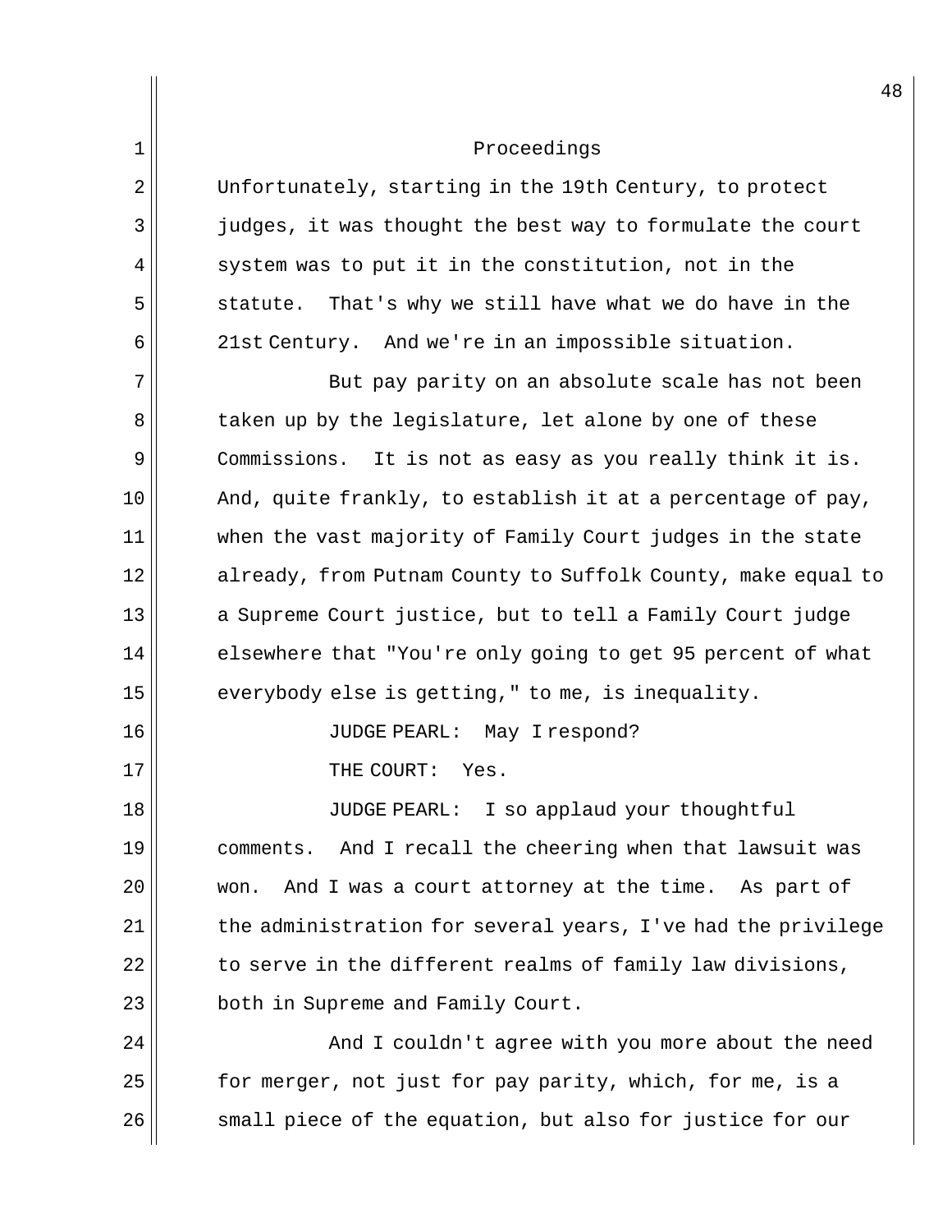Proceedings

Unfortunately, starting in the 19th Century, to protect judges, it was thought the best way to formulate the court system was to put it in the constitution, not in the statute. That's why we still have what we do have in the 21st Century. And we're in an impossible situation.

But pay parity on an absolute scale has not been taken up by the legislature, let alone by one of these Commissions. It is not as easy as you really think it is. And, quite frankly, to establish it at a percentage of pay, when the vast majority of Family Court judges in the state already, from Putnam County to Suffolk County, make equal to a Supreme Court justice, but to tell a Family Court judge elsewhere that "You're only going to get 95 percent of what everybody else is getting," to me, is inequality.

JUDGE PEARL: May I respond?

THE COURT: Yes.

JUDGE PEARL: I so applaud your thoughtful comments. And I recall the cheering when that lawsuit was won. And I was a court attorney at the time. As part of the administration for several years, I've had the privilege to serve in the different realms of family law divisions, both in Supreme and Family Court.

And I couldn't agree with you more about the need for merger, not just for pay parity, which, for me, is a small piece of the equation, but also for justice for our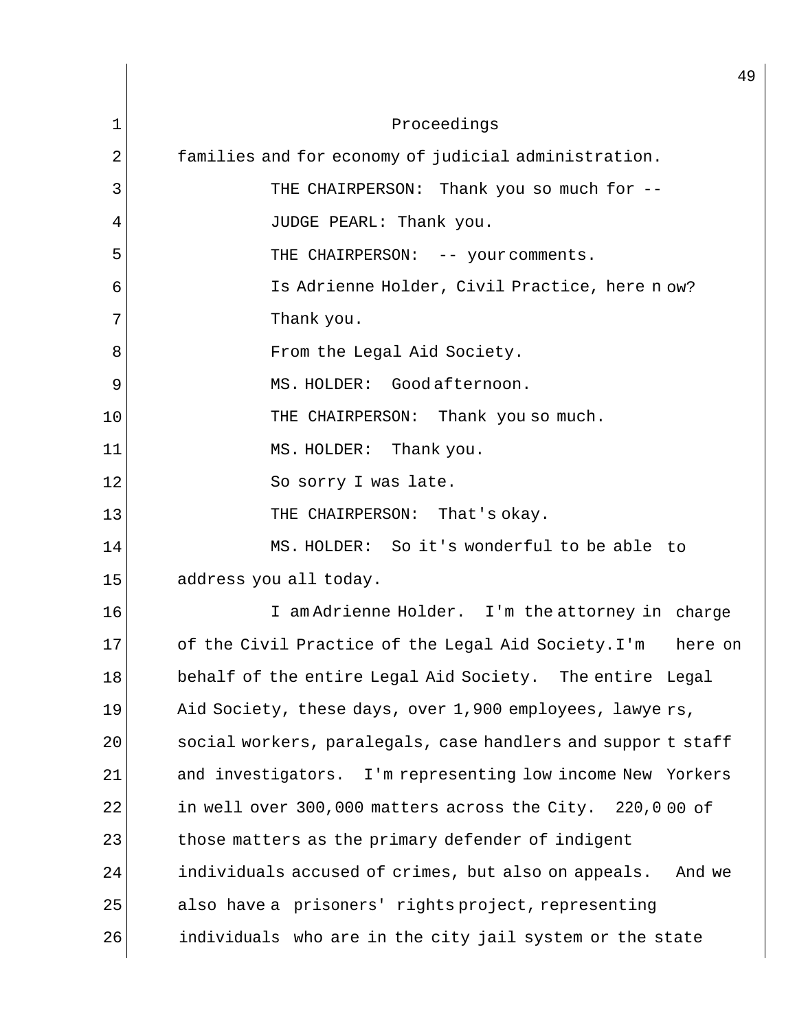Proceedings

families and for economy of judicial administration.

THE CHAIRPERSON: Thank you so much for --

JUDGE PEARL: Thank you.

THE CHAIRPERSON: -- your comments.

Is Adrienne Holder, Civil Practice, here now?

Thank you.

From the Legal Aid Society.

MS. HOLDER: Good afternoon.

THE CHAIRPERSON: Thank you so much.

MS. HOLDER: Thank you.

So sorry I was late.

THE CHAIRPERSON: That's okay.

MS. HOLDER: So it's wonderful to be able to address you all today.

I am Adrienne Holder. I'm the attorney in charge of the Civil Practice of the Legal Aid Society. I'm here on behalf of the entire Legal Aid Society. The entire Legal Aid Society, these days, over 1,900 employees, lawyers, social workers, paralegals, case handlers and support staff and investigators. I'm representing low income New Yorkers in well over 300,000 matters across the City. 220,000 of those matters as the primary defender of indigent individuals accused of crimes, but also on appeals. And we also have a prisoners' rights project, representing individuals who are in the city jail system or the state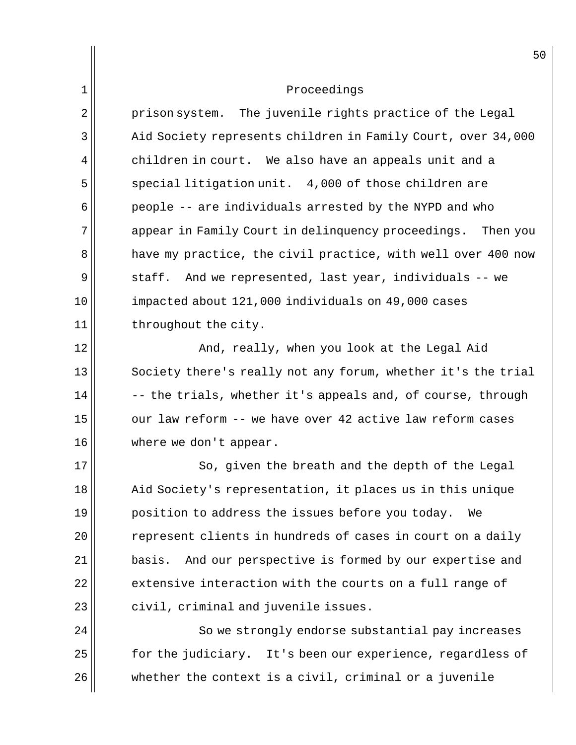Proceedings

prison system. The juvenile rights practice of the Legal Aid Society represents children in Family Court, over 34,000 children in court. We also have an appeals unit and a special litigation unit. 4,000 of those children are people -- are individuals arrested by the NYPD and who appear in Family Court in delinquency proceedings. Then you have my practice, the civil practice, with well over 400 now staff. And we represented, last year, individuals -- we impacted about 121,000 individuals on 49,000 cases throughout the city.

And, really, when you look at the Legal Aid Society there's really not any forum, whether it's the trial -- the trials, whether it's appeals and, of course, through our law reform -- we have over 42 active law reform cases where we don't appear.

So, given the breath and the depth of the Legal Aid Society's representation, it places us in this unique position to address the issues before you today. We represent clients in hundreds of cases in court on a daily basis. And our perspective is formed by our expertise and extensive interaction with the courts on a full range of civil, criminal and juvenile issues.

So we strongly endorse substantial pay increases for the judiciary. It's been our experience, regardless of whether the context is a civil, criminal or a juvenile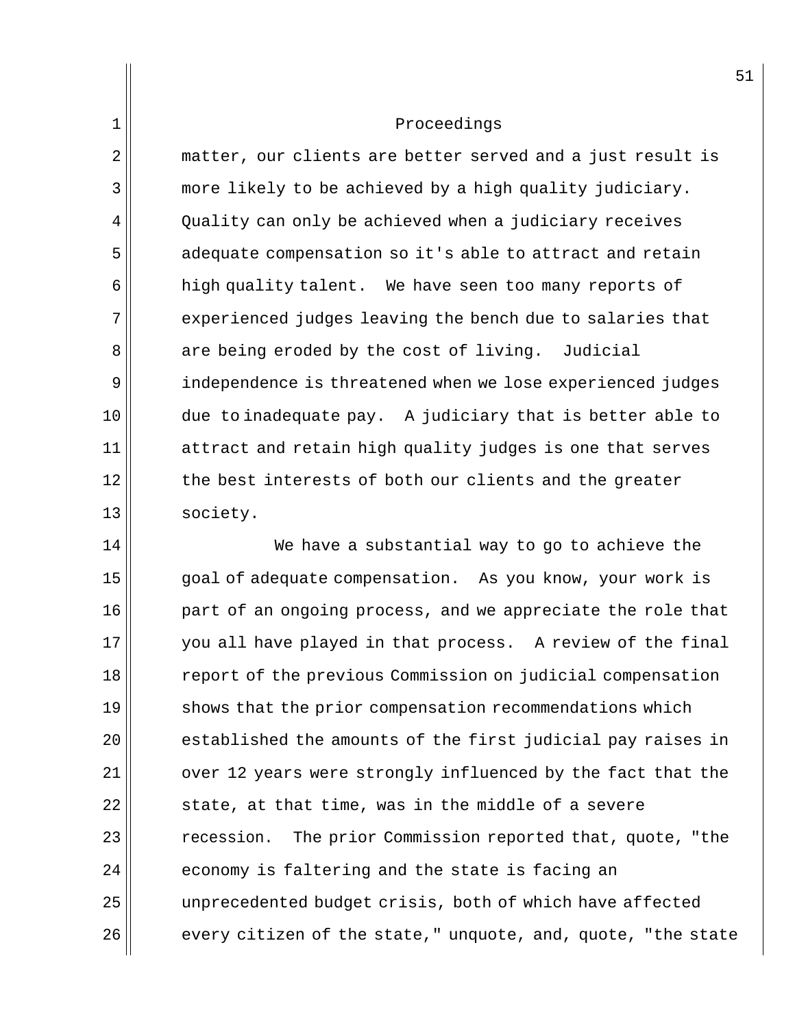Proceedings

matter, our clients are better served and a just result is more likely to be achieved by a high quality judiciary. Quality can only be achieved when a judiciary receives adequate compensation so it's able to attract and retain high quality talent. We have seen too many reports of experienced judges leaving the bench due to salaries that are being eroded by the cost of living. Judicial independence is threatened when we lose experienced judges due to inadequate pay. A judiciary that is better able to attract and retain high quality judges is one that serves the best interests of both our clients and the greater society.

We have a substantial way to go to achieve the goal of adequate compensation. As you know, your work is part of an ongoing process, and we appreciate the role that you all have played in that process. A review of the final report of the previous Commission on judicial compensation shows that the prior compensation recommendations which established the amounts of the first judicial pay raises in over 12 years were strongly influenced by the fact that the state, at that time, was in the middle of a severe recession. The prior Commission reported that, quote, "the economy is faltering and the state is facing an unprecedented budget crisis, both of which have affected every citizen of the state," unquote, and, quote, "the state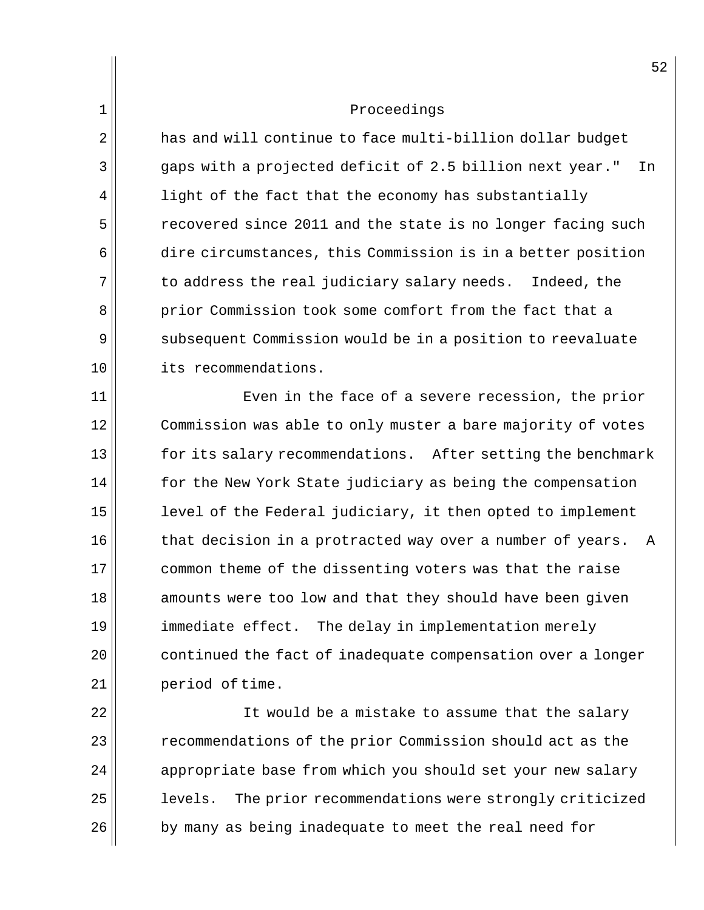has and will continue to face multi-billion dollar budget gaps with a projected deficit of 2.5 billion next year." In light of the fact that the economy has substantially recovered since 2011 and the state is no longer facing such dire circumstances, this Commission is in a better position to address the real judiciary salary needs. Indeed, the prior Commission took some comfort from the fact that a subsequent Commission would be in a position to reevaluate its recommendations.

Even in the face of a severe recession, the prior Commission was able to only muster a bare majority of votes for its salary recommendations. After setting the benchmark for the New York State judiciary as being the compensation level of the Federal judiciary, it then opted to implement that decision in a protracted way over a number of years. A common theme of the dissenting voters was that the raise amounts were too low and that they should have been given immediate effect. The delay in implementation merely continued the fact of inadequate compensation over a longer period of time.

It would be a mistake to assume that the salary recommendations of the prior Commission should act as the appropriate base from which you should set your new salary levels. The prior recommendations were strongly criticized by many as being inadequate to meet the real need for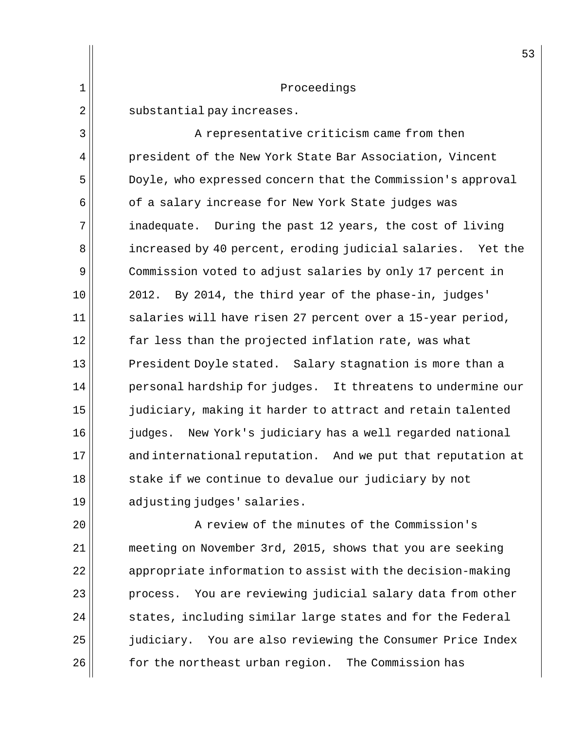Proceedings

substantial pay increases.

A representative criticism came from then president of the New York State Bar Association, Vincent Doyle, who expressed concern that the Commission's approval of a salary increase for New York State judges was inadequate. During the past 12 years, the cost of living increased by 40 percent, eroding judicial salaries. Yet the Commission voted to adjust salaries by only 17 percent in 2012. By 2014, the third year of the phase-in, judges' salaries will have risen 27 percent over a 15-year period, far less than the projected inflation rate, was what President Doyle stated. Salary stagnation is more than a personal hardship for judges. It threatens to undermine our judiciary, making it harder to attract and retain talented judges. New York's judiciary has a well regarded national and international reputation. And we put that reputation at stake if we continue to devalue our judiciary by not adjusting judges' salaries.

A review of the minutes of the Commission's meeting on November 3rd, 2015, shows that you are seeking appropriate information to assist with the decision-making process. You are reviewing judicial salary data from other states, including similar large states and for the Federal judiciary. You are also reviewing the Consumer Price Index for the northeast urban region. The Commission has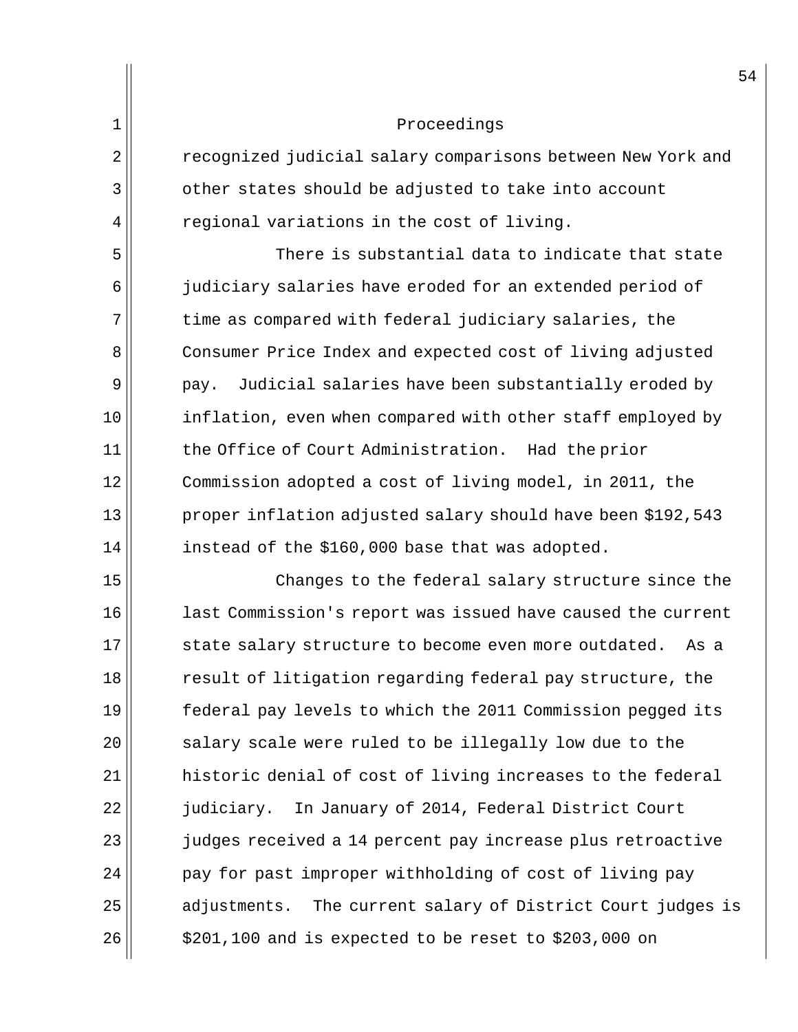recognized judicial salary comparisons between New York and other states should be adjusted to take into account regional variations in the cost of living.

There is substantial data to indicate that state judiciary salaries have eroded for an extended period of time as compared with federal judiciary salaries, the Consumer Price Index and expected cost of living adjusted pay. Judicial salaries have been substantially eroded by inflation, even when compared with other staff employed by the Office of Court Administration. Had the prior Commission adopted a cost of living model, in 2011, the proper inflation adjusted salary should have been $192,543 instead of the $160,000 base that was adopted.

Changes to the federal salary structure since the last Commission's report was issued have caused the current state salary structure to become even more outdated. As a result of litigation regarding federal pay structure, the federal pay levels to which the 2011 Commission pegged its salary scale were ruled to be illegally low due to the historic denial of cost of living increases to the federal judiciary. In January of 2014, Federal District Court judges received a 14 percent pay increase plus retroactive pay for past improper withholding of cost of living pay adjustments. The current salary of District Court judges is $201,100 and is expected to be reset to $203,000 on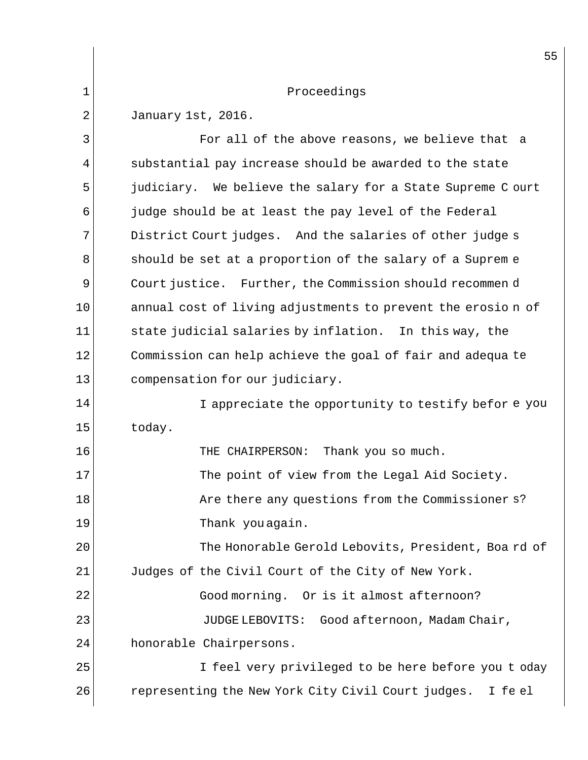January 1st, 2016.

For all of the above reasons, we believe that a substantial pay increase should be awarded to the state judiciary. We believe the salary for a State Supreme Court judge should be at least the pay level of the Federal District Court judges. And the salaries of other judges should be set at a proportion of the salary of a Supreme Court justice. Further, the Commission should recommend annual cost of living adjustments to prevent the erosion of state judicial salaries by inflation. In this way, the Commission can help achieve the goal of fair and adequate compensation for our judiciary.

I appreciate the opportunity to testify before you today.

THE CHAIRPERSON: Thank you so much.

The point of view from the Legal Aid Society.

Are there any questions from the Commissioners?

Thank you again.

The Honorable Gerold Lebovits, President, Board of Judges of the Civil Court of the City of New York.

Good morning. Or is it almost afternoon?

JUDGE LEBOVITS: Good afternoon, Madam Chair, honorable Chairpersons.

I feel very privileged to be here before you today representing the New York City Civil Court judges. I feel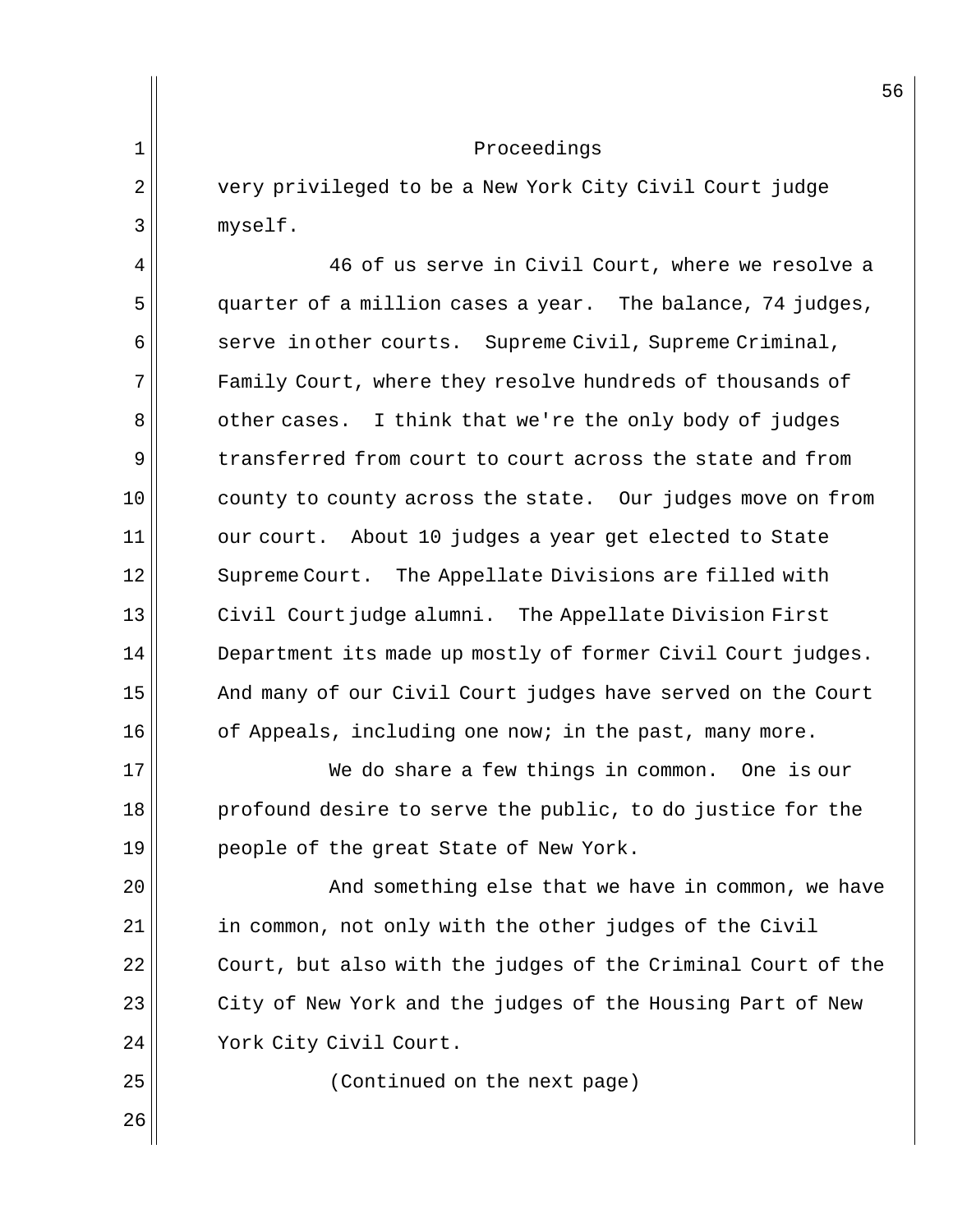Proceedings

very privileged to be a New York City Civil Court judge myself.

46 of us serve in Civil Court, where we resolve a quarter of a million cases a year. The balance, 74 judges, serve in other courts. Supreme Civil, Supreme Criminal, Family Court, where they resolve hundreds of thousands of other cases. I think that we're the only body of judges transferred from court to court across the state and from county to county across the state. Our judges move on from our court. About 10 judges a year get elected to State Supreme Court. The Appellate Divisions are filled with Civil Court judge alumni. The Appellate Division First Department its made up mostly of former Civil Court judges. And many of our Civil Court judges have served on the Court of Appeals, including one now; in the past, many more.

We do share a few things in common. One is our profound desire to serve the public, to do justice for the people of the great State of New York.

And something else that we have in common, we have in common, not only with the other judges of the Civil Court, but also with the judges of the Criminal Court of the City of New York and the judges of the Housing Part of New York City Civil Court.

(Continued on the next page)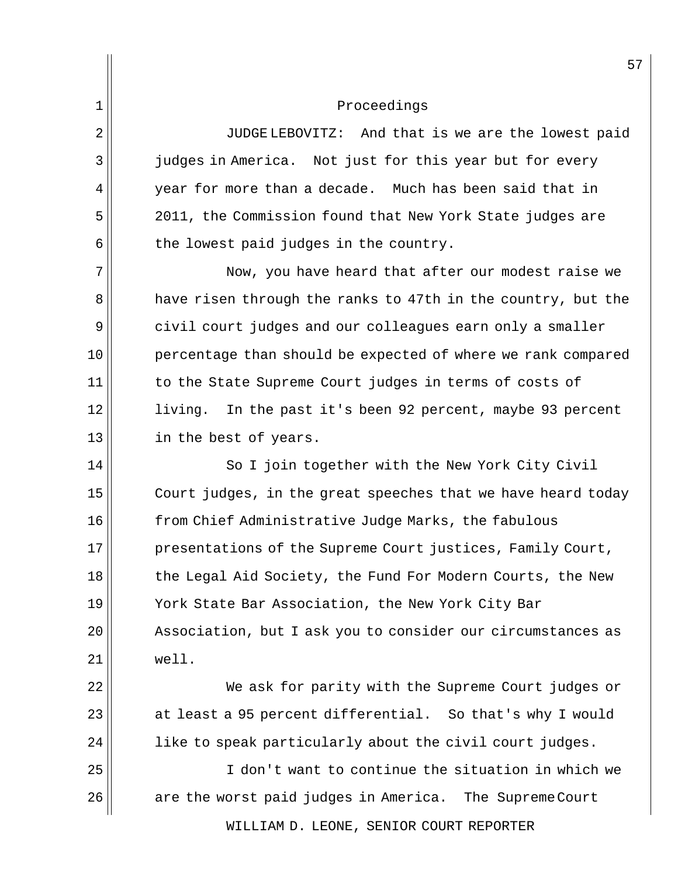Proceedings

JUDGE LEBOVITZ: And that is we are the lowest paid judges in America. Not just for this year but for every year for more than a decade. Much has been said that in 2011, the Commission found that New York State judges are the lowest paid judges in the country.

Now, you have heard that after our modest raise we have risen through the ranks to 47th in the country, but the civil court judges and our colleagues earn only a smaller percentage than should be expected of where we rank compared to the State Supreme Court judges in terms of costs of living. In the past it's been 92 percent, maybe 93 percent in the best of years.

So I join together with the New York City Civil Court judges, in the great speeches that we have heard today from Chief Administrative Judge Marks, the fabulous presentations of the Supreme Court justices, Family Court, the Legal Aid Society, the Fund For Modern Courts, the New York State Bar Association, the New York City Bar Association, but I ask you to consider our circumstances as well.

We ask for parity with the Supreme Court judges or at least a 95 percent differential. So that's why I would like to speak particularly about the civil court judges.

I don't want to continue the situation in which we are the worst paid judges in America. The Supreme Court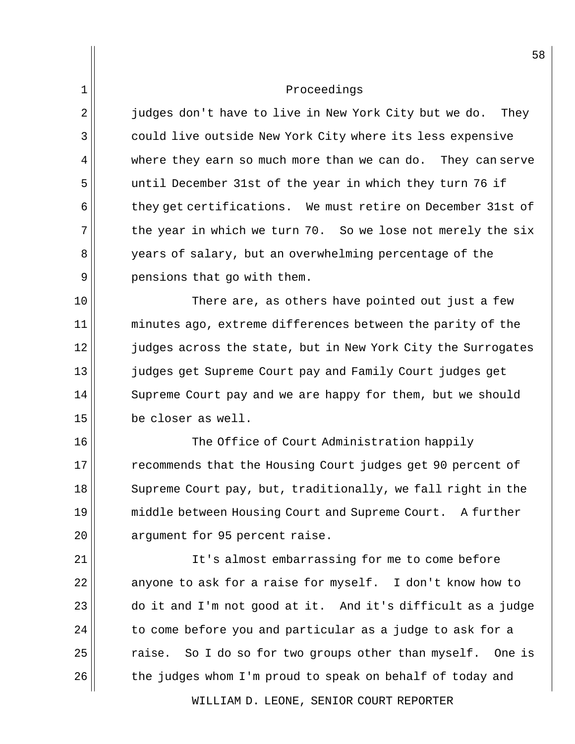Proceedings

judges don't have to live in New York City but we do. They could live outside New York City where its less expensive where they earn so much more than we can do. They can serve until December 31st of the year in which they turn 76 if they get certifications. We must retire on December 31st of the year in which we turn 70. So we lose not merely the six years of salary, but an overwhelming percentage of the pensions that go with them.

There are, as others have pointed out just a few minutes ago, extreme differences between the parity of the judges across the state, but in New York City the Surrogates judges get Supreme Court pay and Family Court judges get Supreme Court pay and we are happy for them, but we should be closer as well.

The Office of Court Administration happily recommends that the Housing Court judges get 90 percent of Supreme Court pay, but, traditionally, we fall right in the middle between Housing Court and Supreme Court. A further argument for 95 percent raise.

It's almost embarrassing for me to come before anyone to ask for a raise for myself. I don't know how to do it and I'm not good at it. And it's difficult as a judge to come before you and particular as a judge to ask for a raise. So I do so for two groups other than myself. One is the judges whom I'm proud to speak on behalf of today and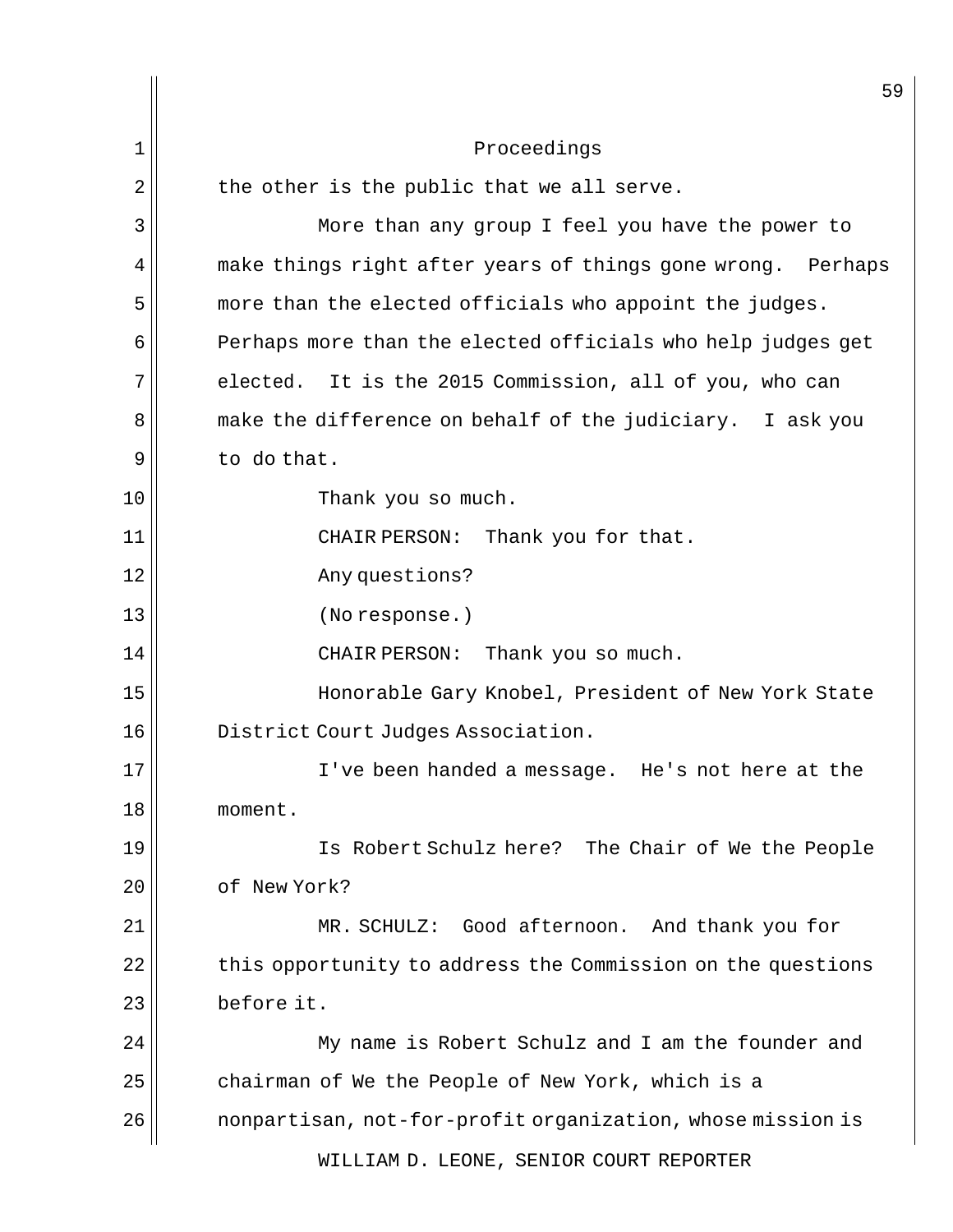Proceedings

the other is the public that we all serve.

More than any group I feel you have the power to make things right after years of things gone wrong. Perhaps more than the elected officials who appoint the judges. Perhaps more than the elected officials who help judges get elected. It is the 2015 Commission, all of you, who can make the difference on behalf of the judiciary. I ask you to do that.

Thank you so much.

CHAIR PERSON: Thank you for that.

Any questions?

(No response.)

CHAIR PERSON: Thank you so much.

Honorable Gary Knobel, President of New York State District Court Judges Association.

I've been handed a message. He's not here at the moment.

Is Robert Schulz here? The Chair of We the People of New York?

MR. SCHULZ: Good afternoon. And thank you for this opportunity to address the Commission on the questions before it.

My name is Robert Schulz and I am the founder and chairman of We the People of New York, which is a nonpartisan, not-for-profit organization, whose mission is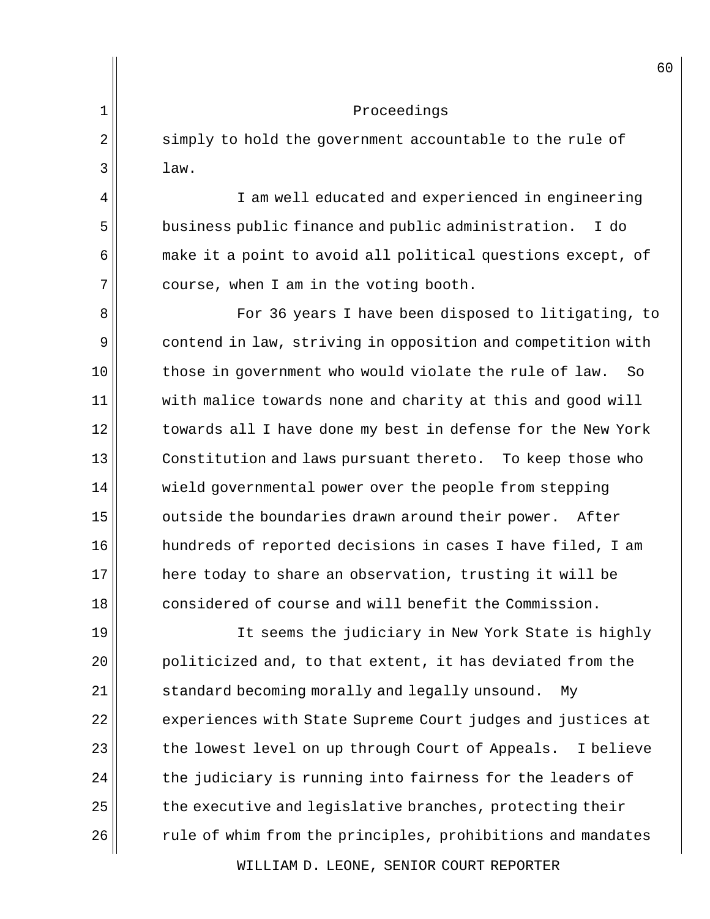Proceedings

simply to hold the government accountable to the rule of law.

I am well educated and experienced in engineering business public finance and public administration. I do make it a point to avoid all political questions except, of course, when I am in the voting booth.

For 36 years I have been disposed to litigating, to contend in law, striving in opposition and competition with those in government who would violate the rule of law. So with malice towards none and charity at this and good will towards all I have done my best in defense for the New York Constitution and laws pursuant thereto. To keep those who wield governmental power over the people from stepping outside the boundaries drawn around their power. After hundreds of reported decisions in cases I have filed, I am here today to share an observation, trusting it will be considered of course and will benefit the Commission.

It seems the judiciary in New York State is highly politicized and, to that extent, it has deviated from the standard becoming morally and legally unsound. My experiences with State Supreme Court judges and justices at the lowest level on up through Court of Appeals. I believe the judiciary is running into fairness for the leaders of the executive and legislative branches, protecting their rule of whim from the principles, prohibitions and mandates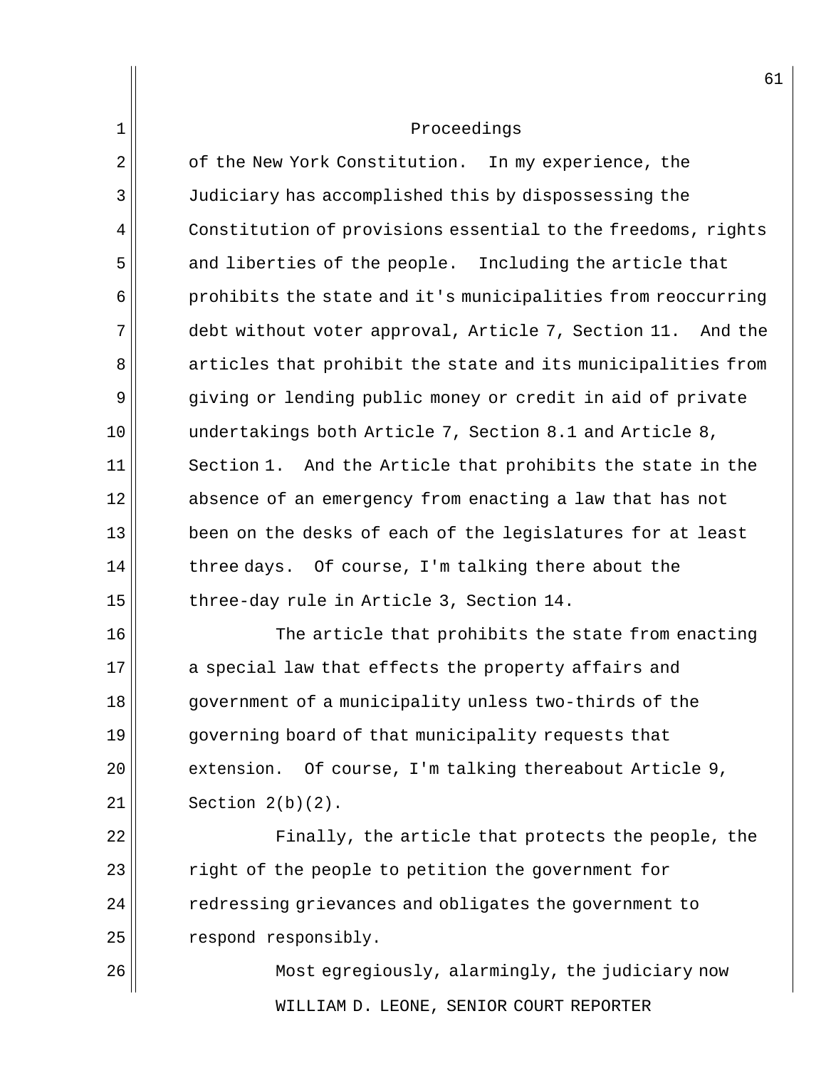of the New York Constitution. In my experience, the Judiciary has accomplished this by dispossessing the Constitution of provisions essential to the freedoms, rights and liberties of the people. Including the article that prohibits the state and it's municipalities from reoccurring debt without voter approval, Article 7, Section 11. And the articles that prohibit the state and its municipalities from giving or lending public money or credit in aid of private undertakings both Article 7, Section 8.1 and Article 8, Section 1. And the Article that prohibits the state in the absence of an emergency from enacting a law that has not been on the desks of each of the legislatures for at least three days. Of course, I'm talking there about the three-day rule in Article 3, Section 14.

The article that prohibits the state from enacting a special law that effects the property affairs and government of a municipality unless two-thirds of the governing board of that municipality requests that extension. Of course, I'm talking thereabout Article 9, Section 2(b)(2).

Finally, the article that protects the people, the right of the people to petition the government for redressing grievances and obligates the government to respond responsibly.

Most egregiously, alarmingly, the judiciary now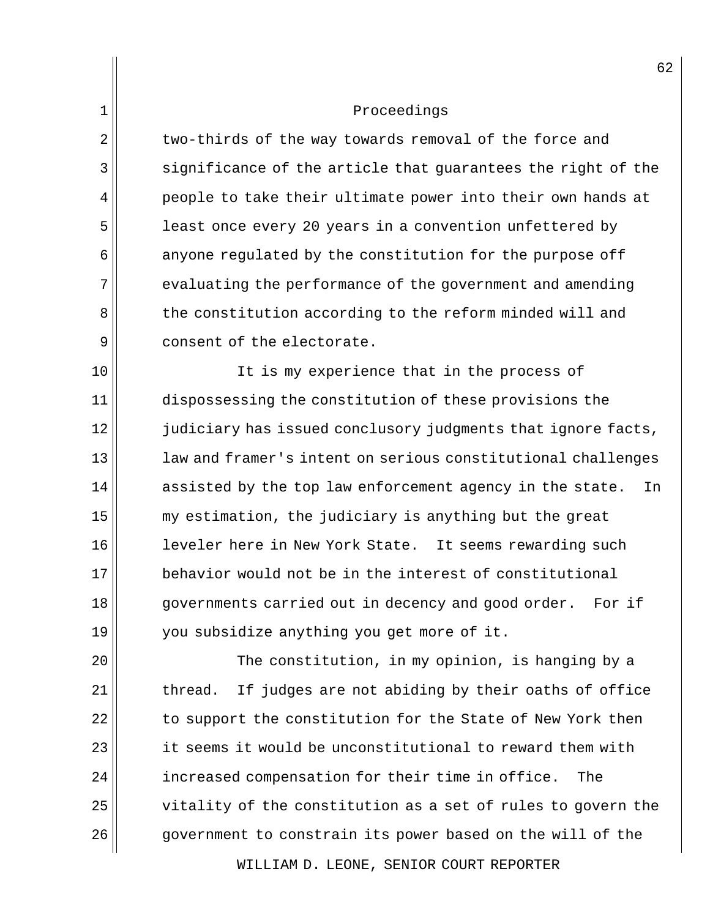two-thirds of the way towards removal of the force and significance of the article that guarantees the right of the people to take their ultimate power into their own hands at least once every 20 years in a convention unfettered by anyone regulated by the constitution for the purpose off evaluating the performance of the government and amending the constitution according to the reform minded will and consent of the electorate.

It is my experience that in the process of dispossessing the constitution of these provisions the judiciary has issued conclusory judgments that ignore facts, law and framer's intent on serious constitutional challenges assisted by the top law enforcement agency in the state. In my estimation, the judiciary is anything but the great leveler here in New York State. It seems rewarding such behavior would not be in the interest of constitutional governments carried out in decency and good order. For if you subsidize anything you get more of it.

The constitution, in my opinion, is hanging by a thread. If judges are not abiding by their oaths of office to support the constitution for the State of New York then it seems it would be unconstitutional to reward them with increased compensation for their time in office. The vitality of the constitution as a set of rules to govern the government to constrain its power based on the will of the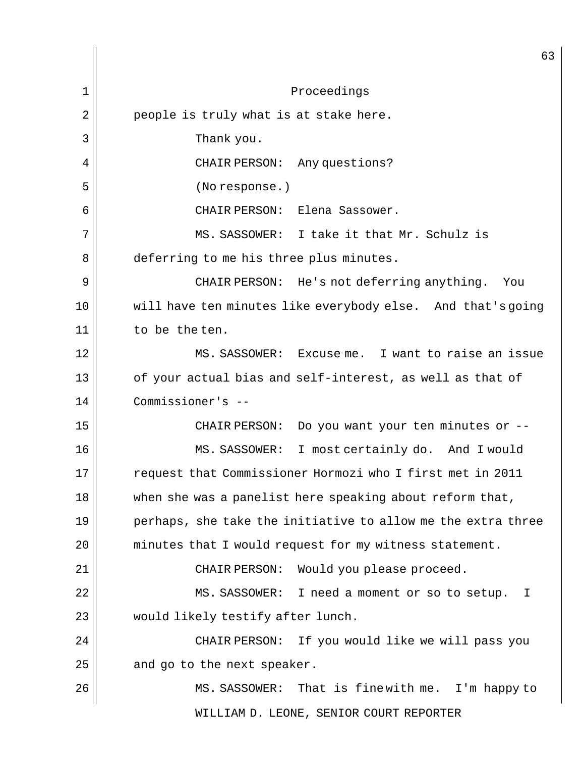Proceedings

people is truly what is at stake here.

Thank you.

CHAIR PERSON: Any questions?

(No response.)

CHAIR PERSON: Elena Sassower.

MS. SASSOWER: I take it that Mr. Schulz is deferring to me his three plus minutes.

CHAIR PERSON: He's not deferring anything. You will have ten minutes like everybody else. And that's going to be the ten.

MS. SASSOWER: Excuse me. I want to raise an issue of your actual bias and self-interest, as well as that of Commissioner's --

CHAIR PERSON: Do you want your ten minutes or --

MS. SASSOWER: I most certainly do. And I would request that Commissioner Hormozi who I first met in 2011 when she was a panelist here speaking about reform that, perhaps, she take the initiative to allow me the extra three minutes that I would request for my witness statement.

CHAIR PERSON: Would you please proceed.

MS. SASSOWER: I need a moment or so to setup. I would likely testify after lunch.

CHAIR PERSON: If you would like we will pass you and go to the next speaker.

MS. SASSOWER: That is fine with me. I'm happy to

WILLIAM D. LEONE, SENIOR COURT REPORTER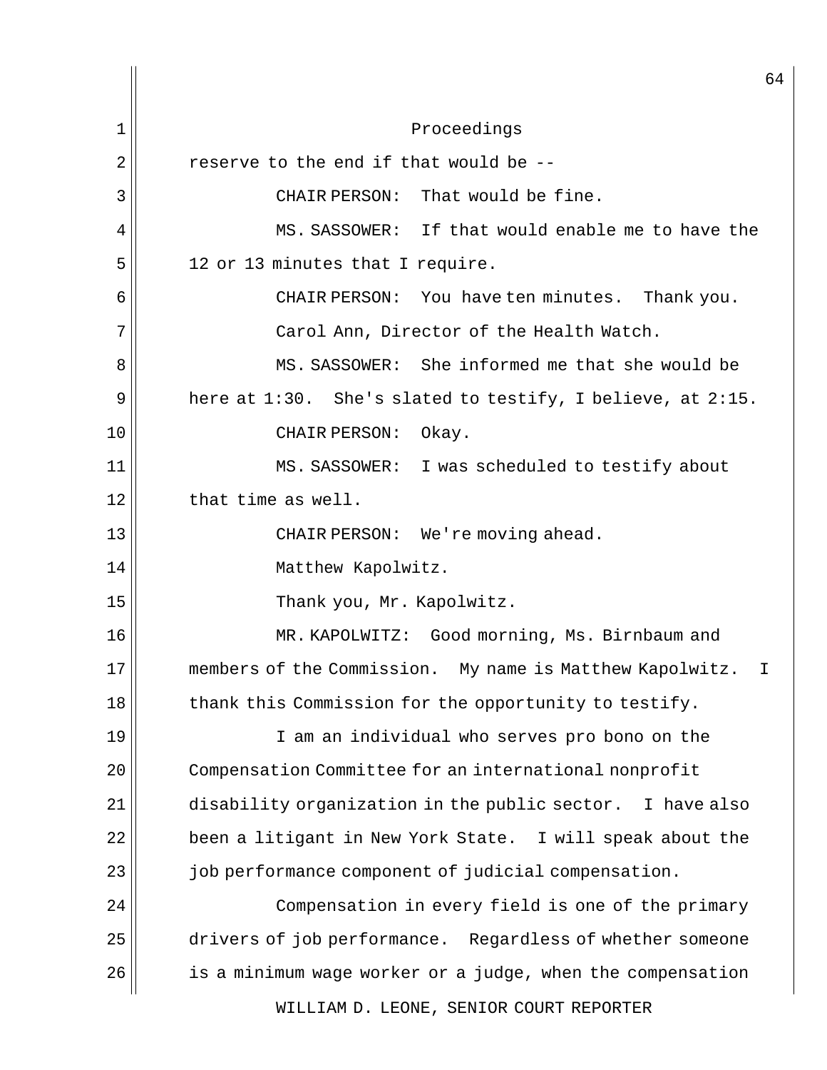Proceedings

reserve to the end if that would be --

CHAIR PERSON: That would be fine.

MS. SASSOWER: If that would enable me to have the 12 or 13 minutes that I require.

CHAIR PERSON: You have ten minutes. Thank you.

Carol Ann, Director of the Health Watch.

MS. SASSOWER: She informed me that she would be here at 1:30. She's slated to testify, I believe, at 2:15.

CHAIR PERSON: Okay.

MS. SASSOWER: I was scheduled to testify about that time as well.

CHAIR PERSON: We're moving ahead.

Matthew Kapolwitz.

Thank you, Mr. Kapolwitz.

MR. KAPOLWITZ: Good morning, Ms. Birnbaum and members of the Commission. My name is Matthew Kapolwitz. I thank this Commission for the opportunity to testify.

I am an individual who serves pro bono on the Compensation Committee for an international nonprofit disability organization in the public sector. I have also been a litigant in New York State. I will speak about the job performance component of judicial compensation.

Compensation in every field is one of the primary drivers of job performance. Regardless of whether someone is a minimum wage worker or a judge, when the compensation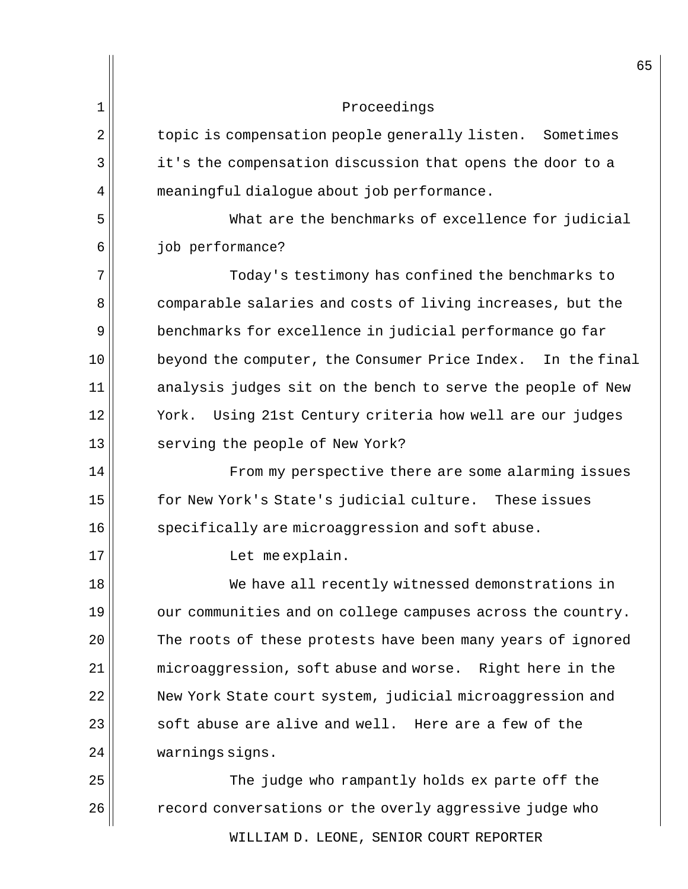Proceedings

topic is compensation people generally listen. Sometimes it's the compensation discussion that opens the door to a meaningful dialogue about job performance.

What are the benchmarks of excellence for judicial job performance?

Today's testimony has confined the benchmarks to comparable salaries and costs of living increases, but the benchmarks for excellence in judicial performance go far beyond the computer, the Consumer Price Index. In the final analysis judges sit on the bench to serve the people of New York. Using 21st Century criteria how well are our judges serving the people of New York?

From my perspective there are some alarming issues for New York's State's judicial culture. These issues specifically are microaggression and soft abuse.

Let me explain.

We have all recently witnessed demonstrations in our communities and on college campuses across the country. The roots of these protests have been many years of ignored microaggression, soft abuse and worse. Right here in the New York State court system, judicial microaggression and soft abuse are alive and well. Here are a few of the warnings signs.

The judge who rampantly holds ex parte off the record conversations or the overly aggressive judge who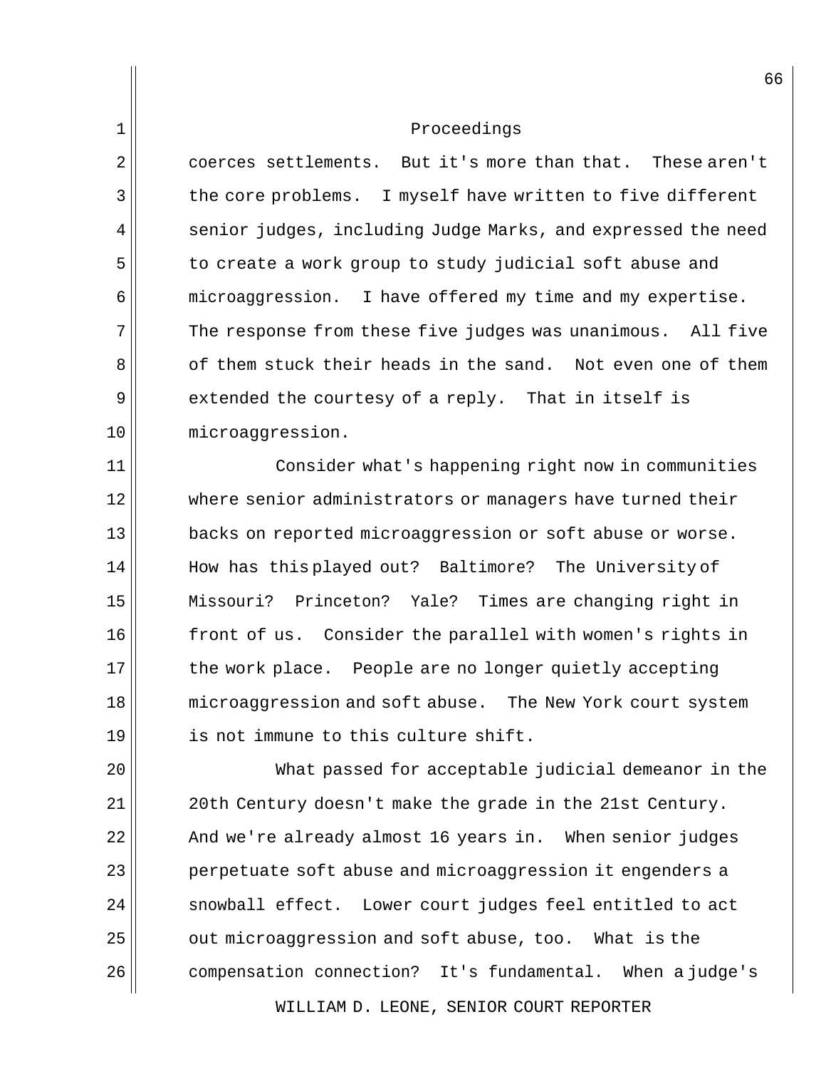Proceedings

coerces settlements. But it's more than that. These aren't the core problems. I myself have written to five different senior judges, including Judge Marks, and expressed the need to create a work group to study judicial soft abuse and microaggression. I have offered my time and my expertise. The response from these five judges was unanimous. All five of them stuck their heads in the sand. Not even one of them extended the courtesy of a reply. That in itself is microaggression.

Consider what's happening right now in communities where senior administrators or managers have turned their backs on reported microaggression or soft abuse or worse. How has this played out? Baltimore? The University of Missouri? Princeton? Yale? Times are changing right in front of us. Consider the parallel with women's rights in the work place. People are no longer quietly accepting microaggression and soft abuse. The New York court system is not immune to this culture shift.

What passed for acceptable judicial demeanor in the 20th Century doesn't make the grade in the 21st Century. And we're already almost 16 years in. When senior judges perpetuate soft abuse and microaggression it engenders a snowball effect. Lower court judges feel entitled to act out microaggression and soft abuse, too. What is the compensation connection? It's fundamental. When a judge's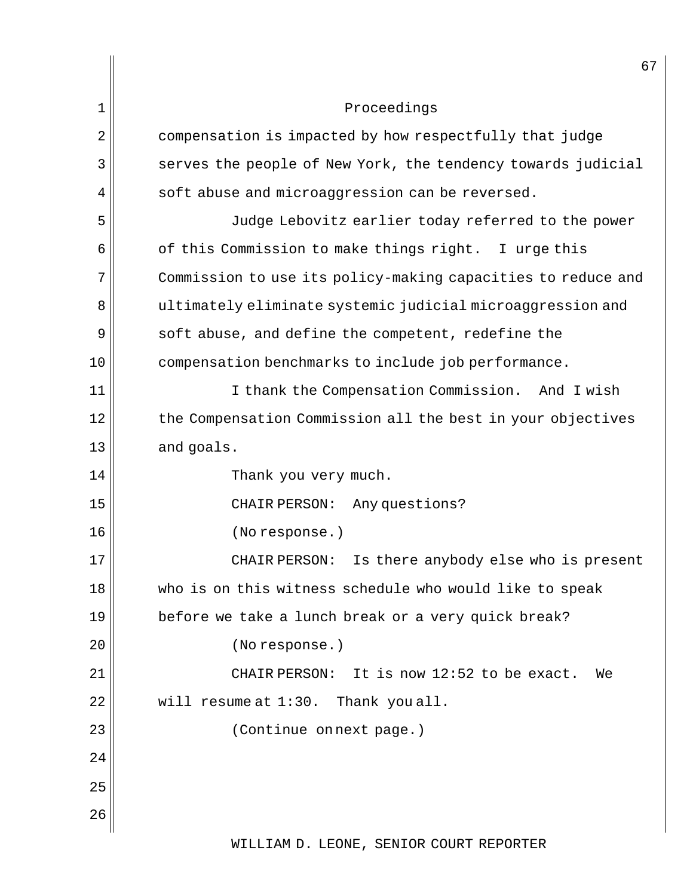Proceedings

compensation is impacted by how respectfully that judge serves the people of New York, the tendency towards judicial soft abuse and microaggression can be reversed.

Judge Lebovitz earlier today referred to the power of this Commission to make things right. I urge this Commission to use its policy-making capacities to reduce and ultimately eliminate systemic judicial microaggression and soft abuse, and define the competent, redefine the compensation benchmarks to include job performance.

I thank the Compensation Commission. And I wish the Compensation Commission all the best in your objectives and goals.

Thank you very much.

CHAIR PERSON: Any questions?

(No response.)

CHAIR PERSON: Is there anybody else who is present who is on this witness schedule who would like to speak before we take a lunch break or a very quick break?

(No response.)

CHAIR PERSON: It is now 12:52 to be exact. We will resume at 1:30. Thank you all.

(Continue on next page.)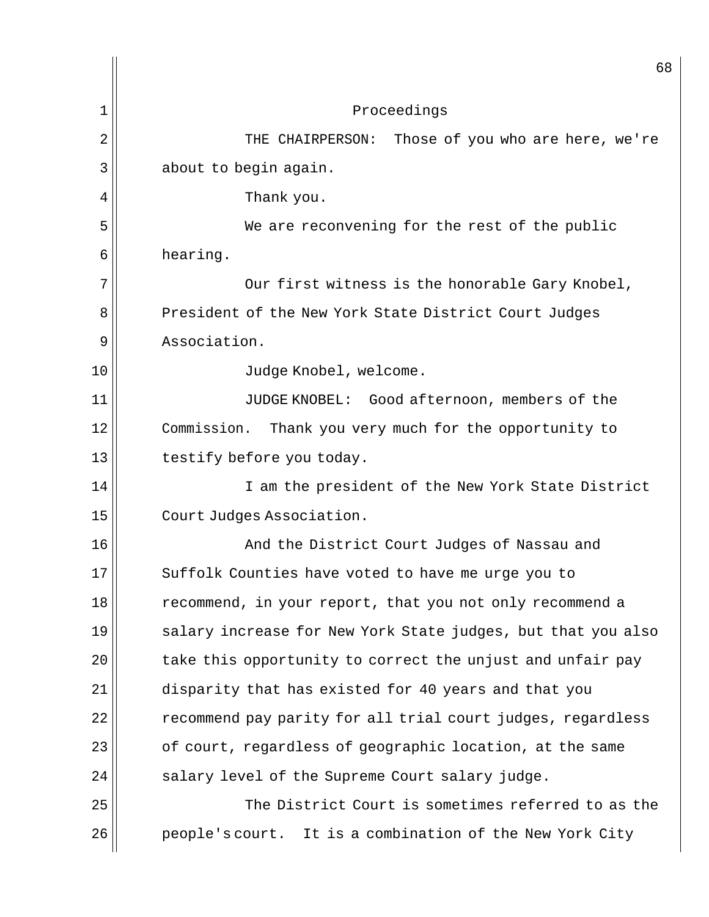Proceedings

THE CHAIRPERSON: Those of you who are here, we're about to begin again.

Thank you.

We are reconvening for the rest of the public hearing.

Our first witness is the honorable Gary Knobel, President of the New York State District Court Judges Association.

Judge Knobel, welcome.

JUDGE KNOBEL: Good afternoon, members of the Commission. Thank you very much for the opportunity to testify before you today.

I am the president of the New York State District Court Judges Association.

And the District Court Judges of Nassau and Suffolk Counties have voted to have me urge you to recommend, in your report, that you not only recommend a salary increase for New York State judges, but that you also take this opportunity to correct the unjust and unfair pay disparity that has existed for 40 years and that you recommend pay parity for all trial court judges, regardless of court, regardless of geographic location, at the same salary level of the Supreme Court salary judge.

The District Court is sometimes referred to as the people's court. It is a combination of the New York City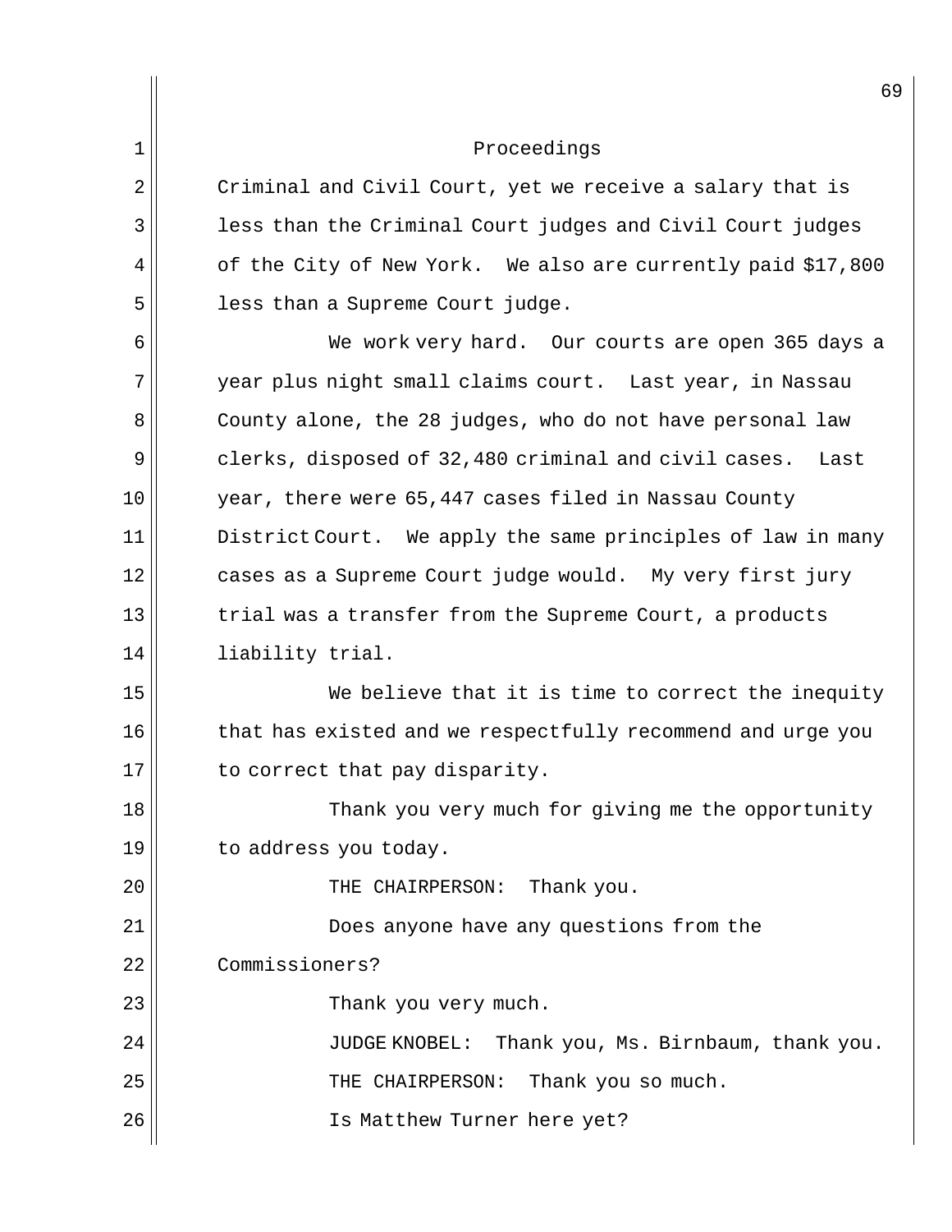Proceedings

Criminal and Civil Court, yet we receive a salary that is less than the Criminal Court judges and Civil Court judges of the City of New York. We also are currently paid $17,800 less than a Supreme Court judge.

We work very hard. Our courts are open 365 days a year plus night small claims court. Last year, in Nassau County alone, the 28 judges, who do not have personal law clerks, disposed of 32,480 criminal and civil cases. Last year, there were 65,447 cases filed in Nassau County District Court. We apply the same principles of law in many cases as a Supreme Court judge would. My very first jury trial was a transfer from the Supreme Court, a products liability trial.

We believe that it is time to correct the inequity that has existed and we respectfully recommend and urge you to correct that pay disparity.

Thank you very much for giving me the opportunity to address you today.

THE CHAIRPERSON: Thank you.

Does anyone have any questions from the Commissioners?

Thank you very much.

JUDGE KNOBEL: Thank you, Ms. Birnbaum, thank you.

THE CHAIRPERSON: Thank you so much.

Is Matthew Turner here yet?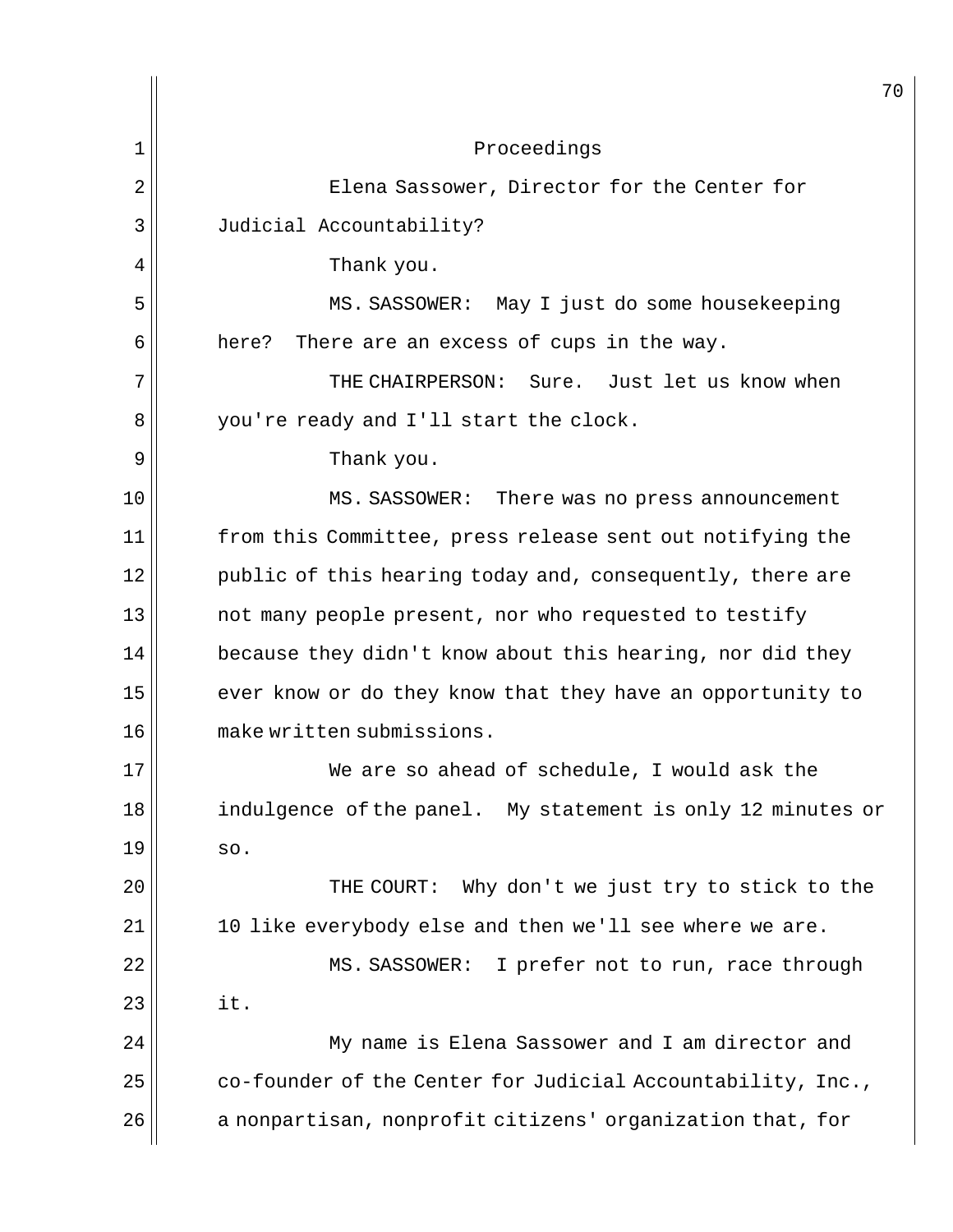Proceedings

Elena Sassower, Director for the Center for Judicial Accountability?

Thank you.

MS. SASSOWER: May I just do some housekeeping here? There are an excess of cups in the way.

THE CHAIRPERSON: Sure. Just let us know when you're ready and I'll start the clock.

Thank you.

MS. SASSOWER: There was no press announcement from this Committee, press release sent out notifying the public of this hearing today and, consequently, there are not many people present, nor who requested to testify because they didn't know about this hearing, nor did they ever know or do they know that they have an opportunity to make written submissions.

We are so ahead of schedule, I would ask the indulgence of the panel. My statement is only 12 minutes or so.

THE COURT: Why don't we just try to stick to the 10 like everybody else and then we'll see where we are.

MS. SASSOWER: I prefer not to run, race through it.

My name is Elena Sassower and I am director and co-founder of the Center for Judicial Accountability, Inc., a nonpartisan, nonprofit citizens' organization that, for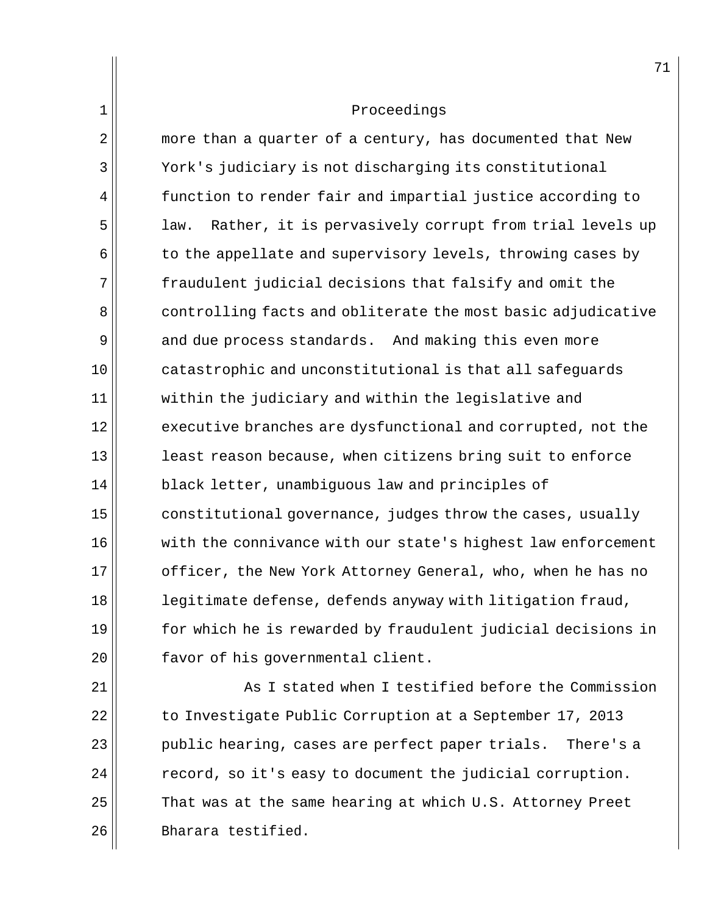Proceedings

more than a quarter of a century, has documented that New York's judiciary is not discharging its constitutional function to render fair and impartial justice according to law. Rather, it is pervasively corrupt from trial levels up to the appellate and supervisory levels, throwing cases by fraudulent judicial decisions that falsify and omit the controlling facts and obliterate the most basic adjudicative and due process standards. And making this even more catastrophic and unconstitutional is that all safeguards within the judiciary and within the legislative and executive branches are dysfunctional and corrupted, not the least reason because, when citizens bring suit to enforce black letter, unambiguous law and principles of constitutional governance, judges throw the cases, usually with the connivance with our state's highest law enforcement officer, the New York Attorney General, who, when he has no legitimate defense, defends anyway with litigation fraud, for which he is rewarded by fraudulent judicial decisions in favor of his governmental client.

As I stated when I testified before the Commission to Investigate Public Corruption at a September 17, 2013 public hearing, cases are perfect paper trials. There's a record, so it's easy to document the judicial corruption. That was at the same hearing at which U.S. Attorney Preet Bharara testified.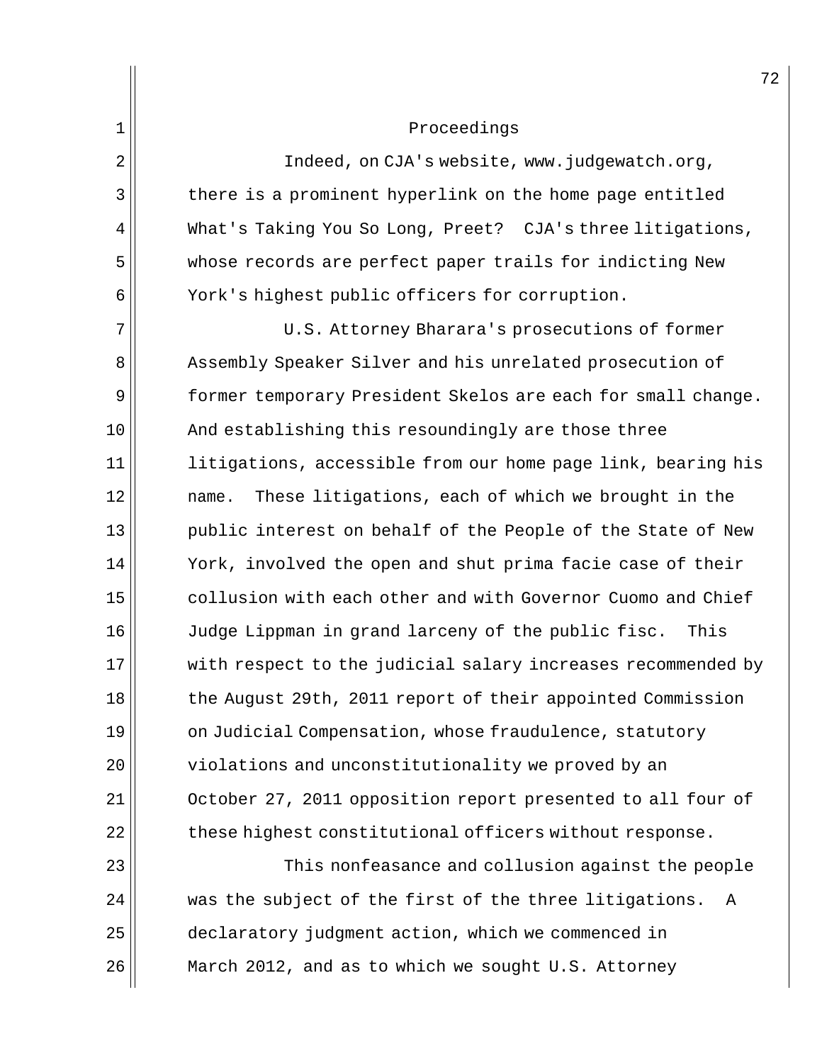Proceedings

Indeed, on CJA's website, www.judgewatch.org, there is a prominent hyperlink on the home page entitled What's Taking You So Long, Preet? CJA's three litigations, whose records are perfect paper trails for indicting New York's highest public officers for corruption.

U.S. Attorney Bharara's prosecutions of former Assembly Speaker Silver and his unrelated prosecution of former temporary President Skelos are each for small change. And establishing this resoundingly are those three litigations, accessible from our home page link, bearing his name. These litigations, each of which we brought in the public interest on behalf of the People of the State of New York, involved the open and shut prima facie case of their collusion with each other and with Governor Cuomo and Chief Judge Lippman in grand larceny of the public fisc. This with respect to the judicial salary increases recommended by the August 29th, 2011 report of their appointed Commission on Judicial Compensation, whose fraudulence, statutory violations and unconstitutionality we proved by an October 27, 2011 opposition report presented to all four of these highest constitutional officers without response.

This nonfeasance and collusion against the people was the subject of the first of the three litigations. A declaratory judgment action, which we commenced in March 2012, and as to which we sought U.S. Attorney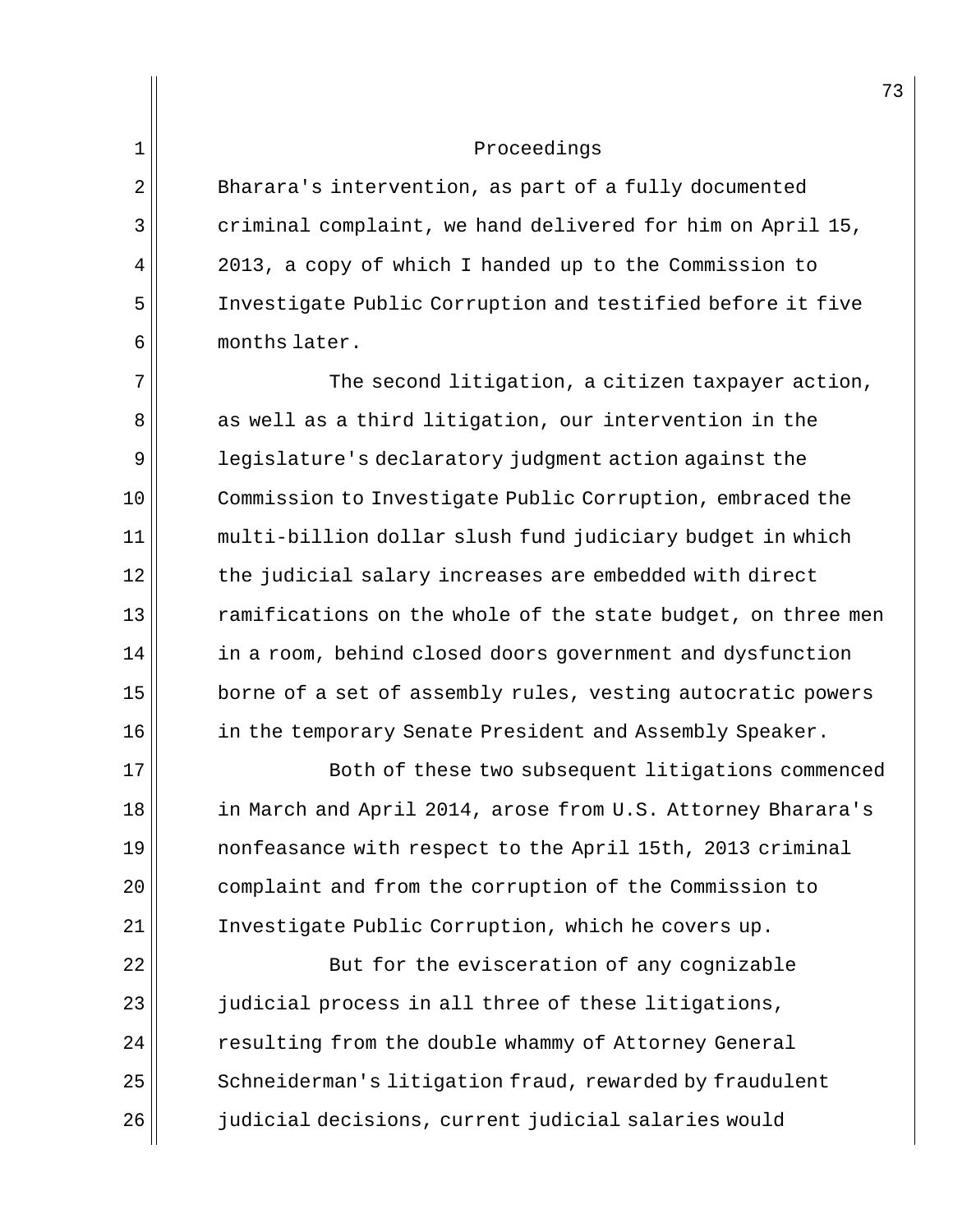Proceedings

Bharara's intervention, as part of a fully documented criminal complaint, we hand delivered for him on April 15, 2013, a copy of which I handed up to the Commission to Investigate Public Corruption and testified before it five months later.

The second litigation, a citizen taxpayer action, as well as a third litigation, our intervention in the legislature's declaratory judgment action against the Commission to Investigate Public Corruption, embraced the multi-billion dollar slush fund judiciary budget in which the judicial salary increases are embedded with direct ramifications on the whole of the state budget, on three men in a room, behind closed doors government and dysfunction borne of a set of assembly rules, vesting autocratic powers in the temporary Senate President and Assembly Speaker.

Both of these two subsequent litigations commenced in March and April 2014, arose from U.S. Attorney Bharara's nonfeasance with respect to the April 15th, 2013 criminal complaint and from the corruption of the Commission to Investigate Public Corruption, which he covers up.

But for the evisceration of any cognizable judicial process in all three of these litigations, resulting from the double whammy of Attorney General Schneiderman's litigation fraud, rewarded by fraudulent judicial decisions, current judicial salaries would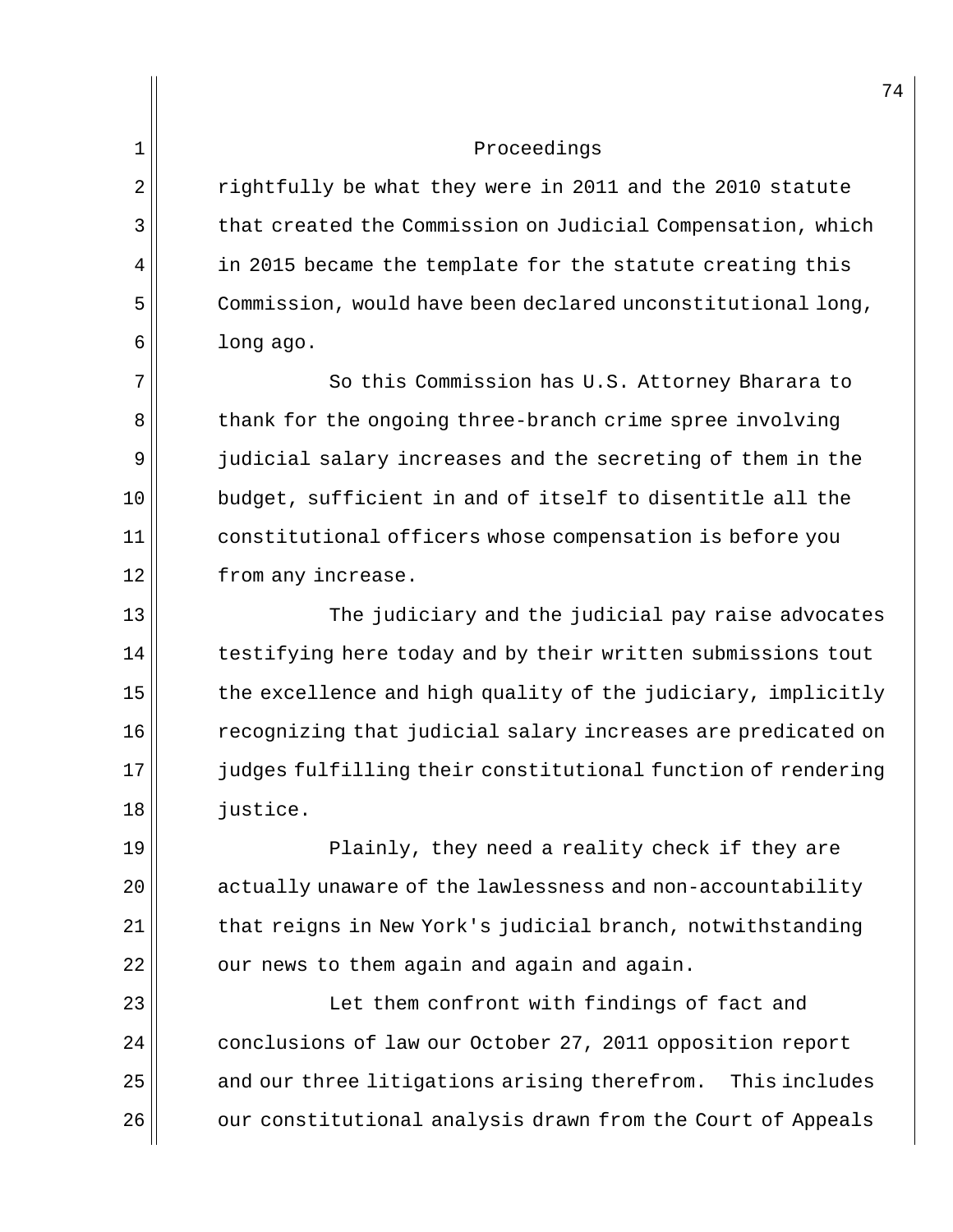Proceedings

rightfully be what they were in 2011 and the 2010 statute that created the Commission on Judicial Compensation, which in 2015 became the template for the statute creating this Commission, would have been declared unconstitutional long, long ago.

So this Commission has U.S. Attorney Bharara to thank for the ongoing three-branch crime spree involving judicial salary increases and the secreting of them in the budget, sufficient in and of itself to disentitle all the constitutional officers whose compensation is before you from any increase.

The judiciary and the judicial pay raise advocates testifying here today and by their written submissions tout the excellence and high quality of the judiciary, implicitly recognizing that judicial salary increases are predicated on judges fulfilling their constitutional function of rendering justice.

Plainly, they need a reality check if they are actually unaware of the lawlessness and non-accountability that reigns in New York's judicial branch, notwithstanding our news to them again and again and again.

Let them confront with findings of fact and conclusions of law our October 27, 2011 opposition report and our three litigations arising therefrom. This includes our constitutional analysis drawn from the Court of Appeals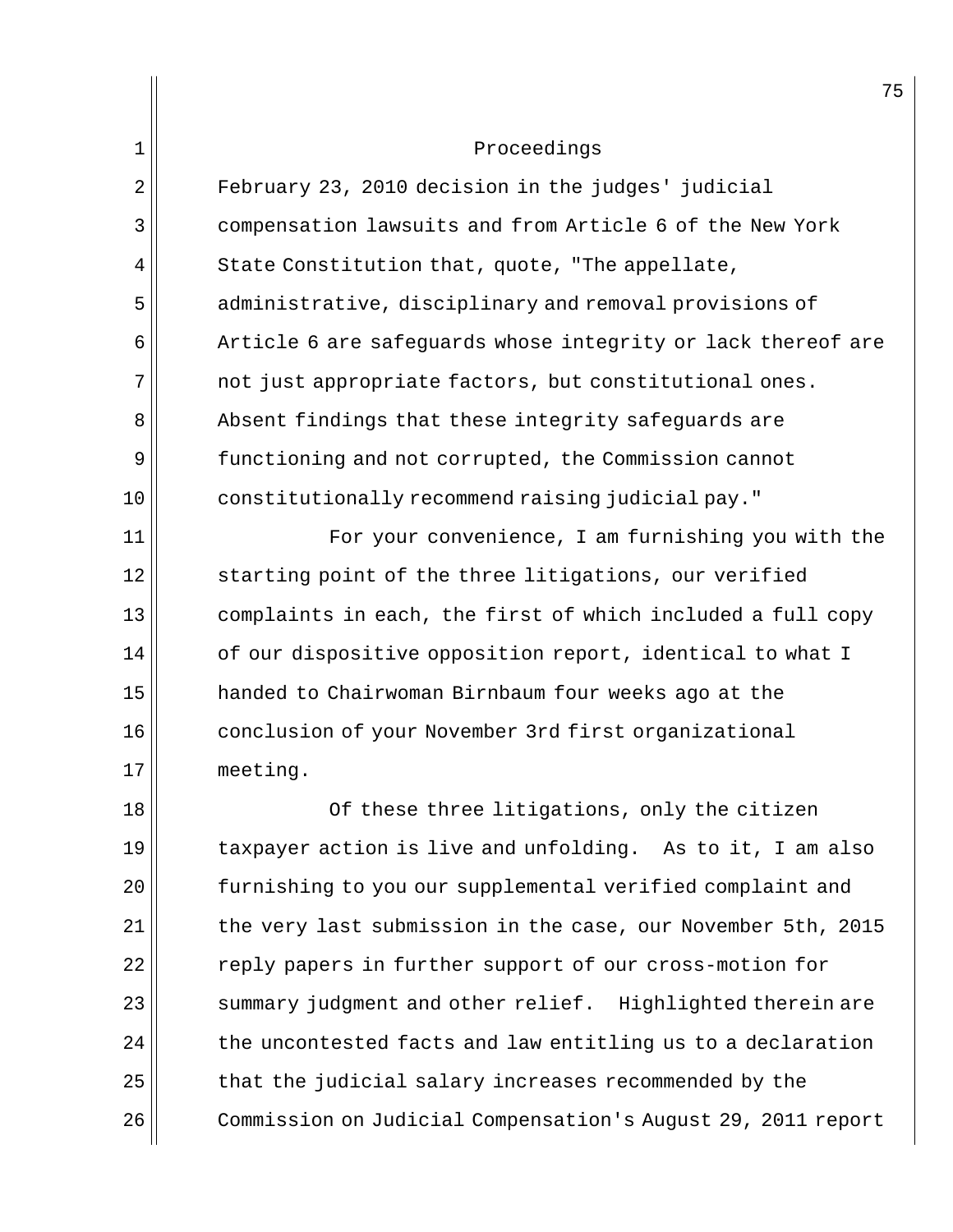Proceedings

February 23, 2010 decision in the judges' judicial compensation lawsuits and from Article 6 of the New York State Constitution that, quote, "The appellate, administrative, disciplinary and removal provisions of Article 6 are safeguards whose integrity or lack thereof are not just appropriate factors, but constitutional ones. Absent findings that these integrity safeguards are functioning and not corrupted, the Commission cannot constitutionally recommend raising judicial pay."

For your convenience, I am furnishing you with the starting point of the three litigations, our verified complaints in each, the first of which included a full copy of our dispositive opposition report, identical to what I handed to Chairwoman Birnbaum four weeks ago at the conclusion of your November 3rd first organizational meeting.

Of these three litigations, only the citizen taxpayer action is live and unfolding. As to it, I am also furnishing to you our supplemental verified complaint and the very last submission in the case, our November 5th, 2015 reply papers in further support of our cross-motion for summary judgment and other relief. Highlighted therein are the uncontested facts and law entitling us to a declaration that the judicial salary increases recommended by the Commission on Judicial Compensation's August 29, 2011 report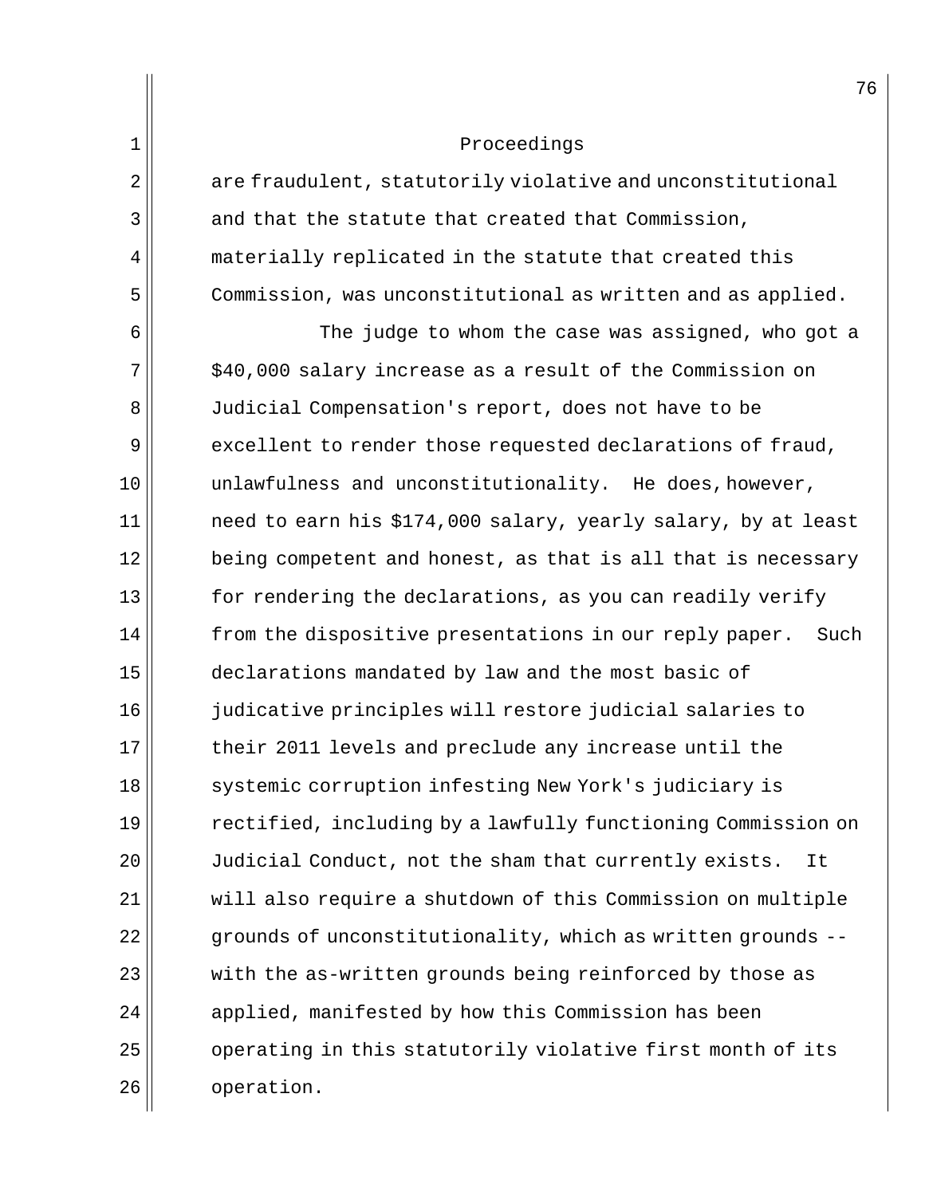Proceedings

are fraudulent, statutorily violative and unconstitutional and that the statute that created that Commission, materially replicated in the statute that created this Commission, was unconstitutional as written and as applied.

The judge to whom the case was assigned, who got a $40,000 salary increase as a result of the Commission on Judicial Compensation's report, does not have to be excellent to render those requested declarations of fraud, unlawfulness and unconstitutionality. He does, however, need to earn his $174,000 salary, yearly salary, by at least being competent and honest, as that is all that is necessary for rendering the declarations, as you can readily verify from the dispositive presentations in our reply paper. Such declarations mandated by law and the most basic of judicative principles will restore judicial salaries to their 2011 levels and preclude any increase until the systemic corruption infesting New York's judiciary is rectified, including by a lawfully functioning Commission on Judicial Conduct, not the sham that currently exists. It will also require a shutdown of this Commission on multiple grounds of unconstitutionality, which as written grounds -- with the as-written grounds being reinforced by those as applied, manifested by how this Commission has been operating in this statutorily violative first month of its operation.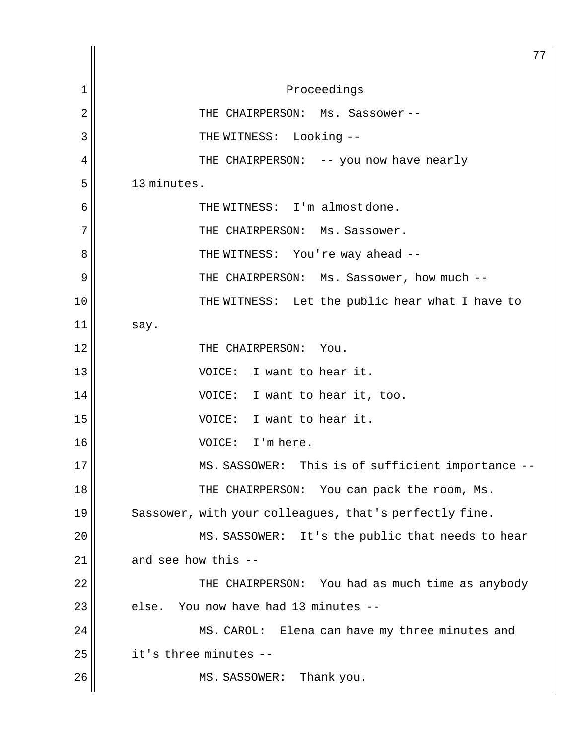Proceedings

THE CHAIRPERSON: Ms. Sassower --

THE WITNESS: Looking --

THE CHAIRPERSON: -- you now have nearly 13 minutes.

THE WITNESS: I'm almost done.

THE CHAIRPERSON: Ms. Sassower.

THE WITNESS: You're way ahead --

THE CHAIRPERSON: Ms. Sassower, how much --

THE WITNESS: Let the public hear what I have to say.

THE CHAIRPERSON: You.

VOICE: I want to hear it.

VOICE: I want to hear it, too.

VOICE: I want to hear it.

VOICE: I'm here.

MS. SASSOWER: This is of sufficient importance --

THE CHAIRPERSON: You can pack the room, Ms. Sassower, with your colleagues, that's perfectly fine.

MS. SASSOWER: It's the public that needs to hear and see how this --

THE CHAIRPERSON: You had as much time as anybody else. You now have had 13 minutes --

MS. CAROL: Elena can have my three minutes and it's three minutes --

MS. SASSOWER: Thank you.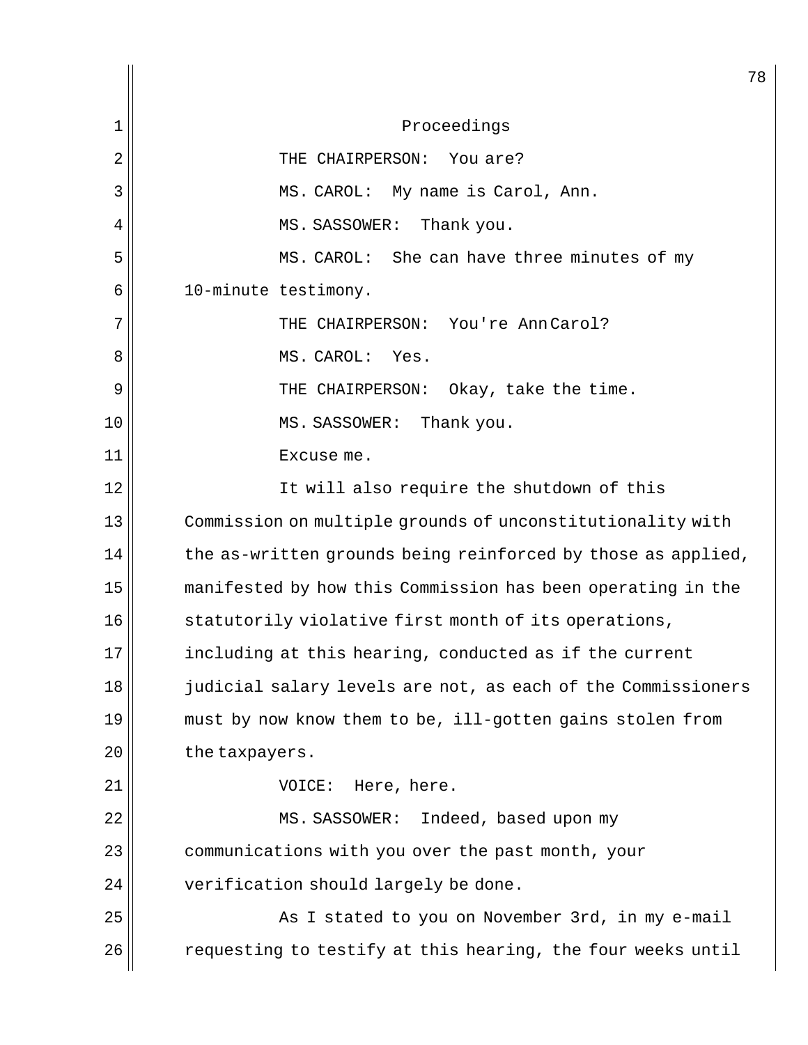Proceedings

THE CHAIRPERSON: You are?

MS. CAROL: My name is Carol, Ann.

MS. SASSOWER: Thank you.

MS. CAROL: She can have three minutes of my 10-minute testimony.

THE CHAIRPERSON: You're Ann Carol?

MS. CAROL: Yes.

THE CHAIRPERSON: Okay, take the time.

MS. SASSOWER: Thank you.

Excuse me.

It will also require the shutdown of this Commission on multiple grounds of unconstitutionality with the as-written grounds being reinforced by those as applied, manifested by how this Commission has been operating in the statutorily violative first month of its operations, including at this hearing, conducted as if the current judicial salary levels are not, as each of the Commissioners must by now know them to be, ill-gotten gains stolen from the taxpayers.

VOICE: Here, here.

MS. SASSOWER: Indeed, based upon my communications with you over the past month, your verification should largely be done.

As I stated to you on November 3rd, in my e-mail requesting to testify at this hearing, the four weeks until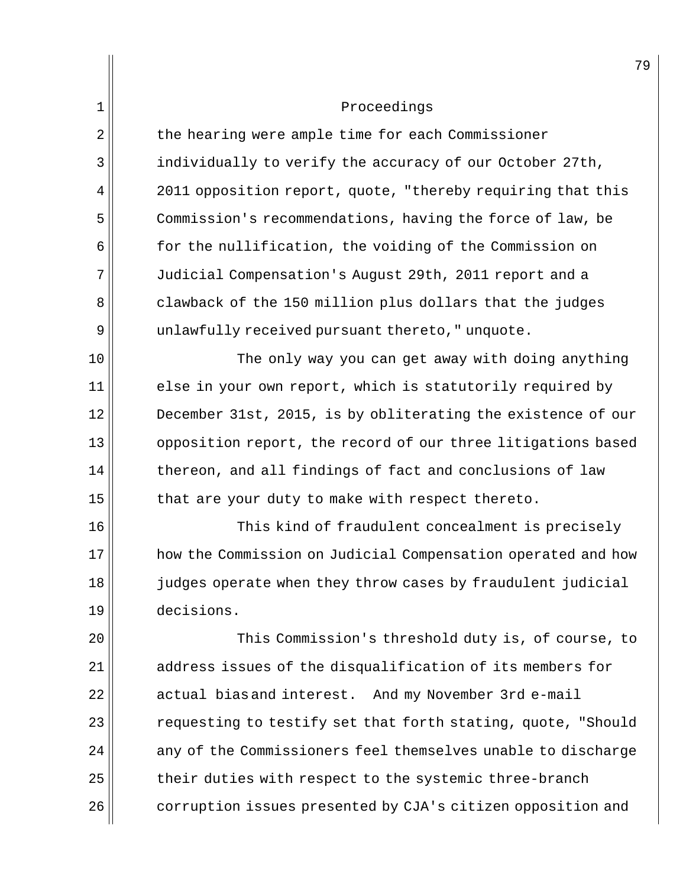Proceedings

the hearing were ample time for each Commissioner individually to verify the accuracy of our October 27th, 2011 opposition report, quote, "thereby requiring that this Commission's recommendations, having the force of law, be for the nullification, the voiding of the Commission on Judicial Compensation's August 29th, 2011 report and a clawback of the 150 million plus dollars that the judges unlawfully received pursuant thereto," unquote.

The only way you can get away with doing anything else in your own report, which is statutorily required by December 31st, 2015, is by obliterating the existence of our opposition report, the record of our three litigations based thereon, and all findings of fact and conclusions of law that are your duty to make with respect thereto.

This kind of fraudulent concealment is precisely how the Commission on Judicial Compensation operated and how judges operate when they throw cases by fraudulent judicial decisions.

This Commission's threshold duty is, of course, to address issues of the disqualification of its members for actual bias and interest. And my November 3rd e-mail requesting to testify set that forth stating, quote, "Should any of the Commissioners feel themselves unable to discharge their duties with respect to the systemic three-branch corruption issues presented by CJA's citizen opposition and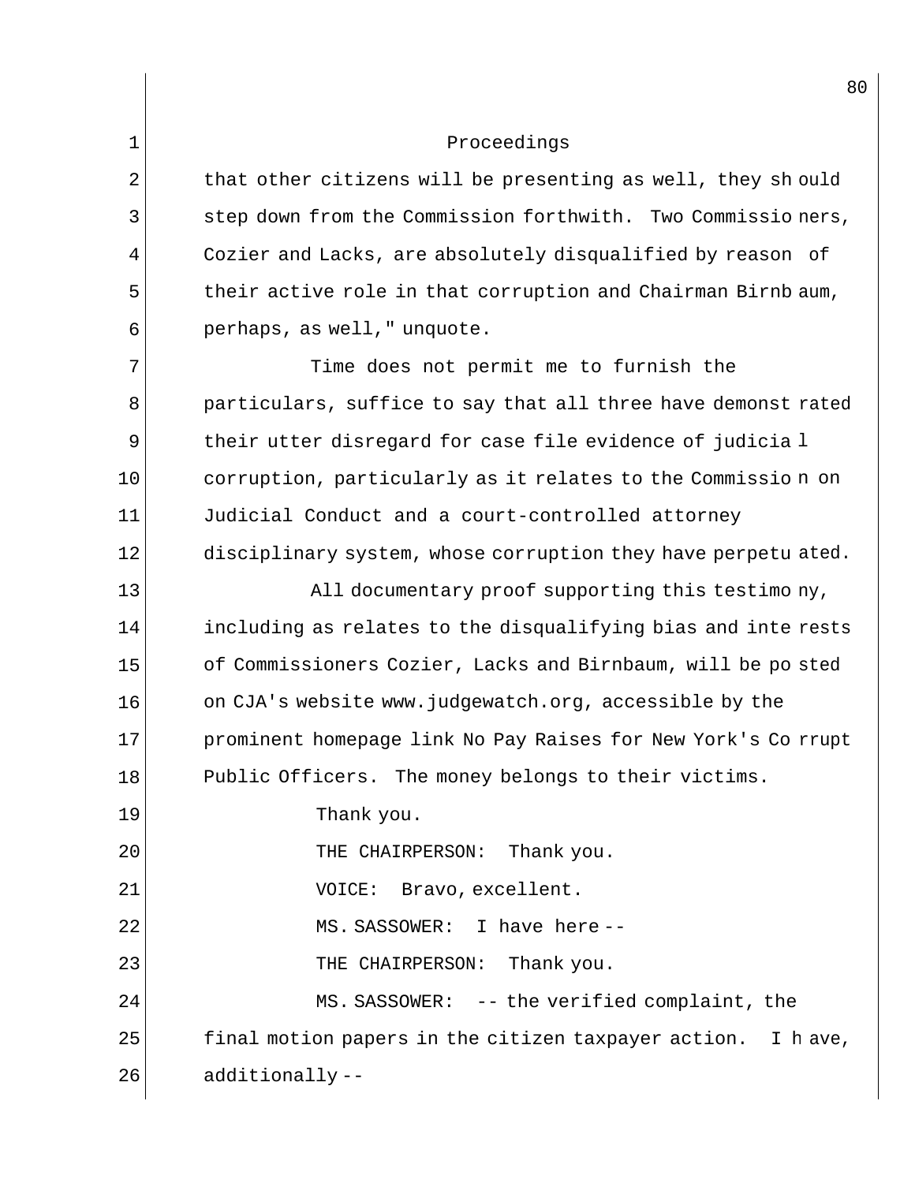Proceedings

that other citizens will be presenting as well, they should step down from the Commission forthwith. Two Commissioners, Cozier and Lacks, are absolutely disqualified by reason of their active role in that corruption and Chairman Birnbaum, perhaps, as well," unquote.

Time does not permit me to furnish the particulars, suffice to say that all three have demonstrated their utter disregard for case file evidence of judicial corruption, particularly as it relates to the Commission on Judicial Conduct and a court-controlled attorney disciplinary system, whose corruption they have perpetuated.

All documentary proof supporting this testimony, including as relates to the disqualifying bias and interests of Commissioners Cozier, Lacks and Birnbaum, will be posted on CJA's website www.judgewatch.org, accessible by the prominent homepage link No Pay Raises for New York's Corrupt Public Officers. The money belongs to their victims.

Thank you.

THE CHAIRPERSON: Thank you.

VOICE: Bravo, excellent.

MS. SASSOWER: I have here --

THE CHAIRPERSON: Thank you.

MS. SASSOWER: -- the verified complaint, the final motion papers in the citizen taxpayer action. I have, additionally --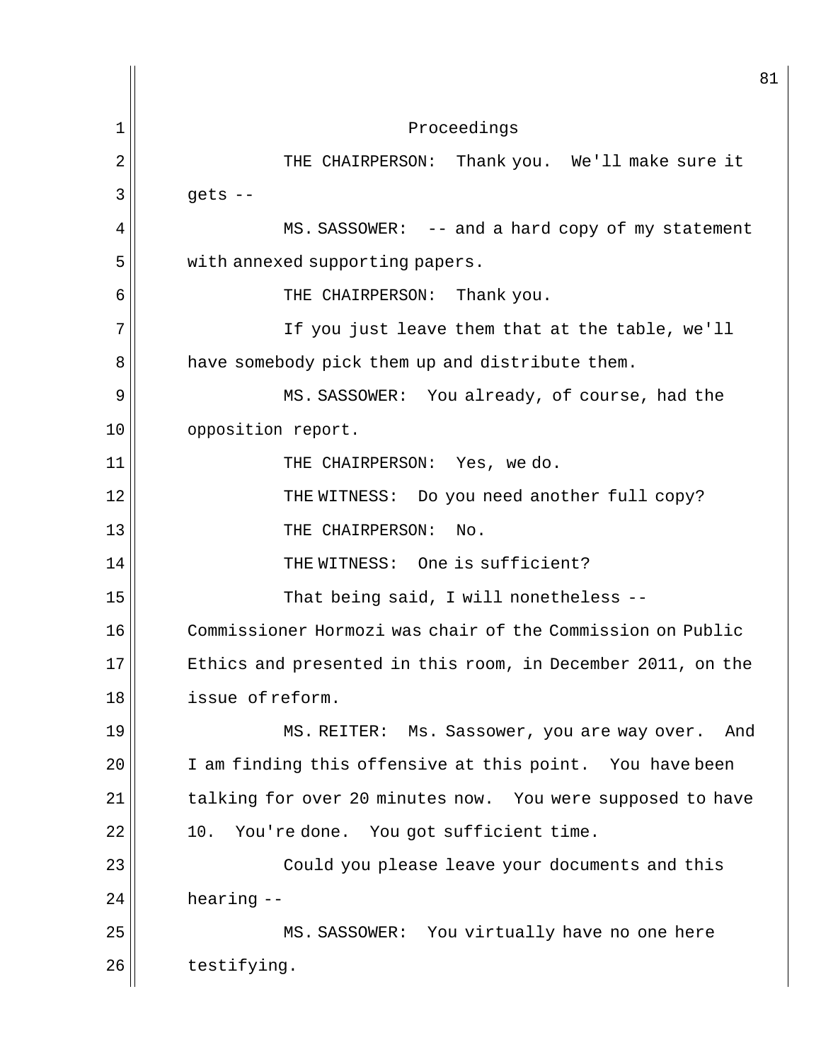Proceedings

THE CHAIRPERSON: Thank you. We'll make sure it gets --

MS. SASSOWER: -- and a hard copy of my statement with annexed supporting papers.

THE CHAIRPERSON: Thank you.

If you just leave them that at the table, we'll have somebody pick them up and distribute them.

MS. SASSOWER: You already, of course, had the opposition report.

THE CHAIRPERSON: Yes, we do.

THE WITNESS: Do you need another full copy?

THE CHAIRPERSON: No.

THE WITNESS: One is sufficient?

That being said, I will nonetheless -- Commissioner Hormozi was chair of the Commission on Public Ethics and presented in this room, in December 2011, on the issue of reform.

MS. REITER: Ms. Sassower, you are way over. And I am finding this offensive at this point. You have been talking for over 20 minutes now. You were supposed to have 10. You're done. You got sufficient time.

Could you please leave your documents and this hearing --

MS. SASSOWER: You virtually have no one here testifying.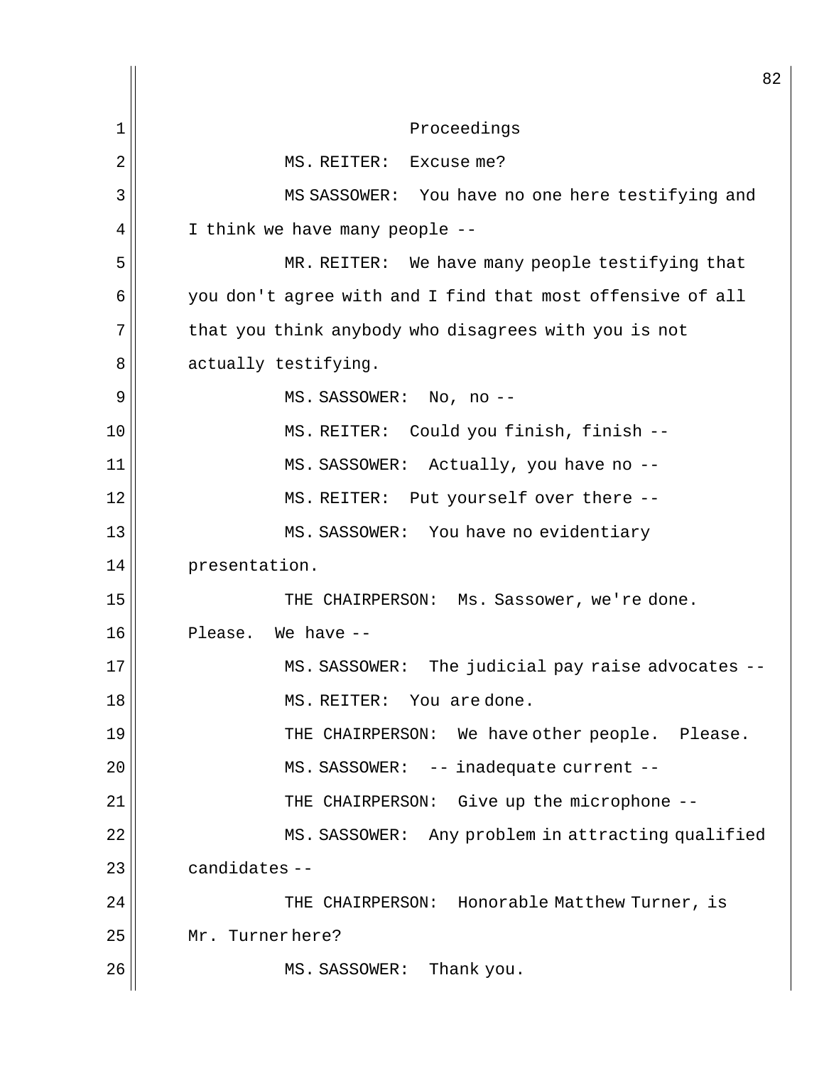Proceedings

MS. REITER: Excuse me?

MS SASSOWER: You have no one here testifying and I think we have many people --

MR. REITER: We have many people testifying that you don't agree with and I find that most offensive of all that you think anybody who disagrees with you is not actually testifying.

MS. SASSOWER: No, no --

MS. REITER: Could you finish, finish --

MS. SASSOWER: Actually, you have no --

MS. REITER: Put yourself over there --

MS. SASSOWER: You have no evidentiary presentation.

THE CHAIRPERSON: Ms. Sassower, we're done. Please. We have --

MS. SASSOWER: The judicial pay raise advocates --

MS. REITER: You are done.

THE CHAIRPERSON: We have other people. Please.

MS. SASSOWER: -- inadequate current --

THE CHAIRPERSON: Give up the microphone --

MS. SASSOWER: Any problem in attracting qualified candidates --

THE CHAIRPERSON: Honorable Matthew Turner, is Mr. Turner here?

MS. SASSOWER: Thank you.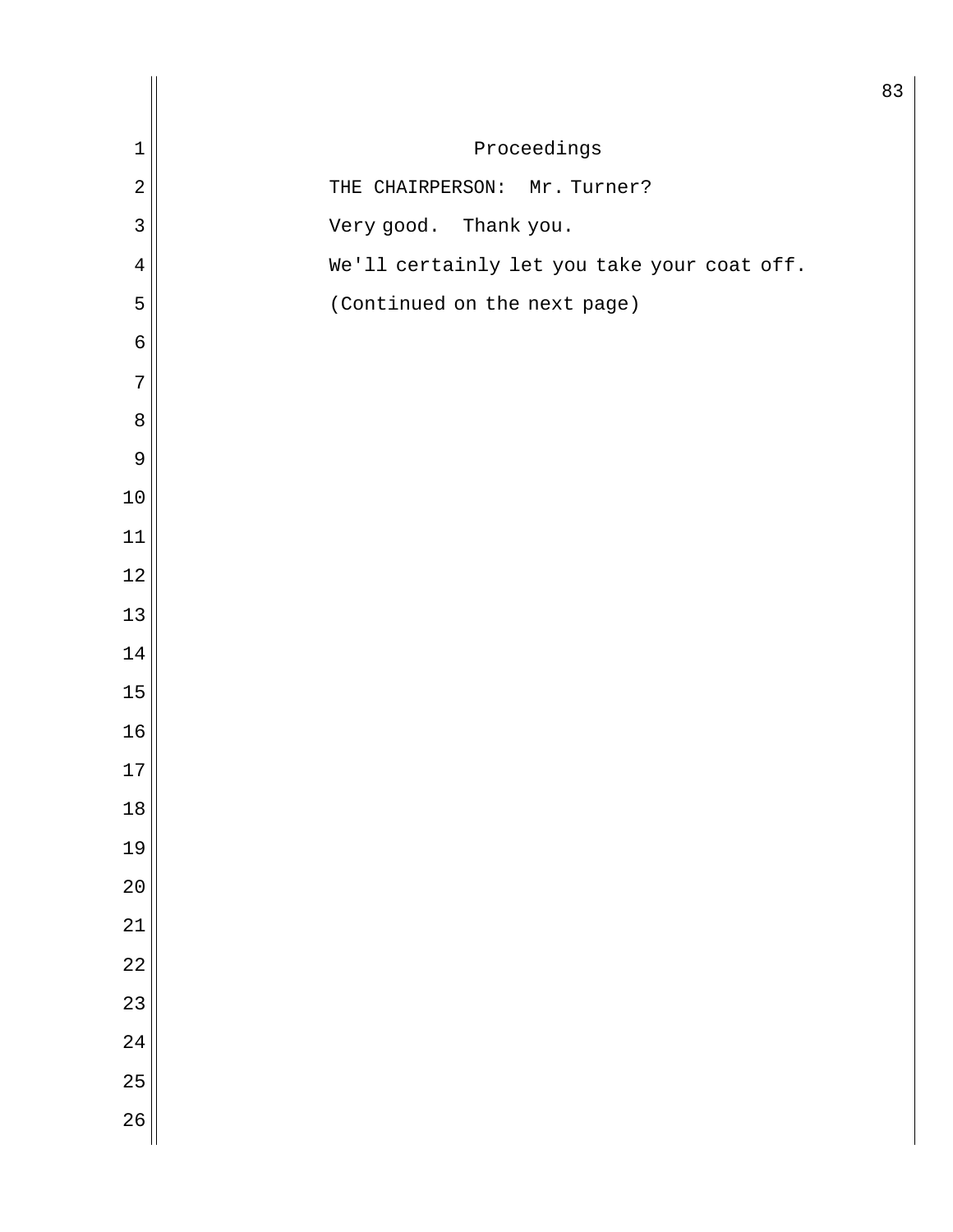Proceedings

THE CHAIRPERSON: Mr. Turner?

Very good. Thank you.

We'll certainly let you take your coat off.

(Continued on the next page)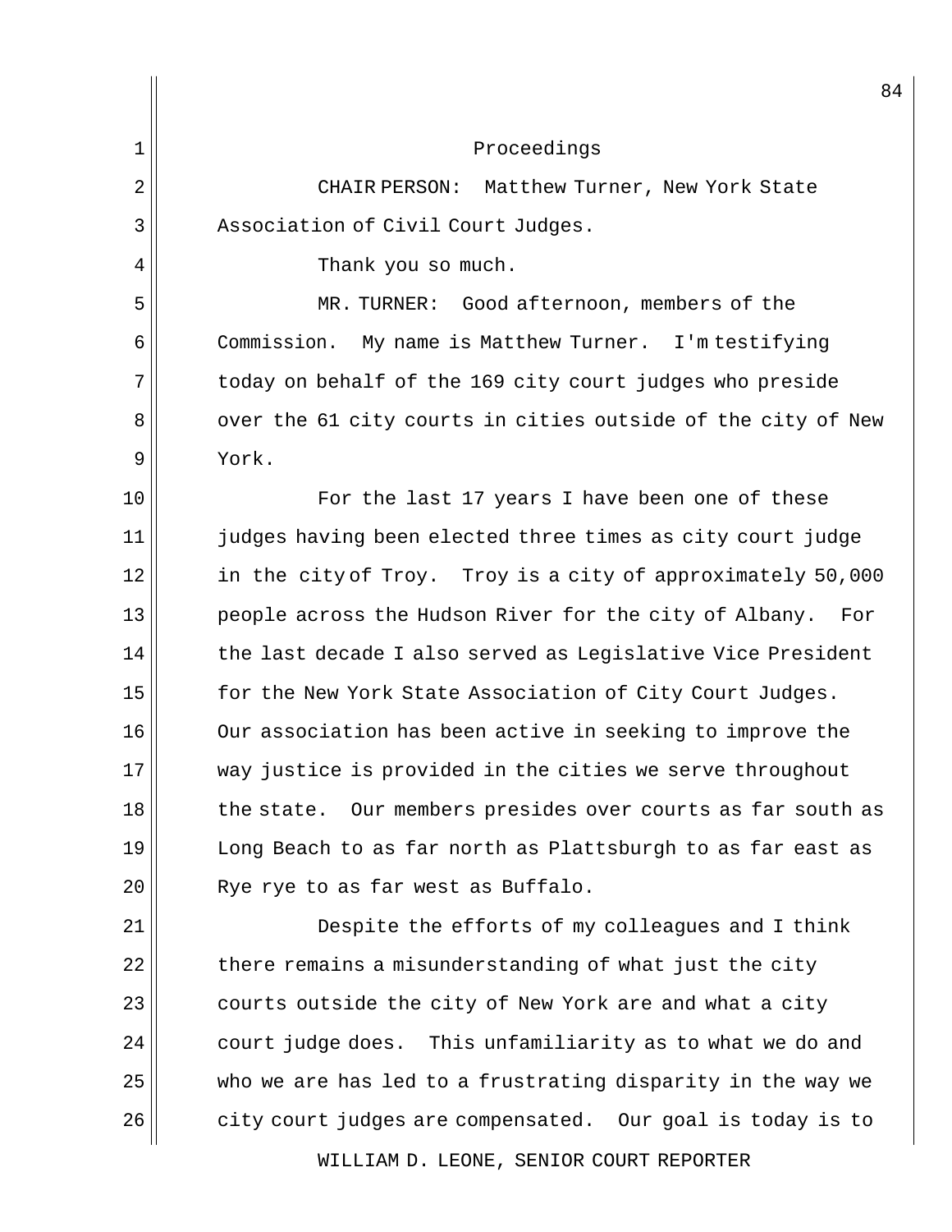Proceedings

CHAIR PERSON: Matthew Turner, New York State Association of Civil Court Judges.

Thank you so much.

MR. TURNER: Good afternoon, members of the Commission. My name is Matthew Turner. I'm testifying today on behalf of the 169 city court judges who preside over the 61 city courts in cities outside of the city of New York.

For the last 17 years I have been one of these judges having been elected three times as city court judge in the city of Troy. Troy is a city of approximately 50,000 people across the Hudson River for the city of Albany. For the last decade I also served as Legislative Vice President for the New York State Association of City Court Judges. Our association has been active in seeking to improve the way justice is provided in the cities we serve throughout the state. Our members presides over courts as far south as Long Beach to as far north as Plattsburgh to as far east as Rye rye to as far west as Buffalo.

Despite the efforts of my colleagues and I think there remains a misunderstanding of what just the city courts outside the city of New York are and what a city court judge does. This unfamiliarity as to what we do and who we are has led to a frustrating disparity in the way we city court judges are compensated. Our goal is today is to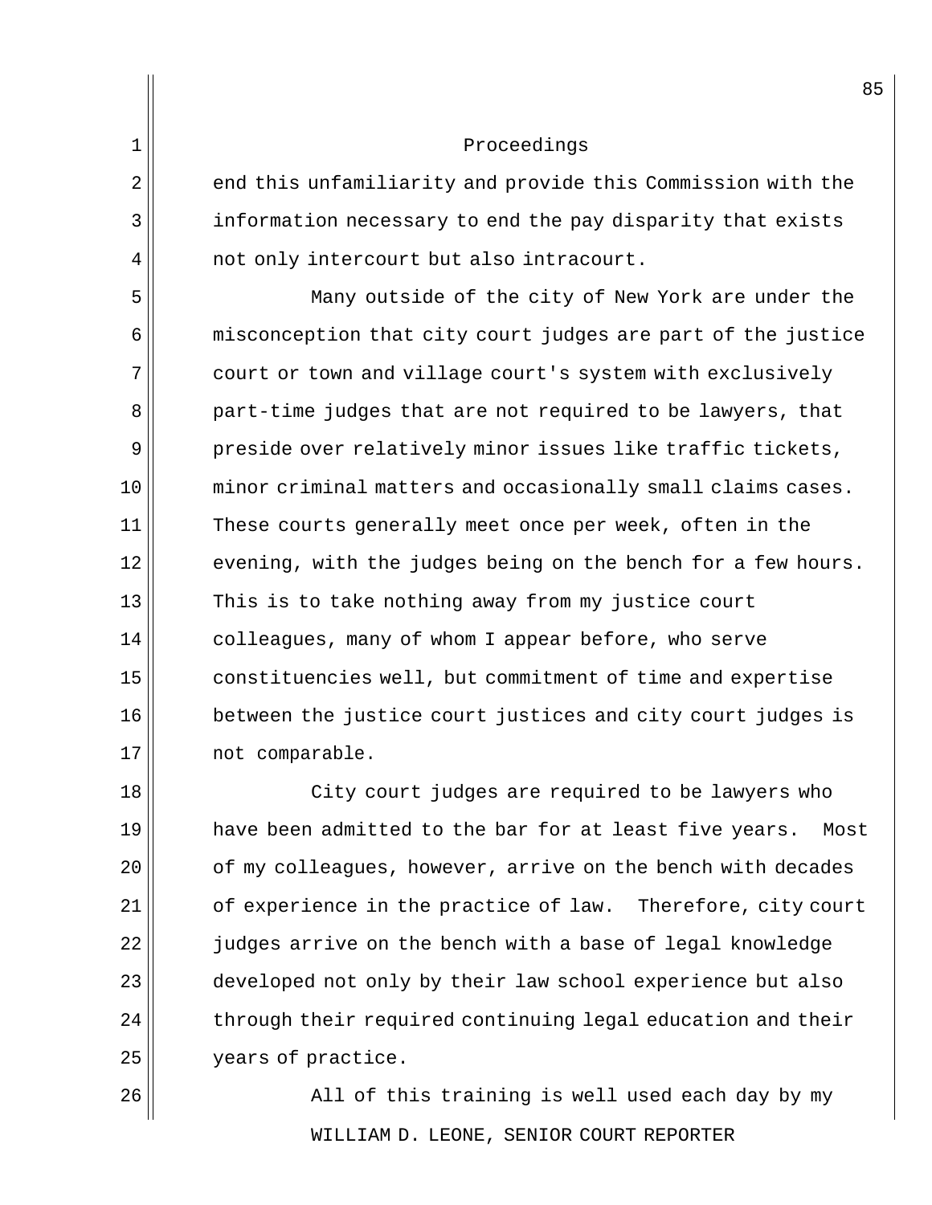end this unfamiliarity and provide this Commission with the information necessary to end the pay disparity that exists not only intercourt but also intracourt.

Many outside of the city of New York are under the misconception that city court judges are part of the justice court or town and village court's system with exclusively part-time judges that are not required to be lawyers, that preside over relatively minor issues like traffic tickets, minor criminal matters and occasionally small claims cases. These courts generally meet once per week, often in the evening, with the judges being on the bench for a few hours. This is to take nothing away from my justice court colleagues, many of whom I appear before, who serve constituencies well, but commitment of time and expertise between the justice court justices and city court judges is not comparable.

City court judges are required to be lawyers who have been admitted to the bar for at least five years. Most of my colleagues, however, arrive on the bench with decades of experience in the practice of law. Therefore, city court judges arrive on the bench with a base of legal knowledge developed not only by their law school experience but also through their required continuing legal education and their years of practice.

All of this training is well used each day by my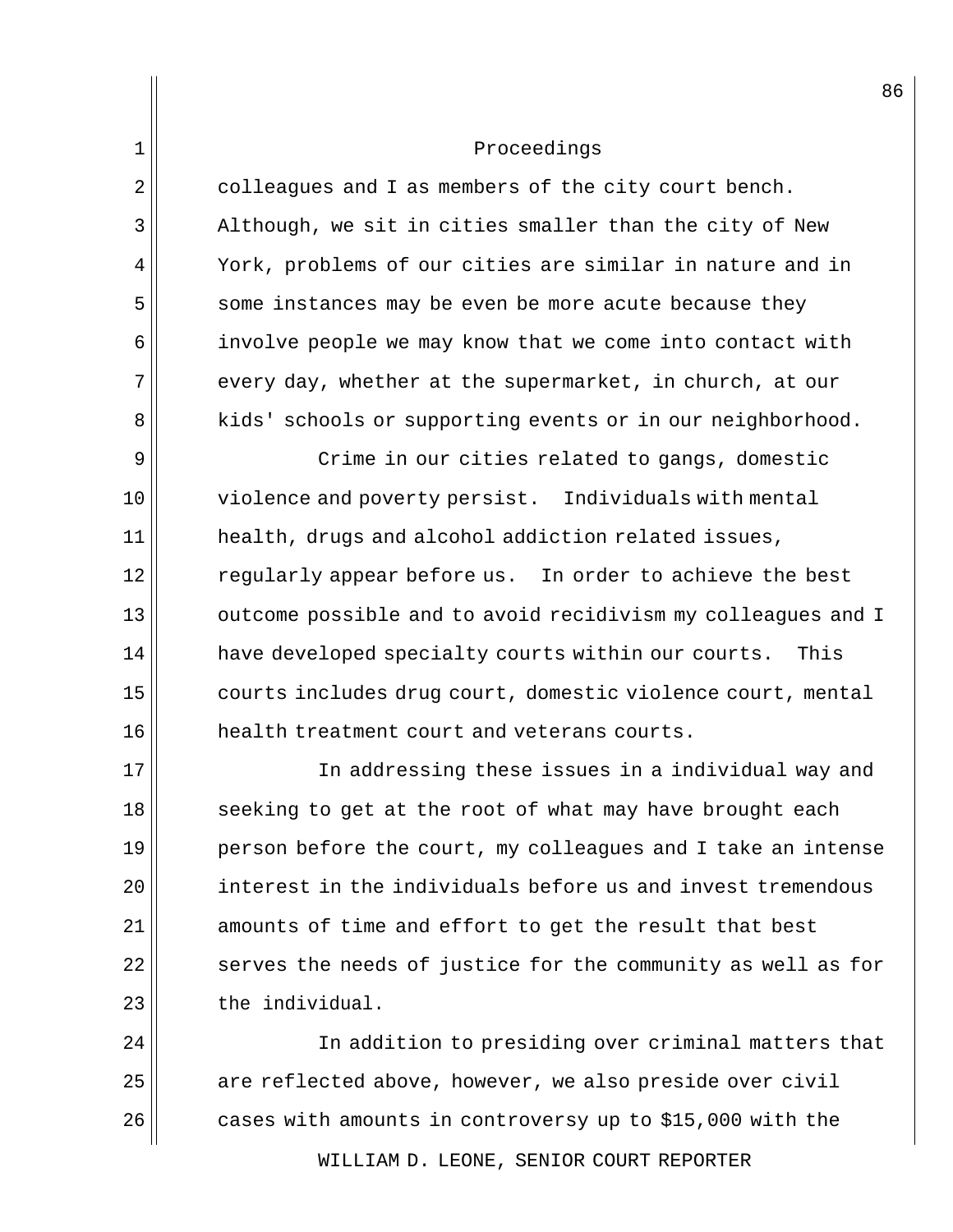colleagues and I as members of the city court bench. Although, we sit in cities smaller than the city of New York, problems of our cities are similar in nature and in some instances may be even be more acute because they involve people we may know that we come into contact with every day, whether at the supermarket, in church, at our kids' schools or supporting events or in our neighborhood.

Crime in our cities related to gangs, domestic violence and poverty persist. Individuals with mental health, drugs and alcohol addiction related issues, regularly appear before us. In order to achieve the best outcome possible and to avoid recidivism my colleagues and I have developed specialty courts within our courts. This courts includes drug court, domestic violence court, mental health treatment court and veterans courts.

In addressing these issues in a individual way and seeking to get at the root of what may have brought each person before the court, my colleagues and I take an intense interest in the individuals before us and invest tremendous amounts of time and effort to get the result that best serves the needs of justice for the community as well as for the individual.

In addition to presiding over criminal matters that are reflected above, however, we also preside over civil cases with amounts in controversy up to $15,000 with the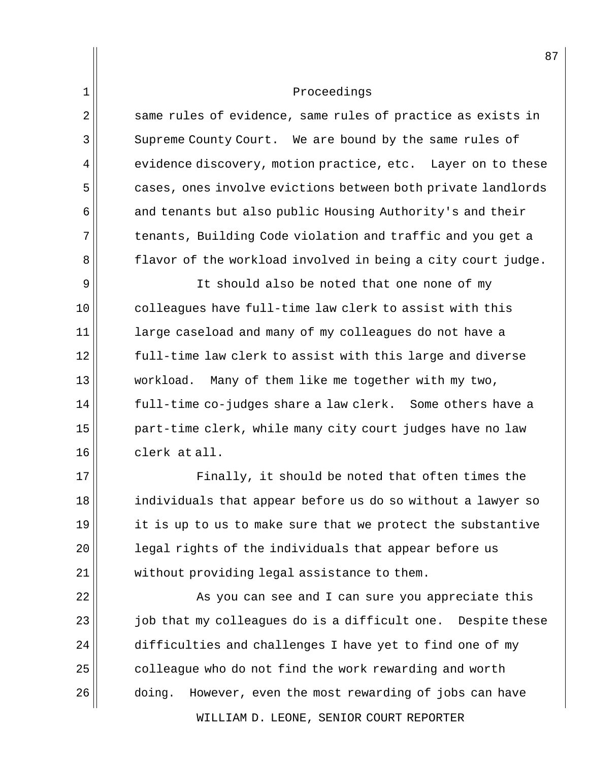same rules of evidence, same rules of practice as exists in Supreme County Court. We are bound by the same rules of evidence discovery, motion practice, etc. Layer on to these cases, ones involve evictions between both private landlords and tenants but also public Housing Authority's and their tenants, Building Code violation and traffic and you get a flavor of the workload involved in being a city court judge.

It should also be noted that one none of my colleagues have full-time law clerk to assist with this large caseload and many of my colleagues do not have a full-time law clerk to assist with this large and diverse workload. Many of them like me together with my two, full-time co-judges share a law clerk. Some others have a part-time clerk, while many city court judges have no law clerk at all.

Finally, it should be noted that often times the individuals that appear before us do so without a lawyer so it is up to us to make sure that we protect the substantive legal rights of the individuals that appear before us without providing legal assistance to them.

As you can see and I can sure you appreciate this job that my colleagues do is a difficult one. Despite these difficulties and challenges I have yet to find one of my colleague who do not find the work rewarding and worth doing. However, even the most rewarding of jobs can have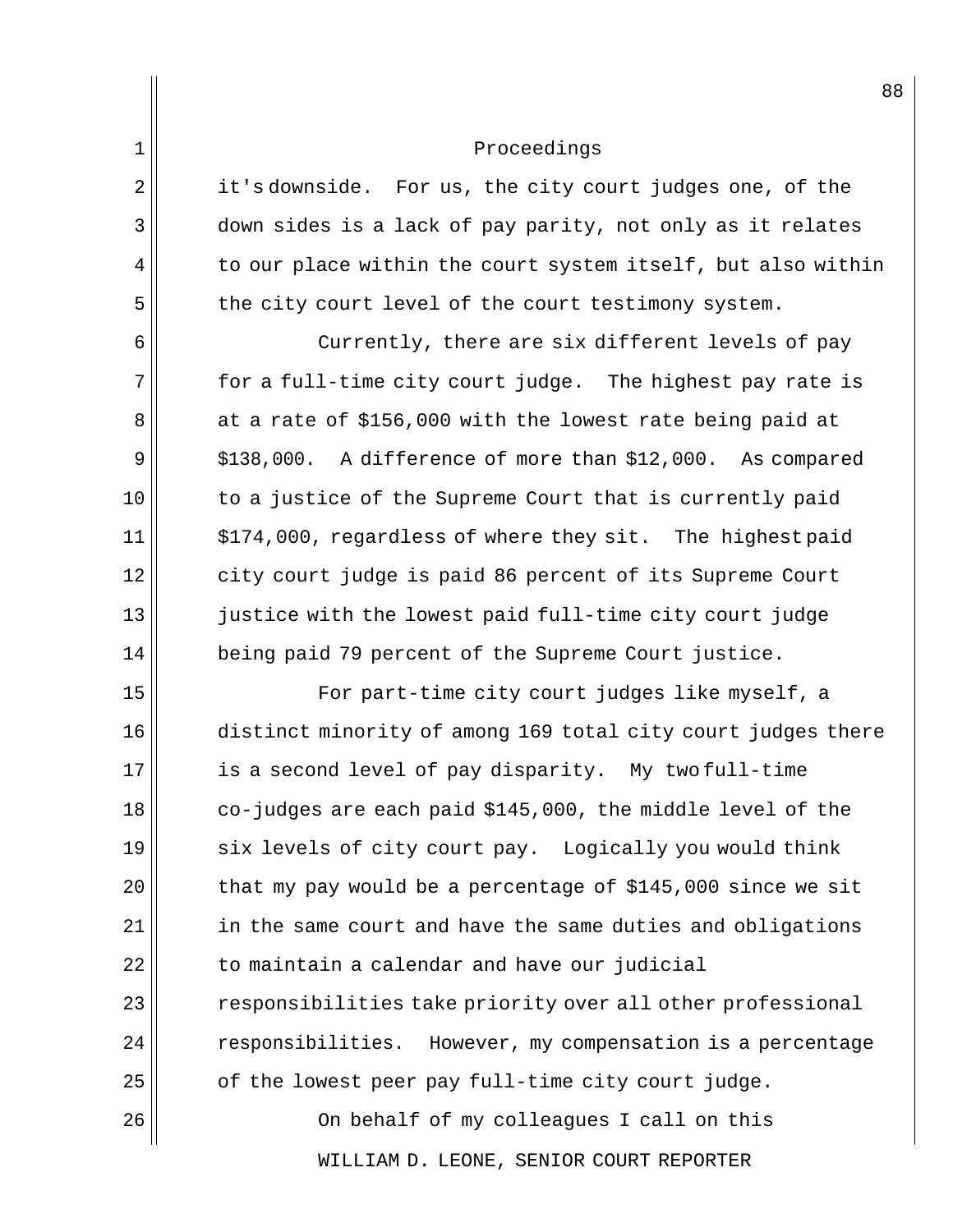it's downside. For us, the city court judges one, of the down sides is a lack of pay parity, not only as it relates to our place within the court system itself, but also within the city court level of the court testimony system.

Currently, there are six different levels of pay for a full-time city court judge. The highest pay rate is at a rate of $156,000 with the lowest rate being paid at $138,000. A difference of more than $12,000. As compared to a justice of the Supreme Court that is currently paid $174,000, regardless of where they sit. The highest paid city court judge is paid 86 percent of its Supreme Court justice with the lowest paid full-time city court judge being paid 79 percent of the Supreme Court justice.

For part-time city court judges like myself, a distinct minority of among 169 total city court judges there is a second level of pay disparity. My two full-time co-judges are each paid $145,000, the middle level of the six levels of city court pay. Logically you would think that my pay would be a percentage of $145,000 since we sit in the same court and have the same duties and obligations to maintain a calendar and have our judicial responsibilities take priority over all other professional responsibilities. However, my compensation is a percentage of the lowest peer pay full-time city court judge.

On behalf of my colleagues I call on this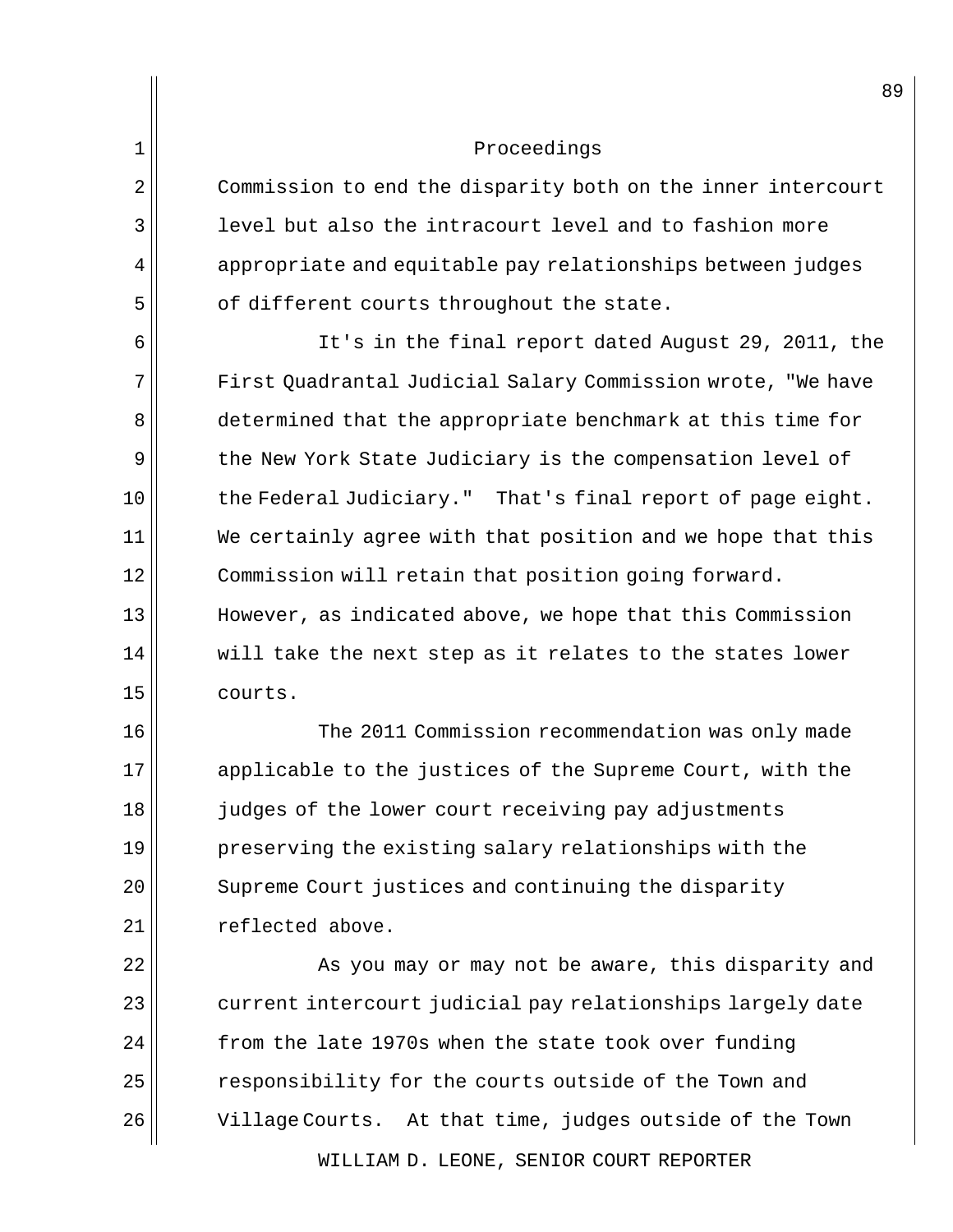Proceedings

Commission to end the disparity both on the inner intercourt level but also the intracourt level and to fashion more appropriate and equitable pay relationships between judges of different courts throughout the state.

It's in the final report dated August 29, 2011, the First Quadrantal Judicial Salary Commission wrote, "We have determined that the appropriate benchmark at this time for the New York State Judiciary is the compensation level of the Federal Judiciary." That's final report of page eight. We certainly agree with that position and we hope that this Commission will retain that position going forward. However, as indicated above, we hope that this Commission will take the next step as it relates to the states lower courts.

The 2011 Commission recommendation was only made applicable to the justices of the Supreme Court, with the judges of the lower court receiving pay adjustments preserving the existing salary relationships with the Supreme Court justices and continuing the disparity reflected above.

As you may or may not be aware, this disparity and current intercourt judicial pay relationships largely date from the late 1970s when the state took over funding responsibility for the courts outside of the Town and Village Courts. At that time, judges outside of the Town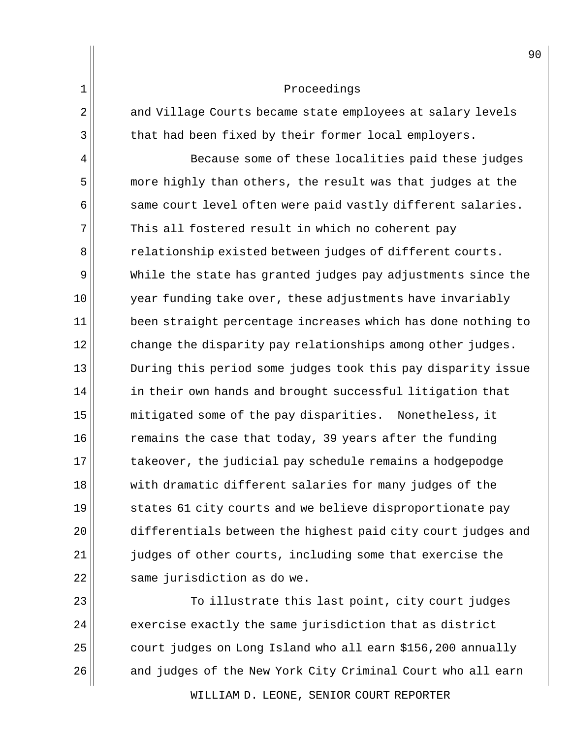Proceedings

and Village Courts became state employees at salary levels that had been fixed by their former local employers.

Because some of these localities paid these judges more highly than others, the result was that judges at the same court level often were paid vastly different salaries. This all fostered result in which no coherent pay relationship existed between judges of different courts. While the state has granted judges pay adjustments since the year funding take over, these adjustments have invariably been straight percentage increases which has done nothing to change the disparity pay relationships among other judges. During this period some judges took this pay disparity issue in their own hands and brought successful litigation that mitigated some of the pay disparities. Nonetheless, it remains the case that today, 39 years after the funding takeover, the judicial pay schedule remains a hodgepodge with dramatic different salaries for many judges of the states 61 city courts and we believe disproportionate pay differentials between the highest paid city court judges and judges of other courts, including some that exercise the same jurisdiction as do we.

To illustrate this last point, city court judges exercise exactly the same jurisdiction that as district court judges on Long Island who all earn $156,200 annually and judges of the New York City Criminal Court who all earn

WILLIAM D. LEONE, SENIOR COURT REPORTER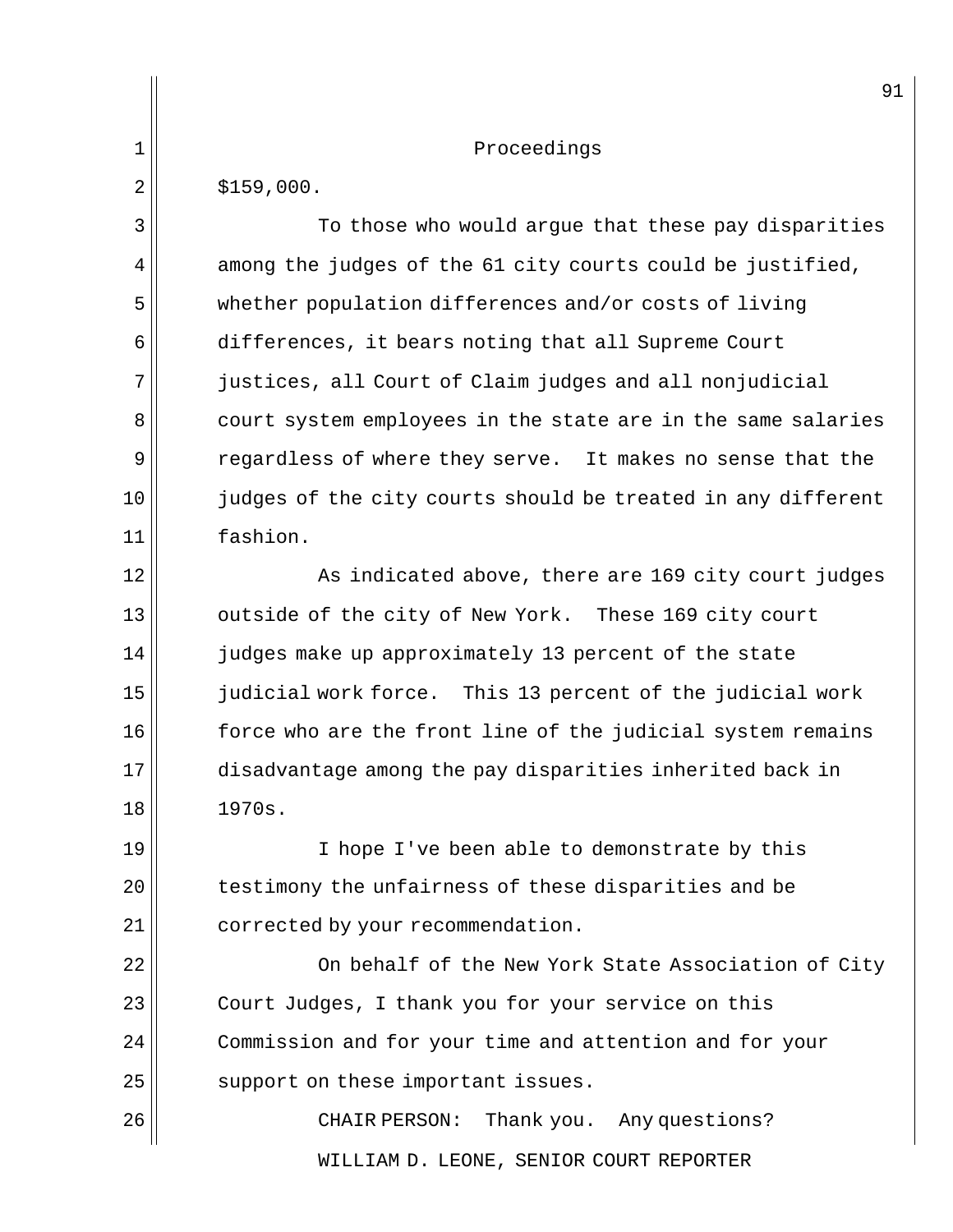$159,000.

To those who would argue that these pay disparities among the judges of the 61 city courts could be justified, whether population differences and/or costs of living differences, it bears noting that all Supreme Court justices, all Court of Claim judges and all nonjudicial court system employees in the state are in the same salaries regardless of where they serve. It makes no sense that the judges of the city courts should be treated in any different fashion.

As indicated above, there are 169 city court judges outside of the city of New York. These 169 city court judges make up approximately 13 percent of the state judicial work force. This 13 percent of the judicial work force who are the front line of the judicial system remains disadvantage among the pay disparities inherited back in 1970s.

I hope I've been able to demonstrate by this testimony the unfairness of these disparities and be corrected by your recommendation.

On behalf of the New York State Association of City Court Judges, I thank you for your service on this Commission and for your time and attention and for your support on these important issues.

CHAIR PERSON: Thank you. Any questions?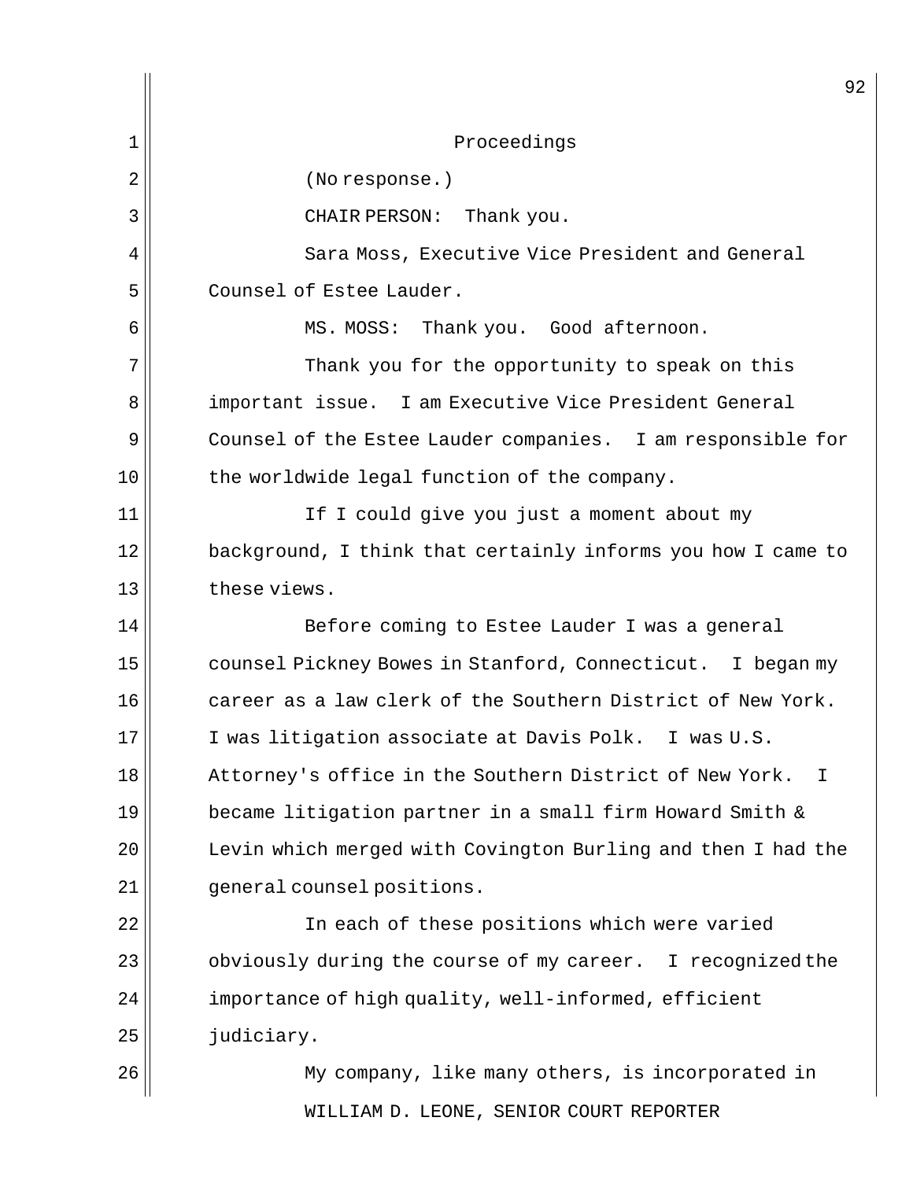Proceedings

(No response.)

CHAIR PERSON: Thank you.

Sara Moss, Executive Vice President and General Counsel of Estee Lauder.

MS. MOSS: Thank you. Good afternoon.

Thank you for the opportunity to speak on this important issue. I am Executive Vice President General Counsel of the Estee Lauder companies. I am responsible for the worldwide legal function of the company.

If I could give you just a moment about my background, I think that certainly informs you how I came to these views.

Before coming to Estee Lauder I was a general counsel Pickney Bowes in Stanford, Connecticut. I began my career as a law clerk of the Southern District of New York. I was litigation associate at Davis Polk. I was U.S. Attorney's office in the Southern District of New York. I became litigation partner in a small firm Howard Smith & Levin which merged with Covington Burling and then I had the general counsel positions.

In each of these positions which were varied obviously during the course of my career. I recognized the importance of high quality, well-informed, efficient judiciary.

My company, like many others, is incorporated in

WILLIAM D. LEONE, SENIOR COURT REPORTER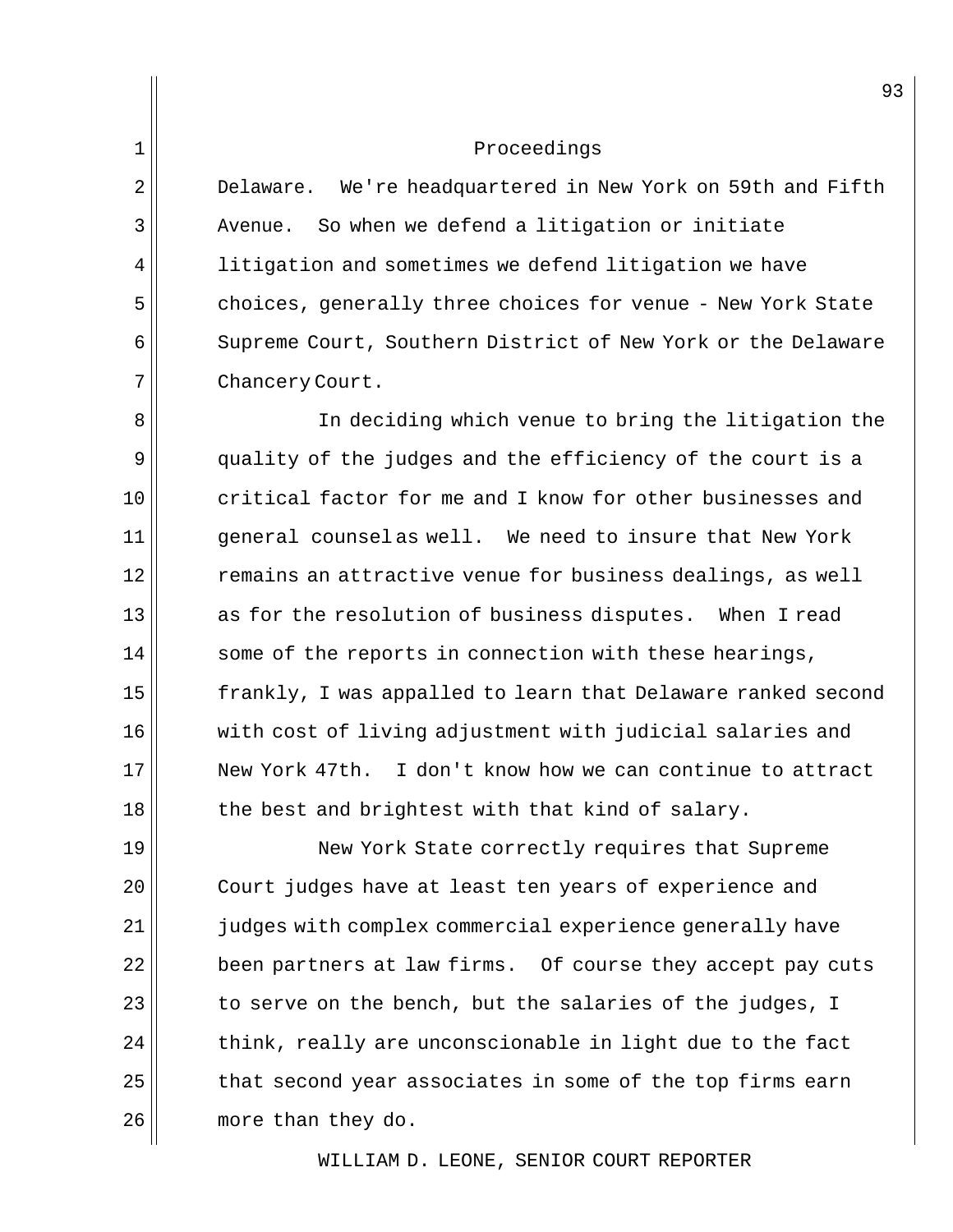Proceedings

Delaware. We're headquartered in New York on 59th and Fifth Avenue. So when we defend a litigation or initiate litigation and sometimes we defend litigation we have choices, generally three choices for venue - New York State Supreme Court, Southern District of New York or the Delaware Chancery Court.

In deciding which venue to bring the litigation the quality of the judges and the efficiency of the court is a critical factor for me and I know for other businesses and general counsel as well. We need to insure that New York remains an attractive venue for business dealings, as well as for the resolution of business disputes. When I read some of the reports in connection with these hearings, frankly, I was appalled to learn that Delaware ranked second with cost of living adjustment with judicial salaries and New York 47th. I don't know how we can continue to attract the best and brightest with that kind of salary.

New York State correctly requires that Supreme Court judges have at least ten years of experience and judges with complex commercial experience generally have been partners at law firms. Of course they accept pay cuts to serve on the bench, but the salaries of the judges, I think, really are unconscionable in light due to the fact that second year associates in some of the top firms earn more than they do.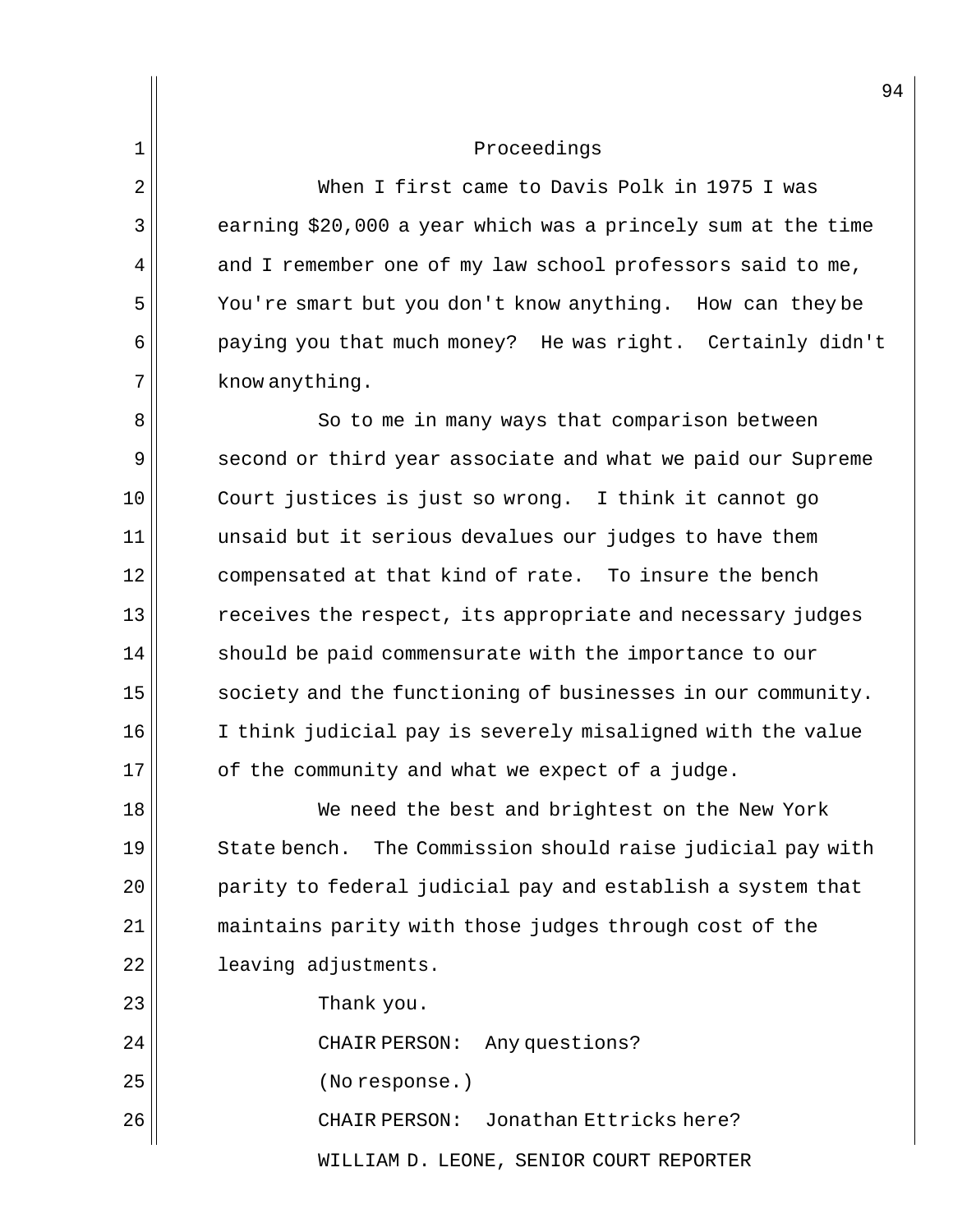Proceedings

When I first came to Davis Polk in 1975 I was earning $20,000 a year which was a princely sum at the time and I remember one of my law school professors said to me, You're smart but you don't know anything. How can they be paying you that much money? He was right. Certainly didn't know anything.

So to me in many ways that comparison between second or third year associate and what we paid our Supreme Court justices is just so wrong. I think it cannot go unsaid but it serious devalues our judges to have them compensated at that kind of rate. To insure the bench receives the respect, its appropriate and necessary judges should be paid commensurate with the importance to our society and the functioning of businesses in our community. I think judicial pay is severely misaligned with the value of the community and what we expect of a judge.

We need the best and brightest on the New York State bench. The Commission should raise judicial pay with parity to federal judicial pay and establish a system that maintains parity with those judges through cost of the leaving adjustments.

Thank you.

CHAIR PERSON: Any questions?

(No response.)

CHAIR PERSON: Jonathan Ettricks here?

WILLIAM D. LEONE, SENIOR COURT REPORTER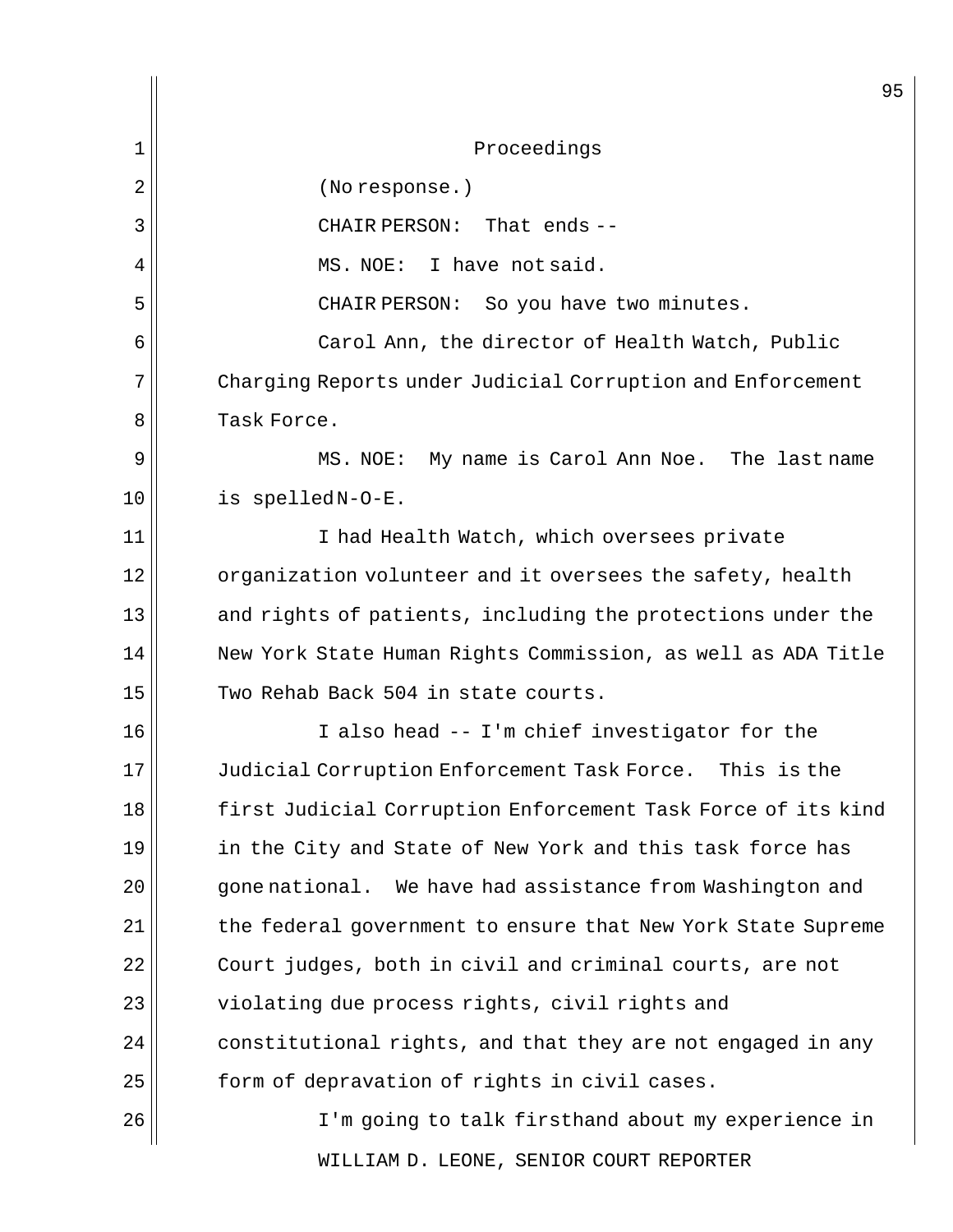Proceedings

(No response.)

CHAIR PERSON: That ends --

MS. NOE: I have not said.

CHAIR PERSON: So you have two minutes.

Carol Ann, the director of Health Watch, Public Charging Reports under Judicial Corruption and Enforcement Task Force.

MS. NOE: My name is Carol Ann Noe. The last name is spelled N-O-E.

I had Health Watch, which oversees private organization volunteer and it oversees the safety, health and rights of patients, including the protections under the New York State Human Rights Commission, as well as ADA Title Two Rehab Back 504 in state courts.

I also head -- I'm chief investigator for the Judicial Corruption Enforcement Task Force. This is the first Judicial Corruption Enforcement Task Force of its kind in the City and State of New York and this task force has gone national. We have had assistance from Washington and the federal government to ensure that New York State Supreme Court judges, both in civil and criminal courts, are not violating due process rights, civil rights and constitutional rights, and that they are not engaged in any form of depravation of rights in civil cases.

I'm going to talk firsthand about my experience in

WILLIAM D. LEONE, SENIOR COURT REPORTER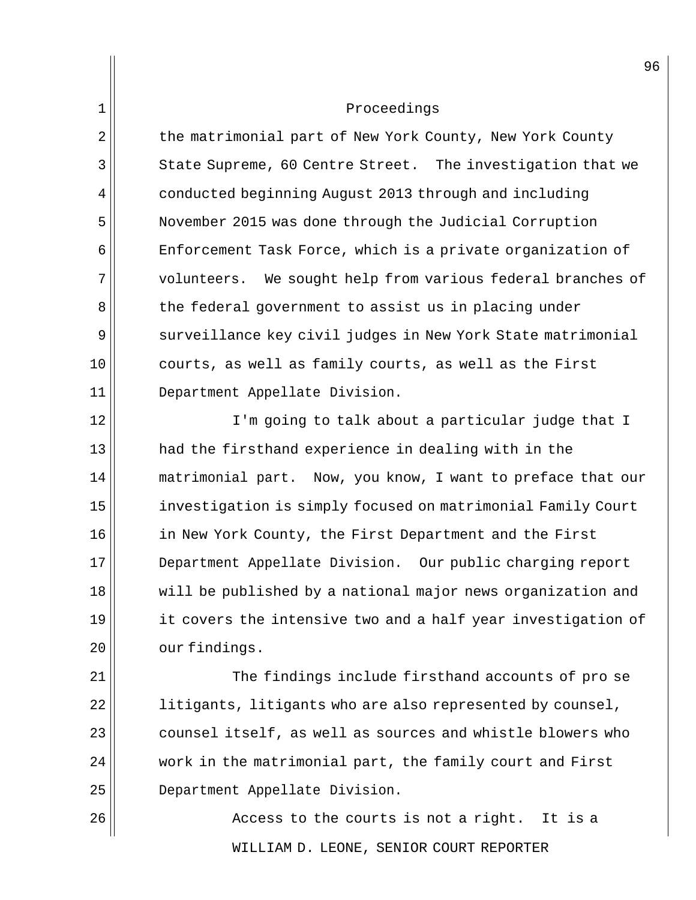Proceedings

the matrimonial part of New York County, New York County State Supreme, 60 Centre Street. The investigation that we conducted beginning August 2013 through and including November 2015 was done through the Judicial Corruption Enforcement Task Force, which is a private organization of volunteers. We sought help from various federal branches of the federal government to assist us in placing under surveillance key civil judges in New York State matrimonial courts, as well as family courts, as well as the First Department Appellate Division.

I'm going to talk about a particular judge that I had the firsthand experience in dealing with in the matrimonial part. Now, you know, I want to preface that our investigation is simply focused on matrimonial Family Court in New York County, the First Department and the First Department Appellate Division. Our public charging report will be published by a national major news organization and it covers the intensive two and a half year investigation of our findings.

The findings include firsthand accounts of pro se litigants, litigants who are also represented by counsel, counsel itself, as well as sources and whistle blowers who work in the matrimonial part, the family court and First Department Appellate Division.

Access to the courts is not a right. It is a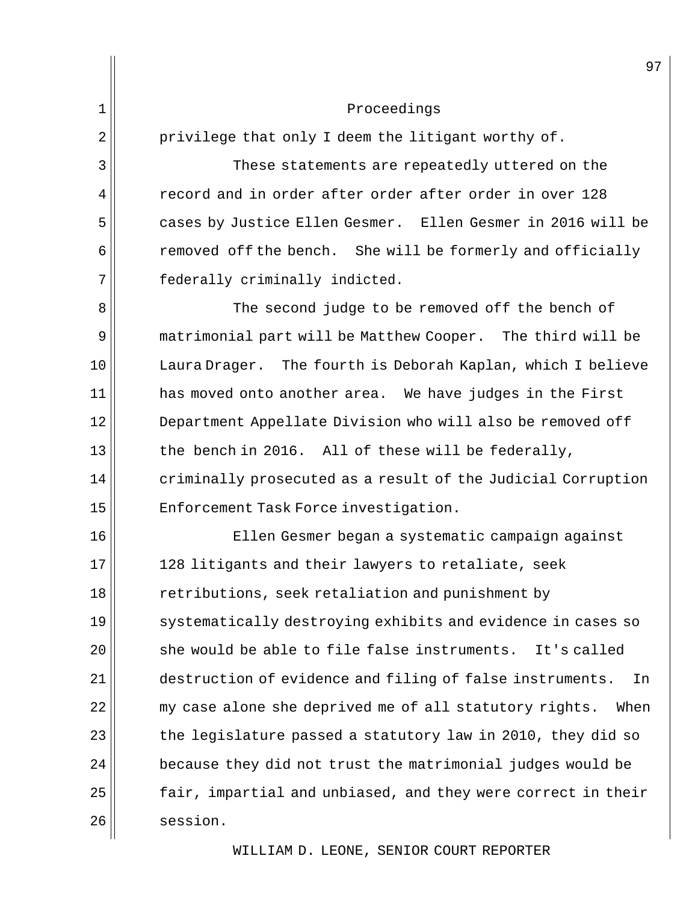Proceedings

privilege that only I deem the litigant worthy of.

These statements are repeatedly uttered on the record and in order after order after order in over 128 cases by Justice Ellen Gesmer. Ellen Gesmer in 2016 will be removed off the bench. She will be formerly and officially federally criminally indicted.

The second judge to be removed off the bench of matrimonial part will be Matthew Cooper. The third will be Laura Drager. The fourth is Deborah Kaplan, which I believe has moved onto another area. We have judges in the First Department Appellate Division who will also be removed off the bench in 2016. All of these will be federally, criminally prosecuted as a result of the Judicial Corruption Enforcement Task Force investigation.

Ellen Gesmer began a systematic campaign against 128 litigants and their lawyers to retaliate, seek retributions, seek retaliation and punishment by systematically destroying exhibits and evidence in cases so she would be able to file false instruments. It's called destruction of evidence and filing of false instruments. In my case alone she deprived me of all statutory rights. When the legislature passed a statutory law in 2010, they did so because they did not trust the matrimonial judges would be fair, impartial and unbiased, and they were correct in their session.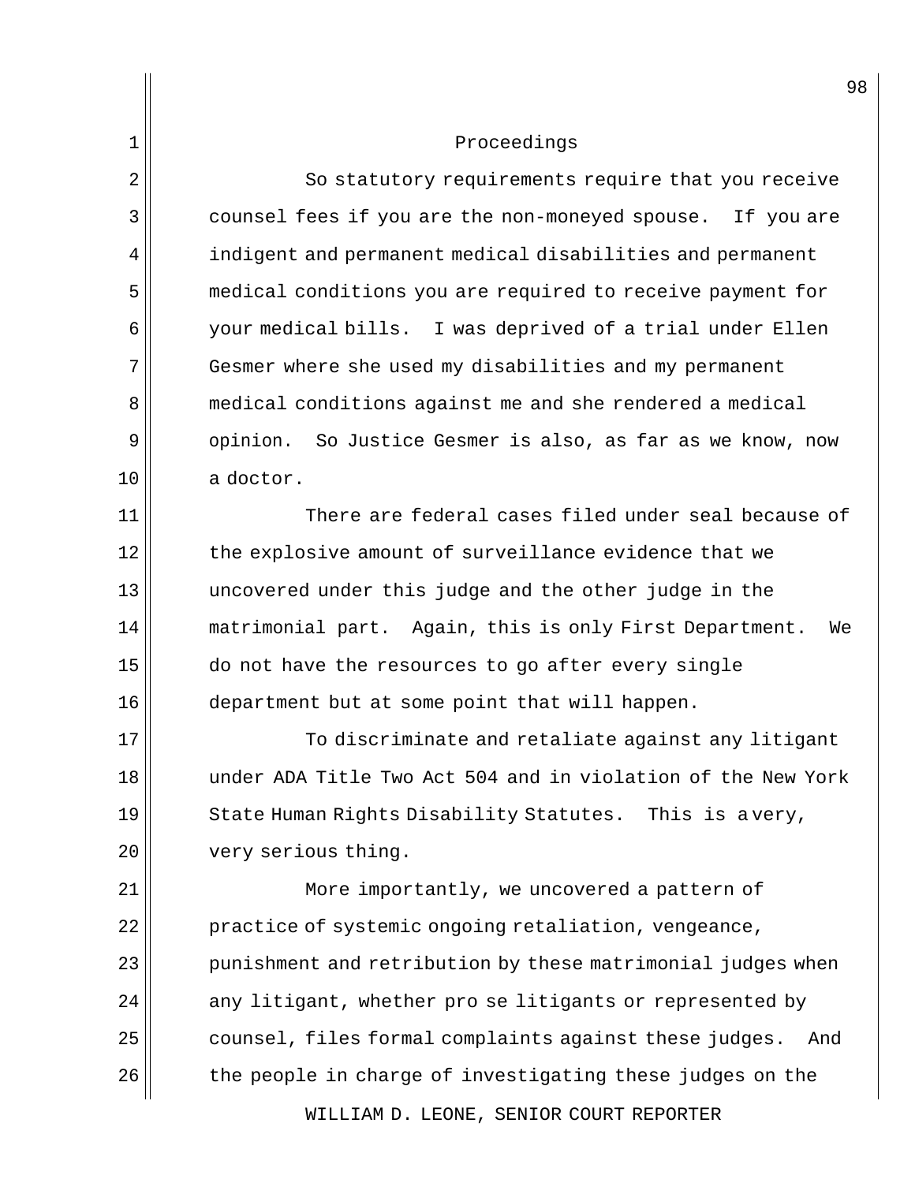Proceedings

So statutory requirements require that you receive counsel fees if you are the non-moneyed spouse. If you are indigent and permanent medical disabilities and permanent medical conditions you are required to receive payment for your medical bills. I was deprived of a trial under Ellen Gesmer where she used my disabilities and my permanent medical conditions against me and she rendered a medical opinion. So Justice Gesmer is also, as far as we know, now a doctor.

There are federal cases filed under seal because of the explosive amount of surveillance evidence that we uncovered under this judge and the other judge in the matrimonial part. Again, this is only First Department. We do not have the resources to go after every single department but at some point that will happen.

To discriminate and retaliate against any litigant under ADA Title Two Act 504 and in violation of the New York State Human Rights Disability Statutes. This is a very, very serious thing.

More importantly, we uncovered a pattern of practice of systemic ongoing retaliation, vengeance, punishment and retribution by these matrimonial judges when any litigant, whether pro se litigants or represented by counsel, files formal complaints against these judges. And the people in charge of investigating these judges on the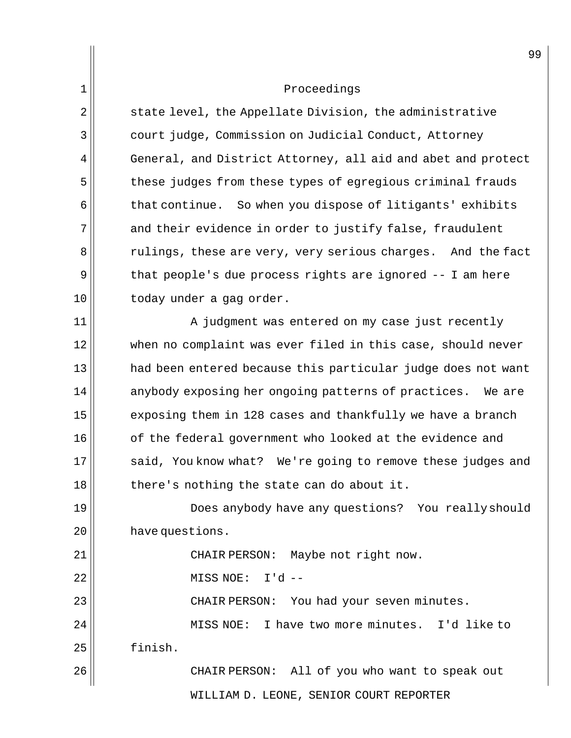Proceedings

state level, the Appellate Division, the administrative court judge, Commission on Judicial Conduct, Attorney General, and District Attorney, all aid and abet and protect these judges from these types of egregious criminal frauds that continue. So when you dispose of litigants' exhibits and their evidence in order to justify false, fraudulent rulings, these are very, very serious charges. And the fact that people's due process rights are ignored -- I am here today under a gag order.

A judgment was entered on my case just recently when no complaint was ever filed in this case, should never had been entered because this particular judge does not want anybody exposing her ongoing patterns of practices. We are exposing them in 128 cases and thankfully we have a branch of the federal government who looked at the evidence and said, You know what? We're going to remove these judges and there's nothing the state can do about it.

Does anybody have any questions? You really should have questions.

CHAIR PERSON: Maybe not right now.

MISS NOE: I'd --

CHAIR PERSON: You had your seven minutes.

MISS NOE: I have two more minutes. I'd like to finish.

CHAIR PERSON: All of you who want to speak out

WILLIAM D. LEONE, SENIOR COURT REPORTER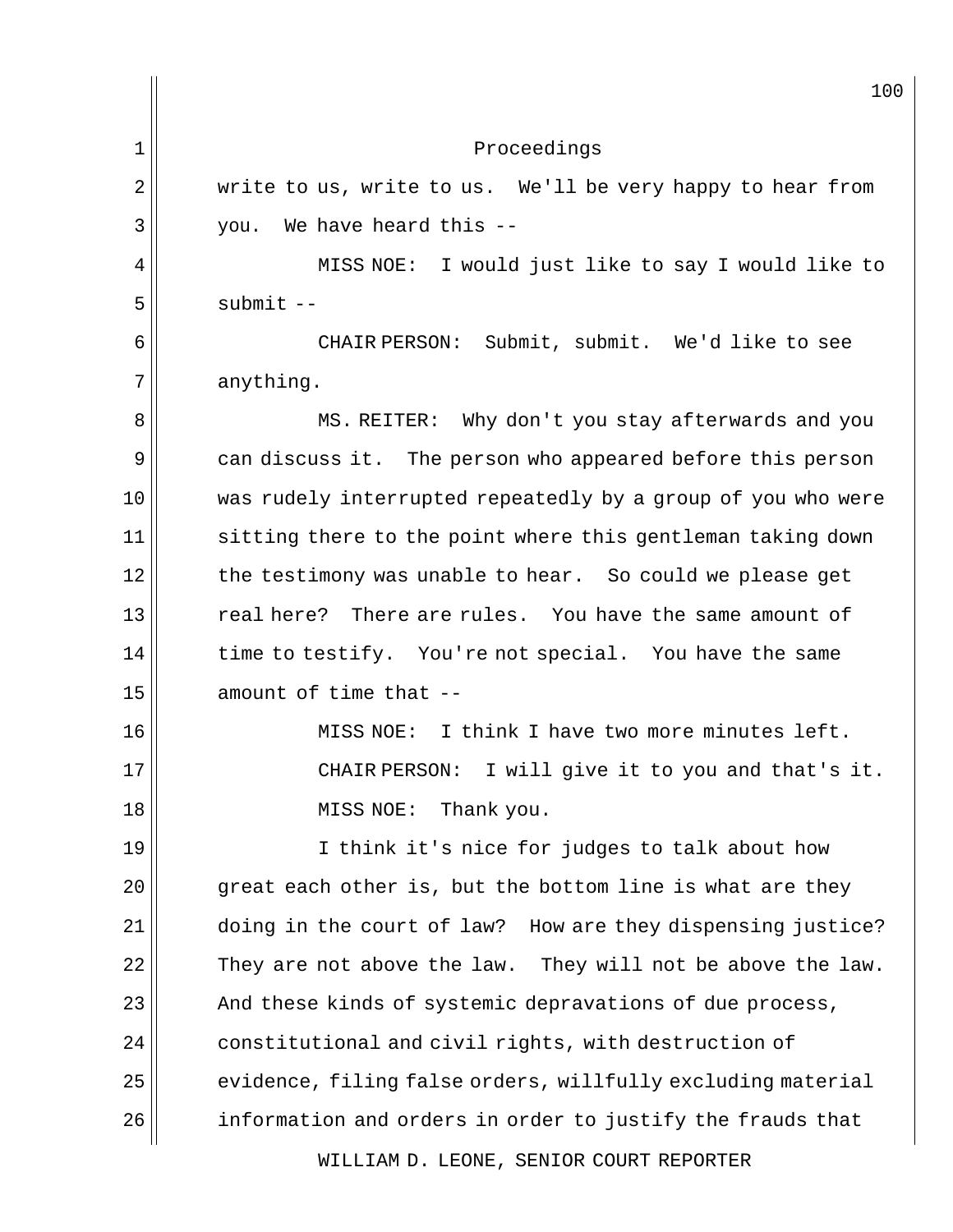Proceedings

write to us, write to us. We'll be very happy to hear from you. We have heard this --

MISS NOE: I would just like to say I would like to submit --

CHAIR PERSON: Submit, submit. We'd like to see anything.

MS. REITER: Why don't you stay afterwards and you can discuss it. The person who appeared before this person was rudely interrupted repeatedly by a group of you who were sitting there to the point where this gentleman taking down the testimony was unable to hear. So could we please get real here? There are rules. You have the same amount of time to testify. You're not special. You have the same amount of time that --

MISS NOE: I think I have two more minutes left.

CHAIR PERSON: I will give it to you and that's it.

MISS NOE: Thank you.

I think it's nice for judges to talk about how great each other is, but the bottom line is what are they doing in the court of law? How are they dispensing justice? They are not above the law. They will not be above the law. And these kinds of systemic depravations of due process, constitutional and civil rights, with destruction of evidence, filing false orders, willfully excluding material information and orders in order to justify the frauds that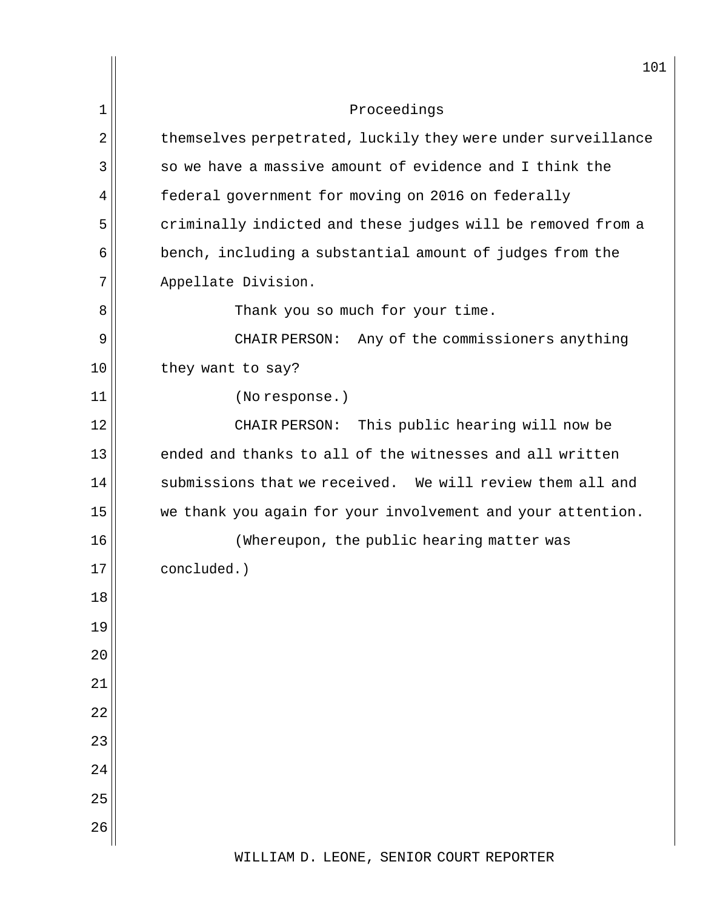themselves perpetrated, luckily they were under surveillance so we have a massive amount of evidence and I think the federal government for moving on 2016 on federally criminally indicted and these judges will be removed from a bench, including a substantial amount of judges from the Appellate Division.

Thank you so much for your time.

CHAIR PERSON: Any of the commissioners anything they want to say?

(No response.)

CHAIR PERSON: This public hearing will now be ended and thanks to all of the witnesses and all written submissions that we received. We will review them all and we thank you again for your involvement and your attention.

(Whereupon, the public hearing matter was concluded.)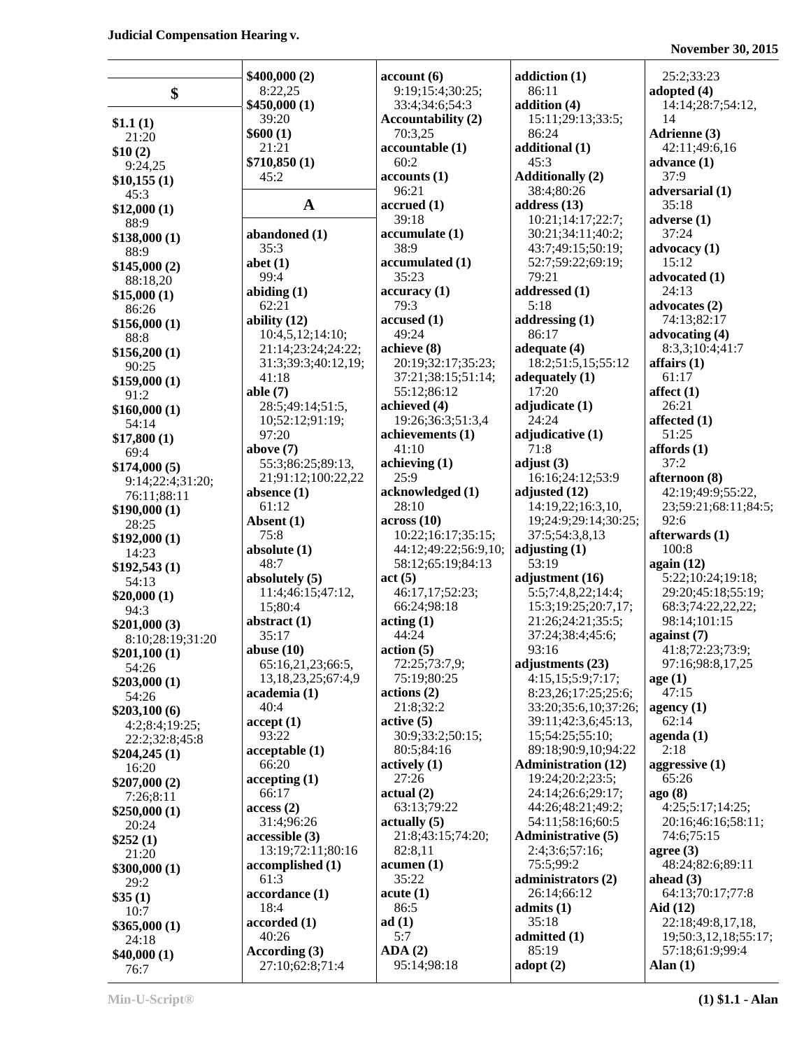## $

**$1.1 (1)**
21:20
**$10 (2)**
9:24,25
**$10,155 (1)**
45:3
**$12,000 (1)**
88:9
**$138,000 (1)**
88:9
**$145,000 (2)**
88:18,20
**$15,000 (1)**
86:26
**$156,000 (1)**
88:8
**$156,200 (1)**
90:25
**$159,000 (1)**
91:2
**$160,000 (1)**
54:14
**$17,800 (1)**
69:4
**$174,000 (5)**
9:14;22:4;31:20;76:11;88:11
**$190,000 (1)**
28:25
**$192,000 (1)**
14:23
**$192,543 (1)**
54:13
**$20,000 (1)**
94:3
**$201,000 (3)**
8:10;28:19;31:20
**$201,100 (1)**
54:26
**$203,000 (1)**
54:26
**$203,100 (6)**
4:2;8:4;19:25;22:2;32:8;45:8
**$204,245 (1)**
16:20
**$207,000 (2)**
7:26;8:11
**$250,000 (1)**
20:24
**$252 (1)**
21:20
**$300,000 (1)**
29:2
**$35 (1)**
10:7
**$365,000 (1)**
24:18
**$40,000 (1)**
76:7
**$400,000 (2)**
8:22,25
**$450,000 (1)**
39:20
**$600 (1)**
21:21
**$710,850 (1)**
45:2

## A

**abandoned (1)**
35:3
**abet (1)**
99:4
**abiding (1)**
62:21
**ability (12)**
10:4,5,12;14:10;21:14;23:24;24:22;31:3;39:3;40:12,19;41:18
**able (7)**
28:5;49:14;51:5,10;52:12;91:19;97:20
**above (7)**
55:3;86:25;89:13,21;91:12;100:22,22
**absence (1)**
61:12
**Absent (1)**
75:8
**absolute (1)**
48:7
**absolutely (5)**
11:4;46:15;47:12,15;80:4
**abstract (1)**
35:17
**abuse (10)**
65:16,21,23;66:5,13,18,23,25;67:4,9
**academia (1)**
40:4
**accept (1)**
93:22
**acceptable (1)**
66:20
**accepting (1)**
66:17
**access (2)**
31:4;96:26
**accessible (3)**
13:19;72:11;80:16
**accomplished (1)**
61:3
**accordance (1)**
18:4
**accorded (1)**
40:26
**According (3)**
27:10;62:8;71:4
**account (6)**
9:19;15:4;30:25;33:4;34:6;54:3
**Accountability (2)**
70:3,25
**accountable (1)**
60:2
**accounts (1)**
96:21
**accrued (1)**
39:18
**accumulate (1)**
38:9
**accumulated (1)**
35:23
**accuracy (1)**
79:3
**accused (1)**
49:24
**achieve (8)**
20:19;32:17;35:23;37:21;38:15;51:14;55:12;86:12
**achieved (4)**
19:26;36:3;51:3,4
**achievements (1)**
41:10
**achieving (1)**
25:9
**acknowledged (1)**
28:10
**across (10)**
10:22;16:17;35:15;44:12;49:22;56:9,10;58:12;65:19;84:13
**act (5)**
46:17,17;52:23;66:24;98:18
**acting (1)**
44:24
**action (5)**
72:25;73:7,9;75:19;80:25
**actions (2)**
21:8;32:2
**active (5)**
30:9;33:2;50:15;80:5;84:16
**actively (1)**
27:26
**actual (2)**
63:13;79:22
**actually (5)**
21:8;43:15;74:20;82:8,11
**acumen (1)**
35:22
**acute (1)**
86:5
**ad (1)**
5:7
**ADA (2)**
95:14;98:18
**addiction (1)**
86:11
**addition (4)**
15:11;29:13;33:5;86:24
**additional (1)**
45:3
**Additionally (2)**
38:4;80:26
**address (13)**
10:21;14:17;22:7;30:21;34:11;40:2;43:7;49:15;50:19;52:7;59:22;69:19;79:21
**addressed (1)**
5:18
**addressing (1)**
86:17
**adequate (4)**
18:2;51:5,15;55:12
**adequately (1)**
17:20
**adjudicate (1)**
24:24
**adjudicative (1)**
71:8
**adjust (3)**
16:16;24:12;53:9
**adjusted (12)**
14:19,22;16:3,10,19;24:9;29:14;30:25;37:5;54:3,8,13
**adjusting (1)**
53:19
**adjustment (16)**
5:5;7:4,8,22;14:4;15:3;19:25;20:7,17;21:26;24:21;35:5;37:24;38:4;45:6;93:16
**adjustments (23)**
4:15,15;5:9;7:17;8:23,26;17:25;25:6;33:20;35:6,10;37:26;39:11;42:3,6;45:13,15;54:25;55:10;89:18;90:9,10;94:22
**Administration (12)**
19:24;20:2;23:5;24:14;26:6;29:17;44:26;48:21;49:2;54:11;58:16;60:5
**Administrative (5)**
2:4;3:6;57:16;75:5;99:2
**administrators (2)**
26:14;66:12
**admits (1)**
35:18
**admitted (1)**
85:19
**adopt (2)**
25:2;33:23
**adopted (4)**
14:14;28:7;54:12,14
**Adrienne (3)**
42:11;49:6,16
**advance (1)**
37:9
**adversarial (1)**
35:18
**adverse (1)**
37:24
**advocacy (1)**
15:12
**advocated (1)**
24:13
**advocates (2)**
74:13;82:17
**advocating (4)**
8:3,3;10:4;41:7
**affairs (1)**
61:17
**affect (1)**
26:21
**affected (1)**
51:25
**affords (1)**
37:2
**afternoon (8)**
42:19;49:9;55:22,23;59:21;68:11;84:5;92:6
**afterwards (1)**
100:8
**again (12)**
5:22;10:24;19:18;29:20;45:18;55:19;68:3;74:22,22,22;98:14;101:15
**against (7)**
41:8;72:23;73:9;97:16;98:8,17,25
**age (1)**
47:15
**agency (1)**
62:14
**agenda (1)**
2:18
**aggressive (1)**
65:26
**ago (8)**
4:25;5:17;14:25;20:16;46:16;58:11;74:6;75:15
**agree (3)**
48:24;82:6;89:11
**ahead (3)**
64:13;70:17;77:8
**Aid (12)**
22:18;49:8,17,18,19;50:3,12,18;55:17;57:18;61:9;99:4
**Alan (1)**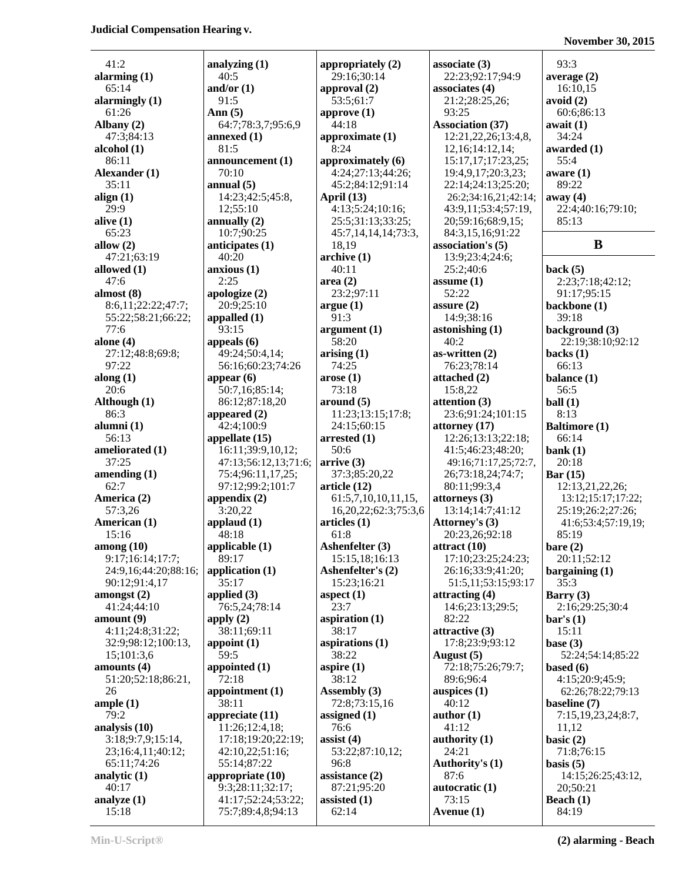41:2
**alarming (1)**
65:14
**alarmingly (1)**
61:26
**Albany (2)**
47:3;84:13
**alcohol (1)**
86:11
**Alexander (1)**
35:11
**align (1)**
29:9
**alive (1)**
65:23
**allow (2)**
47:21;63:19
**allowed (1)**
47:6
**almost (8)**
8:6,11;22:22;47:7;
55:22;58:21;66:22;
77:6
**alone (4)**
27:12;48:8;69:8;
97:22
**along (1)**
20:6
**Although (1)**
86:3
**alumni (1)**
56:13
**ameliorated (1)**
37:25
**amending (1)**
62:7
**America (2)**
57:3,26
**American (1)**
15:16
**among (10)**
9:17;16:14;17:7;
24:9,16;44:20;88:16;
90:12;91:4,17
**amongst (2)**
41:24;44:10
**amount (9)**
4:11;24:8;31:22;
32:9;98:12;100:13,
15;101:3,6
**amounts (4)**
51:20;52:18;86:21,
26
**ample (1)**
79:2
**analysis (10)**
3:18;9:7,9;15:14,
23;16:4,11;40:12;
65:11;74:26
**analytic (1)**
40:17
**analyze (1)**
15:18

**analyzing (1)**
40:5
**and/or (1)**
91:5
**Ann (5)**
64:7;78:3,7;95:6,9
**annexed (1)**
81:5
**announcement (1)**
70:10
**annual (5)**
14:23;42:5;45:8,
12;55:10
**annually (2)**
10:7;90:25
**anticipates (1)**
40:20
**anxious (1)**
2:25
**apologize (2)**
20:9;25:10
**appalled (1)**
93:15
**appeals (6)**
49:24;50:4,14;
56:16;60:23;74:26
**appear (6)**
50:7,16;85:14;
86:12;87:18,20
**appeared (2)**
42:4;100:9
**appellate (15)**
16:11;39:9,10,12;
47:13;56:12,13;71:6;
75:4;96:11,17,25;
97:12;99:2;101:7
**appendix (2)**
3:20,22
**applaud (1)**
48:18
**applicable (1)**
89:17
**application (1)**
35:17
**applied (3)**
76:5,24;78:14
**apply (2)**
38:11;69:11
**appoint (1)**
59:5
**appointed (1)**
72:18
**appointment (1)**
38:11
**appreciate (11)**
11:26;12:4,18;
17:18;19:20;22:19;
42:10,22;51:16;
55:14;87:22
**appropriate (10)**
9:3;28:11;32:17;
41:17;52:24;53:22;
75:7;89:4,8;94:13

**appropriately (2)**
29:16;30:14
**approval (2)**
53:5;61:7
**approve (1)**
44:18
**approximate (1)**
8:24
**approximately (6)**
4:24;27:13;44:26;
45:2;84:12;91:14
**April (13)**
4:13;5:24;10:16;
25:5;31:13;33:25;
45:7,14,14,14;73:3,
18,19
**archive (1)**
40:11
**area (2)**
23:2;97:11
**argue (1)**
91:3
**argument (1)**
58:20
**arising (1)**
74:25
**arose (1)**
73:18
**around (5)**
11:23;13:15;17:8;
24:15;60:15
**arrested (1)**
50:6
**arrive (3)**
37:3;85:20,22
**article (12)**
61:5,7,10,10,11,15,
16,20,22;62:3;75:3,6
**articles (1)**
61:8
**Ashenfelter (3)**
15:15,18;16:13
**Ashenfelter's (2)**
15:23;16:21
**aspect (1)**
23:7
**aspiration (1)**
38:17
**aspirations (1)**
38:22
**aspire (1)**
38:12
**Assembly (3)**
72:8;73:15,16
**assigned (1)**
76:6
**assist (4)**
53:22;87:10,12;
96:8
**assistance (2)**
87:21;95:20
**assisted (1)**
62:14

**associate (3)**
22:23;92:17;94:9
**associates (4)**
21:2;28:25,26;
93:25
**Association (37)**
12:21,22,26;13:4,8,
12,16;14:12,14;
15:17,17;17:23,25;
19:4,9,17;20:3,23;
22:14;24:13;25:20;
26:2;34:16,21;42:14;
43:9,11;53:4;57:19,
20;59:16;68:9,15;
84:3,15,16;91:22
**association's (5)**
13:9;23:4;24:6;
25:2;40:6
**assume (1)**
52:22
**assure (2)**
14:9;38:16
**astonishing (1)**
40:2
**as-written (2)**
76:23;78:14
**attached (2)**
15:8,22
**attention (3)**
23:6;91:24;101:15
**attorney (17)**
12:26;13:13;22:18;
41:5;46:23;48:20;
49:16;71:17,25;72:7,
26;73:18,24;74:7;
80:11;99:3,4
**attorneys (3)**
13:14;14:7;41:12
**Attorney's (3)**
20:23,26;92:18
**attract (10)**
17:10;23:25;24:23;
26:16;33:9;41:20;
51:5,11;53:15;93:17
**attracting (4)**
14:6;23:13;29:5;
82:22
**attractive (3)**
17:8;23:9;93:12
**August (5)**
72:18;75:26;79:7;
89:6;96:4
**auspices (1)**
40:12
**author (1)**
41:12
**authority (1)**
24:21
**Authority's (1)**
87:6
**autocratic (1)**
73:15
**Avenue (1)**

93:3
**average (2)**
16:10,15
**avoid (2)**
60:6;86:13
**await (1)**
34:24
**awarded (1)**
55:4
**aware (1)**
89:22
**away (4)**
22:4;40:16;79:10;
85:13

## B

**back (5)**
2:23;7:18;42:12;
91:17;95:15
**backbone (1)**
39:18
**background (3)**
22:19;38:10;92:12
**backs (1)**
66:13
**balance (1)**
56:5
**ball (1)**
8:13
**Baltimore (1)**
66:14
**bank (1)**
20:18
**Bar (15)**
12:13,21,22,26;
13:12;15:17;17:22;
25:19;26:2;27:26;
41:6;53:4;57:19,19;
85:19
**bare (2)**
20:11;52:12
**bargaining (1)**
35:3
**Barry (3)**
2:16;29:25;30:4
**bar's (1)**
15:11
**base (3)**
52:24;54:14;85:22
**based (6)**
4:15;20:9;45:9;
62:26;78:22;79:13
**baseline (7)**
7:15,19,23,24;8:7,
11,12
**basic (2)**
71:8;76:15
**basis (5)**
14:15;26:25;43:12,
20;50:21
**Beach (1)**
84:19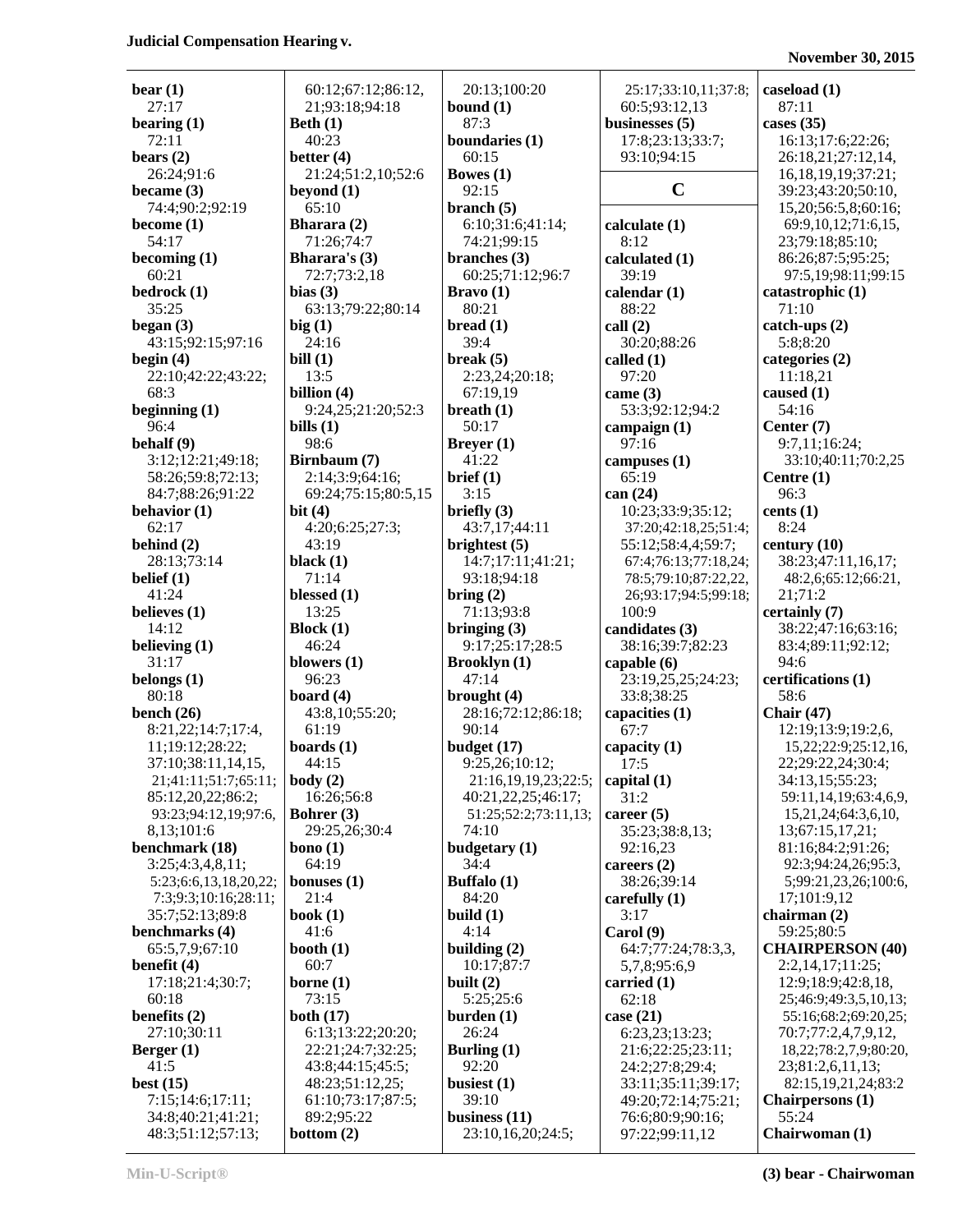**bear (1)**
27:17
**bearing (1)**
72:11
**bears (2)**
26:24;91:6
**became (3)**
74:4;90:2;92:19
**become (1)**
54:17
**becoming (1)**
60:21
**bedrock (1)**
35:25
**began (3)**
43:15;92:15;97:16
**begin (4)**
22:10;42:22;43:22;68:3
**beginning (1)**
96:4
**behalf (9)**
3:12;12:21;49:18;58:26;59:8;72:13;84:7;88:26;91:22
**behavior (1)**
62:17
**behind (2)**
28:13;73:14
**belief (1)**
41:24
**believes (1)**
14:12
**believing (1)**
31:17
**belongs (1)**
80:18
**bench (26)**
8:21,22;14:7;17:4,11;19:12;28:22;37:10;38:11,14,15,21;41:11;51:7;65:11;85:12,20,22;86:2;93:23;94:12,19;97:6,8,13;101:6
**benchmark (18)**
3:25;4:3,4,8,11;5:23;6:6,13,18,20,22;7:3;9:3;10:16;28:11;35:7;52:13;89:8
**benchmarks (4)**
65:5,7,9;67:10
**benefit (4)**
17:18;21:4;30:7;60:18
**benefits (2)**
27:10;30:11
**Berger (1)**
41:5
**best (15)**
7:15;14:6;17:11;34:8;40:21;41:21;48:3;51:12;57:13;60:12;67:12;86:12,21;93:18;94:18
**Beth (1)**
40:23
**better (4)**
21:24;51:2,10;52:6
**beyond (1)**
65:10
**Bharara (2)**
71:26;74:7
**Bharara's (3)**
72:7;73:2,18
**bias (3)**
63:13;79:22;80:14
**big (1)**
24:16
**bill (1)**
13:5
**billion (4)**
9:24,25;21:20;52:3
**bills (1)**
98:6
**Birnbaum (7)**
2:14;3:9;64:16;69:24;75:15;80:5,15
**bit (4)**
4:20;6:25;27:3;43:19
**black (1)**
71:14
**blessed (1)**
13:25
**Block (1)**
46:24
**blowers (1)**
96:23
**board (4)**
43:8,10;55:20;61:19
**boards (1)**
44:15
**body (2)**
16:26;56:8
**Bohrer (3)**
29:25,26;30:4
**bono (1)**
64:19
**bonuses (1)**
21:4
**book (1)**
41:6
**booth (1)**
60:7
**borne (1)**
73:15
**both (17)**
6:13;13:22;20:20;22:21;24:7;32:25;43:8;44:15;45:5;48:23;51:12,25;61:10;73:17;87:5;89:2;95:22
**bottom (2)**
20:13;100:20
**bound (1)**
87:3
**boundaries (1)**
60:15
**Bowes (1)**
92:15
**branch (5)**
6:10;31:6;41:14;74:21;99:15
**branches (3)**
60:25;71:12;96:7
**Bravo (1)**
80:21
**bread (1)**
39:4
**break (5)**
2:23,24;20:18;67:19,19
**breath (1)**
50:17
**Breyer (1)**
41:22
**brief (1)**
3:15
**briefly (3)**
43:7,17;44:11
**brightest (5)**
14:7;17:11;41:21;93:18;94:18
**bring (2)**
71:13;93:8
**bringing (3)**
9:17;25:17;28:5
**Brooklyn (1)**
47:14
**brought (4)**
28:16;72:12;86:18;90:14
**budget (17)**
9:25,26;10:12;21:16,19,19,23;22:5;40:21,22,25;46:17;51:25;52:2;73:11,13;74:10
**budgetary (1)**
34:4
**Buffalo (1)**
84:20
**build (1)**
4:14
**building (2)**
10:17;87:7
**built (2)**
5:25;25:6
**burden (1)**
26:24
**Burling (1)**
92:20
**busiest (1)**
39:10
**business (11)**
23:10,16,20;24:5;25:17;33:10,11;37:8;60:5;93:12,13
**businesses (5)**
17:8;23:13;33:7;93:10;94:15

## C

**calculate (1)**
8:12
**calculated (1)**
39:19
**calendar (1)**
88:22
**call (2)**
30:20;88:26
**called (1)**
97:20
**came (3)**
53:3;92:12;94:2
**campaign (1)**
97:16
**campuses (1)**
65:19
**can (24)**
10:23;33:9;35:12;37:20;42:18,25;51:4;55:12;58:4,4;59:7;67:4;76:13;77:18,24;78:5;79:10;87:22,22,26;93:17;94:5;99:18;100:9
**candidates (3)**
38:16;39:7;82:23
**capable (6)**
23:19,25,25;24:23;33:8;38:25
**capacities (1)**
67:7
**capacity (1)**
17:5
**capital (1)**
31:2
**career (5)**
35:23;38:8,13;92:16,23
**careers (2)**
38:26;39:14
**carefully (1)**
3:17
**Carol (9)**
64:7;77:24;78:3,3,5,7,8;95:6,9
**carried (1)**
62:18
**case (21)**
6:23,23;13:23;21:6;22:25;23:11;24:2;27:8;29:4;33:11;35:11;39:17;49:20;72:14;75:21;76:6;80:9;90:16;97:22;99:11,12
**caseload (1)**
87:11
**cases (35)**
16:13;17:6;22:26;26:18,21;27:12,14,16,18,19,19;37:21;39:23;43:20;50:10,15,20;56:5,8;60:16;69:9,10,12;71:6,15,23;79:18;85:10;86:26;87:5;95:25;97:5,19;98:11;99:15
**catastrophic (1)**
71:10
**catch-ups (2)**
5:8;8:20
**categories (2)**
11:18,21
**caused (1)**
54:16
**Center (7)**
9:7,11;16:24;33:10;40:11;70:2,25
**Centre (1)**
96:3
**cents (1)**
8:24
**century (10)**
38:23;47:11,16,17;48:2,6;65:12;66:21,21;71:2
**certainly (7)**
38:22;47:16;63:16;83:4;89:11;92:12;94:6
**certifications (1)**
58:6
**Chair (47)**
12:19;13:9;19:2,6,15,22;22:9;25:12,16,22;29:22,24;30:4;34:13,15;55:23;59:11,14,19;63:4,6,9,15,21,24;64:3,6,10,13;67:15,17,21;81:16;84:2;91:26;92:3;94:24,26;95:3,5;99:21,23,26;100:6,17;101:9,12
**chairman (2)**
59:25;80:5
**CHAIRPERSON (40)**
2:2,14,17;11:25;12:9;18:9;42:8,18,25;46:9;49:3,5,10,13;55:16;68:2;69:20,25;70:7;77:2,4,7,9,12,18,22;78:2,7,9;80:20,23;81:2,6,11,13;82:15,19,21,24;83:2
**Chairpersons (1)**
55:24
**Chairwoman (1)**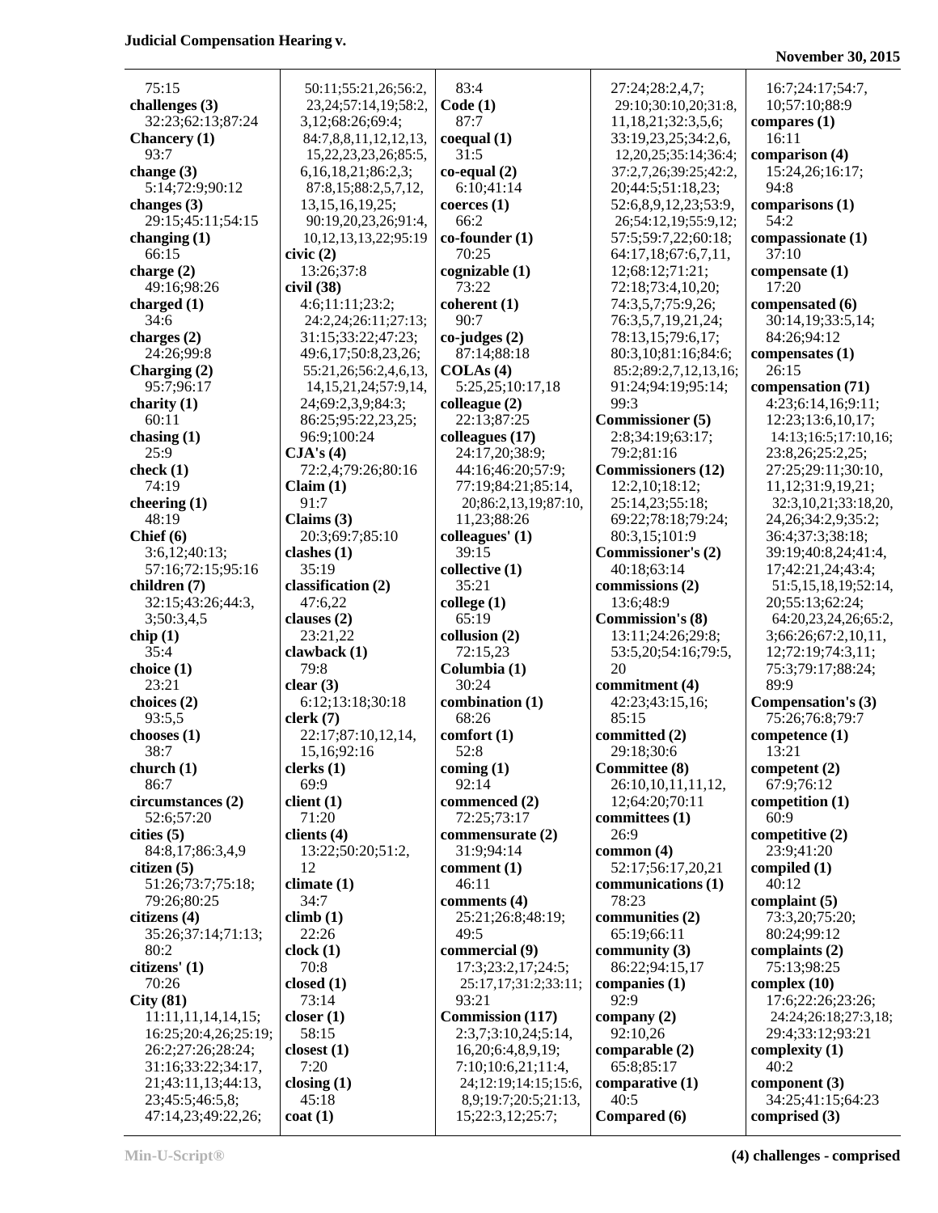75:15
**challenges (3)**
32:23;62:13;87:24
**Chancery (1)**
93:7
**change (3)**
5:14;72:9;90:12
**changes (3)**
29:15;45:11;54:15
**changing (1)**
66:15
**charge (2)**
49:16;98:26
**charged (1)**
34:6
**charges (2)**
24:26;99:8
**Charging (2)**
95:7;96:17
**charity (1)**
60:11
**chasing (1)**
25:9
**check (1)**
74:19
**cheering (1)**
48:19
**Chief (6)**
3:6,12;40:13;
57:16;72:15;95:16
**children (7)**
32:15;43:26;44:3,
3;50:3,4,5
**chip (1)**
35:4
**choice (1)**
23:21
**choices (2)**
93:5,5
**chooses (1)**
38:7
**church (1)**
86:7
**circumstances (2)**
52:6;57:20
**cities (5)**
84:8,17;86:3,4,9
**citizen (5)**
51:26;73:7;75:18;
79:26;80:25
**citizens (4)**
35:26;37:14;71:13;
80:2
**citizens' (1)**
70:26
**City (81)**
11:11,11,14,14,15;
16:25;20:4,26;25:19;
26:2;27:26;28:24;
31:16;33:22;34:17,
21;43:11,13;44:13,
23;45:5;46:5,8;
47:14,23;49:22,26;
50:11;55:21,26;56:2,
23,24;57:14,19;58:2,
3,12;68:26;69:4;
84:7,8,8,11,12,12,13,
15,22,23,23,26;85:5,
6,16,18,21;86:2,3;
87:8,15;88:2,5,7,12,
13,15,16,19,25;
90:19,20,23,26;91:4,
10,12,13,13,22;95:19
**civic (2)**
13:26;37:8
**civil (38)**
4:6;11:11;23:2;
24:2,24;26:11;27:13;
31:15;33:22;47:23;
49:6,17;50:8,23,26;
55:21,26;56:2,4,6,13,
14,15,21,24;57:9,14,
24;69:2,3,9;84:3;
86:25;95:22,23,25;
96:9;100:24
**CJA's (4)**
72:2,4;79:26;80:16
**Claim (1)**
91:7
**Claims (3)**
20:3;69:7;85:10
**clashes (1)**
35:19
**classification (2)**
47:6,22
**clauses (2)**
23:21,22
**clawback (1)**
79:8
**clear (3)**
6:12;13:18;30:18
**clerk (7)**
22:17;87:10,12,14,
15,16;92:16
**clerks (1)**
69:9
**client (1)**
71:20
**clients (4)**
13:22;50:20;51:2,
12
**climate (1)**
34:7
**climb (1)**
22:26
**clock (1)**
70:8
**closed (1)**
73:14
**closer (1)**
58:15
**closest (1)**
7:20
**closing (1)**
45:18
**coat (1)**
83:4
**Code (1)**
87:7
**coequal (1)**
31:5
**co-equal (2)**
6:10;41:14
**coerces (1)**
66:2
**co-founder (1)**
70:25
**cognizable (1)**
73:22
**coherent (1)**
90:7
**co-judges (2)**
87:14;88:18
**COLAs (4)**
5:25,25;10:17,18
**colleague (2)**
22:13;87:25
**colleagues (17)**
24:17,20;38:9;
44:16;46:20;57:9;
77:19;84:21;85:14,
20;86:2,13,19;87:10,
11,23;88:26
**colleagues' (1)**
39:15
**collective (1)**
35:21
**college (1)**
65:19
**collusion (2)**
72:15,23
**Columbia (1)**
30:24
**combination (1)**
68:26
**comfort (1)**
52:8
**coming (1)**
92:14
**commenced (2)**
72:25;73:17
**commensurate (2)**
31:9;94:14
**comment (1)**
46:11
**comments (4)**
25:21;26:8;48:19;
49:5
**commercial (9)**
17:3;23:2,17;24:5;
25:17,17;31:2;33:11;
93:21
**Commission (117)**
2:3,7;3:10,24;5:14,
16,20;6:4,8,9,19;
7:10;10:6,21;11:4,
24;12:19;14:15;15:6,
8,9;19:7;20:5;21:13,
15;22:3,12;25:7;
27:24;28:2,4,7;
29:10;30:10,20;31:8,
11,18,21;32:3,5,6;
33:19,23,25;34:2,6,
12,20,25;35:14;36:4;
37:2,7,26;39:25;42:2,
20;44:5;51:18,23;
52:6,8,9,12,23;53:9,
26;54:12,19;55:9,12;
57:5;59:7,22;60:18;
64:17,18;67:6,7,11,
12;68:12;71:21;
72:18;73:4,10,20;
74:3,5,7;75:9,26;
76:3,5,7,19,21,24;
78:13,15;79:6,17;
80:3,10;81:16;84:6;
85:2;89:2,7,12,13,16;
91:24;94:19;95:14;
99:3
**Commissioner (5)**
2:8;34:19;63:17;
79:2;81:16
**Commissioners (12)**
12:2,10;18:12;
25:14,23;55:18;
69:22;78:18;79:24;
80:3,15;101:9
**Commissioner's (2)**
40:18;63:14
**commissions (2)**
13:6;48:9
**Commission's (8)**
13:11;24:26;29:8;
53:5,20;54:16;79:5,
20
**commitment (4)**
42:23;43:15,16;
85:15
**committed (2)**
29:18;30:6
**Committee (8)**
26:10,10,11,11,12,
12;64:20;70:11
**committees (1)**
26:9
**common (4)**
52:17;56:17,20,21
**communications (1)**
78:23
**communities (2)**
65:19;66:11
**community (3)**
86:22;94:15,17
**companies (1)**
92:9
**company (2)**
92:10,26
**comparable (2)**
65:8;85:17
**comparative (1)**
40:5
**Compared (6)**
16:7;24:17;54:7,
10;57:10;88:9
**compares (1)**
16:11
**comparison (4)**
15:24,26;16:17;
94:8
**comparisons (1)**
54:2
**compassionate (1)**
37:10
**compensate (1)**
17:20
**compensated (6)**
30:14,19;33:5,14;
84:26;94:12
**compensates (1)**
26:15
**compensation (71)**
4:23;6:14,16;9:11;
12:23;13:6,10,17;
14:13;16:5;17:10,16;
23:8,26;25:2,25;
27:25;29:11;30:10,
11,12;31:9,19,21;
32:3,10,21;33:18,20,
24,26;34:2,9;35:2;
36:4;37:3;38:18;
39:19;40:8,24;41:4,
17;42:21,24;43:4;
51:5,15,18,19;52:14,
20;55:13;62:24;
64:20,23,24,26;65:2,
3;66:26;67:2,10,11,
12;72:19;74:3,11;
75:3;79:17;88:24;
89:9
**Compensation's (3)**
75:26;76:8;79:7
**competence (1)**
13:21
**competent (2)**
67:9;76:12
**competition (1)**
60:9
**competitive (2)**
23:9;41:20
**compiled (1)**
40:12
**complaint (5)**
73:3,20;75:20;
80:24;99:12
**complaints (2)**
75:13;98:25
**complex (10)**
17:6;22:26;23:26;
24:24;26:18;27:3,18;
29:4;33:12;93:21
**complexity (1)**
40:2
**component (3)**
34:25;41:15;64:23
**comprised (3)**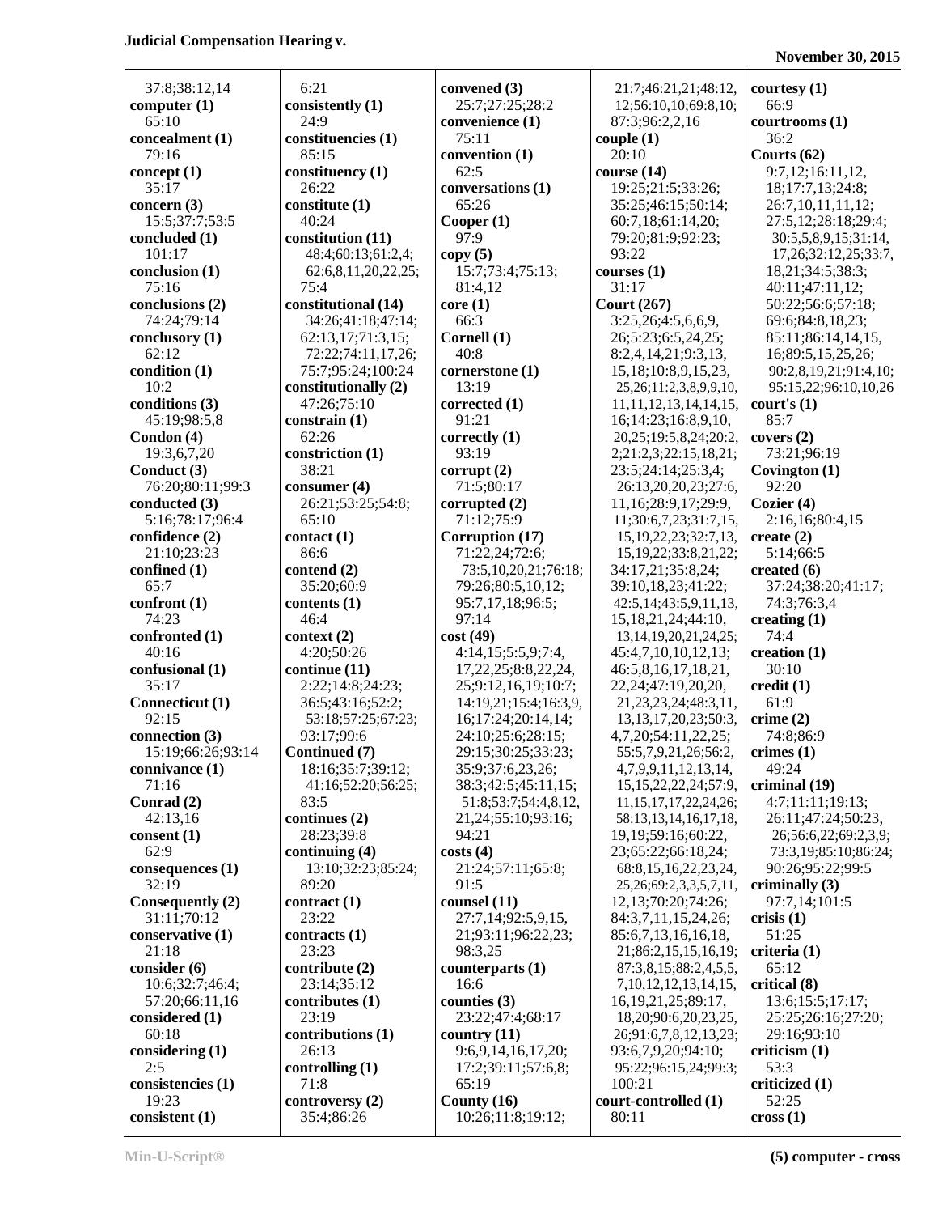37:8;38:12,14
**computer (1)**
65:10
**concealment (1)**
79:16
**concept (1)**
35:17
**concern (3)**
15:5;37:7;53:5
**concluded (1)**
101:17
**conclusion (1)**
75:16
**conclusions (2)**
74:24;79:14
**conclusory (1)**
62:12
**condition (1)**
10:2
**conditions (3)**
45:19;98:5,8
**Condon (4)**
19:3,6,7,20
**Conduct (3)**
76:20;80:11;99:3
**conducted (3)**
5:16;78:17;96:4
**confidence (2)**
21:10;23:23
**confined (1)**
65:7
**confront (1)**
74:23
**confronted (1)**
40:16
**confusional (1)**
35:17
**Connecticut (1)**
92:15
**connection (3)**
15:19;66:26;93:14
**connivance (1)**
71:16
**Conrad (2)**
42:13,16
**consent (1)**
62:9
**consequences (1)**
32:19
**Consequently (2)**
31:11;70:12
**conservative (1)**
21:18
**consider (6)**
10:6;32:7;46:4;
57:20;66:11,16
**considered (1)**
60:18
**considering (1)**
2:5
**consistencies (1)**
19:23
**consistent (1)**
6:21
**consistently (1)**
24:9
**constituencies (1)**
85:15
**constituency (1)**
26:22
**constitute (1)**
40:24
**constitution (11)**
48:4;60:13;61:2,4;
62:6,8,11,20,22,25;
75:4
**constitutional (14)**
34:26;41:18;47:14;
62:13,17;71:3,15;
72:22;74:11,17,26;
75:7;95:24;100:24
**constitutionally (2)**
47:26;75:10
**constrain (1)**
62:26
**constriction (1)**
38:21
**consumer (4)**
26:21;53:25;54:8;
65:10
**contact (1)**
86:6
**contend (2)**
35:20;60:9
**contents (1)**
46:4
**context (2)**
4:20;50:26
**continue (11)**
2:22;14:8;24:23;
36:5;43:16;52:2;
53:18;57:25;67:23;
93:17;99:6
**Continued (7)**
18:16;35:7;39:12;
41:16;52:20;56:25;
83:5
**continues (2)**
28:23;39:8
**continuing (4)**
13:10;32:23;85:24;
89:20
**contract (1)**
23:22
**contracts (1)**
23:23
**contribute (2)**
23:14;35:12
**contributes (1)**
23:19
**contributions (1)**
26:13
**controlling (1)**
71:8
**controversy (2)**
35:4;86:26
**convened (3)**
25:7;27:25;28:2
**convenience (1)**
75:11
**convention (1)**
62:5
**conversations (1)**
65:26
**Cooper (1)**
97:9
**copy (5)**
15:7;73:4;75:13;
81:4,12
**core (1)**
66:3
**Cornell (1)**
40:8
**cornerstone (1)**
13:19
**corrected (1)**
91:21
**correctly (1)**
93:19
**corrupt (2)**
71:5;80:17
**corrupted (2)**
71:12;75:9
**Corruption (17)**
71:22,24;72:6;
73:5,10,20,21;76:18;
79:26;80:5,10,12;
95:7,17,18;96:5;
97:14
**cost (49)**
4:14,15;5:5,9;7:4,
17,22,25;8:8,22,24,
25;9:12,16,19;10:7;
14:19,21;15:4;16:3,9,
16;17:24;20:14,14;
24:10;25:6;28:15;
29:15;30:25;33:23;
35:9;37:6,23,26;
38:3;42:5;45:11,15;
51:8;53:7;54:4,8,12,
21,24;55:10;93:16;
94:21
**costs (4)**
21:24;57:11;65:8;
91:5
**counsel (11)**
27:7,14;92:5,9,15,
21;93:11;96:22,23;
98:3,25
**counterparts (1)**
16:6
**counties (3)**
23:22;47:4;68:17
**country (11)**
9:6,9,14,16,17,20;
17:2;39:11;57:6,8;
65:19
**County (16)**
10:26;11:8;19:12;
21:7;46:21,21;48:12,
12;56:10,10;69:8,10;
87:3;96:2,2,16
**couple (1)**
20:10
**course (14)**
19:25;21:5;33:26;
35:25;46:15;50:14;
60:7,18;61:14,20;
79:20;81:9;92:23;
93:22
**courses (1)**
31:17
**Court (267)**
3:25,26;4:5,6,6,9,
26;5:23;6:5,24,25;
8:2,4,14,21;9:3,13,
15,18;10:8,9,15,23,
25,26;11:2,3,8,9,9,10,
11,11,12,13,14,14,15,
16;14:23;16:8,9,10,
20,25;19:5,8,24;20:2,
2;21:2,3;22:15,18,21;
23:5;24:14;25:3,4;
26:13,20,20,23;27:6,
11,16;28:9,17;29:9,
11;30:6,7,23;31:7,15,
15,19,22,23;32:7,13,
15,19,22;33:8,21,22;
34:17,21;35:8,24;
39:10,18,23;41:22;
42:5,14;43:5,9,11,13,
15,18,21,24;44:10,
13,14,19,20,21,24,25;
45:4,7,10,10,12,13;
46:5,8,16,17,18,21,
22,24;47:19,20,20,
21,23,23,24;48:3,11,
13,13,17,20,23;50:3,
4,7,20;54:11,22,25;
55:5,7,9,21,26;56:2,
4,7,9,9,11,12,13,14,
15,15,22,22,24;57:9,
11,15,17,17,22,24,26;
58:13,13,14,16,17,18,
19,19;59:16;60:22,
23;65:22;66:18,24;
68:8,15,16,22,23,24,
25,26;69:2,3,3,5,7,11,
12,13;70:20;74:26;
84:3,7,11,15,24,26;
85:6,7,13,16,16,18,
21;86:2,15,15,16,19;
87:3,8,15;88:2,4,5,5,
7,10,12,12,13,14,15,
16,19,21,25;89:17,
18,20;90:6,20,23,25,
26;91:6,7,8,12,13,23;
93:6,7,9,20;94:10;
95:22;96:15,24;99:3;
100:21
**court-controlled (1)**
80:11
**courtesy (1)**
66:9
**courtrooms (1)**
36:2
**Courts (62)**
9:7,12;16:11,12,
18;17:7,13;24:8;
26:7,10,11,11,12;
27:5,12;28:18;29:4;
30:5,5,8,9,15;31:14,
17,26;32:12,25;33:7,
18,21;34:5;38:3;
40:11;47:11,12;
50:22;56:6;57:18;
69:6;84:8,18,23;
85:11;86:14,14,15,
16;89:5,15,25,26;
90:2,8,19,21;91:4,10;
95:15,22;96:10,10,26
**court's (1)**
85:7
**covers (2)**
73:21;96:19
**Covington (1)**
92:20
**Cozier (4)**
2:16,16;80:4,15
**create (2)**
5:14;66:5
**created (6)**
37:24;38:20;41:17;
74:3;76:3,4
**creating (1)**
74:4
**creation (1)**
30:10
**credit (1)**
61:9
**crime (2)**
74:8;86:9
**crimes (1)**
49:24
**criminal (19)**
4:7;11:11;19:13;
26:11;47:24;50:23,
26;56:6,22;69:2,3,9,
73:3,19;85:10;86:24;
90:26;95:22;99:5
**criminally (3)**
97:7,14;101:5
**crisis (1)**
51:25
**criteria (1)**
65:12
**critical (8)**
13:6;15:5;17:17;
25:25;26:16;27:20;
29:16;93:10
**criticism (1)**
53:3
**criticized (1)**
52:25
**cross (1)**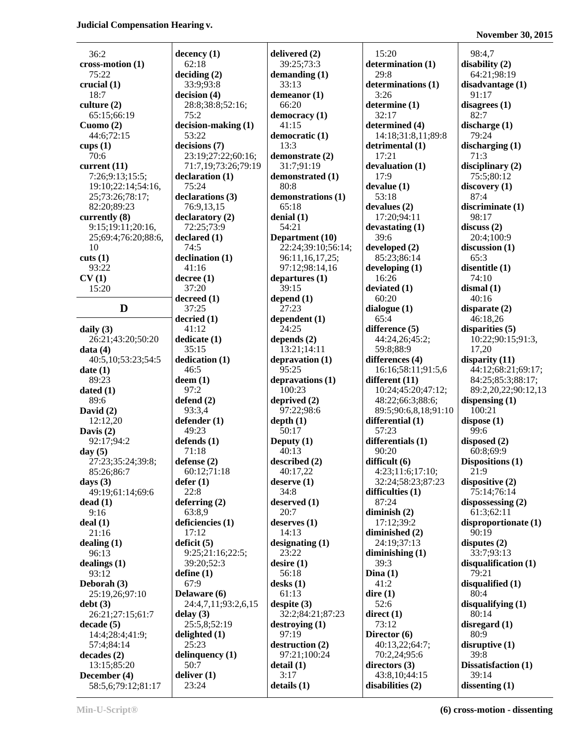36:2
**cross-motion (1)**
75:22
**crucial (1)**
18:7
**culture (2)**
65:15;66:19
**Cuomo (2)**
44:6;72:15
**cups (1)**
70:6
**current (11)**
7:26;9:13;15:5;19:10;22:14;54:16,25;73:26;78:17;82:20;89:23
**currently (8)**
9:15;19:11;20:16,25;69:4;76:20;88:6,10
**cuts (1)**
93:22
**CV (1)**
15:20

## D

**daily (3)**
26:21;43:20;50:20
**data (4)**
40:5,10;53:23;54:5
**date (1)**
89:23
**dated (1)**
89:6
**David (2)**
12:12,20
**Davis (2)**
92:17;94:2
**day (5)**
27:23;35:24;39:8;85:26;86:7
**days (3)**
49:19;61:14;69:6
**dead (1)**
9:16
**deal (1)**
21:16
**dealing (1)**
96:13
**dealings (1)**
93:12
**Deborah (3)**
25:19,26;97:10
**debt (3)**
26:21;27:15;61:7
**decade (5)**
14:4;28:4;41:9;57:4;84:14
**decades (2)**
13:15;85:20
**December (4)**
58:5,6;79:12;81:17
**decency (1)**
62:18
**deciding (2)**
33:9;93:8
**decision (4)**
28:8;38:8;52:16;75:2
**decision-making (1)**
53:22
**decisions (7)**
23:19;27:22;60:16;71:7,19;73:26;79:19
**declaration (1)**
75:24
**declarations (3)**
76:9,13,15
**declaratory (2)**
72:25;73:9
**declared (1)**
74:5
**declination (1)**
41:16
**decree (1)**
37:20
**decreed (1)**
37:25
**decried (1)**
41:12
**dedicate (1)**
35:15
**dedication (1)**
46:5
**deem (1)**
97:2
**defend (2)**
93:3,4
**defender (1)**
49:23
**defends (1)**
71:18
**defense (2)**
60:12;71:18
**defer (1)**
22:8
**deferring (2)**
63:8,9
**deficiencies (1)**
17:12
**deficit (5)**
9:25;21:16;22:5;39:20;52:3
**define (1)**
67:9
**Delaware (6)**
24:4,7,11;93:2,6,15
**delay (3)**
25:5,8;52:19
**delighted (1)**
25:23
**delinquency (1)**
50:7
**deliver (1)**
23:24
**delivered (2)**
39:25;73:3
**demanding (1)**
33:13
**demeanor (1)**
66:20
**democracy (1)**
41:15
**democratic (1)**
13:3
**demonstrate (2)**
31:7;91:19
**demonstrated (1)**
80:8
**demonstrations (1)**
65:18
**denial (1)**
54:21
**Department (10)**
22:24;39:10;56:14;96:11,16,17,25;97:12;98:14,16
**departures (1)**
39:15
**depend (1)**
27:23
**dependent (1)**
24:25
**depends (2)**
13:21;14:11
**depravation (1)**
95:25
**depravations (1)**
100:23
**deprived (2)**
97:22;98:6
**depth (1)**
50:17
**Deputy (1)**
40:13
**described (2)**
40:17,22
**deserve (1)**
34:8
**deserved (1)**
20:7
**deserves (1)**
14:13
**designating (1)**
23:22
**desire (1)**
56:18
**desks (1)**
61:13
**despite (3)**
32:2;84:21;87:23
**destroying (1)**
97:19
**destruction (2)**
97:21;100:24
**detail (1)**
3:17
**details (1)**
15:20
**determination (1)**
29:8
**determinations (1)**
3:26
**determine (1)**
32:17
**determined (4)**
14:18;31:8,11;89:8
**detrimental (1)**
17:21
**devaluation (1)**
17:9
**devalue (1)**
53:18
**devalues (2)**
17:20;94:11
**devastating (1)**
39:6
**developed (2)**
85:23;86:14
**developing (1)**
16:26
**deviated (1)**
60:20
**dialogue (1)**
65:4
**difference (5)**
44:24,26;45:2;59:8;88:9
**differences (4)**
16:16;58:11;91:5,6
**different (11)**
10:24;45:20;47:12;48:22;66:3;88:6;89:5;90:6,8,18;91:10
**differential (1)**
57:23
**differentials (1)**
90:20
**difficult (6)**
4:23;11:6;17:10;32:24;58:23;87:23
**difficulties (1)**
87:24
**diminish (2)**
17:12;39:2
**diminished (2)**
24:19;37:13
**diminishing (1)**
39:3
**Dina (1)**
41:2
**dire (1)**
52:6
**direct (1)**
73:12
**Director (6)**
40:13,22;64:7;70:2,24;95:6
**directors (3)**
43:8,10;44:15
**disabilities (2)**
98:4,7
**disability (2)**
64:21;98:19
**disadvantage (1)**
91:17
**disagrees (1)**
82:7
**discharge (1)**
79:24
**discharging (1)**
71:3
**disciplinary (2)**
75:5;80:12
**discovery (1)**
87:4
**discriminate (1)**
98:17
**discuss (2)**
20:4;100:9
**discussion (1)**
65:3
**disentitle (1)**
74:10
**dismal (1)**
40:16
**disparate (2)**
46:18,26
**disparities (5)**
10:22;90:15;91:3,17,20
**disparity (11)**
44:12;68:21;69:17;84:25;85:3;88:17;89:2,20,22;90:12,13
**dispensing (1)**
100:21
**dispose (1)**
99:6
**disposed (2)**
60:8;69:9
**Dispositions (1)**
21:9
**dispositive (2)**
75:14;76:14
**dispossessing (2)**
61:3;62:11
**disproportionate (1)**
90:19
**disputes (2)**
33:7;93:13
**disqualification (1)**
79:21
**disqualified (1)**
80:4
**disqualifying (1)**
80:14
**disregard (1)**
80:9
**disruptive (1)**
39:8
**Dissatisfaction (1)**
39:14
**dissenting (1)**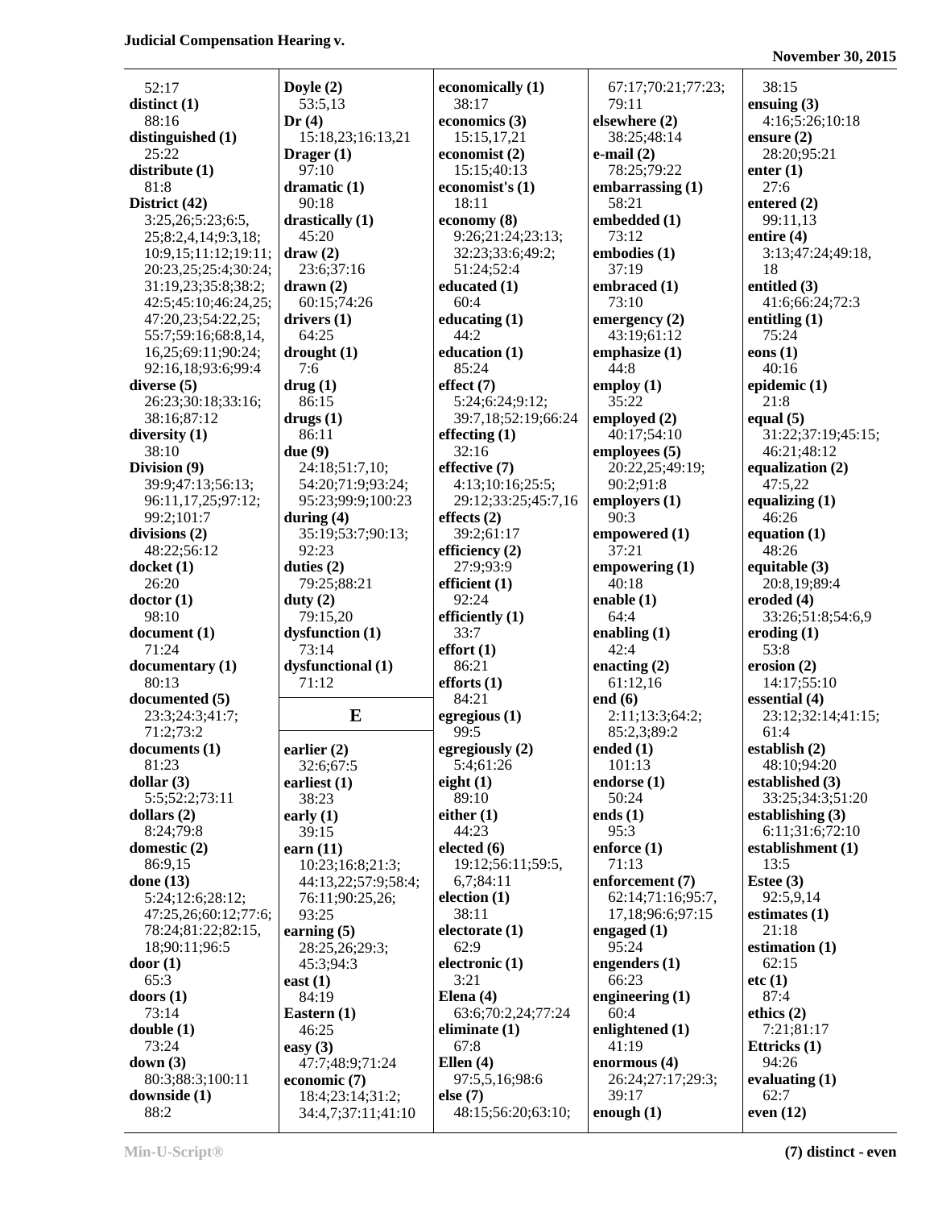52:17
**distinct (1)**
88:16
**distinguished (1)**
25:22
**distribute (1)**
81:8
**District (42)**
3:25,26;5:23;6:5,25;8:2,4,14;9:3,18;10:9,15;11:12;19:11;20:23,25;25:4;30:24;31:19,23;35:8;38:2;42:5;45:10;46:24,25;47:20,23;54:22,25;55:7;59:16;68:8,14,16,25;69:11;90:24;92:16,18;93:6;99:4
**diverse (5)**
26:23;30:18;33:16;38:16;87:12
**diversity (1)**
38:10
**Division (9)**
39:9;47:13;56:13;96:11,17,25;97:12;99:2;101:7
**divisions (2)**
48:22;56:12
**docket (1)**
26:20
**doctor (1)**
98:10
**document (1)**
71:24
**documentary (1)**
80:13
**documented (5)**
23:3;24:3;41:7;71:2;73:2
**documents (1)**
81:23
**dollar (3)**
5:5;52:2;73:11
**dollars (2)**
8:24;79:8
**domestic (2)**
86:9,15
**done (13)**
5:24;12:6;28:12;47:25,26;60:12;77:6;78:24;81:22;82:15,18;90:11;96:5
**door (1)**
65:3
**doors (1)**
73:14
**double (1)**
73:24
**down (3)**
80:3;88:3;100:11
**downside (1)**
88:2
**Doyle (2)**
53:5,13
**Dr (4)**
15:18,23;16:13,21
**Drager (1)**
97:10
**dramatic (1)**
90:18
**drastically (1)**
45:20
**draw (2)**
23:6;37:16
**drawn (2)**
60:15;74:26
**drivers (1)**
64:25
**drought (1)**
7:6
**drug (1)**
86:15
**drugs (1)**
86:11
**due (9)**
24:18;51:7,10;54:20;71:9;93:24;95:23;99:9;100:23
**during (4)**
35:19;53:7;90:13;92:23
**duties (2)**
79:25;88:21
**duty (2)**
79:15,20
**dysfunction (1)**
73:14
**dysfunctional (1)**
71:12

## E

**earlier (2)**
32:6;67:5
**earliest (1)**
38:23
**early (1)**
39:15
**earn (11)**
10:23;16:8;21:3;44:13,22;57:9;58:4;76:11;90:25,26;93:25
**earning (5)**
28:25,26;29:3;45:3;94:3
**east (1)**
84:19
**Eastern (1)**
46:25
**easy (3)**
47:7;48:9;71:24
**economic (7)**
18:4;23:14;31:2;34:4,7;37:11;41:10
**economically (1)**
38:17
**economics (3)**
15:15,17,21
**economist (2)**
15:15;40:13
**economist's (1)**
18:11
**economy (8)**
9:26;21:24;23:13;32:23;33:6;49:2;51:24;52:4
**educated (1)**
60:4
**educating (1)**
44:2
**education (1)**
85:24
**effect (7)**
5:24;6:24;9:12;39:7,18;52:19;66:24
**effecting (1)**
32:16
**effective (7)**
4:13;10:16;25:5;29:12;33:25;45:7,16
**effects (2)**
39:2;61:17
**efficiency (2)**
27:9;93:9
**efficient (1)**
92:24
**efficiently (1)**
33:7
**effort (1)**
86:21
**efforts (1)**
84:21
**egregious (1)**
99:5
**egregiously (2)**
5:4;61:26
**eight (1)**
89:10
**either (1)**
44:23
**elected (6)**
19:12;56:11;59:5,6,7;84:11
**election (1)**
38:11
**electorate (1)**
62:9
**electronic (1)**
3:21
**Elena (4)**
63:6;70:2,24;77:24
**eliminate (1)**
67:8
**Ellen (4)**
97:5,5,16;98:6
**else (7)**
48:15;56:20;63:10;67:17;70:21;77:23;79:11
**elsewhere (2)**
38:25;48:14
**e-mail (2)**
78:25;79:22
**embarrassing (1)**
58:21
**embedded (1)**
73:12
**embodies (1)**
37:19
**embraced (1)**
73:10
**emergency (2)**
43:19;61:12
**emphasize (1)**
44:8
**employ (1)**
35:22
**employed (2)**
40:17;54:10
**employees (5)**
20:22,25;49:19;90:2;91:8
**employers (1)**
90:3
**empowered (1)**
37:21
**empowering (1)**
40:18
**enable (1)**
64:4
**enabling (1)**
42:4
**enacting (2)**
61:12,16
**end (6)**
2:11;13:3;64:2;85:2,3;89:2
**ended (1)**
101:13
**endorse (1)**
50:24
**ends (1)**
95:3
**enforce (1)**
71:13
**enforcement (7)**
62:14;71:16;95:7,17,18;96:6;97:15
**engaged (1)**
95:24
**engenders (1)**
66:23
**engineering (1)**
60:4
**enlightened (1)**
41:19
**enormous (4)**
26:24;27:17;29:3;39:17
**enough (1)**
38:15
**ensuing (3)**
4:16;5:26;10:18
**ensure (2)**
28:20;95:21
**enter (1)**
27:6
**entered (2)**
99:11,13
**entire (4)**
3:13;47:24;49:18,18
**entitled (3)**
41:6;66:24;72:3
**entitling (1)**
75:24
**eons (1)**
40:16
**epidemic (1)**
21:8
**equal (5)**
31:22;37:19;45:15;46:21;48:12
**equalization (2)**
47:5,22
**equalizing (1)**
46:26
**equation (1)**
48:26
**equitable (3)**
20:8,19;89:4
**eroded (4)**
33:26;51:8;54:6,9
**eroding (1)**
53:8
**erosion (2)**
14:17;55:10
**essential (4)**
23:12;32:14;41:15;61:4
**establish (2)**
48:10;94:20
**established (3)**
33:25;34:3;51:20
**establishing (3)**
6:11;31:6;72:10
**establishment (1)**
13:5
**Estee (3)**
92:5,9,14
**estimates (1)**
21:18
**estimation (1)**
62:15
**etc (1)**
87:4
**ethics (2)**
7:21;81:17
**Ettricks (1)**
94:26
**evaluating (1)**
62:7
**even (12)**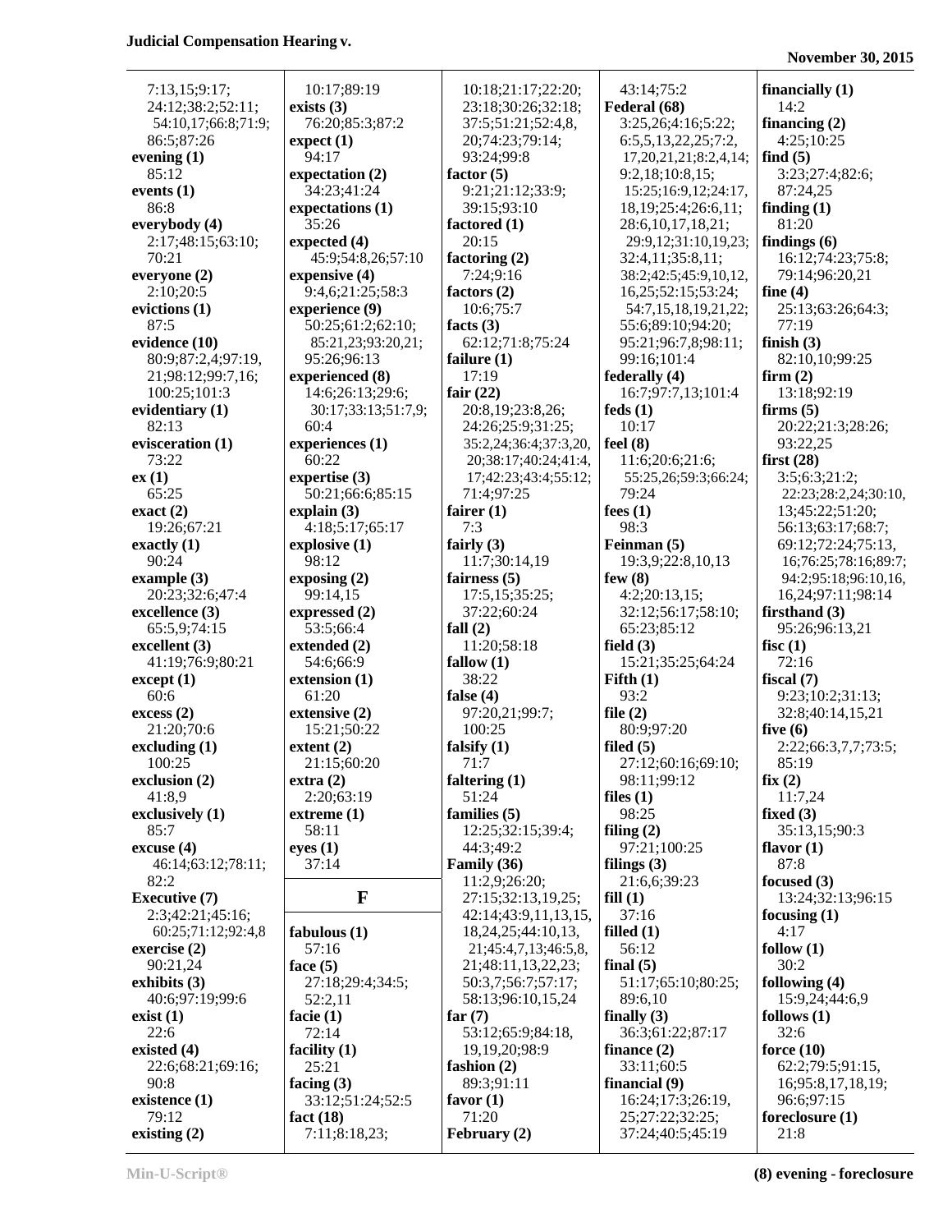7:13,15;9:17;
24:12;38:2;52:11;
54:10,17;66:8;71:9;
86:5;87:26

**evening (1)**
85:12

**events (1)**
86:8

**everybody (4)**
2:17;48:15;63:10;
70:21

**everyone (2)**
2:10;20:5

**evictions (1)**
87:5

**evidence (10)**
80:9;87:2,4;97:19,
21;98:12;99:7,16;
100:25;101:3

**evidentiary (1)**
82:13

**evisceration (1)**
73:22

**ex (1)**
65:25

**exact (2)**
19:26;67:21

**exactly (1)**
90:24

**example (3)**
20:23;32:6;47:4

**excellence (3)**
65:5,9;74:15

**excellent (3)**
41:19;76:9;80:21

**except (1)**
60:6

**excess (2)**
21:20;70:6

**excluding (1)**
100:25

**exclusion (2)**
41:8,9

**exclusively (1)**
85:7

**excuse (4)**
46:14;63:12;78:11;
82:2

**Executive (7)**
2:3;42:21;45:16;
60:25;71:12;92:4,8

**exercise (2)**
90:21,24

**exhibits (3)**
40:6;97:19;99:6

**exist (1)**
22:6

**existed (4)**
22:6;68:21;69:16;
90:8

**existence (1)**
79:12

**existing (2)**
10:17;89:19

**exists (3)**
76:20;85:3;87:2

**expect (1)**
94:17

**expectation (2)**
34:23;41:24

**expectations (1)**
35:26

**expected (4)**
45:9;54:8,26;57:10

**expensive (4)**
9:4,6;21:25;58:3

**experience (9)**
50:25;61:2;62:10;
85:21,23;93:20,21;
95:26;96:13

**experienced (8)**
14:6;26:13;29:6;
30:17;33:13;51:7,9;
60:4

**experiences (1)**
60:22

**expertise (3)**
50:21;66:6;85:15

**explain (3)**
4:18;5:17;65:17

**explosive (1)**
98:12

**exposing (2)**
99:14,15

**expressed (2)**
53:5;66:4

**extended (2)**
54:6;66:9

**extension (1)**
61:20

**extensive (2)**
15:21;50:22

**extent (2)**
21:15;60:20

**extra (2)**
2:20;63:19

**extreme (1)**
58:11

**eyes (1)**
37:14

## F

**fabulous (1)**
57:16

**face (5)**
27:18;29:4;34:5;
52:2,11

**facie (1)**
72:14

**facility (1)**
25:21

**facing (3)**
33:12;51:24;52:5

**fact (18)**
7:11;8:18,23;
10:18;21:17;22:20;
23:18;30:26;32:18;
37:5;51:21;52:4,8,
20;74:23;79:14;
93:24;99:8

**factor (5)**
9:21;21:12;33:9;
39:15;93:10

**factored (1)**
20:15

**factoring (2)**
7:24;9:16

**factors (2)**
10:6;75:7

**facts (3)**
62:12;71:8;75:24

**failure (1)**
17:19

**fair (22)**
20:8,19;23:8,26;
24:26;25:9;31:25;
35:2,24;36:4;37:3,20,
20;38:17;40:24;41:4,
17;42:23;43:4;55:12;
71:4;97:25

**fairer (1)**
7:3

**fairly (3)**
11:7;30:14,19

**fairness (5)**
17:5,15;35:25;
37:22;60:24

**fall (2)**
11:20;58:18

**fallow (1)**
38:22

**false (4)**
97:20,21;99:7;
100:25

**falsify (1)**
71:7

**faltering (1)**
51:24

**families (5)**
12:25;32:15;39:4;
44:3;49:2

**Family (36)**
11:2,9;26:20;
27:15;32:13,19,25;
42:14;43:9,11,13,15,
18,24,25;44:10,13,
21;45:4,7,13;46:5,8,
21;48:11,13,22,23;
50:3,7;56:7;57:17;
58:13;96:10,15,24

**far (7)**
53:12;65:9;84:18,
19,19,20;98:9

**fashion (2)**
89:3;91:11

**favor (1)**
71:20

**February (2)**
43:14;75:2

**Federal (68)**
3:25,26;4:16;5:22;
6:5,5,13,22,25;7:2,
17,20,21,21;8:2,4,14;
9:2,18;10:8,15;
15:25;16:9,12;24:17,
18,19;25:4;26:6,11;
28:6,10,17,18,21;
29:9,12;31:10,19,23;
32:4,11;35:8,11;
38:2;42:5;45:9,10,12,
16,25;52:15;53:24;
54:7,15,18,19,21,22;
55:6;89:10;94:20;
95:21;96:7,8;98:11;
99:16;101:4

**federally (4)**
16:7;97:7,13;101:4

**feds (1)**
10:17

**feel (8)**
11:6;20:6;21:6;
55:25,26;59:3;66:24;
79:24

**fees (1)**
98:3

**Feinman (5)**
19:3,9;22:8,10,13

**few (8)**
4:2;20:13,15;
32:12;56:17;58:10;
65:23;85:12

**field (3)**
15:21;35:25;64:24

**Fifth (1)**
93:2

**file (2)**
80:9;97:20

**filed (5)**
27:12;60:16;69:10;
98:11;99:12

**files (1)**
98:25

**filing (2)**
97:21;100:25

**filings (3)**
21:6,6;39:23

**fill (1)**
37:16

**filled (1)**
56:12

**final (5)**
51:17;65:10;80:25;
89:6,10

**finally (3)**
36:3;61:22;87:17

**finance (2)**
33:11;60:5

**financial (9)**
16:24;17:3;26:19,
25;27:22;32:25;
37:24;40:5;45:19

**financially (1)**
14:2

**financing (2)**
4:25;10:25

**find (5)**
3:23;27:4;82:6;
87:24,25

**finding (1)**
81:20

**findings (6)**
16:12;74:23;75:8;
79:14;96:20,21

**fine (4)**
25:13;63:26;64:3;
77:19

**finish (3)**
82:10,10;99:25

**firm (2)**
13:18;92:19

**firms (5)**
20:22;21:3;28:26;
93:22,25

**first (28)**
3:5;6:3;21:2;
22:23;28:2,24;30:10,
13;45:22;51:20;
56:13;63:17;68:7;
69:12;72:24;75:13,
16;76:25;78:16;89:7;
94:2;95:18;96:10,16,
16,24;97:11;98:14

**firsthand (3)**
95:26;96:13,21

**fisc (1)**
72:16

**fiscal (7)**
9:23;10:2;31:13;
32:8;40:14,15,21

**five (6)**
2:22;66:3,7,7;73:5;
85:19

**fix (2)**
11:7,24

**fixed (3)**
35:13,15;90:3

**flavor (1)**
87:8

**focused (3)**
13:24;32:13;96:15

**focusing (1)**
4:17

**follow (1)**
30:2

**following (4)**
15:9,24;44:6,9

**follows (1)**
32:6

**force (10)**
62:2;79:5;91:15,
16;95:8,17,18,19;
96:6;97:15

**foreclosure (1)**
21:8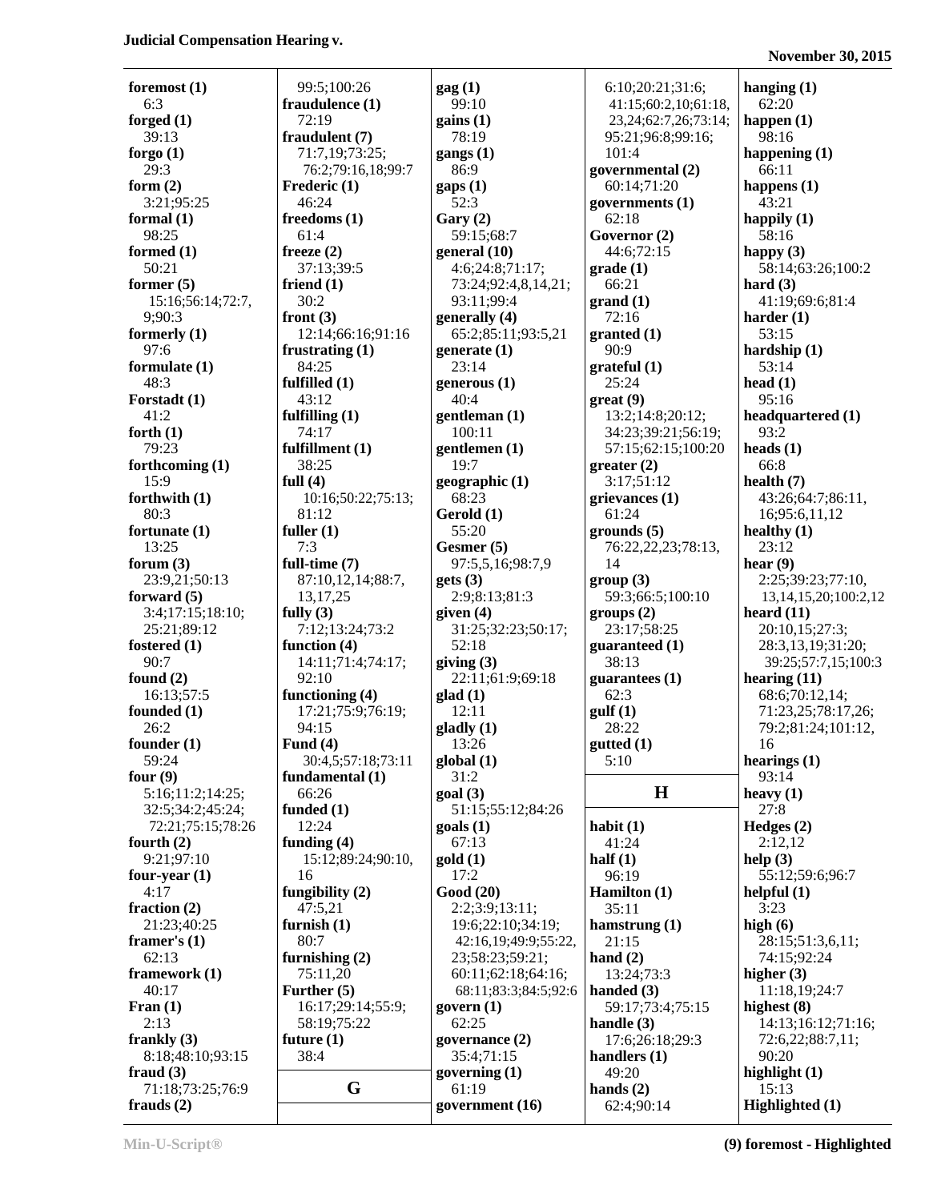**foremost (1)**
6:3
**forged (1)**
39:13
**forgo (1)**
29:3
**form (2)**
3:21;95:25
**formal (1)**
98:25
**formed (1)**
50:21
**former (5)**
15:16;56:14;72:7,
9;90:3
**formerly (1)**
97:6
**formulate (1)**
48:3
**Forstadt (1)**
41:2
**forth (1)**
79:23
**forthcoming (1)**
15:9
**forthwith (1)**
80:3
**fortunate (1)**
13:25
**forum (3)**
23:9,21;50:13
**forward (5)**
3:4;17:15;18:10;
25:21;89:12
**fostered (1)**
90:7
**found (2)**
16:13;57:5
**founded (1)**
26:2
**founder (1)**
59:24
**four (9)**
5:16;11:2;14:25;
32:5;34:2;45:24;
72:21;75:15;78:26
**fourth (2)**
9:21;97:10
**four-year (1)**
4:17
**fraction (2)**
21:23;40:25
**framer's (1)**
62:13
**framework (1)**
40:17
**Fran (1)**
2:13
**frankly (3)**
8:18;48:10;93:15
**fraud (3)**
71:18;73:25;76:9
**frauds (2)**
99:5;100:26
**fraudulence (1)**
72:19
**fraudulent (7)**
71:7,19;73:25;
76:2;79:16,18;99:7
**Frederic (1)**
46:24
**freedoms (1)**
61:4
**freeze (2)**
37:13;39:5
**friend (1)**
30:2
**front (3)**
12:14;66:16;91:16
**frustrating (1)**
84:25
**fulfilled (1)**
43:12
**fulfilling (1)**
74:17
**fulfillment (1)**
38:25
**full (4)**
10:16;50:22;75:13;
81:12
**fuller (1)**
7:3
**full-time (7)**
87:10,12,14;88:7,
13,17,25
**fully (3)**
7:12;13:24;73:2
**function (4)**
14:11;71:4;74:17;
92:10
**functioning (4)**
17:21;75:9;76:19;
94:15
**Fund (4)**
30:4,5;57:18;73:11
**fundamental (1)**
66:26
**funded (1)**
12:24
**funding (4)**
15:12;89:24;90:10,
16
**fungibility (2)**
47:5,21
**furnish (1)**
80:7
**furnishing (2)**
75:11,20
**Further (5)**
16:17;29:14;55:9;
58:19;75:22
**future (1)**
38:4

## G

**gag (1)**
99:10
**gains (1)**
78:19
**gangs (1)**
86:9
**gaps (1)**
52:3
**Gary (2)**
59:15;68:7
**general (10)**
4:6;24:8;71:17;
73:24;92:4,8,14,21;
93:11;99:4
**generally (4)**
65:2;85:11;93:5,21
**generate (1)**
23:14
**generous (1)**
40:4
**gentleman (1)**
100:11
**gentlemen (1)**
19:7
**geographic (1)**
68:23
**Gerold (1)**
55:20
**Gesmer (5)**
97:5,5,16;98:7,9
**gets (3)**
2:9;8:13;81:3
**given (4)**
31:25;32:23;50:17;
52:18
**giving (3)**
22:11;61:9;69:18
**glad (1)**
12:11
**gladly (1)**
13:26
**global (1)**
31:2
**goal (3)**
51:15;55:12;84:26
**goals (1)**
67:13
**gold (1)**
17:2
**Good (20)**
2:2;3:9;13:11;
19:6;22:10;34:19;
42:16,19;49:9;55:22,
23;58:23;59:21;
60:11;62:18;64:16;
68:11;83:3;84:5;92:6
**govern (1)**
62:25
**governance (2)**
35:4;71:15
**governing (1)**
61:19
**government (16)**
6:10;20:21;31:6;
41:15;60:2,10;61:18,
23,24;62:7,26;73:14;
95:21;96:8;99:16;
101:4
**governmental (2)**
60:14;71:20
**governments (1)**
62:18
**Governor (2)**
44:6;72:15
**grade (1)**
66:21
**grand (1)**
72:16
**granted (1)**
90:9
**grateful (1)**
25:24
**great (9)**
13:2;14:8;20:12;
34:23;39:21;56:19;
57:15;62:15;100:20
**greater (2)**
3:17;51:12
**grievances (1)**
61:24
**grounds (5)**
76:22,22,23;78:13,
14
**group (3)**
59:3;66:5;100:10
**groups (2)**
23:17;58:25
**guaranteed (1)**
38:13
**guarantees (1)**
62:3
**gulf (1)**
28:22
**gutted (1)**
5:10

## H

**habit (1)**
41:24
**half (1)**
96:19
**Hamilton (1)**
35:11
**hamstrung (1)**
21:15
**hand (2)**
13:24;73:3
**handed (3)**
59:17;73:4;75:15
**handle (3)**
17:6;26:18;29:3
**handlers (1)**
49:20
**hands (2)**
62:4;90:14
**hanging (1)**
62:20
**happen (1)**
98:16
**happening (1)**
66:11
**happens (1)**
43:21
**happily (1)**
58:16
**happy (3)**
58:14;63:26;100:2
**hard (3)**
41:19;69:6;81:4
**harder (1)**
53:15
**hardship (1)**
53:14
**head (1)**
95:16
**headquartered (1)**
93:2
**heads (1)**
66:8
**health (7)**
43:26;64:7;86:11,
16;95:6,11,12
**healthy (1)**
23:12
**hear (9)**
2:25;39:23;77:10,
13,14,15,20;100:2,12
**heard (11)**
20:10,15;27:3;
28:3,13,19;31:20;
39:25;57:7,15;100:3
**hearing (11)**
68:6;70:12,14;
71:23,25;78:17,26;
79:2;81:24;101:12,
16
**hearings (1)**
93:14
**heavy (1)**
27:8
**Hedges (2)**
2:12,12
**help (3)**
55:12;59:6;96:7
**helpful (1)**
3:23
**high (6)**
28:15;51:3,6,11;
74:15;92:24
**higher (3)**
11:18,19;24:7
**highest (8)**
14:13;16:12;71:16;
72:6,22;88:7,11;
90:20
**highlight (1)**
15:13
**Highlighted (1)**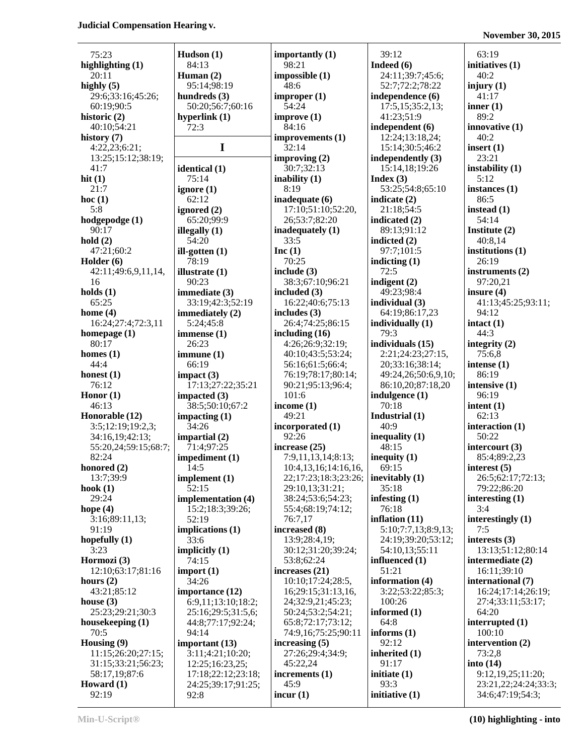75:23
**highlighting (1)**
20:11
**highly (5)**
29:6;33:16;45:26;60:19;90:5
**historic (2)**
40:10;54:21
**history (7)**
4:22,23;6:21;13:25;15:12;38:19;41:7
**hit (1)**
21:7
**hoc (1)**
5:8
**hodgepodge (1)**
90:17
**hold (2)**
47:21;60:2
**Holder (6)**
42:11;49:6,9,11,14,16
**holds (1)**
65:25
**home (4)**
16:24;27:4;72:3,11
**homepage (1)**
80:17
**homes (1)**
44:4
**honest (1)**
76:12
**Honor (1)**
46:13
**Honorable (12)**
3:5;12:19;19:2,3;34:16,19;42:13;55:20,24;59:15;68:7;82:24
**honored (2)**
13:7;39:9
**hook (1)**
29:24
**hope (4)**
3:16;89:11,13;91:19
**hopefully (1)**
3:23
**Hormozi (3)**
12:10;63:17;81:16
**hours (2)**
43:21;85:12
**house (3)**
25:23;29:21;30:3
**housekeeping (1)**
70:5
**Housing (9)**
11:15;26:20;27:15;31:15;33:21;56:23;58:17,19;87:6
**Howard (1)**
92:19
**Hudson (1)**
84:13
**Human (2)**
95:14;98:19
**hundreds (3)**
50:20;56:7;60:16
**hyperlink (1)**
72:3

## I

**identical (1)**
75:14
**ignore (1)**
62:12
**ignored (2)**
65:20;99:9
**illegally (1)**
54:20
**ill-gotten (1)**
78:19
**illustrate (1)**
90:23
**immediate (3)**
33:19;42:3;52:19
**immediately (2)**
5:24;45:8
**immense (1)**
26:23
**immune (1)**
66:19
**impact (3)**
17:13;27:22;35:21
**impacted (3)**
38:5;50:10;67:2
**impacting (1)**
34:26
**impartial (2)**
71:4;97:25
**impediment (1)**
14:5
**implement (1)**
52:15
**implementation (4)**
15:2;18:3;39:26;52:19
**implications (1)**
33:6
**implicitly (1)**
74:15
**import (1)**
34:26
**importance (12)**
6:9,11;13:10;18:2;25:16;29:5;31:5,6;44:8;77:17;92:24;94:14
**important (13)**
3:11;4:21;10:20;12:25;16:23,25;17:18;22:12;23:18;24:25;39:17;91:25;92:8
**importantly (1)**
98:21
**impossible (1)**
48:6
**improper (1)**
54:24
**improve (1)**
84:16
**improvements (1)**
32:14
**improving (2)**
30:7;32:13
**inability (1)**
8:19
**inadequate (6)**
17:10;51:10;52:20,26;53:7;82:20
**inadequately (1)**
33:5
**Inc (1)**
70:25
**include (3)**
38:3;67:10;96:21
**included (3)**
16:22;40:6;75:13
**includes (3)**
26:4;74:25;86:15
**including (16)**
4:26;26:9;32:19;40:10;43:5;53:24;56:16;61:5;66:4;76:19;78:17;80:14;90:21;95:13;96:4;101:6
**income (1)**
49:21
**incorporated (1)**
92:26
**increase (25)**
7:9,11,13,14;8:13;10:4,13,16;14:16,16,22;17:23;18:3;23:26;29:10,13;31:21;38:24;53:6;54:23;55:4;68:19;74:12;76:7,17
**increased (8)**
13:9;28:4,19;30:12;31:20;39:24;53:8;62:24
**increases (21)**
10:10;17:24;28:5,16;29:15;31:13,16,24;32:9,21;45:23;50:24;53:2;54:21;65:8;72:17;73:12;74:9,16;75:25;90:11
**increasing (5)**
27:26;29:4;34:9;45:22,24
**increments (1)**
45:9
**incur (1)**
39:12
**Indeed (6)**
24:11;39:7;45:6;52:7;72:2;78:22
**independence (6)**
17:5,15;35:2,13;41:23;51:9
**independent (6)**
12:24;13:18,24;15:14;30:5;46:2
**independently (3)**
15:14,18;19:26
**Index (3)**
53:25;54:8;65:10
**indicate (2)**
21:18;54:5
**indicated (2)**
89:13;91:12
**indicted (2)**
97:7;101:5
**indicting (1)**
72:5
**indigent (2)**
49:23;98:4
**individual (3)**
64:19;86:17,23
**individually (1)**
79:3
**individuals (15)**
2:21;24:23;27:15,20;33:16;38:14;49:24,26;50:6,9,10;86:10,20;87:18,20
**indulgence (1)**
70:18
**Industrial (1)**
40:9
**inequality (1)**
48:15
**inequity (1)**
69:15
**inevitably (1)**
35:18
**infesting (1)**
76:18
**inflation (11)**
5:10;7:7,13,18;8:9,13;24:19;39:20;53:12;54:10,13;55:11
**influenced (1)**
51:21
**information (4)**
3:22;53:22;85:3;100:26
**informed (1)**
64:8
**informs (1)**
92:12
**inherited (1)**
91:17
**initiate (1)**
93:3
**initiative (1)**
63:19
**initiatives (1)**
40:2
**injury (1)**
41:17
**inner (1)**
89:2
**innovative (1)**
40:2
**insert (1)**
23:21
**instability (1)**
5:12
**instances (1)**
86:5
**instead (1)**
54:14
**Institute (2)**
40:8,14
**institutions (1)**
26:19
**instruments (2)**
97:20,21
**insure (4)**
41:13;45:25;93:11;94:12
**intact (1)**
44:3
**integrity (2)**
75:6,8
**intense (1)**
86:19
**intensive (1)**
96:19
**intent (1)**
62:13
**interaction (1)**
50:22
**intercourt (3)**
85:4;89:2,23
**interest (5)**
26:5;62:17;72:13;79:22;86:20
**interesting (1)**
3:4
**interestingly (1)**
7:5
**interests (3)**
13:13;51:12;80:14
**intermediate (2)**
16:11;39:10
**international (7)**
16:24;17:14;26:19;27:4;33:11;53:17;64:20
**interrupted (1)**
100:10
**intervention (2)**
73:2,8
**into (14)**
9:12,19,25;11:20;23:21,22;24:24;33:3;34:6;47:19;54:3;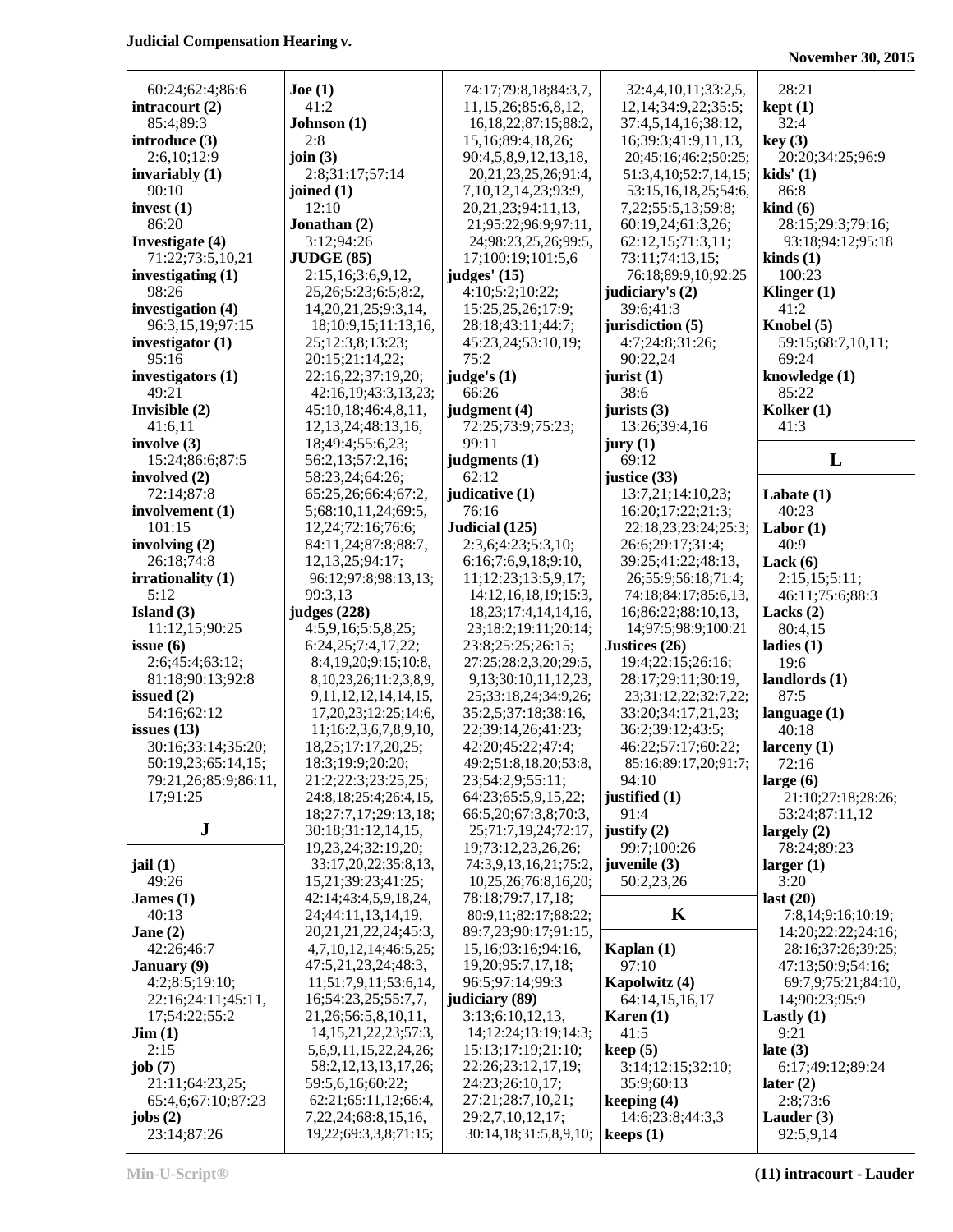60:24;62:4;86:6
**intracourt (2)**
85:4;89:3
**introduce (3)**
2:6,10;12:9
**invariably (1)**
90:10
**invest (1)**
86:20
**Investigate (4)**
71:22;73:5,10,21
**investigating (1)**
98:26
**investigation (4)**
96:3,15,19;97:15
**investigator (1)**
95:16
**investigators (1)**
49:21
**Invisible (2)**
41:6,11
**involve (3)**
15:24;86:6;87:5
**involved (2)**
72:14;87:8
**involvement (1)**
101:15
**involving (2)**
26:18;74:8
**irrationality (1)**
5:12
**Island (3)**
11:12,15;90:25
**issue (6)**
2:6;45:4;63:12;
81:18;90:13;92:8
**issued (2)**
54:16;62:12
**issues (13)**
30:16;33:14;35:20;
50:19,23;65:14,15;
79:21,26;85:9;86:11,
17;91:25

## J

**jail (1)**
49:26
**James (1)**
40:13
**Jane (2)**
42:26;46:7
**January (9)**
4:2;8:5;19:10;
22:16;24:11;45:11,
17;54:22;55:2
**Jim (1)**
2:15
**job (7)**
21:11;64:23,25;
65:4,6;67:10;87:23
**jobs (2)**
23:14;87:26
**Joe (1)**
41:2
**Johnson (1)**
2:8
**join (3)**
2:8;31:17;57:14
**joined (1)**
12:10
**Jonathan (2)**
3:12;94:26
**JUDGE (85)**
2:15,16;3:6,9,12,
25,26;5:23;6:5;8:2,
14,20,21,25;9:3,14,
18;10:9,15;11:13,16,
25;12:3,8;13:23;
20:15;21:14,22;
22:16,22;37:19,20;
42:16,19;43:3,13,23;
45:10,18;46:4,8,11,
12,13,24;48:13,16,
18;49:4;55:6,23;
56:2,13;57:2,16;
58:23,24;64:26;
65:25,26;66:4;67:2,
5;68:10,11,24;69:5,
12,24;72:16;76:6;
84:11,24;87:8;88:7,
12,13,25;94:17;
96:12;97:8;98:13,13;
99:3,13
**judges (228)**
4:5,9,16;5:5,8,25;
6:24,25;7:4,17,22;
8:4,19,20;9:15;10:8,
8,10,23,26;11:2,3,8,9,
9,11,12,12,14,14,15,
17,20,23;12:25;14:6,
11;16:2,3,6,7,8,9,10,
18,25;17:17,20,25;
18:3;19:9;20:20;
21:2;22:3;23:25,25;
24:8,18;25:4;26:4,15,
18;27:7,17;29:13,18;
30:18;31:12,14,15,
19,23,24;32:19,20;
33:17,20,22;35:8,13,
15,21;39:23;41:25;
42:14;43:4,5,9,18,24,
24;44:11,13,14,19,
20,21,21,22,24;45:3,
4,7,10,12,14;46:5,25;
47:5,21,23,24;48:3,
11;51:7,9,11;53:6,14,
16;54:23,25;55:7,7,
21,26;56:5,8,10,11,
14,15,21,22,23;57:3,
5,6,9,11,15,22,24,26;
58:2,12,13,17,26;
59:5,6,16;60:22;
62:21;65:11,12;66:4,
7,22,24;68:8,15,16,
19,22;69:3,3,8;71:15;
74:17;79:8,18;84:3,7,
11,15,26;85:6,8,12,
16,18,22;87:15;88:2,
15,16;89:4,18,26;
90:4,5,8,9,12,13,18,
20,21,23,25,26;91:4,
7,10,12,14,23;93:9,
20,21,23;94:11,13,
21;95:22;96:9;97:11,
24;98:23,25,26;99:5,
17;100:19;101:5,6
**judges' (15)**
4:10;5:2;10:22;
15:25,25,26;17:9;
28:18;43:11;44:7;
45:23,24;53:10,19;
75:2
**judge's (1)**
66:26
**judgment (4)**
72:25;73:9;75:23;
99:11
**judgments (1)**
62:12
**judicative (1)**
76:16
**Judicial (125)**
2:3,6;4:23;5:3,10;
6:16;7:6,9,18;9:10,
11;12:23;13:5,9,17;
14:12,16,18,19;15:3,
18,23;17:4,14,14,16,
23;18:2;19:11;20:14;
23:8;25:25;26:15;
27:25;28:2,3,20;29:5,
9,13;30:10,11,12,23,
25;33:18,24;34:9,26;
35:2,5;37:18;38:16,
22;39:14,26;41:23;
42:20;45:22;47:4;
49:2;51:8,18,20;53:8,
23;54:2,9;55:11;
64:23;65:5,9,15,22;
66:5,20;67:3,8;70:3,
25;71:7,19,24;72:17,
19;73:12,23,26,26;
74:3,9,13,16,21;75:2,
10,25,26;76:8,16,20;
78:18;79:7,17,18;
80:9,11;82:17;88:22;
89:7,23;90:17;91:15,
15,16;93:16;94:16,
19,20;95:7,17,18;
96:5;97:14;99:3
**judiciary (89)**
3:13;6:10,12,13,
14;12:24;13:19;14:3;
15:13;17:19;21:10;
22:26;23:12,17,19;
24:23;26:10,17;
27:21;28:7,10,21;
29:2,7,10,12,17;
30:14,18;31:5,8,9,10;
32:4,4,10,11;33:2,5,
12,14;34:9,22;35:5;
37:4,5,14,16;38:12,
16;39:3;41:9,11,13,
20;45:16;46:2;50:25;
51:3,4,10;52:7,14,15;
53:15,16,18,25;54:6,
7,22;55:5,13;59:8;
60:19,24;61:3,26;
62:12,15;71:3,11;
73:11;74:13,15;
76:18;89:9,10;92:25
**judiciary's (2)**
39:6;41:3
**jurisdiction (5)**
4:7;24:8;31:26;
90:22,24
**jurist (1)**
38:6
**jurists (3)**
13:26;39:4,16
**jury (1)**
69:12
**justice (33)**
13:7,21;14:10,23;
16:20;17:22;21:3;
22:18,23;23:24;25:3;
26:6;29:17;31:4;
39:25;41:22;48:13,
74:18;84:17;85:6,13,
16;86:22;88:10,13,
14;97:5;98:9;100:21
**Justices (26)**
19:4;22:15;26:16;
28:17;29:11;30:19,
23;31:12,22;32:7,22;
33:20;34:17,21,23;
36:2;39:12;43:5;
46:22;57:17;60:22;
85:16;89:17,20;91:7;
94:10
**justified (1)**
91:4
**justify (2)**
99:7;100:26
**juvenile (3)**
50:2,23,26

## K

**Kaplan (1)**
97:10
**Kapolwitz (4)**
64:14,15,16,17
**Karen (1)**
41:5
**keep (5)**
3:14;12:15;32:10;
35:9;60:13
**keeping (4)**
14:6;23:8;44:3,3
**keeps (1)**
28:21
**kept (1)**
32:4
**key (3)**
20:20;34:25;96:9
**kids' (1)**
86:8
**kind (6)**
28:15;29:3;79:16;
93:18;94:12;95:18
**kinds (1)**
100:23
**Klinger (1)**
41:2
**Knobel (5)**
59:15;68:7,10,11;
69:24
**knowledge (1)**
85:22
**Kolker (1)**
41:3

## L

**Labate (1)**
40:23
**Labor (1)**
40:9
**Lack (6)**
2:15,15;5:11;
46:11;75:6;88:3
**Lacks (2)**
80:4,15
**ladies (1)**
19:6
**landlords (1)**
87:5
**language (1)**
40:18
**larceny (1)**
72:16
**large (6)**
21:10;27:18;28:26;
53:24;87:11,12
**largely (2)**
78:24;89:23
**larger (1)**
3:20
**last (20)**
7:8,14;9:16;10:19;
14:20;22:22;24:16;
28:16;37:26;39:25;
47:13;50:9;54:16;
69:7,9;75:21;84:10,
14;90:23;95:9
**Lastly (1)**
9:21
**late (3)**
6:17;49:12;89:24
**later (2)**
2:8;73:6
**Lauder (3)**
92:5,9,14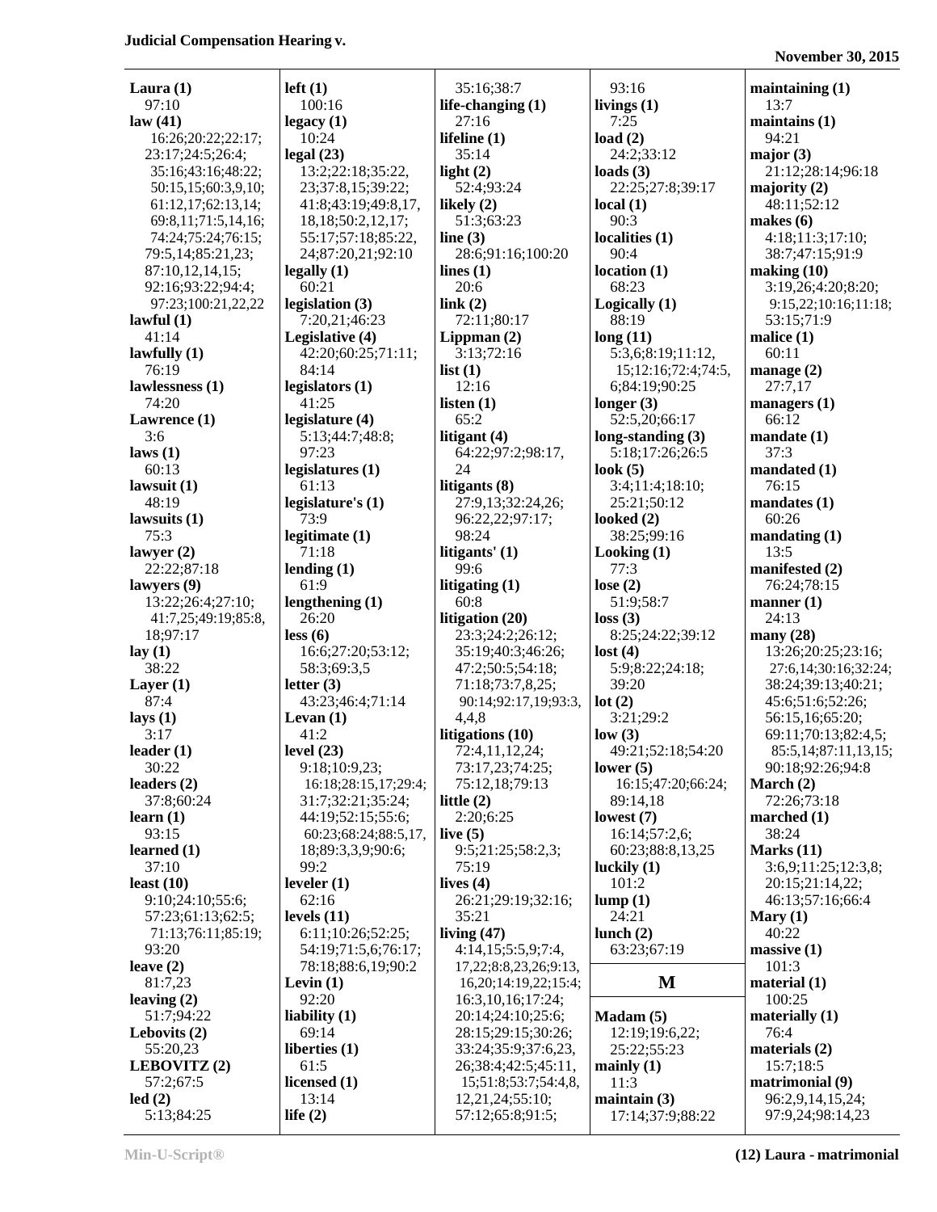**Laura (1)**
97:10
**law (41)**
16:26;20:22;22:17;
23:17;24:5;26:4;
35:16;43:16;48:22;
50:15,15;60:3,9,10;
61:12,17;62:13,14;
69:8,11;71:5,14,16;
74:24;75:24;76:15;
79:5,14;85:21,23;
87:10,12,14,15;
92:16;93:22;94:4;
97:23;100:21,22,22
**lawful (1)**
41:14
**lawfully (1)**
76:19
**lawlessness (1)**
74:20
**Lawrence (1)**
3:6
**laws (1)**
60:13
**lawsuit (1)**
48:19
**lawsuits (1)**
75:3
**lawyer (2)**
22:22;87:18
**lawyers (9)**
13:22;26:4;27:10;
41:7,25;49:19;85:8,
18;97:17
**lay (1)**
38:22
**Layer (1)**
87:4
**lays (1)**
3:17
**leader (1)**
30:22
**leaders (2)**
37:8;60:24
**learn (1)**
93:15
**learned (1)**
37:10
**least (10)**
9:10;24:10;55:6;
57:23;61:13;62:5;
71:13;76:11;85:19;
93:20
**leave (2)**
81:7,23
**leaving (2)**
51:7;94:22
**Lebovits (2)**
55:20,23
**LEBOVITZ (2)**
57:2;67:5
**led (2)**
5:13;84:25

**left (1)**
100:16
**legacy (1)**
10:24
**legal (23)**
13:2;22:18;35:22,
23;37:8,15;39:22;
41:8;43:19;49:8,17,
18,18;50:2,12,17;
55:17;57:18;85:22,
24;87:20,21;92:10
**legally (1)**
60:21
**legislation (3)**
7:20,21;46:23
**Legislative (4)**
42:20;60:25;71:11;
84:14
**legislators (1)**
41:25
**legislature (4)**
5:13;44:7;48:8;
97:23
**legislatures (1)**
61:13
**legislature's (1)**
73:9
**legitimate (1)**
71:18
**lending (1)**
61:9
**lengthening (1)**
26:20
**less (6)**
16:6;27:20;53:12;
58:3;69:3,5
**letter (3)**
43:23;46:4;71:14
**Levan (1)**
41:2
**level (23)**
9:18;10:9,23;
16:18;28:15,17;29:4;
31:7;32:21;35:24;
44:19;52:15;55:6;
60:23;68:24;88:5,17,
18;89:3,3,9;90:6;
99:2
**leveler (1)**
62:16
**levels (11)**
6:11;10:26;52:25;
54:19;71:5,6;76:17;
78:18;88:6,19;90:2
**Levin (1)**
92:20
**liability (1)**
69:14
**liberties (1)**
61:5
**licensed (1)**
13:14
**life (2)**

35:16;38:7
**life-changing (1)**
27:16
**lifeline (1)**
35:14
**light (2)**
52:4;93:24
**likely (2)**
51:3;63:23
**line (3)**
28:6;91:16;100:20
**lines (1)**
20:6
**link (2)**
72:11;80:17
**Lippman (2)**
3:13;72:16
**list (1)**
12:16
**listen (1)**
65:2
**litigant (4)**
64:22;97:2;98:17,
24
**litigants (8)**
27:9,13;32:24,26;
96:22,22;97:17;
98:24
**litigants' (1)**
99:6
**litigating (1)**
60:8
**litigation (20)**
23:3;24:2;26:12;
35:19;40:3;46:26;
47:2;50:5;54:18;
71:18;73:7,8,25;
90:14;92:17,19;93:3,
4,4,8
**litigations (10)**
72:4,11,12,24;
73:17,23;74:25;
75:12,18;79:13
**little (2)**
2:20;6:25
**live (5)**
9:5;21:25;58:2,3;
75:19
**lives (4)**
26:21;29:19;32:16;
35:21
**living (47)**
4:14,15;5:5,9;7:4,
17,22;8:8,23,26;9:13,
16,20;14:19,22;15:4;
16:3,10,16;17:24;
20:14;24:10;25:6;
28:15;29:15;30:26;
33:24;35:9;37:6,23,
26;38:4;42:5;45:11,
15;51:8;53:7;54:4,8,
12,21,24;55:10;
57:12;65:8;91:5;

93:16
**livings (1)**
7:25
**load (2)**
24:2;33:12
**loads (3)**
22:25;27:8;39:17
**local (1)**
90:3
**localities (1)**
90:4
**location (1)**
68:23
**Logically (1)**
88:19
**long (11)**
5:3,6;8:19;11:12,
15;12:16;72:4;74:5,
6;84:19;90:25
**long-standing (3)**
5:18;17:26;26:5
**longer (3)**
52:5,20;66:17
**look (5)**
3:4;11:4;18:10;
25:21;50:12
**looked (2)**
38:25;99:16
**Looking (1)**
77:3
**lose (2)**
51:9;58:7
**loss (3)**
8:25;24:22;39:12
**lost (4)**
5:9;8:22;24:18;
39:20
**lot (2)**
3:21;29:2
**low (3)**
49:21;52:18;54:20
**lower (5)**
16:15;47:20;66:24;
89:14,18
**lowest (7)**
16:14;57:2,6;
60:23;88:8,13,25
**luckily (1)**
101:2
**lump (1)**
24:21
**lunch (2)**
63:23;67:19

## M

**Madam (5)**
12:19;19:6,22;
25:22;55:23
**mainly (1)**
11:3
**maintain (3)**
17:14;37:9;88:22

**maintaining (1)**
13:7
**maintains (1)**
94:21
**major (3)**
21:12;28:14;96:18
**majority (2)**
48:11;52:12
**makes (6)**
4:18;11:3;17:10;
38:7;47:15;91:9
**making (10)**
3:19,26;4:20;8:20;
9:15,22;10:16;11:18;
53:15;71:9
**malice (1)**
60:11
**manage (2)**
27:7,17
**managers (1)**
66:12
**mandate (1)**
37:3
**mandated (1)**
76:15
**mandates (1)**
60:26
**mandating (1)**
13:5
**manifested (2)**
76:24;78:15
**manner (1)**
24:13
**many (28)**
13:26;20:25;23:16;
27:6,14;30:16;32:24;
38:24;39:13;40:21;
45:6;51:6;52:26;
56:15,16;65:20;
69:11;70:13;82:4,5;
85:5,14;87:11,13,15;
90:18;92:26;94:8
**March (2)**
72:26;73:18
**marched (1)**
38:24
**Marks (11)**
3:6,9;11:25;12:3,8;
20:15;21:14,22;
46:13;57:16;66:4
**Mary (1)**
40:22
**massive (1)**
101:3
**material (1)**
100:25
**materially (1)**
76:4
**materials (2)**
15:7;18:5
**matrimonial (9)**
96:2,9,14,15,24;
97:9,24;98:14,23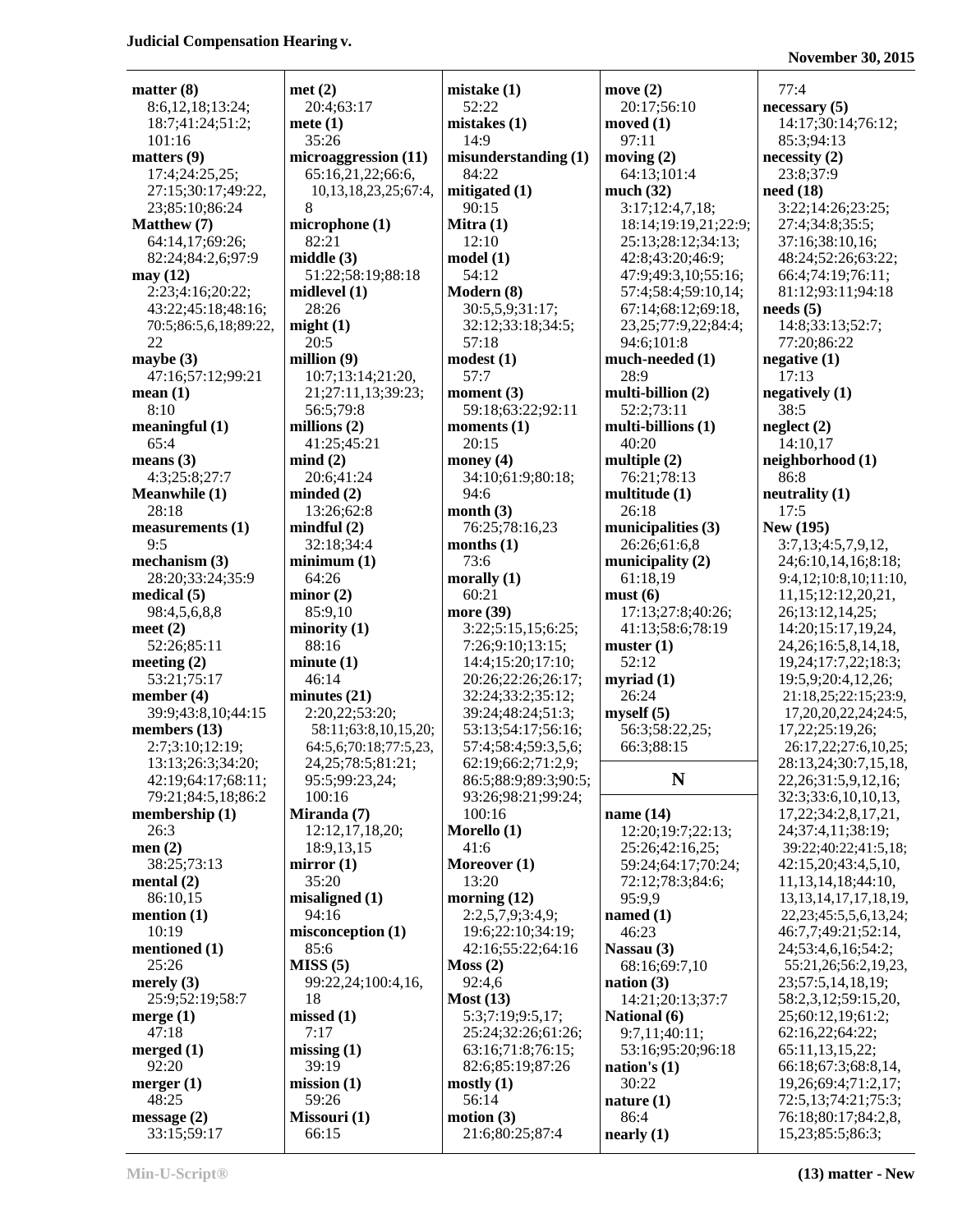**matter (8)**
8:6,12,18;13:24;
18:7;41:24;51:2;
101:16

**matters (9)**
17:4;24:25,25;
27:15;30:17;49:22,
23;85:10;86:24

**Matthew (7)**
64:14,17;69:26;
82:24;84:2,6;97:9

**may (12)**
2:23;4:16;20:22;
43:22;45:18;48:16;
70:5;86:5,6,18;89:22,
22

**maybe (3)**
47:16;57:12;99:21

**mean (1)**
8:10

**meaningful (1)**
65:4

**means (3)**
4:3;25:8;27:7

**Meanwhile (1)**
28:18

**measurements (1)**
9:5

**mechanism (3)**
28:20;33:24;35:9

**medical (5)**
98:4,5,6,8,8

**meet (2)**
52:26;85:11

**meeting (2)**
53:21;75:17

**member (4)**
39:9;43:8,10;44:15

**members (13)**
2:7;3:10;12:19;
13:13;26:3;34:20;
42:19;64:17;68:11;
79:21;84:5,18;86:2

**membership (1)**
26:3

**men (2)**
38:25;73:13

**mental (2)**
86:10,15

**mention (1)**
10:19

**mentioned (1)**
25:26

**merely (3)**
25:9;52:19;58:7

**merge (1)**
47:18

**merged (1)**
92:20

**merger (1)**
48:25

**message (2)**
33:15;59:17

**met (2)**
20:4;63:17

**mete (1)**
35:26

**microaggression (11)**
65:16,21,22;66:6,
10,13,18,23,25;67:4,
8

**microphone (1)**
82:21

**middle (3)**
51:22;58:19;88:18

**midlevel (1)**
28:26

**might (1)**
20:5

**million (9)**
10:7;13:14;21:20,
21;27:11,13;39:23;
56:5;79:8

**millions (2)**
41:25;45:21

**mind (2)**
20:6;41:24

**minded (2)**
13:26;62:8

**mindful (2)**
32:18;34:4

**minimum (1)**
64:26

**minor (2)**
85:9,10

**minority (1)**
88:16

**minute (1)**
46:14

**minutes (21)**
2:20,22;53:20;
58:11;63:8,10,15,20;
64:5,6;70:18;77:5,23,
24,25;78:5;81:21;
95:5;99:23,24;
100:16

**Miranda (7)**
12:12,17,18,20;
18:9,13,15

**mirror (1)**
35:20

**misaligned (1)**
94:16

**misconception (1)**
85:6

**MISS (5)**
99:22,24;100:4,16,
18

**missed (1)**
7:17

**missing (1)**
39:19

**mission (1)**
59:26

**Missouri (1)**
66:15

**mistake (1)**
52:22

**mistakes (1)**
14:9

**misunderstanding (1)**
84:22

**mitigated (1)**
90:15

**Mitra (1)**
12:10

**model (1)**
54:12

**Modern (8)**
30:5,5,9;31:17;
32:12;33:18;34:5;
57:18

**modest (1)**
57:7

**moment (3)**
59:18;63:22;92:11

**moments (1)**
20:15

**money (4)**
34:10;61:9;80:18;
94:6

**month (3)**
76:25;78:16,23

**months (1)**
73:6

**morally (1)**
60:21

**more (39)**
3:22;5:15,15;6:25;
7:26;9:10;13:15;
14:4;15:20;17:10;
20:26;22:26;26:17;
32:24;33:2;35:12;
39:24;48:24;51:3;
53:13;54:17;56:16;
57:4;58:4;59:3,5,6;
62:19;66:2;71:2,9;
86:5;88:9;89:3;90:5;
93:26;98:21;99:24;
100:16

**Morello (1)**
41:6

**Moreover (1)**
13:20

**morning (12)**
2:2,5,7,9;3:4,9;
19:6;22:10;34:19;
42:16;55:22;64:16

**Moss (2)**
92:4,6

**Most (13)**
5:3;7:19;9:5,17;
25:24;32:26;61:26;
63:16;71:8;76:15;
82:6;85:19;87:26

**mostly (1)**
56:14

**motion (3)**
21:6;80:25;87:4

**move (2)**
20:17;56:10

**moved (1)**
97:11

**moving (2)**
64:13;101:4

**much (32)**
3:17;12:4,7,18;
18:14;19:19,21;22:9;
25:13;28:12;34:13;
42:8;43:20;46:9;
47:9;49:3,10;55:16;
57:4;58:4;59:10,14;
67:14;68:12;69:18,
23,25;77:9,22;84:4;
94:6;101:8

**much-needed (1)**
28:9

**multi-billion (2)**
52:2;73:11

**multi-billions (1)**
40:20

**multiple (2)**
76:21;78:13

**multitude (1)**
26:18

**municipalities (3)**
26:26;61:6,8

**municipality (2)**
61:18,19

**must (6)**
17:13;27:8;40:26;
41:13;58:6;78:19

**muster (1)**
52:12

**myriad (1)**
26:24

**myself (5)**
56:3;58:22,25;
66:3;88:15

## N

**name (14)**
12:20;19:7;22:13;
25:26;42:16,25;
59:24;64:17;70:24;
72:12;78:3;84:6;
95:9,9

**named (1)**
46:23

**Nassau (3)**
68:16;69:7,10

**nation (3)**
14:21;20:13;37:7

**National (6)**
9:7,11;40:11;
53:16;95:20;96:18

**nation's (1)**
30:22

**nature (1)**
86:4

**nearly (1)**
77:4

**necessary (5)**
14:17;30:14;76:12;
85:3;94:13

**necessity (2)**
23:8;37:9

**need (18)**
3:22;14:26;23:25;
27:4;34:8;35:5;
37:16;38:10,16;
48:24;52:26;63:22;
66:4;74:19;76:11;
81:12;93:11;94:18

**needs (5)**
14:8;33:13;52:7;
77:20;86:22

**negative (1)**
17:13

**negatively (1)**
38:5

**neglect (2)**
14:10,17

**neighborhood (1)**
86:8

**neutrality (1)**
17:5

**New (195)**
3:7,13;4:5,7,9,12,
24;6:10,14,16;8:18;
9:4,12;10:8,10;11:10,
11,15;12:12,20,21,
26;13:12,14,25;
14:20;15:17,19,24,
24,26;16:5,8,14,18,
19,24;17:7,22;18:3;
19:5,9;20:4,12,26;
21:18,25;22:15;23:9,
17,20,20,22,24;24:5,
17,22;25:19,26;
26:17,22;27:6,10,25;
28:13,24;30:7,15,18,
22,26;31:5,9,12,16;
32:3;33:6,10,10,13,
17,22;34:2,8,17,21,
24;37:4,11;38:19;
39:22;40:22;41:5,18;
42:15,20;43:4,5,10,
11,13,14,18;44:10,
13,13,14,17,17,18,19,
22,23;45:5,5,6,13,24;
46:7,7;49:21;52:14,
24;53:4,6,16;54:2,
55:21,26;56:2,19,23,
23;57:5,14,18,19;
58:2,3,12;59:15,20,
25;60:12,19;61:2;
62:16,22;64:22;
65:11,13,15,22;
66:18;67:3;68:8,14,
19,26;69:4;71:2,17;
72:5,13;74:21;75:3;
76:18;80:17;84:2,8,
15,23;85:5;86:3;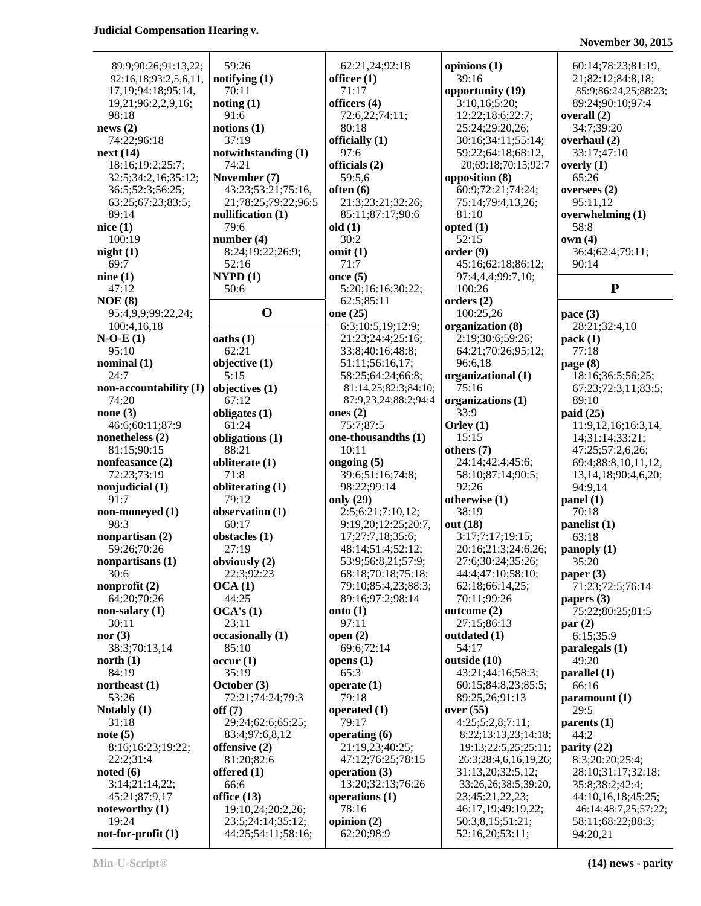89:9;90:26;91:13,22;
92:16,18;93:2,5,6,11,
17,19;94:18;95:14,
19,21;96:2,2,9,16;
98:18

**news (2)**
74:22;96:18

**next (14)**
18:16;19:2;25:7;
32:5;34:2,16;35:12;
36:5;52:3;56:25;
63:25;67:23;83:5;
89:14

**nice (1)**
100:19

**night (1)**
69:7

**nine (1)**
47:12

**NOE (8)**
95:4,9,9;99:22,24;
100:4,16,18

**N-O-E (1)**
95:10

**nominal (1)**
24:7

**non-accountability (1)**
74:20

**none (3)**
46:6;60:11;87:9

**nonetheless (2)**
81:15;90:15

**nonfeasance (2)**
72:23;73:19

**nonjudicial (1)**
91:7

**non-moneyed (1)**
98:3

**nonpartisan (2)**
59:26;70:26

**nonpartisans (1)**
30:6

**nonprofit (2)**
64:20;70:26

**non-salary (1)**
30:11

**nor (3)**
38:3;70:13,14

**north (1)**
84:19

**northeast (1)**
53:26

**Notably (1)**
31:18

**note (5)**
8:16;16:23;19:22;
22:2;31:4

**noted (6)**
3:14;21:14,22;
45:21;87:9,17

**noteworthy (1)**
19:24

**not-for-profit (1)**
59:26

**notifying (1)**
70:11

**noting (1)**
91:6

**notions (1)**
37:19

**notwithstanding (1)**
74:21

**November (7)**
43:23;53:21;75:16,
21;78:25;79:22;96:5

**nullification (1)**
79:6

**number (4)**
8:24;19:22;26:9;
52:16

**NYPD (1)**
50:6

## O

**oaths (1)**
62:21

**objective (1)**
5:15

**objectives (1)**
67:12

**obligates (1)**
61:24

**obligations (1)**
88:21

**obliterate (1)**
71:8

**obliterating (1)**
79:12

**observation (1)**
60:17

**obstacles (1)**
27:19

**obviously (2)**
22:3;92:23

**OCA (1)**
44:25

**OCA's (1)**
23:11

**occasionally (1)**
85:10

**occur (1)**
35:19

**October (3)**
72:21;74:24;79:3

**off (7)**
29:24;62:6;65:25;
83:4;97:6,8,12

**offensive (2)**
81:20;82:6

**offered (1)**
66:6

**office (13)**
19:10,24;20:2,26;
23:5;24:14;35:12;
44:25;54:11;58:16;
62:21,24;92:18

**officer (1)**
71:17

**officers (4)**
72:6,22;74:11;
80:18

**officially (1)**
97:6

**officials (2)**
59:5,6

**often (6)**
21:3;23:21;32:26;
85:11;87:17;90:6

**old (1)**
30:2

**omit (1)**
71:7

**once (5)**
5:20;16:16;30:22;
62:5;85:11

**one (25)**
6:3;10:5,19;12:9;
21:23;24:4;25:16;
33:8;40:16;48:8;
51:11;56:16,17;
58:25;64:24;66:8;
81:14,25;82:3;84:10;
87:9,23,24;88:2;94:4

**ones (2)**
75:7;87:5

**one-thousandths (1)**
10:11

**ongoing (5)**
39:6;51:16;74:8;
98:22;99:14

**only (29)**
2:5;6:21;7:10,12;
9:19,20;12:25;20:7,
17;27:7,18;35:6;
48:14;51:4;52:12;
53:9;56:8,21;57:9;
68:18;70:18;75:18;
79:10;85:4,23;88:3;
89:16;97:2;98:14

**onto (1)**
97:11

**open (2)**
69:6;72:14

**opens (1)**
65:3

**operate (1)**
79:18

**operated (1)**
79:17

**operating (6)**
21:19,23;40:25;
47:12;76:25;78:15

**operation (3)**
13:20;32:13;76:26

**operations (1)**
78:16

**opinion (2)**
62:20;98:9

**opinions (1)**
39:16

**opportunity (19)**
3:10,16;5:20;
12:22;18:6;22:7;
25:24;29:20,26;
30:16;34:11;55:14;
59:22;64:18;68:12,
20;69:18;70:15;92:7

**opposition (8)**
60:9;72:21;74:24;
75:14;79:4,13,26;
81:10

**opted (1)**
52:15

**order (9)**
45:16;62:18;86:12;
97:4,4,4;99:7,10;
100:26

**orders (2)**
100:25,26

**organization (8)**
2:19;30:6;59:26;
64:21;70:26;95:12;
96:6,18

**organizational (1)**
75:16

**organizations (1)**
33:9

**Orley (1)**
15:15

**others (7)**
24:14;42:4;45:6;
58:10;87:14;90:5;
92:26

**otherwise (1)**
38:19

**out (18)**
3:17;7:17;19:15;
20:16;21:3;24:6,26;
27:6;30:24;35:26;
44:4;47:10;58:10;
62:18;66:14,25;
70:11;99:26

**outcome (2)**
27:15;86:13

**outdated (1)**
54:17

**outside (10)**
43:21;44:16;58:3;
60:15;84:8,23;85:5;
89:25,26;91:13

**over (55)**
4:25;5:2,8;7:11;
8:22;13:13,23;14:18;
19:13;22:5,25;25:11;
26:3;28:4,6,16,19,26;
31:13,20;32:5,12;
33:26,26;38:5;39:20,
23;45:21,22,23;
46:17,19;49:19,22;
50:3,8,15;51:21;
52:16,20;53:11;
60:14;78:23;81:19,
21;82:12;84:8,18;
85:9;86:24,25;88:23;
89:24;90:10;97:4

**overall (2)**
34:7;39:20

**overhaul (2)**
33:17;47:10

**overly (1)**
65:26

**oversees (2)**
95:11,12

**overwhelming (1)**
58:8

**own (4)**
36:4;62:4;79:11;
90:14

## P

**pace (3)**
28:21;32:4,10

**pack (1)**
77:18

**page (8)**
18:16;36:5;56:25;
67:23;72:3,11;83:5;
89:10

**paid (25)**
11:9,12,16;16:3,14,
14;31:14;33:21;
47:25;57:2,6,26;
69:4;88:8,10,11,12,
13,14,18;90:4,6,20;
94:9,14

**panel (1)**
70:18

**panelist (1)**
63:18

**panoply (1)**
35:20

**paper (3)**
71:23;72:5;76:14

**papers (3)**
75:22;80:25;81:5

**par (2)**
6:15;35:9

**paralegals (1)**
49:20

**parallel (1)**
66:16

**paramount (1)**
29:5

**parents (1)**
44:2

**parity (22)**
8:3;20:20;25:4;
28:10;31:17;32:18;
35:8;38:2;42:4;
44:10,16,18;45:25;
46:14;48:7,25;57:22;
58:11;68:22;88:3;
94:20,21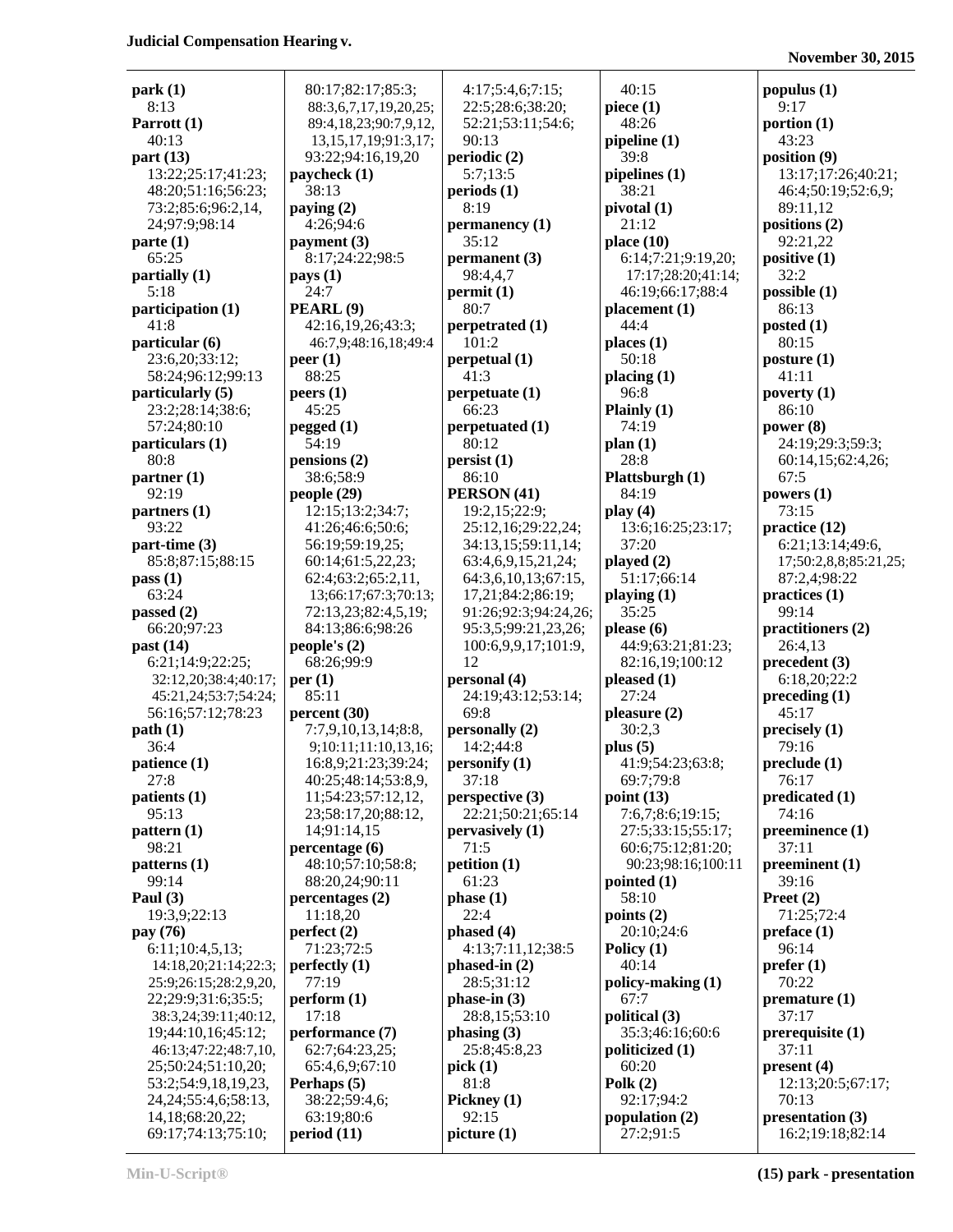**park (1)**
8:13
**Parrott (1)**
40:13
**part (13)**
13:22;25:17;41:23;
48:20;51:16;56:23;
73:2;85:6;96:2,14,
24;97:9;98:14
**parte (1)**
65:25
**partially (1)**
5:18
**participation (1)**
41:8
**particular (6)**
23:6,20;33:12;
58:24;96:12;99:13
**particularly (5)**
23:2;28:14;38:6;
57:24;80:10
**particulars (1)**
80:8
**partner (1)**
92:19
**partners (1)**
93:22
**part-time (3)**
85:8;87:15;88:15
**pass (1)**
63:24
**passed (2)**
66:20;97:23
**past (14)**
6:21;14:9;22:25;
32:12,20;38:4;40:17;
45:21,24;53:7;54:24;
56:16;57:12;78:23
**path (1)**
36:4
**patience (1)**
27:8
**patients (1)**
95:13
**pattern (1)**
98:21
**patterns (1)**
99:14
**Paul (3)**
19:3,9;22:13
**pay (76)**
6:11;10:4,5,13;
14:18,20;21:14;22:3;
25:9;26:15;28:2,9,20,
22;29:9;31:6;35:5;
38:3,24;39:11;40:12,
19;44:10,16;45:12;
46:13;47:22;48:7,10,
25;50:24;51:10,20;
53:2;54:9,18,19,23,
24,24;55:4,6;58:13,
14,18;68:20,22;
69:17;74:13;75:10;
80:17;82:17;85:3;
88:3,6,7,17,19,20,25;
89:4,18,23;90:7,9,12,
13,15,17,19;91:3,17;
93:22;94:16,19,20
**paycheck (1)**
38:13
**paying (2)**
4:26;94:6
**payment (3)**
8:17;24:22;98:5
**pays (1)**
24:7
**PEARL (9)**
42:16,19,26;43:3;
46:7,9;48:16,18;49:4
**peer (1)**
88:25
**peers (1)**
45:25
**pegged (1)**
54:19
**pensions (2)**
38:6;58:9
**people (29)**
12:15;13:2;34:7;
41:26;46:6;50:6;
56:19;59:19,25;
60:14;61:5,22,23;
62:4;63:2;65:2,11,
13;66:17;67:3;70:13;
72:13,23;82:4,5,19;
84:13;86:6;98:26
**people's (2)**
68:26;99:9
**per (1)**
85:11
**percent (30)**
7:7,9,10,13,14;8:8,
9;10:11;11:10,13,16;
16:8,9;21:23;39:24;
40:25;48:14;53:8,9,
11;54:23;57:12,12,
23;58:17,20;88:12,
14;91:14,15
**percentage (6)**
48:10;57:10;58:8;
88:20,24;90:11
**percentages (2)**
11:18,20
**perfect (2)**
71:23;72:5
**perfectly (1)**
77:19
**perform (1)**
17:18
**performance (7)**
62:7;64:23,25;
65:4,6,9;67:10
**Perhaps (5)**
38:22;59:4,6;
63:19;80:6
**period (11)**
4:17;5:4,6;7:15;
22:5;28:6;38:20;
52:21;53:11;54:6;
90:13
**periodic (2)**
5:7;13:5
**periods (1)**
8:19
**permanency (1)**
35:12
**permanent (3)**
98:4,4,7
**permit (1)**
80:7
**perpetrated (1)**
101:2
**perpetual (1)**
41:3
**perpetuate (1)**
66:23
**perpetuated (1)**
80:12
**persist (1)**
86:10
**PERSON (41)**
19:2,15;22:9;
25:12,16;29:22,24;
34:13,15;59:11,14;
63:4,6,9,15,21,24;
64:3,6,10,13;67:15,
17,21;84:2;86:19;
91:26;92:3;94:24,26;
95:3,5;99:21,23,26;
100:6,9,9,17;101:9,
12
**personal (4)**
24:19;43:12;53:14;
69:8
**personally (2)**
14:2;44:8
**personify (1)**
37:18
**perspective (3)**
22:21;50:21;65:14
**pervasively (1)**
71:5
**petition (1)**
61:23
**phase (1)**
22:4
**phased (4)**
4:13;7:11,12;38:5
**phased-in (2)**
28:5;31:12
**phase-in (3)**
28:8,15;53:10
**phasing (3)**
25:8;45:8,23
**pick (1)**
81:8
**Pickney (1)**
92:15
**picture (1)**
40:15
**piece (1)**
48:26
**pipeline (1)**
39:8
**pipelines (1)**
38:21
**pivotal (1)**
21:12
**place (10)**
6:14;7:21;9:19,20;
17:17;28:20;41:14;
46:19;66:17;88:4
**placement (1)**
44:4
**places (1)**
50:18
**placing (1)**
96:8
**Plainly (1)**
74:19
**plan (1)**
28:8
**Plattsburgh (1)**
84:19
**play (4)**
13:6;16:25;23:17;
37:20
**played (2)**
51:17;66:14
**playing (1)**
35:25
**please (6)**
44:9;63:21;81:23;
82:16,19;100:12
**pleased (1)**
27:24
**pleasure (2)**
30:2,3
**plus (5)**
41:9;54:23;63:8;
69:7;79:8
**point (13)**
7:6,7;8:6;19:15;
27:5;33:15;55:17;
60:6;75:12;81:20;
90:23;98:16;100:11
**pointed (1)**
58:10
**points (2)**
20:10;24:6
**Policy (1)**
40:14
**policy-making (1)**
67:7
**political (3)**
35:3;46:16;60:6
**politicized (1)**
60:20
**Polk (2)**
92:17;94:2
**population (2)**
27:2;91:5
**populus (1)**
9:17
**portion (1)**
43:23
**position (9)**
13:17;17:26;40:21;
46:4;50:19;52:6,9;
89:11,12
**positions (2)**
92:21,22
**positive (1)**
32:2
**possible (1)**
86:13
**posted (1)**
80:15
**posture (1)**
41:11
**poverty (1)**
86:10
**power (8)**
24:19;29:3;59:3;
60:14,15;62:4,26;
67:5
**powers (1)**
73:15
**practice (12)**
6:21;13:14;49:6,
17;50:2,8,8;85:21,25;
87:2,4;98:22
**practices (1)**
99:14
**practitioners (2)**
26:4,13
**precedent (3)**
6:18,20;22:2
**preceding (1)**
45:17
**precisely (1)**
79:16
**preclude (1)**
76:17
**predicated (1)**
74:16
**preeminence (1)**
37:11
**preeminent (1)**
39:16
**Preet (2)**
71:25;72:4
**preface (1)**
96:14
**prefer (1)**
70:22
**premature (1)**
37:17
**prerequisite (1)**
37:11
**present (4)**
12:13;20:5;67:17;
70:13
**presentation (3)**
16:2;19:18;82:14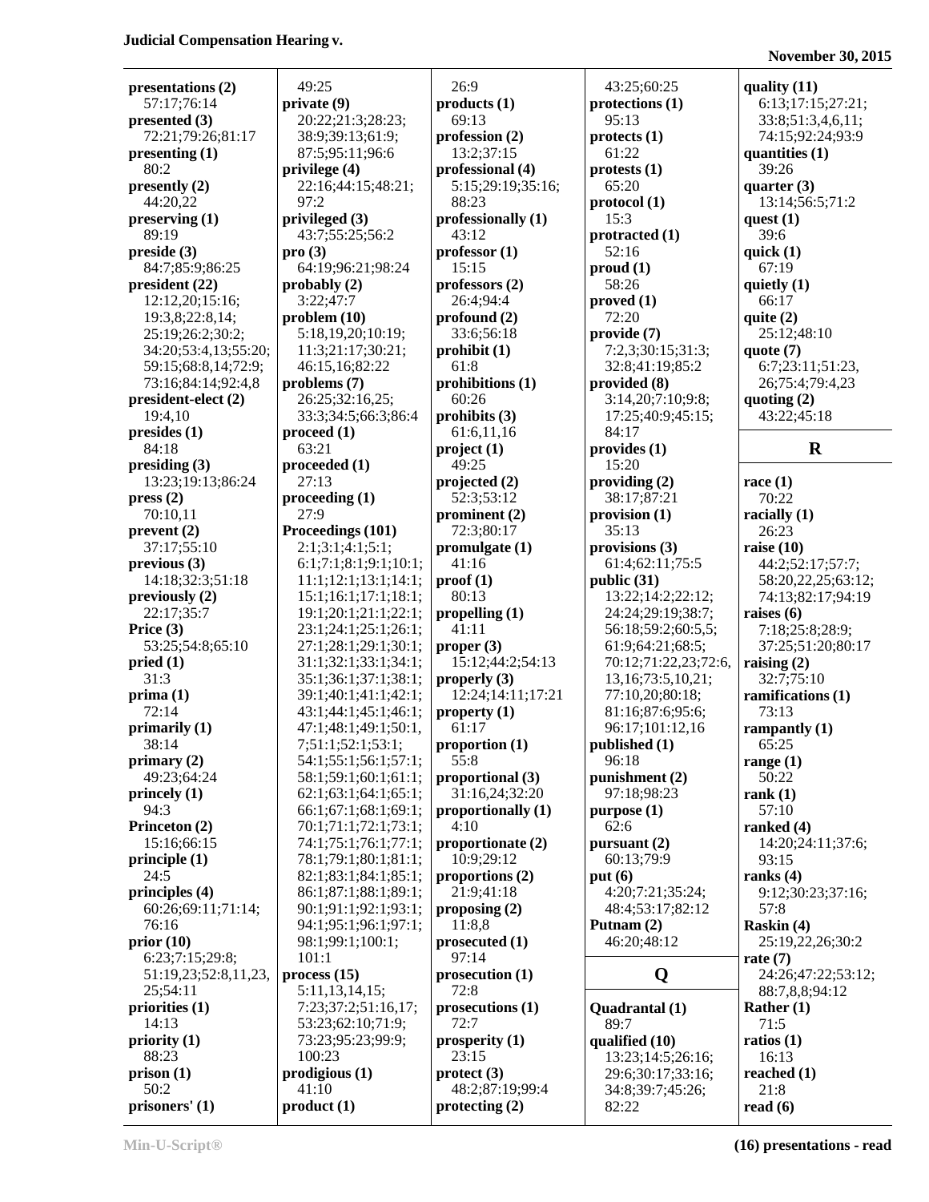**presentations (2)**
57:17;76:14
**presented (3)**
72:21;79:26;81:17
**presenting (1)**
80:2
**presently (2)**
44:20,22
**preserving (1)**
89:19
**preside (3)**
84:7;85:9;86:25
**president (22)**
12:12,20;15:16;
19:3,8;22:8,14;
25:19;26:2;30:2;
34:20;53:4,13;55:20;
59:15;68:8,14;72:9;
73:16;84:14;92:4,8
**president-elect (2)**
19:4,10
**presides (1)**
84:18
**presiding (3)**
13:23;19:13;86:24
**press (2)**
70:10,11
**prevent (2)**
37:17;55:10
**previous (3)**
14:18;32:3;51:18
**previously (2)**
22:17;35:7
**Price (3)**
53:25;54:8;65:10
**pried (1)**
31:3
**prima (1)**
72:14
**primarily (1)**
38:14
**primary (2)**
49:23;64:24
**princely (1)**
94:3
**Princeton (2)**
15:16;66:15
**principle (1)**
24:5
**principles (4)**
60:26;69:11;71:14;
76:16
**prior (10)**
6:23;7:15;29:8;
51:19,23;52:8,11,23,
25;54:11
**priorities (1)**
14:13
**priority (1)**
88:23
**prison (1)**
50:2
**prisoners' (1)**
49:25
**private (9)**
20:22;21:3;28:23;
38:9;39:13;61:9;
87:5;95:11;96:6
**privilege (4)**
22:16;44:15;48:21;
97:2
**privileged (3)**
43:7;55:25;56:2
**pro (3)**
64:19;96:21;98:24
**probably (2)**
3:22;47:7
**problem (10)**
5:18,19,20;10:19;
11:3;21:17;30:21;
46:15,16;82:22
**problems (7)**
26:25;32:16,25;
33:3;34:5;66:3;86:4
**proceed (1)**
63:21
**proceeded (1)**
27:13
**proceeding (1)**
27:9
**Proceedings (101)**
2:1;3:1;4:1;5:1;
6:1;7:1;8:1;9:1;10:1;
11:1;12:1;13:1;14:1;
15:1;16:1;17:1;18:1;
19:1;20:1;21:1;22:1;
23:1;24:1;25:1;26:1;
27:1;28:1;29:1;30:1;
31:1;32:1;33:1;34:1;
35:1;36:1;37:1;38:1;
39:1;40:1;41:1;42:1;
43:1;44:1;45:1;46:1;
47:1;48:1;49:1;50:1,
7;51:1;52:1;53:1;
54:1;55:1;56:1;57:1;
58:1;59:1;60:1;61:1;
62:1;63:1;64:1;65:1;
66:1;67:1;68:1;69:1;
70:1;71:1;72:1;73:1;
74:1;75:1;76:1;77:1;
78:1;79:1;80:1;81:1;
82:1;83:1;84:1;85:1;
86:1;87:1;88:1;89:1;
90:1;91:1;92:1;93:1;
94:1;95:1;96:1;97:1;
98:1;99:1;100:1;
101:1
**process (15)**
5:11,13,14,15;
7:23;37:2;51:16,17;
53:23;62:10;71:9;
73:23;95:23;99:9;
100:23
**prodigious (1)**
41:10
**product (1)**
26:9
**products (1)**
69:13
**profession (2)**
13:2;37:15
**professional (4)**
5:15;29:19;35:16;
88:23
**professionally (1)**
43:12
**professor (1)**
15:15
**professors (2)**
26:4;94:4
**profound (2)**
33:6;56:18
**prohibit (1)**
61:8
**prohibitions (1)**
60:26
**prohibits (3)**
61:6,11,16
**project (1)**
49:25
**projected (2)**
52:3;53:12
**prominent (2)**
72:3;80:17
**promulgate (1)**
41:16
**proof (1)**
80:13
**propelling (1)**
41:11
**proper (3)**
15:12;44:2;54:13
**properly (3)**
12:24;14:11;17:21
**property (1)**
61:17
**proportion (1)**
55:8
**proportional (3)**
31:16,24;32:20
**proportionally (1)**
4:10
**proportionate (2)**
10:9;29:12
**proportions (2)**
21:9;41:18
**proposing (2)**
11:8,8
**prosecuted (1)**
97:14
**prosecution (1)**
72:8
**prosecutions (1)**
72:7
**prosperity (1)**
23:15
**protect (3)**
48:2;87:19;99:4
**protecting (2)**
43:25;60:25
**protections (1)**
95:13
**protects (1)**
61:22
**protests (1)**
65:20
**protocol (1)**
15:3
**protracted (1)**
52:16
**proud (1)**
58:26
**proved (1)**
72:20
**provide (7)**
7:2,3;30:15;31:3;
32:8;41:19;85:2
**provided (8)**
3:14,20;7:10;9:8;
17:25;40:9;45:15;
84:17
**provides (1)**
15:20
**providing (2)**
38:17;87:21
**provision (1)**
35:13
**provisions (3)**
61:4;62:11;75:5
**public (31)**
13:22;14:2;22:12;
24:24;29:19;38:7;
56:18;59:2;60:5,5;
61:9;64:21;68:5;
70:12;71:22,23;72:6,
13,16;73:5,10,21;
77:10,20;80:18;
81:16;87:6;95:6;
96:17;101:12,16
**published (1)**
96:18
**punishment (2)**
97:18;98:23
**purpose (1)**
62:6
**pursuant (2)**
60:13;79:9
**put (6)**
4:20;7:21;35:24;
48:4;53:17;82:12
**Putnam (2)**
46:20;48:12

## Q

**Quadrantal (1)**
89:7
**qualified (10)**
13:23;14:5;26:16;
29:6;30:17;33:16;
34:8;39:7;45:26;
82:22
**quality (11)**
6:13;17:15;27:21;
33:8;51:3,4,6,11;
74:15;92:24;93:9
**quantities (1)**
39:26
**quarter (3)**
13:14;56:5;71:2
**quest (1)**
39:6
**quick (1)**
67:19
**quietly (1)**
66:17
**quite (2)**
25:12;48:10
**quote (7)**
6:7;23:11;51:23,
26;75:4;79:4,23
**quoting (2)**
43:22;45:18

## R

**race (1)**
70:22
**racially (1)**
26:23
**raise (10)**
44:2;52:17;57:7;
58:20,22,25;63:12;
74:13;82:17;94:19
**raises (6)**
7:18;25:8;28:9;
37:25;51:20;80:17
**raising (2)**
32:7;75:10
**ramifications (1)**
73:13
**rampantly (1)**
65:25
**range (1)**
50:22
**rank (1)**
57:10
**ranked (4)**
14:20;24:11;37:6;
93:15
**ranks (4)**
9:12;30:23;37:16;
57:8
**Raskin (4)**
25:19,22,26;30:2
**rate (7)**
24:26;47:22;53:12;
88:7,8,8;94:12
**Rather (1)**
71:5
**ratios (1)**
16:13
**reached (1)**
21:8
**read (6)**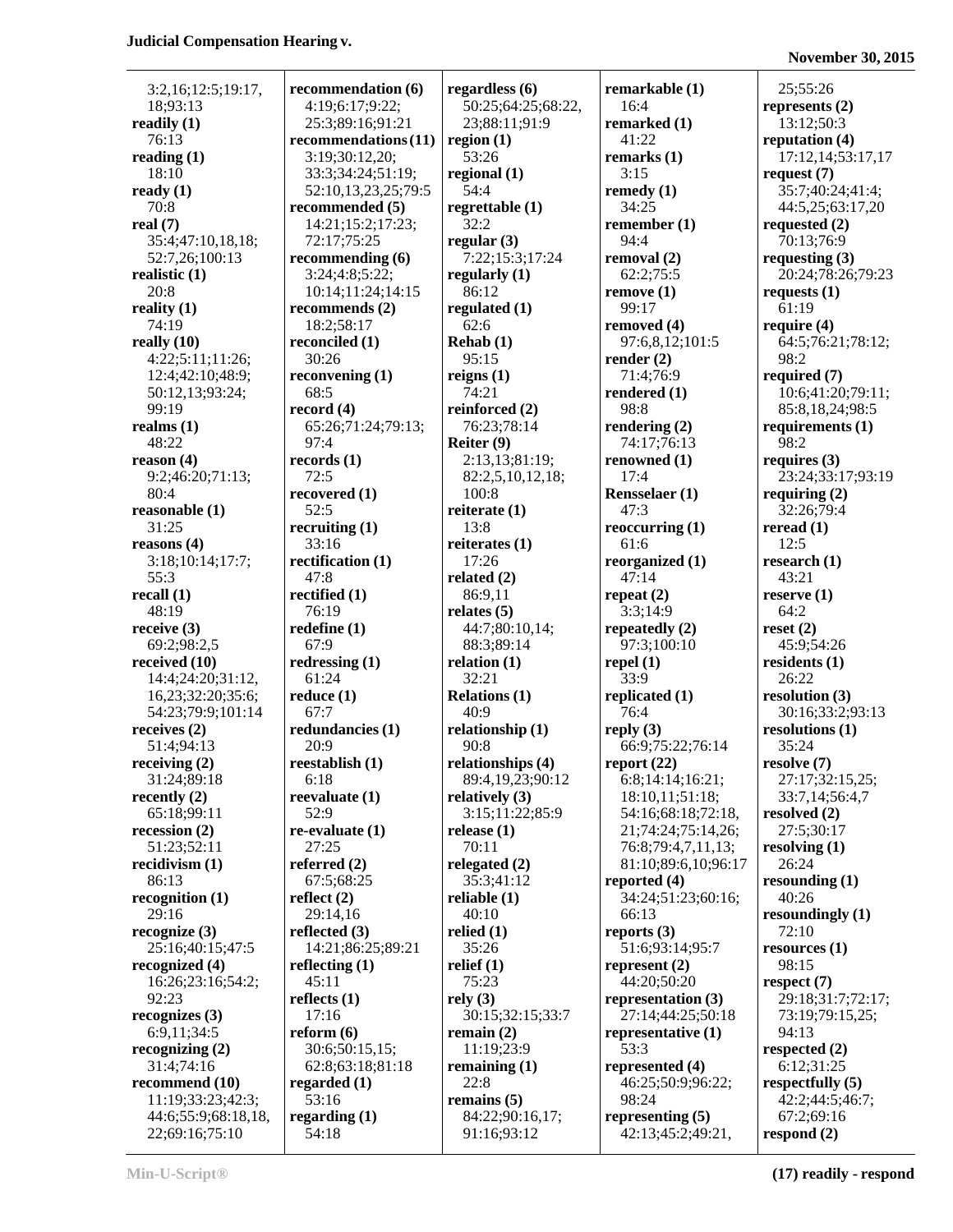3:2,16;12:5;19:17,
18;93:13
**readily (1)**
76:13
**reading (1)**
18:10
**ready (1)**
70:8
**real (7)**
35:4;47:10,18,18;
52:7,26;100:13
**realistic (1)**
20:8
**reality (1)**
74:19
**really (10)**
4:22;5:11;11:26;
12:4;42:10;48:9;
50:12,13;93:24;
99:19
**realms (1)**
48:22
**reason (4)**
9:2;46:20;71:13;
80:4
**reasonable (1)**
31:25
**reasons (4)**
3:18;10:14;17:7;
55:3
**recall (1)**
48:19
**receive (3)**
69:2;98:2,5
**received (10)**
14:4;24:20;31:12,
16,23;32:20;35:6;
54:23;79:9;101:14
**receives (2)**
51:4;94:13
**receiving (2)**
31:24;89:18
**recently (2)**
65:18;99:11
**recession (2)**
51:23;52:11
**recidivism (1)**
86:13
**recognition (1)**
29:16
**recognize (3)**
25:16;40:15;47:5
**recognized (4)**
16:26;23:16;54:2;
92:23
**recognizes (3)**
6:9,11;34:5
**recognizing (2)**
31:4;74:16
**recommend (10)**
11:19;33:23;42:3;
44:6;55:9;68:18,18,
22;69:16;75:10

**recommendation (6)**
4:19;6:17;9:22;
25:3;89:16;91:21
**recommendations (11)**
3:19;30:12,20;
33:3;34:24;51:19;
52:10,13,23,25;79:5
**recommended (5)**
14:21;15:2;17:23;
72:17;75:25
**recommending (6)**
3:24;4:8;5:22;
10:14;11:24;14:15
**recommends (2)**
18:2;58:17
**reconciled (1)**
30:26
**reconvening (1)**
68:5
**record (4)**
65:26;71:24;79:13;
97:4
**records (1)**
72:5
**recovered (1)**
52:5
**recruiting (1)**
33:16
**rectification (1)**
47:8
**rectified (1)**
76:19
**redefine (1)**
67:9
**redressing (1)**
61:24
**reduce (1)**
67:7
**redundancies (1)**
20:9
**reestablish (1)**
6:18
**reevaluate (1)**
52:9
**re-evaluate (1)**
27:25
**referred (2)**
67:5;68:25
**reflect (2)**
29:14,16
**reflected (3)**
14:21;86:25;89:21
**reflecting (1)**
45:11
**reflects (1)**
17:16
**reform (6)**
30:6;50:15,15;
62:8;63:18;81:18
**regarded (1)**
53:16
**regarding (1)**
54:18

**regardless (6)**
50:25;64:25;68:22,
23;88:11;91:9
**region (1)**
53:26
**regional (1)**
54:4
**regrettable (1)**
32:2
**regular (3)**
7:22;15:3;17:24
**regularly (1)**
86:12
**regulated (1)**
62:6
**Rehab (1)**
95:15
**reigns (1)**
74:21
**reinforced (2)**
76:23;78:14
**Reiter (9)**
2:13,13;81:19;
82:2,5,10,12,18;
100:8
**reiterate (1)**
13:8
**reiterates (1)**
17:26
**related (2)**
86:9,11
**relates (5)**
44:7;80:10,14;
88:3;89:14
**relation (1)**
32:21
**Relations (1)**
40:9
**relationship (1)**
90:8
**relationships (4)**
89:4,19,23;90:12
**relatively (3)**
3:15;11:22;85:9
**release (1)**
70:11
**relegated (2)**
35:3;41:12
**reliable (1)**
40:10
**relied (1)**
35:26
**relief (1)**
75:23
**rely (3)**
30:15;32:15;33:7
**remain (2)**
11:19;23:9
**remaining (1)**
22:8
**remains (5)**
84:22;90:16,17;
91:16;93:12

**remarkable (1)**
16:4
**remarked (1)**
41:22
**remarks (1)**
3:15
**remedy (1)**
34:25
**remember (1)**
94:4
**removal (2)**
62:2;75:5
**remove (1)**
99:17
**removed (4)**
97:6,8,12;101:5
**render (2)**
71:4;76:9
**rendered (1)**
98:8
**rendering (2)**
74:17;76:13
**renowned (1)**
17:4
**Rensselaer (1)**
47:3
**reoccurring (1)**
61:6
**reorganized (1)**
47:14
**repeat (2)**
3:3;14:9
**repeatedly (2)**
97:3;100:10
**repel (1)**
33:9
**replicated (1)**
76:4
**reply (3)**
66:9;75:22;76:14
**report (22)**
6:8;14:14;16:21;
18:10,11;51:18;
54:16;68:18;72:18,
21;74:24;75:14,26;
76:8;79:4,7,11,13;
81:10;89:6,10;96:17
**reported (4)**
34:24;51:23;60:16;
66:13
**reports (3)**
51:6;93:14;95:7
**represent (2)**
44:20;50:20
**representation (3)**
27:14;44:25;50:18
**representative (1)**
53:3
**represented (4)**
46:25;50:9;96:22;
98:24
**representing (5)**
42:13;45:2;49:21,

25;55:26
**represents (2)**
13:12;50:3
**reputation (4)**
17:12,14;53:17,17
**request (7)**
35:7;40:24;41:4;
44:5,25;63:17,20
**requested (2)**
70:13;76:9
**requesting (3)**
20:24;78:26;79:23
**requests (1)**
61:19
**require (4)**
64:5;76:21;78:12;
98:2
**required (7)**
10:6;41:20;79:11;
85:8,18,24;98:5
**requirements (1)**
98:2
**requires (3)**
23:24;33:17;93:19
**requiring (2)**
32:26;79:4
**reread (1)**
12:5
**research (1)**
43:21
**reserve (1)**
64:2
**reset (2)**
45:9;54:26
**residents (1)**
26:22
**resolution (3)**
30:16;33:2;93:13
**resolutions (1)**
35:24
**resolve (7)**
27:17;32:15,25;
33:7,14;56:4,7
**resolved (2)**
27:5;30:17
**resolving (1)**
26:24
**resounding (1)**
40:26
**resoundingly (1)**
72:10
**resources (1)**
98:15
**respect (7)**
29:18;31:7;72:17;
73:19;79:15,25;
94:13
**respected (2)**
6:12;31:25
**respectfully (5)**
42:2;44:5;46:7;
67:2;69:16
**respond (2)**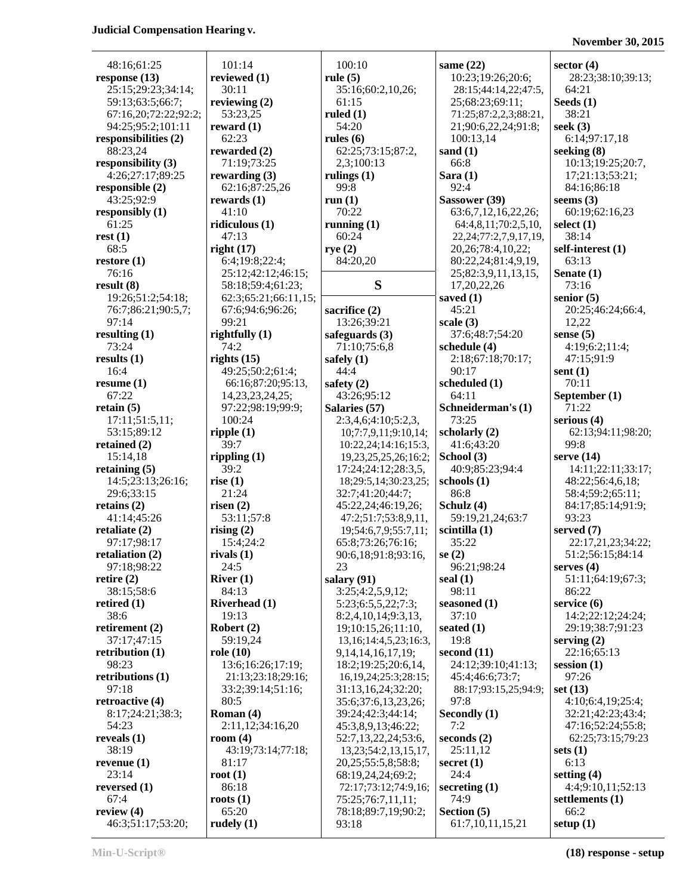48:16;61:25
**response (13)**
25:15;29:23;34:14;
59:13;63:5;66:7;
67:16,20;72:22;92:2;
94:25;95:2;101:11
**responsibilities (2)**
88:23,24
**responsibility (3)**
4:26;27:17;89:25
**responsible (2)**
43:25;92:9
**responsibly (1)**
61:25
**rest (1)**
68:5
**restore (1)**
76:16
**result (8)**
19:26;51:2;54:18;
76:7;86:21;90:5,7;
97:14
**resulting (1)**
73:24
**results (1)**
16:4
**resume (1)**
67:22
**retain (5)**
17:11;51:5,11;
53:15;89:12
**retained (2)**
15:14,18
**retaining (5)**
14:5;23:13;26:16;
29:6;33:15
**retains (2)**
41:14;45:26
**retaliate (2)**
97:17;98:17
**retaliation (2)**
97:18;98:22
**retire (2)**
38:15;58:6
**retired (1)**
38:6
**retirement (2)**
37:17;47:15
**retribution (1)**
98:23
**retributions (1)**
97:18
**retroactive (4)**
8:17;24:21;38:3;
54:23
**reveals (1)**
38:19
**revenue (1)**
23:14
**reversed (1)**
67:4
**review (4)**
46:3;51:17;53:20;
101:14
**reviewed (1)**
30:11
**reviewing (2)**
53:23,25
**reward (1)**
62:23
**rewarded (2)**
71:19;73:25
**rewarding (3)**
62:16;87:25,26
**rewards (1)**
41:10
**ridiculous (1)**
47:13
**right (17)**
6:4;19:8;22:4;
25:12;42:12;46:15;
58:18;59:4;61:23;
62:3;65:21;66:11,15;
67:6;94:6;96:26;
99:21
**rightfully (1)**
74:2
**rights (15)**
49:25;50:2;61:4;
66:16;87:20;95:13,
14,23,23,24,25;
97:22;98:19;99:9;
100:24
**ripple (1)**
39:7
**rippling (1)**
39:2
**rise (1)**
21:24
**risen (2)**
53:11;57:8
**rising (2)**
15:4;24:2
**rivals (1)**
24:5
**River (1)**
84:13
**Riverhead (1)**
19:13
**Robert (2)**
59:19,24
**role (10)**
13:6;16:26;17:19;
21:13;23:18;29:16;
33:2;39:14;51:16;
80:5
**Roman (4)**
2:11,12;34:16,20
**room (4)**
43:19;73:14;77:18;
81:17
**root (1)**
86:18
**roots (1)**
65:20
**rudely (1)**
100:10
**rule (5)**
35:16;60:2,10,26;
61:15
**ruled (1)**
54:20
**rules (6)**
62:25;73:15;87:2,
2,3;100:13
**rulings (1)**
99:8
**run (1)**
70:22
**running (1)**
60:24
**rye (2)**
84:20,20

## S

**sacrifice (2)**
13:26;39:21
**safeguards (3)**
71:10;75:6,8
**safely (1)**
44:4
**safety (2)**
43:26;95:12
**Salaries (57)**
2:3,4,6;4:10;5:2,3,
10;7:7,9,11;9:10,14;
10:22,24;14:16;15:3,
19,23,25,25,26;16:2;
17:24;24:12;28:3,5,
18;29:5,14;30:23,25;
32:7;41:20;44:7;
45:22,24;46:19,26;
47:2;51:7;53:8,9,11,
19;54:6,7,9;55:7,11;
65:8;73:26;76:16;
90:6,18;91:8;93:16,
23
**salary (91)**
3:25;4:2,5,9,12;
5:23;6:5,5,22;7:3;
8:2,4,10,14;9:3,13,
19;10:15,26;11:10,
13,16;14:4,5,23;16:3,
9,14,14,16,17,19;
18:2;19:25;20:6,14,
16,19,24;25:3;28:15;
31:13,16,24;32:20;
35:6;37:6,13,23,26;
39:24;42:3;44:14;
45:3,8,9,13;46:22;
52:7,13,22,24;53:6,
13,23;54:2,13,15,17,
20,25;55:5,8;58:8;
68:19,24,24;69:2;
72:17;73:12;74:9,16;
75:25;76:7,11,11;
78:18;89:7,19;90:2;
93:18
**same (22)**
10:23;19:26;20:6;
28:15;44:14,22;47:5,
25;68:23;69:11;
71:25;87:2,2,3;88:21,
21;90:6,22,24;91:8;
100:13,14
**sand (1)**
66:8
**Sara (1)**
92:4
**Sassower (39)**
63:6,7,12,16,22,26;
64:4,8,11;70:2,5,10,
22,24;77:2,7,9,17,19,
20,26;78:4,10,22;
80:22,24;81:4,9,19,
25;82:3,9,11,13,15,
17,20,22,26
**saved (1)**
45:21
**scale (3)**
37:6;48:7;54:20
**schedule (4)**
2:18;67:18;70:17;
90:17
**scheduled (1)**
64:11
**Schneiderman's (1)**
73:25
**scholarly (2)**
41:6;43:20
**School (3)**
40:9;85:23;94:4
**schools (1)**
86:8
**Schulz (4)**
59:19,21,24;63:7
**scintilla (1)**
35:22
**se (2)**
96:21;98:24
**seal (1)**
98:11
**seasoned (1)**
37:10
**seated (1)**
19:8
**second (11)**
24:12;39:10;41:13;
45:4;46:6;73:7;
88:17;93:15,25;94:9;
97:8
**Secondly (1)**
7:2
**seconds (2)**
25:11,12
**secret (1)**
24:4
**secreting (1)**
74:9
**Section (5)**
61:7,10,11,15,21
**sector (4)**
28:23;38:10;39:13;
64:21
**Seeds (1)**
38:21
**seek (3)**
6:14;97:17,18
**seeking (8)**
10:13;19:25;20:7,
17;21:13;53:21;
84:16;86:18
**seems (3)**
60:19;62:16,23
**select (1)**
38:14
**self-interest (1)**
63:13
**Senate (1)**
73:16
**senior (5)**
20:25;46:24;66:4,
12,22
**sense (5)**
4:19;6:2;11:4;
47:15;91:9
**sent (1)**
70:11
**September (1)**
71:22
**serious (4)**
62:13;94:11;98:20;
99:8
**serve (14)**
14:11;22:11;33:17;
48:22;56:4,6,18;
58:4;59:2;65:11;
84:17;85:14;91:9;
93:23
**served (7)**
22:17,21,23;34:22;
51:2;56:15;84:14
**serves (4)**
51:11;64:19;67:3;
86:22
**service (6)**
14:2;22:12;24:24;
29:19;38:7;91:23
**serving (2)**
22:16;65:13
**session (1)**
97:26
**set (13)**
4:10;6:4,19;25:4;
32:21;42:23;43:4;
47:16;52:24;55:8;
62:25;73:15;79:23
**sets (1)**
6:13
**setting (4)**
4:4;9:10,11;52:13
**settlements (1)**
66:2
**setup (1)**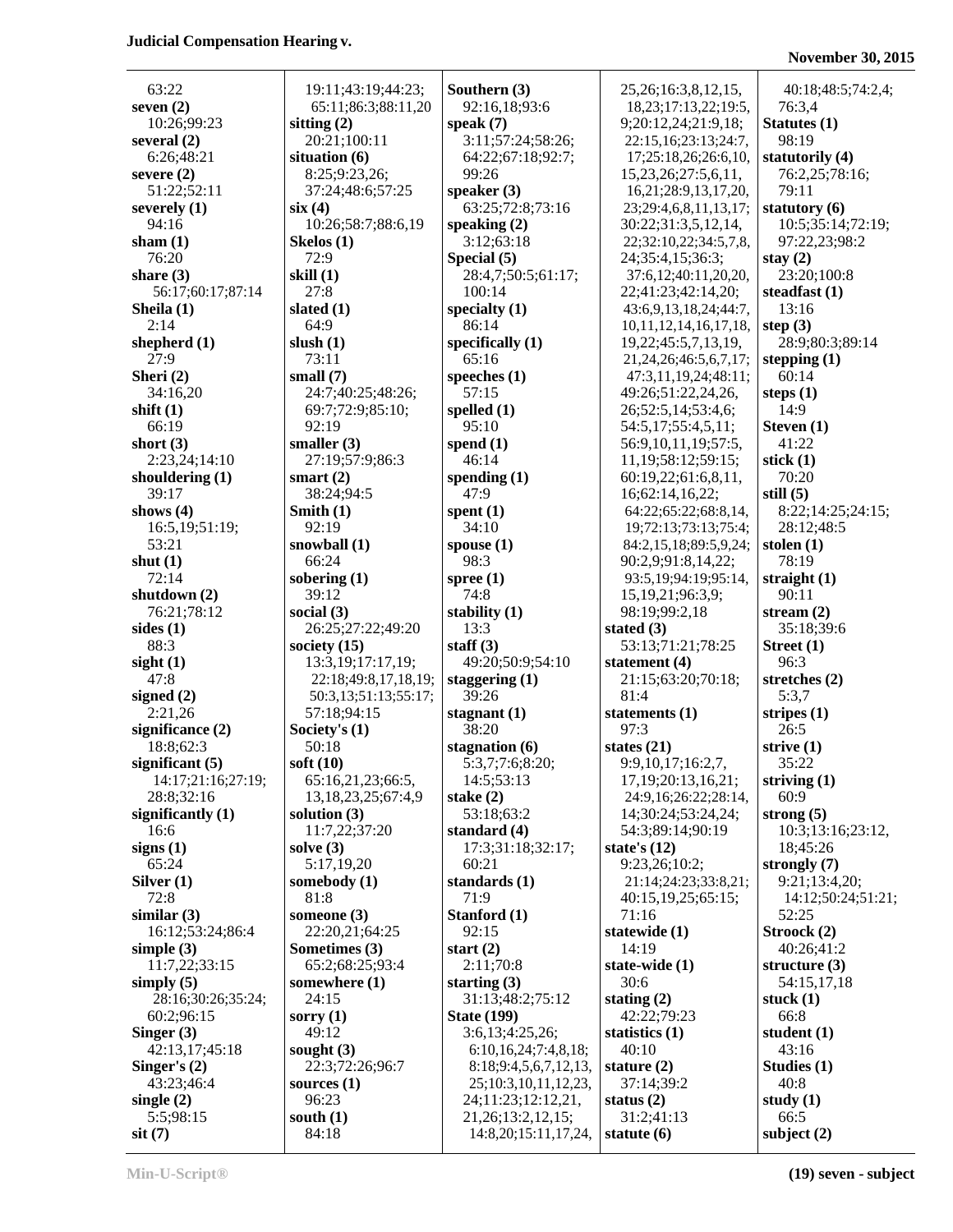63:22
**seven (2)**
10:26;99:23
**several (2)**
6:26;48:21
**severe (2)**
51:22;52:11
**severely (1)**
94:16
**sham (1)**
76:20
**share (3)**
56:17;60:17;87:14
**Sheila (1)**
2:14
**shepherd (1)**
27:9
**Sheri (2)**
34:16,20
**shift (1)**
66:19
**short (3)**
2:23,24;14:10
**shouldering (1)**
39:17
**shows (4)**
16:5,19;51:19;
53:21
**shut (1)**
72:14
**shutdown (2)**
76:21;78:12
**sides (1)**
88:3
**sight (1)**
47:8
**signed (2)**
2:21,26
**significance (2)**
18:8;62:3
**significant (5)**
14:17;21:16;27:19;
28:8;32:16
**significantly (1)**
16:6
**signs (1)**
65:24
**Silver (1)**
72:8
**similar (3)**
16:12;53:24;86:4
**simple (3)**
11:7,22;33:15
**simply (5)**
28:16;30:26;35:24;
60:2;96:15
**Singer (3)**
42:13,17;45:18
**Singer's (2)**
43:23;46:4
**single (2)**
5:5;98:15
**sit (7)**
19:11;43:19;44:23;
65:11;86:3;88:11,20
**sitting (2)**
20:21;100:11
**situation (6)**
8:25;9:23,26;
37:24;48:6;57:25
**six (4)**
10:26;58:7;88:6,19
**Skelos (1)**
72:9
**skill (1)**
27:8
**slated (1)**
64:9
**slush (1)**
73:11
**small (7)**
24:7;40:25;48:26;
69:7;72:9;85:10;
92:19
**smaller (3)**
27:19;57:9;86:3
**smart (2)**
38:24;94:5
**Smith (1)**
92:19
**snowball (1)**
66:24
**sobering (1)**
39:12
**social (3)**
26:25;27:22;49:20
**society (15)**
13:3,19;17:17,19;
22:18;49:8,17,18,19;
50:3,13;51:13;55:17;
57:18;94:15
**Society's (1)**
50:18
**soft (10)**
65:16,21,23;66:5,
13,18,23,25;67:4,9
**solution (3)**
11:7,22;37:20
**solve (3)**
5:17,19,20
**somebody (1)**
81:8
**someone (3)**
22:20,21;64:25
**Sometimes (3)**
65:2;68:25;93:4
**somewhere (1)**
24:15
**sorry (1)**
49:12
**sought (3)**
22:3;72:26;96:7
**sources (1)**
96:23
**south (1)**
84:18
**Southern (3)**
92:16,18;93:6
**speak (7)**
3:11;57:24;58:26;
64:22;67:18;92:7;
99:26
**speaker (3)**
63:25;72:8;73:16
**speaking (2)**
3:12;63:18
**Special (5)**
28:4,7;50:5;61:17;
100:14
**specialty (1)**
86:14
**specifically (1)**
65:16
**speeches (1)**
57:15
**spelled (1)**
95:10
**spend (1)**
46:14
**spending (1)**
47:9
**spent (1)**
34:10
**spouse (1)**
98:3
**spree (1)**
74:8
**stability (1)**
13:3
**staff (3)**
49:20;50:9;54:10
**staggering (1)**
39:26
**stagnant (1)**
38:20
**stagnation (6)**
5:3,7;7:6;8:20;
14:5;53:13
**stake (2)**
53:18;63:2
**standard (4)**
17:3;31:18;32:17;
60:21
**standards (1)**
71:9
**Stanford (1)**
92:15
**start (2)**
2:11;70:8
**starting (3)**
31:13;48:2;75:12
**State (199)**
3:6,13;4:25,26;
6:10,16,24;7:4,8,18;
8:18;9:4,5,6,7,12,13,
25;10:3,10,11,12,23,
24;11:23;12:12,21,
21,26;13:2,12,15;
14:8,20;15:11,17,24,
25,26;16:3,8,12,15,
18,23;17:13,22;19:5,
9;20:12,24;21:9,18;
22:15,16;23:13;24:7,
17;25:18,26;26:6,10,
15,23,26;27:5,6,11,
16,21;28:9,13,17,20,
23;29:4,6,8,11,13,17;
30:22;31:3,5,12,14,
22;32:10,22;34:5,7,8,
24;35:4,15;36:3;
37:6,12;40:11,20,20,
22;41:23;42:14,20;
43:6,9,13,18,24;44:7,
10,11,12,14,16,17,18,
19,22;45:5,7,13,19,
21,24,26;46:5,6,7,17;
47:3,11,19,24;48:11;
49:26;51:22,24,26,
26;52:5,14;53:4,6;
54:5,17;55:4,5,11;
56:9,10,11,19;57:5,
11,19;58:12;59:15;
60:19,22;61:6,8,11,
16;62:14,16,22;
64:22;65:22;68:8,14,
19;72:13;73:13;75:4;
84:2,15,18;89:5,9,24;
90:2,9;91:8,14,22;
93:5,19;94:19;95:14,
15,19,21;96:3,9;
98:19;99:2,18
**stated (3)**
53:13;71:21;78:25
**statement (4)**
21:15;63:20;70:18;
81:4
**statements (1)**
97:3
**states (21)**
9:9,10,17;16:2,7,
17,19;20:13,16,21;
24:9,16;26:22;28:14,
14;30:24;53:24,24;
54:3;89:14;90:19
**state's (12)**
9:23,26;10:2;
21:14;24:23;33:8,21;
40:15,19,25;65:15;
71:16
**statewide (1)**
14:19
**state-wide (1)**
30:6
**stating (2)**
42:22;79:23
**statistics (1)**
40:10
**stature (2)**
37:14;39:2
**status (2)**
31:2;41:13
**statute (6)**
40:18;48:5;74:2,4;
76:3,4
**Statutes (1)**
98:19
**statutorily (4)**
76:2,25;78:16;
79:11
**statutory (6)**
10:5;35:14;72:19;
97:22,23;98:2
**stay (2)**
23:20;100:8
**steadfast (1)**
13:16
**step (3)**
28:9;80:3;89:14
**stepping (1)**
60:14
**steps (1)**
14:9
**Steven (1)**
41:22
**stick (1)**
70:20
**still (5)**
8:22;14:25;24:15;
28:12;48:5
**stolen (1)**
78:19
**straight (1)**
90:11
**stream (2)**
35:18;39:6
**Street (1)**
96:3
**stretches (2)**
5:3,7
**stripes (1)**
26:5
**strive (1)**
35:22
**striving (1)**
60:9
**strong (5)**
10:3;13:16;23:12,
18;45:26
**strongly (7)**
9:21;13:4,20;
14:12;50:24;51:21;
52:25
**Stroock (2)**
40:26;41:2
**structure (3)**
54:15,17,18
**stuck (1)**
66:8
**student (1)**
43:16
**Studies (1)**
40:8
**study (1)**
66:5
**subject (2)**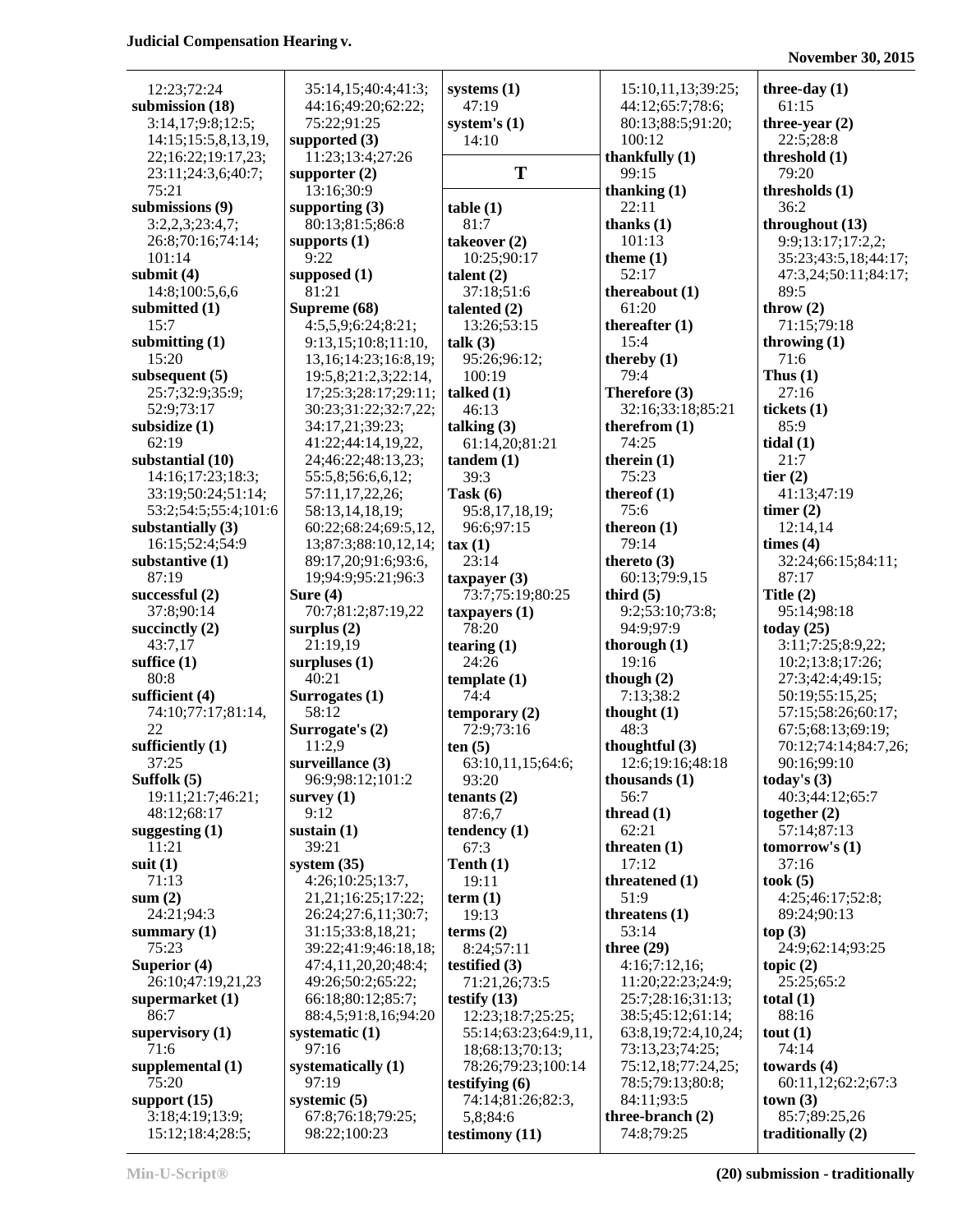12:23;72:24
**submission (18)**
3:14,17;9:8;12:5;
14:15;15:5,8,13,19,
22;16:22;19:17,23;
23:11;24:3,6;40:7;
75:21
**submissions (9)**
3:2,2,3;23:4,7;
26:8;70:16;74:14;
101:14
**submit (4)**
14:8;100:5,6,6
**submitted (1)**
15:7
**submitting (1)**
15:20
**subsequent (5)**
25:7;32:9;35:9;
52:9;73:17
**subsidize (1)**
62:19
**substantial (10)**
14:16;17:23;18:3;
33:19;50:24;51:14;
53:2;54:5;55:4;101:6
**substantially (3)**
16:15;52:4;54:9
**substantive (1)**
87:19
**successful (2)**
37:8;90:14
**succinctly (2)**
43:7,17
**suffice (1)**
80:8
**sufficient (4)**
74:10;77:17;81:14,
22
**sufficiently (1)**
37:25
**Suffolk (5)**
19:11;21:7;46:21;
48:12;68:17
**suggesting (1)**
11:21
**suit (1)**
71:13
**sum (2)**
24:21;94:3
**summary (1)**
75:23
**Superior (4)**
26:10;47:19,21,23
**supermarket (1)**
86:7
**supervisory (1)**
71:6
**supplemental (1)**
75:20
**support (15)**
3:18;4:19;13:9;
15:12;18:4;28:5;
35:14,15;40:4;41:3;
44:16;49:20;62:22;
75:22;91:25
**supported (3)**
11:23;13:4;27:26
**supporter (2)**
13:16;30:9
**supporting (3)**
80:13;81:5;86:8
**supports (1)**
9:22
**supposed (1)**
81:21
**Supreme (68)**
4:5,5,9;6:24;8:21;
9:13,15;10:8;11:10,
13,16;14:23;16:8,19;
19:5,8;21:2,3;22:14,
17;25:3;28:17;29:11;
30:23;31:22;32:7,22;
34:17,21;39:23;
41:22;44:14,19,22,
24;46:22;48:13,23;
55:5,8;56:6,6,12;
57:11,17,22,26;
58:13,14,18,19;
60:22;68:24;69:5,12,
13;87:3;88:10,12,14;
89:17,20;91:6;93:6,
19;94:9;95:21;96:3
**Sure (4)**
70:7;81:2;87:19,22
**surplus (2)**
21:19,19
**surpluses (1)**
40:21
**Surrogates (1)**
58:12
**Surrogate's (2)**
11:2,9
**surveillance (3)**
96:9;98:12;101:2
**survey (1)**
9:12
**sustain (1)**
39:21
**system (35)**
4:26;10:25;13:7,
21,21;16:25;17:22;
26:24;27:6,11;30:7;
31:15;33:8,18,21;
39:22;41:9;46:18,18;
47:4,11,20,20;48:4;
49:26;50:2;65:22;
66:18;80:12;85:7;
88:4,5;91:8,16;94:20
**systematic (1)**
97:16
**systematically (1)**
97:19
**systemic (5)**
67:8;76:18;79:25;
98:22;100:23
**systems (1)**
47:19
**system's (1)**
14:10

## T

**table (1)**
81:7
**takeover (2)**
10:25;90:17
**talent (2)**
37:18;51:6
**talented (2)**
13:26;53:15
**talk (3)**
95:26;96:12;
100:19
**talked (1)**
46:13
**talking (3)**
61:14,20;81:21
**tandem (1)**
39:3
**Task (6)**
95:8,17,18,19;
96:6;97:15
**tax (1)**
23:14
**taxpayer (3)**
73:7;75:19;80:25
**taxpayers (1)**
78:20
**tearing (1)**
24:26
**template (1)**
74:4
**temporary (2)**
72:9;73:16
**ten (5)**
63:10,11,15;64:6;
93:20
**tenants (2)**
87:6,7
**tendency (1)**
67:3
**Tenth (1)**
19:11
**term (1)**
19:13
**terms (2)**
8:24;57:11
**testified (3)**
71:21,26;73:5
**testify (13)**
12:23;18:7;25:25;
55:14;63:23;64:9,11,
18;68:13;70:13;
78:26;79:23;100:14
**testifying (6)**
74:14;81:26;82:3,
5,8;84:6
**testimony (11)**
15:10,11,13;39:25;
44:12;65:7;78:6;
80:13;88:5;91:20;
100:12
**thankfully (1)**
99:15
**thanking (1)**
22:11
**thanks (1)**
101:13
**theme (1)**
52:17
**thereabout (1)**
61:20
**thereafter (1)**
15:4
**thereby (1)**
79:4
**Therefore (3)**
32:16;33:18;85:21
**therefrom (1)**
74:25
**therein (1)**
75:23
**thereof (1)**
75:6
**thereon (1)**
79:14
**thereto (3)**
60:13;79:9,15
**third (5)**
9:2;53:10;73:8;
94:9;97:9
**thorough (1)**
19:16
**though (2)**
7:13;38:2
**thought (1)**
48:3
**thoughtful (3)**
12:6;19:16;48:18
**thousands (1)**
56:7
**thread (1)**
62:21
**threaten (1)**
17:12
**threatened (1)**
51:9
**threatens (1)**
53:14
**three (29)**
4:16;7:12,16;
11:20;22:23;24:9;
25:7;28:16;31:13;
38:5;45:12;61:14;
63:8,19;72:4,10,24;
73:13,23;74:25;
75:12,18;77:24,25;
78:5;79:13;80:8;
84:11;93:5
**three-branch (2)**
74:8;79:25
**three-day (1)**
61:15
**three-year (2)**
22:5;28:8
**threshold (1)**
79:20
**thresholds (1)**
36:2
**throughout (13)**
9:9;13:17;17:2,2;
35:23;43:5,18;44:17;
47:3,24;50:11;84:17;
89:5
**throw (2)**
71:15;79:18
**throwing (1)**
71:6
**Thus (1)**
27:16
**tickets (1)**
85:9
**tidal (1)**
21:7
**tier (2)**
41:13;47:19
**timer (2)**
12:14,14
**times (4)**
32:24;66:15;84:11;
87:17
**Title (2)**
95:14;98:18
**today (25)**
3:11;7:25;8:9,22;
10:2;13:8;17:26;
27:3;42:4;49:15;
50:19;55:15,25;
57:15;58:26;60:17;
67:5;68:13;69:19;
70:12;74:14;84:7,26;
90:16;99:10
**today's (3)**
40:3;44:12;65:7
**together (2)**
57:14;87:13
**tomorrow's (1)**
37:16
**took (5)**
4:25;46:17;52:8;
89:24;90:13
**top (3)**
24:9;62:14;93:25
**topic (2)**
25:25;65:2
**total (1)**
88:16
**tout (1)**
74:14
**towards (4)**
60:11,12;62:2;67:3
**town (3)**
85:7;89:25,26
**traditionally (2)**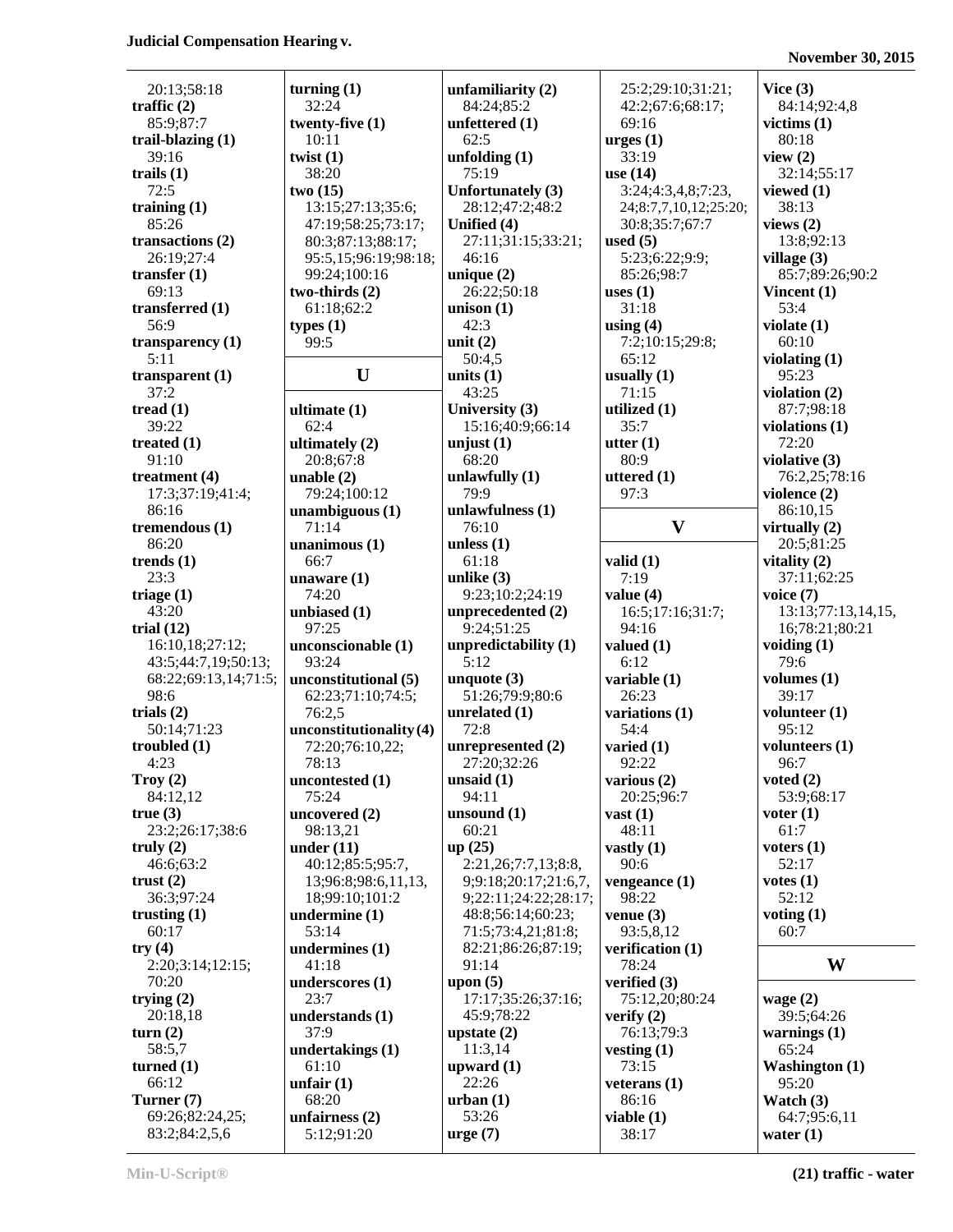20:13;58:18
**traffic (2)**
85:9;87:7
**trail-blazing (1)**
39:16
**trails (1)**
72:5
**training (1)**
85:26
**transactions (2)**
26:19;27:4
**transfer (1)**
69:13
**transferred (1)**
56:9
**transparency (1)**
5:11
**transparent (1)**
37:2
**tread (1)**
39:22
**treated (1)**
91:10
**treatment (4)**
17:3;37:19;41:4;
86:16
**tremendous (1)**
86:20
**trends (1)**
23:3
**triage (1)**
43:20
**trial (12)**
16:10,18;27:12;
43:5;44:7,19;50:13;
68:22;69:13,14;71:5;
98:6
**trials (2)**
50:14;71:23
**troubled (1)**
4:23
**Troy (2)**
84:12,12
**true (3)**
23:2;26:17;38:6
**truly (2)**
46:6;63:2
**trust (2)**
36:3;97:24
**trusting (1)**
60:17
**try (4)**
2:20;3:14;12:15;
70:20
**trying (2)**
20:18,18
**turn (2)**
58:5,7
**turned (1)**
66:12
**Turner (7)**
69:26;82:24,25;
83:2;84:2,5,6
**turning (1)**
32:24
**twenty-five (1)**
10:11
**twist (1)**
38:20
**two (15)**
13:15;27:13;35:6;
47:19;58:25;73:17;
80:3;87:13;88:17;
95:5,15;96:19;98:18;
99:24;100:16
**two-thirds (2)**
61:18;62:2
**types (1)**
99:5

## U

**ultimate (1)**
62:4
**ultimately (2)**
20:8;67:8
**unable (2)**
79:24;100:12
**unambiguous (1)**
71:14
**unanimous (1)**
66:7
**unaware (1)**
74:20
**unbiased (1)**
97:25
**unconscionable (1)**
93:24
**unconstitutional (5)**
62:23;71:10;74:5;
76:2,5
**unconstitutionality (4)**
72:20;76:10,22;
78:13
**uncontested (1)**
75:24
**uncovered (2)**
98:13,21
**under (11)**
40:12;85:5;95:7,
13;96:8;98:6,11,13,
18;99:10;101:2
**undermine (1)**
53:14
**undermines (1)**
41:18
**underscores (1)**
23:7
**understands (1)**
37:9
**undertakings (1)**
61:10
**unfair (1)**
68:20
**unfairness (2)**
5:12;91:20
**unfamiliarity (2)**
84:24;85:2
**unfettered (1)**
62:5
**unfolding (1)**
75:19
**Unfortunately (3)**
28:12;47:2;48:2
**Unified (4)**
27:11;31:15;33:21;
46:16
**unique (2)**
26:22;50:18
**unison (1)**
42:3
**unit (2)**
50:4,5
**units (1)**
43:25
**University (3)**
15:16;40:9;66:14
**unjust (1)**
68:20
**unlawfully (1)**
79:9
**unlawfulness (1)**
76:10
**unless (1)**
61:18
**unlike (3)**
9:23;10:2;24:19
**unprecedented (2)**
9:24;51:25
**unpredictability (1)**
5:12
**unquote (3)**
51:26;79:9;80:6
**unrelated (1)**
72:8
**unrepresented (2)**
27:20;32:26
**unsaid (1)**
94:11
**unsound (1)**
60:21
**up (25)**
2:21,26;7:7,13;8:8,
9;9:18;20:17;21:6,7,
9;22:11;24:22;28:17;
48:8;56:14;60:23;
71:5;73:4,21;81:8;
82:21;86:26;87:19;
91:14
**upon (5)**
17:17;35:26;37:16;
45:9;78:22
**upstate (2)**
11:3,14
**upward (1)**
22:26
**urban (1)**
53:26
**urge (7)**
25:2;29:10;31:21;
42:2;67:6;68:17;
69:16
**urges (1)**
33:19
**use (14)**
3:24;4:3,4,8;7:23,
24;8:7,7,10,12;25:20;
30:8;35:7;67:7
**used (5)**
5:23;6:22;9:9;
85:26;98:7
**uses (1)**
31:18
**using (4)**
7:2;10:15;29:8;
65:12
**usually (1)**
71:15
**utilized (1)**
35:7
**utter (1)**
80:9
**uttered (1)**
97:3

## V

**valid (1)**
7:19
**value (4)**
16:5;17:16;31:7;
94:16
**valued (1)**
6:12
**variable (1)**
26:23
**variations (1)**
54:4
**varied (1)**
92:22
**various (2)**
20:25;96:7
**vast (1)**
48:11
**vastly (1)**
90:6
**vengeance (1)**
98:22
**venue (3)**
93:5,8,12
**verification (1)**
78:24
**verified (3)**
75:12,20;80:24
**verify (2)**
76:13;79:3
**vesting (1)**
73:15
**veterans (1)**
86:16
**viable (1)**
38:17
**Vice (3)**
84:14;92:4,8
**victims (1)**
80:18
**view (2)**
32:14;55:17
**viewed (1)**
38:13
**views (2)**
13:8;92:13
**village (3)**
85:7;89:26;90:2
**Vincent (1)**
53:4
**violate (1)**
60:10
**violating (1)**
95:23
**violation (2)**
87:7;98:18
**violations (1)**
72:20
**violative (3)**
76:2,25;78:16
**violence (2)**
86:10,15
**virtually (2)**
20:5;81:25
**vitality (2)**
37:11;62:25
**voice (7)**
13:13;77:13,14,15,
16;78:21;80:21
**voiding (1)**
79:6
**volumes (1)**
39:17
**volunteer (1)**
95:12
**volunteers (1)**
96:7
**voted (2)**
53:9;68:17
**voter (1)**
61:7
**voters (1)**
52:17
**votes (1)**
52:12
**voting (1)**
60:7

## W

**wage (2)**
39:5;64:26
**warnings (1)**
65:24
**Washington (1)**
95:20
**Watch (3)**
64:7;95:6,11
**water (1)**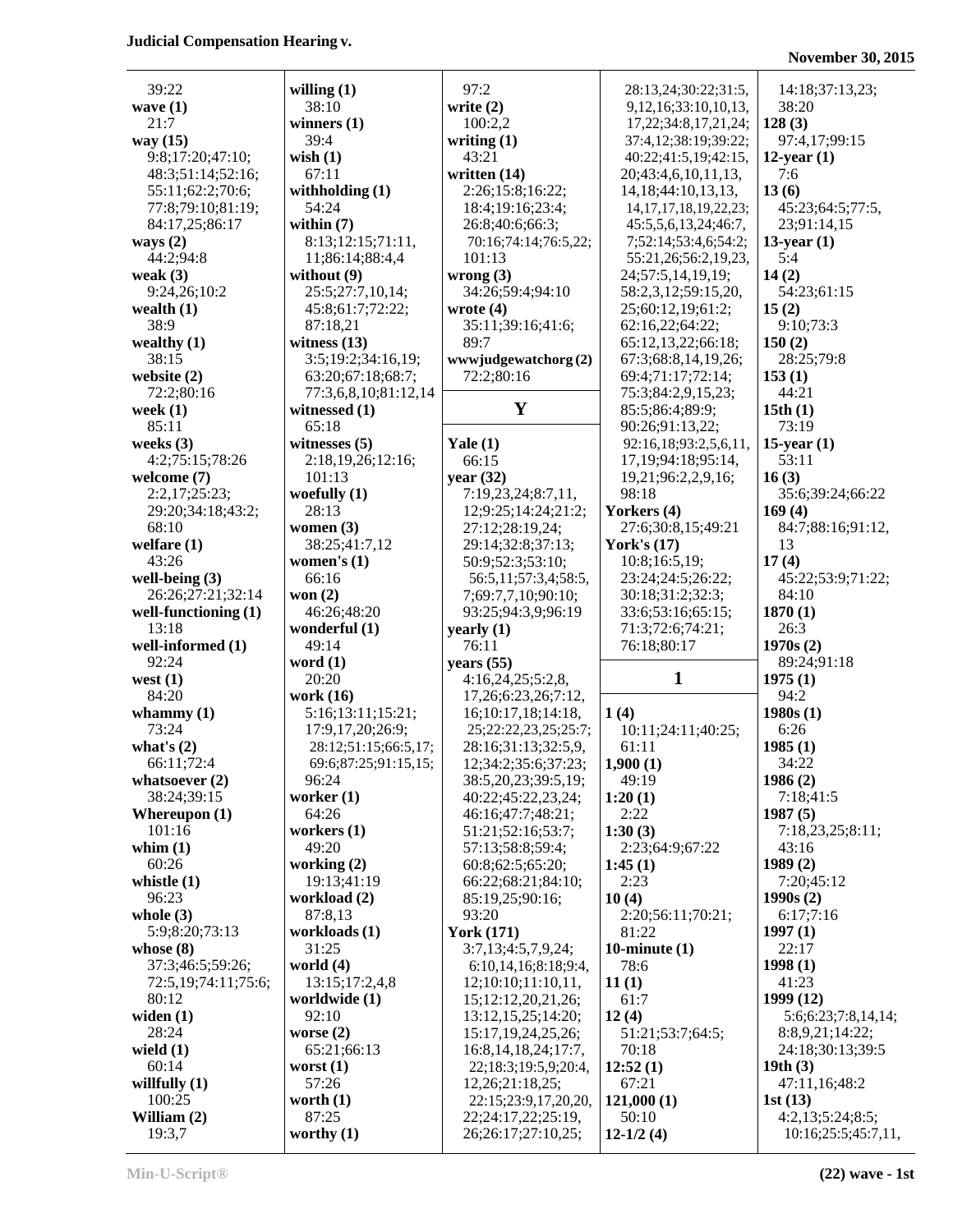39:22
**wave (1)**
21:7
**way (15)**
9:8;17:20;47:10;
48:3;51:14;52:16;
55:11;62:2;70:6;
77:8;79:10;81:19;
84:17,25;86:17
**ways (2)**
44:2;94:8
**weak (3)**
9:24,26;10:2
**wealth (1)**
38:9
**wealthy (1)**
38:15
**website (2)**
72:2;80:16
**week (1)**
85:11
**weeks (3)**
4:2;75:15;78:26
**welcome (7)**
2:2,17;25:23;
29:20;34:18;43:2;
68:10
**welfare (1)**
43:26
**well-being (3)**
26:26;27:21;32:14
**well-functioning (1)**
13:18
**well-informed (1)**
92:24
**west (1)**
84:20
**whammy (1)**
73:24
**what's (2)**
66:11;72:4
**whatsoever (2)**
38:24;39:15
**Whereupon (1)**
101:16
**whim (1)**
60:26
**whistle (1)**
96:23
**whole (3)**
5:9;8:20;73:13
**whose (8)**
37:3;46:5;59:26;
72:5,19;74:11;75:6;
80:12
**widen (1)**
28:24
**wield (1)**
60:14
**willfully (1)**
100:25
**William (2)**
19:3,7
**willing (1)**
38:10
**winners (1)**
39:4
**wish (1)**
67:11
**withholding (1)**
54:24
**within (7)**
8:13;12:15;71:11,
11;86:14;88:4,4
**without (9)**
25:5;27:7,10,14;
45:8;61:7;72:22;
87:18,21
**witness (13)**
3:5;19:2;34:16,19;
63:20;67:18;68:7;
77:3,6,8,10;81:12,14
**witnessed (1)**
65:18
**witnesses (5)**
2:18,19,26;12:16;
101:13
**woefully (1)**
28:13
**women (3)**
38:25;41:7,12
**women's (1)**
66:16
**won (2)**
46:26;48:20
**wonderful (1)**
49:14
**word (1)**
20:20
**work (16)**
5:16;13:11;15:21;
17:9,17,20;26:9;
28:12;51:15;66:5,17;
69:6;87:25;91:15,15;
96:24
**worker (1)**
64:26
**workers (1)**
49:20
**working (2)**
19:13;41:19
**workload (2)**
87:8,13
**workloads (1)**
31:25
**world (4)**
13:15;17:2,4,8
**worldwide (1)**
92:10
**worse (2)**
65:21;66:13
**worst (1)**
57:26
**worth (1)**
87:25
**worthy (1)**
97:2
**write (2)**
100:2,2
**writing (1)**
43:21
**written (14)**
2:26;15:8;16:22;
18:4;19:16;23:4;
26:8;40:6;66:3;
70:16;74:14;76:5,22;
101:13
**wrong (3)**
34:26;59:4;94:10
**wrote (4)**
35:11;39:16;41:6;
89:7
**wwwjudgewatchorg (2)**
72:2;80:16

## Y

**Yale (1)**
66:15
**year (32)**
7:19,23,24;8:7,11,
12;9:25;14:24;21:2;
27:12;28:19,24;
29:14;32:8;37:13;
50:9;52:3;53:10;
56:5,11;57:3,4;58:5,
7;69:7,7,10;90:10;
93:25;94:3,9;96:19
**yearly (1)**
76:11
**years (55)**
4:16,24,25;5:2,8,
17,26;6:23,26;7:12,
16;10:17,18;14:18,
25;22:22,23,25;25:7;
28:16;31:13;32:5,9,
12;34:2;35:6;37:23;
38:5,20,23;39:5,19;
40:22;45:22,23,24;
46:16;47:7;48:21;
51:21;52:16;53:7;
57:13;58:8;59:4;
60:8;62:5;65:20;
66:22;68:21;84:10;
85:19,25;90:16;
93:20
**York (171)**
3:7,13;4:5,7,9,24;
6:10,14,16;8:18;9:4,
12;10:10;11:10,11,
15;12:12,20,21,26;
13:12,15,25;14:20;
15:17,19,24,25,26;
16:8,14,18,24;17:7,
22;18:3;19:5,9;20:4,
12,26;21:18,25;
22:15;23:9,17,20,20,
22;24:17,22;25:19,
26;26:17;27:10,25;
28:13,24;30:22;31:5,
9,12,16;33:10,10,13,
17,22;34:8,17,21,24;
37:4,12;38:19;39:22;
40:22;41:5,19;42:15,
20;43:4,6,10,11,13,
14,18;44:10,13,13,
14,17,17,18,19,22,23;
45:5,5,6,13,24;46:7,
7;52:14;53:4,6;54:2;
55:21,26;56:2,19,23,
24;57:5,14,19,19;
58:2,3,12;59:15,20,
25;60:12,19;61:2;
62:16,22;64:22;
65:12,13,22;66:18;
67:3;68:8,14,19,26;
69:4;71:17;72:14;
75:3;84:2,9,15,23;
85:5;86:4;89:9;
90:26;91:13,22;
92:16,18;93:2,5,6,11,
17,19;94:18;95:14,
19,21;96:2,2,9,16;
98:18
**Yorkers (4)**
27:6;30:8,15;49:21
**York's (17)**
10:8;16:5,19;
23:24;24:5;26:22;
30:18;31:2;32:3;
33:6;53:16;65:15;
71:3;72:6;74:21;
76:18;80:17

## 1

**1 (4)**
10:11;24:11;40:25;
61:11
**1,900 (1)**
49:19
**1:20 (1)**
2:22
**1:30 (3)**
2:23;64:9;67:22
**1:45 (1)**
2:23
**10 (4)**
2:20;56:11;70:21;
81:22
**10-minute (1)**
78:6
**11 (1)**
61:7
**12 (4)**
51:21;53:7;64:5;
70:18
**12:52 (1)**
67:21
**121,000 (1)**
50:10
**12-1/2 (4)**
14:18;37:13,23;
38:20
**128 (3)**
97:4,17;99:15
**12-year (1)**
7:6
**13 (6)**
45:23;64:5;77:5,
23;91:14,15
**13-year (1)**
5:4
**14 (2)**
54:23;61:15
**15 (2)**
9:10;73:3
**150 (2)**
28:25;79:8
**153 (1)**
44:21
**15th (1)**
73:19
**15-year (1)**
53:11
**16 (3)**
35:6;39:24;66:22
**169 (4)**
84:7;88:16;91:12,
13
**17 (4)**
45:22;53:9;71:22;
84:10
**1870 (1)**
26:3
**1970s (2)**
89:24;91:18
**1975 (1)**
94:2
**1980s (1)**
6:26
**1985 (1)**
34:22
**1986 (2)**
7:18;41:5
**1987 (5)**
7:18,23,25;8:11;
43:16
**1989 (2)**
7:20;45:12
**1990s (2)**
6:17;7:16
**1997 (1)**
22:17
**1998 (1)**
41:23
**1999 (12)**
5:6;6:23;7:8,14,14;
8:8,9,21;14:22;
24:18;30:13;39:5
**19th (3)**
47:11,16;48:2
**1st (13)**
4:2,13;5:24;8:5;
10:16;25:5;45:7,11,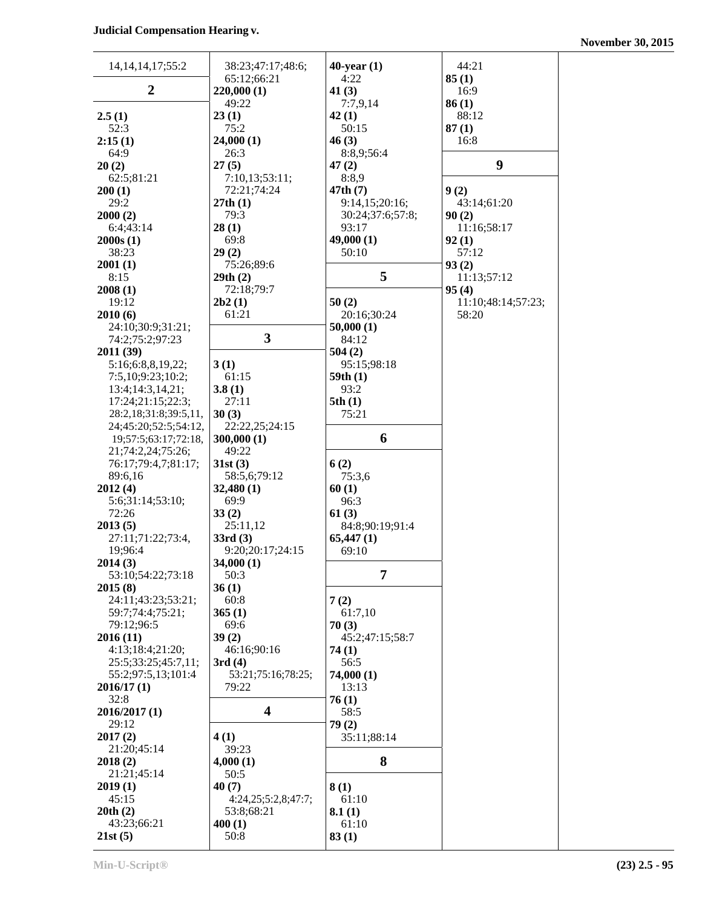14,14,14,17;55:2

## 2

**2.5 (1)**
52:3
**2:15 (1)**
64:9
**20 (2)**
62:5;81:21
**200 (1)**
29:2
**2000 (2)**
6:4;43:14
**2000s (1)**
38:23
**2001 (1)**
8:15
**2008 (1)**
19:12
**2010 (6)**
24:10;30:9;31:21;74:2;75:2;97:23
**2011 (39)**
5:16;6:8,8,19,22;7:5,10;9:23;10:2;13:4;14:3,14,21;17:24;21:15;22:3;28:2,18;31:8;39:5,11,24;45:20;52:5;54:12,19;57:5;63:17;72:18,21;74:2,24;75:26;76:17;79:4,7;81:17;89:6,16
**2012 (4)**
5:6;31:14;53:10;72:26
**2013 (5)**
27:11;71:22;73:4,19;96:4
**2014 (3)**
53:10;54:22;73:18
**2015 (8)**
24:11;43:23;53:21;59:7;74:4;75:21;79:12;96:5
**2016 (11)**
4:13;18:4;21:20;25:5;33:25;45:7,11;55:2;97:5,13;101:4
**2016/17 (1)**
32:8
**2016/2017 (1)**
29:12
**2017 (2)**
21:20;45:14
**2018 (2)**
21:21;45:14
**2019 (1)**
45:15
**20th (2)**
43:23;66:21
**21st (5)**
38:23;47:17;48:6;65:12;66:21
**220,000 (1)**
49:22
**23 (1)**
75:2
**24,000 (1)**
26:3
**27 (5)**
7:10,13;53:11;72:21;74:24
**27th (1)**
79:3
**28 (1)**
69:8
**29 (2)**
75:26;89:6
**29th (2)**
72:18;79:7
**2b2 (1)**
61:21

## 3

**3 (1)**
61:15
**3.8 (1)**
27:11
**30 (3)**
22:22,25;24:15
**300,000 (1)**
49:22
**31st (3)**
58:5,6;79:12
**32,480 (1)**
69:9
**33 (2)**
25:11,12
**33rd (3)**
9:20;20:17;24:15
**34,000 (1)**
50:3
**36 (1)**
60:8
**365 (1)**
69:6
**39 (2)**
46:16;90:16
**3rd (4)**
53:21;75:16;78:25;79:22

## 4

**4 (1)**
39:23
**4,000 (1)**
50:5
**40 (7)**
4:24,25;5:2,8;47:7;53:8;68:21
**400 (1)**
50:8
**40-year (1)**
4:22
**41 (3)**
7:7,9,14
**42 (1)**
50:15
**46 (3)**
8:8,9;56:4
**47 (2)**
8:8,9
**47th (7)**
9:14,15;20:16;30:24;37:6;57:8;93:17
**49,000 (1)**
50:10

## 5

**50 (2)**
20:16;30:24
**50,000 (1)**
84:12
**504 (2)**
95:15;98:18
**59th (1)**
93:2
**5th (1)**
75:21

## 6

**6 (2)**
75:3,6
**60 (1)**
96:3
**61 (3)**
84:8;90:19;91:4
**65,447 (1)**
69:10

## 7

**7 (2)**
61:7,10
**70 (3)**
45:2;47:15;58:7
**74 (1)**
56:5
**74,000 (1)**
13:13
**76 (1)**
58:5
**79 (2)**
35:11;88:14

## 8

**8 (1)**
61:10
**8.1 (1)**
61:10
**83 (1)**
44:21
**85 (1)**
16:9
**86 (1)**
88:12
**87 (1)**
16:8

## 9

**9 (2)**
43:14;61:20
**90 (2)**
11:16;58:17
**92 (1)**
57:12
**93 (2)**
11:13;57:12
**95 (4)**
11:10;48:14;57:23;58:20